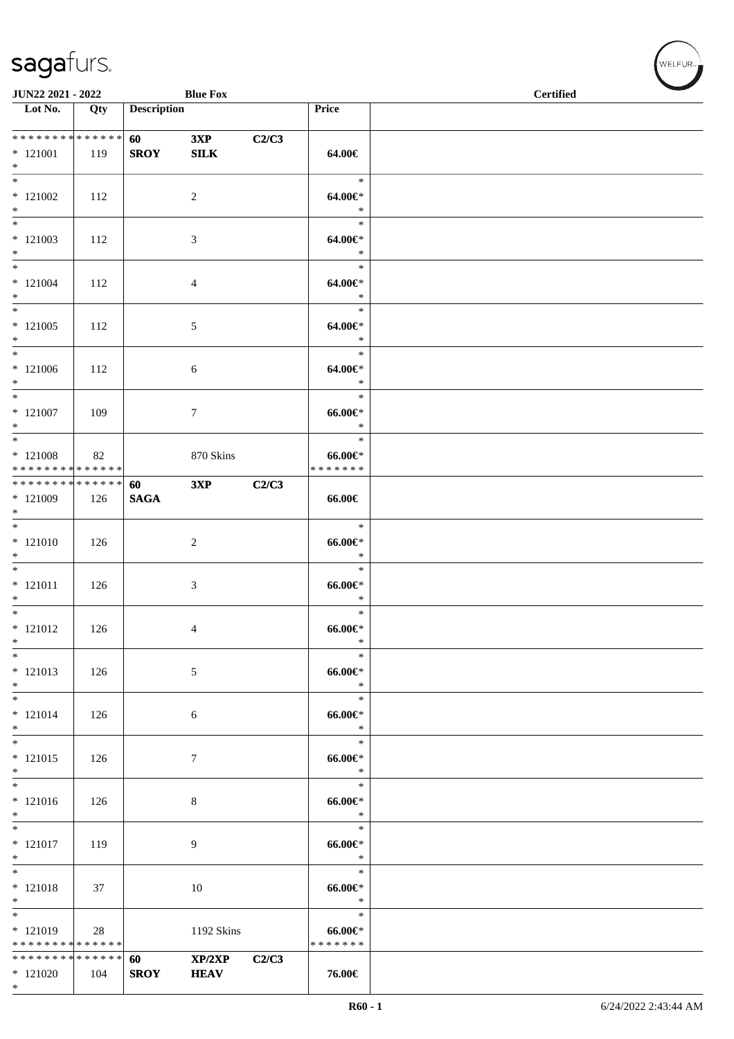JUN22 2021 - 2022 | Blue Fox | Certified

| Lot No. | Qty | Description | | | Price | |
|---|---|---|---|---|---|---|
| * * * * * * * * * * * * * * | | 60 | 3XP | C2/C3 | | |
| * 121001 | 119 | SROY | SILK | | 64.00€ | |
| * | | | | | | |
| * 121002 | 112 | | 2 | | 64.00€* | |
| * 121003 | 112 | | 3 | | 64.00€* | |
| * 121004 | 112 | | 4 | | 64.00€* | |
| * 121005 | 112 | | 5 | | 64.00€* | |
| * 121006 | 112 | | 6 | | 64.00€* | |
| * 121007 | 109 | | 7 | | 66.00€* | |
| * 121008 | 82 | | 870 Skins | | 66.00€* | |
| * * * * * * * * * * * * * * | | | | | * * * * * * * | |
| * * * * * * * * * * * * * * | | 60 | 3XP | C2/C3 | | |
| * 121009 | 126 | SAGA | | | 66.00€ | |
| * 121010 | 126 | | 2 | | 66.00€* | |
| * 121011 | 126 | | 3 | | 66.00€* | |
| * 121012 | 126 | | 4 | | 66.00€* | |
| * 121013 | 126 | | 5 | | 66.00€* | |
| * 121014 | 126 | | 6 | | 66.00€* | |
| * 121015 | 126 | | 7 | | 66.00€* | |
| * 121016 | 126 | | 8 | | 66.00€* | |
| * 121017 | 119 | | 9 | | 66.00€* | |
| * 121018 | 37 | | 10 | | 66.00€* | |
| * 121019 | 28 | | 1192 Skins | | 66.00€* | |
| * * * * * * * * * * * * * * | | | | | * * * * * * * | |
| * * * * * * * * * * * * * * | | 60 | XP/2XP | C2/C3 | | |
| * 121020 | 104 | SROY | HEAV | | 76.00€ | |
| * | | | | | | |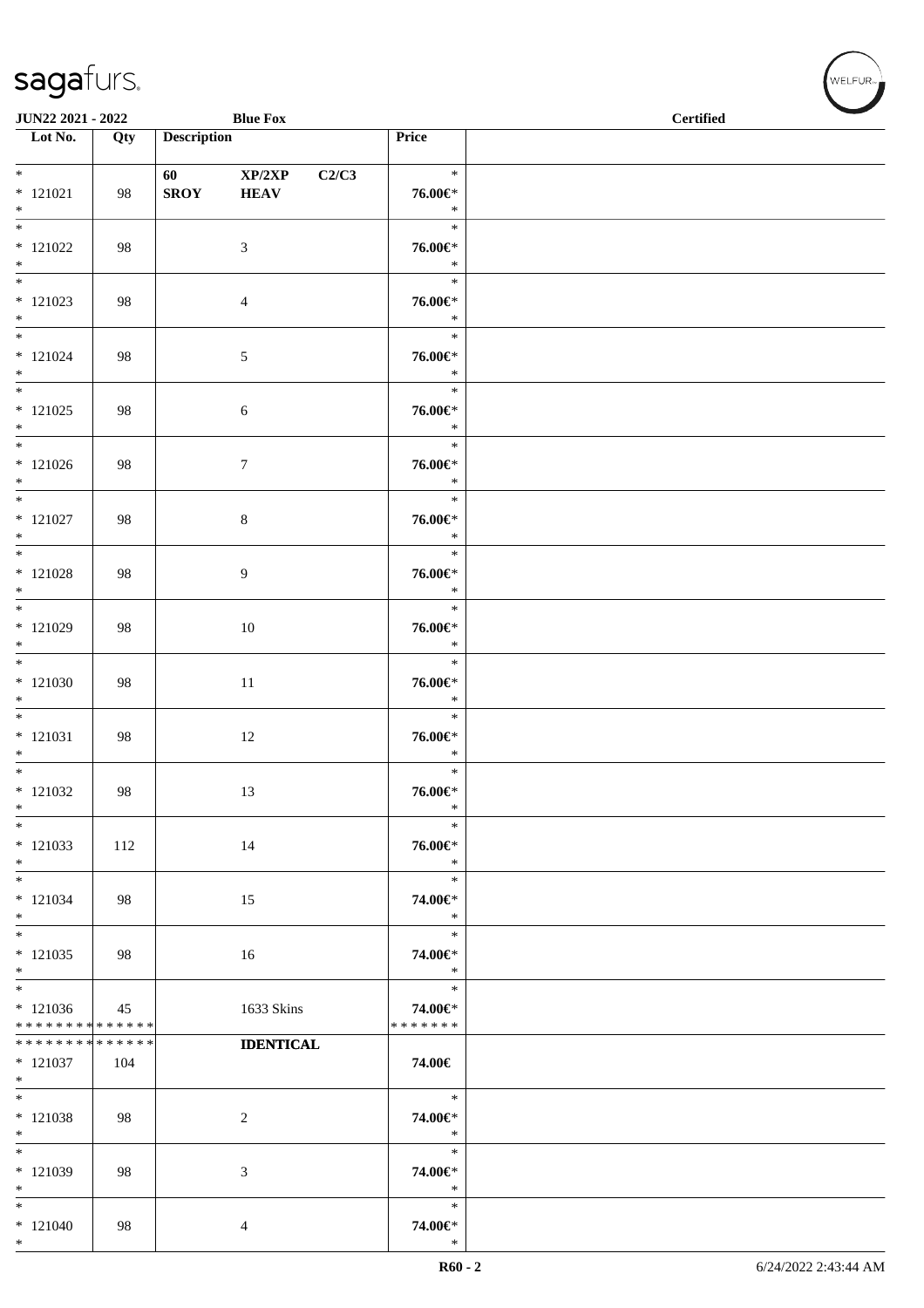**JUN22 2021 - 2022** | **Blue Fox** | **Certified**

| Lot No. | Qty | Description | Price | |
|---|---|---|---|---|
| * 121021 * | 98 | 60 XP/2XP C2/C3 SROY HEAV | * 76.00€* * | |
| * 121022 * | 98 | 3 | * 76.00€* * | |
| * 121023 * | 98 | 4 | * 76.00€* * | |
| * 121024 * | 98 | 5 | * 76.00€* * | |
| * 121025 * | 98 | 6 | * 76.00€* * | |
| * 121026 * | 98 | 7 | * 76.00€* * | |
| * 121027 * | 98 | 8 | * 76.00€* * | |
| * 121028 * | 98 | 9 | * 76.00€* * | |
| * 121029 * | 98 | 10 | * 76.00€* * | |
| * 121030 * | 98 | 11 | * 76.00€* * | |
| * 121031 * | 98 | 12 | * 76.00€* * | |
| * 121032 * | 98 | 13 | * 76.00€* * | |
| * 121033 * | 112 | 14 | * 76.00€* * | |
| * 121034 * | 98 | 15 | * 74.00€* * | |
| * 121035 * | 98 | 16 | * 74.00€* * | |
| * 121036 ************** | 45 | 1633 Skins | * 74.00€* ******* | |
| ************** 121037 * | 104 | **IDENTICAL** | 74.00€ | |
| * 121038 * | 98 | 2 | * 74.00€* * | |
| * 121039 * | 98 | 3 | * 74.00€* * | |
| * 121040 * | 98 | 4 | * 74.00€* * | |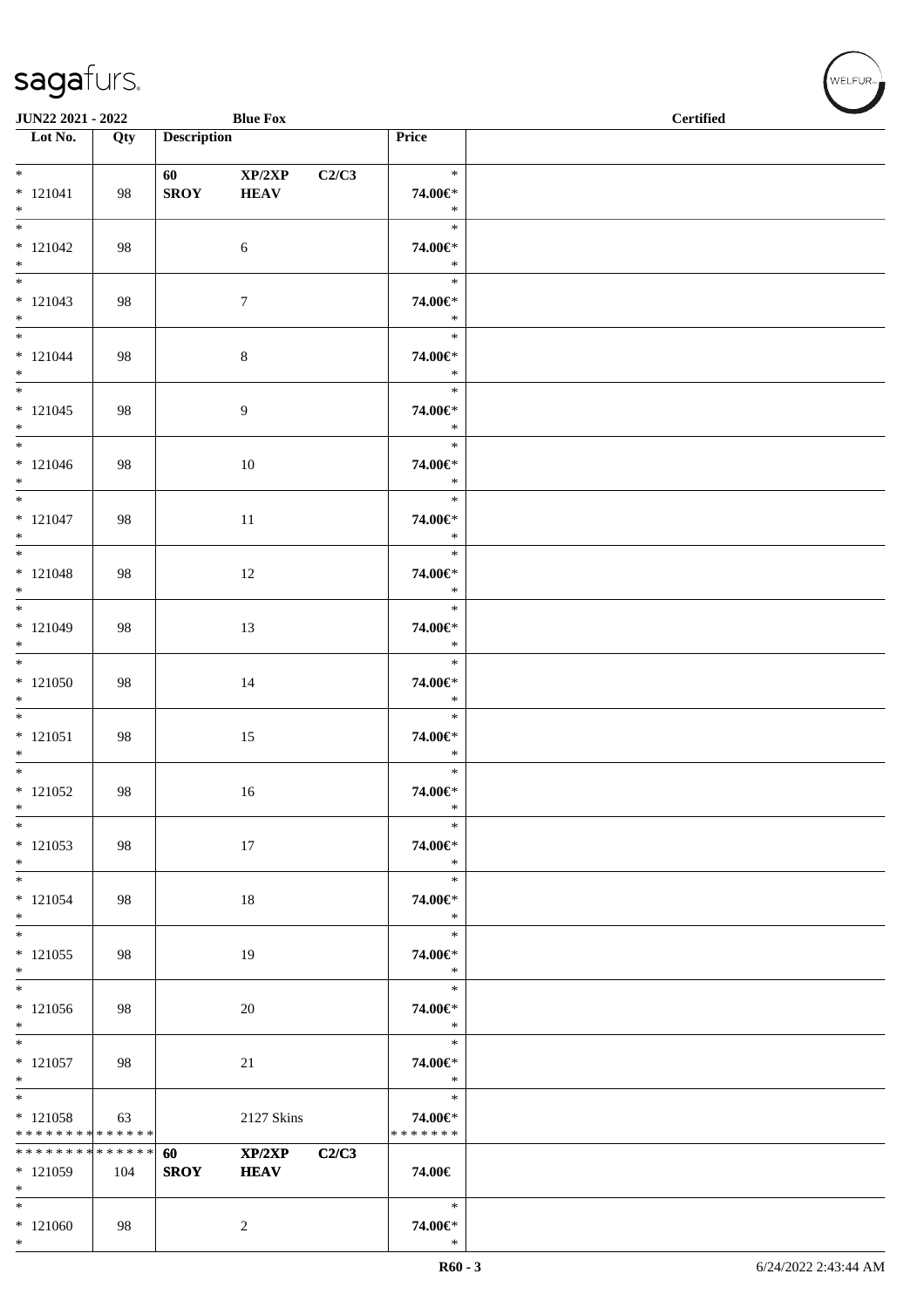| Lot No. | Qty | Description | | | Price | |
|---|---|---|---|---|---|---|
| * <br> * 121041 <br> * | 98 | 60 <br> **SROY** | **XP/2XP** <br> **HEAV** | **C2/C3** | * <br> **74.00€*** <br> * | |
| * <br> * 121042 <br> * | 98 | | 6 | | * <br> **74.00€*** <br> * | |
| * <br> * 121043 <br> * | 98 | | 7 | | * <br> **74.00€*** <br> * | |
| * <br> * 121044 <br> * | 98 | | 8 | | * <br> **74.00€*** <br> * | |
| * <br> * 121045 <br> * | 98 | | 9 | | * <br> **74.00€*** <br> * | |
| * <br> * 121046 <br> * | 98 | | 10 | | * <br> **74.00€*** <br> * | |
| * <br> * 121047 <br> * | 98 | | 11 | | * <br> **74.00€*** <br> * | |
| * <br> * 121048 <br> * | 98 | | 12 | | * <br> **74.00€*** <br> * | |
| * <br> * 121049 <br> * | 98 | | 13 | | * <br> **74.00€*** <br> * | |
| * <br> * 121050 <br> * | 98 | | 14 | | * <br> **74.00€*** <br> * | |
| * <br> * 121051 <br> * | 98 | | 15 | | * <br> **74.00€*** <br> * | |
| * <br> * 121052 <br> * | 98 | | 16 | | * <br> **74.00€*** <br> * | |
| * <br> * 121053 <br> * | 98 | | 17 | | * <br> **74.00€*** <br> * | |
| * <br> * 121054 <br> * | 98 | | 18 | | * <br> **74.00€*** <br> * | |
| * <br> * 121055 <br> * | 98 | | 19 | | * <br> **74.00€*** <br> * | |
| * <br> * 121056 <br> * | 98 | | 20 | | * <br> **74.00€*** <br> * | |
| * <br> * 121057 <br> * | 98 | | 21 | | * <br> **74.00€*** <br> * | |
| * <br> * 121058 <br> * * * * * * * * * * * * * * | 63 | | 2127 Skins | | * <br> **74.00€*** <br> * * * * * * * | |
| * * * * * * * * * * * * * * <br> * 121059 <br> * | 104 | **60** <br> **SROY** | **XP/2XP** <br> **HEAV** | **C2/C3** | **74.00€** | |
| * <br> * 121060 <br> * | 98 | | 2 | | * <br> **74.00€*** <br> * | |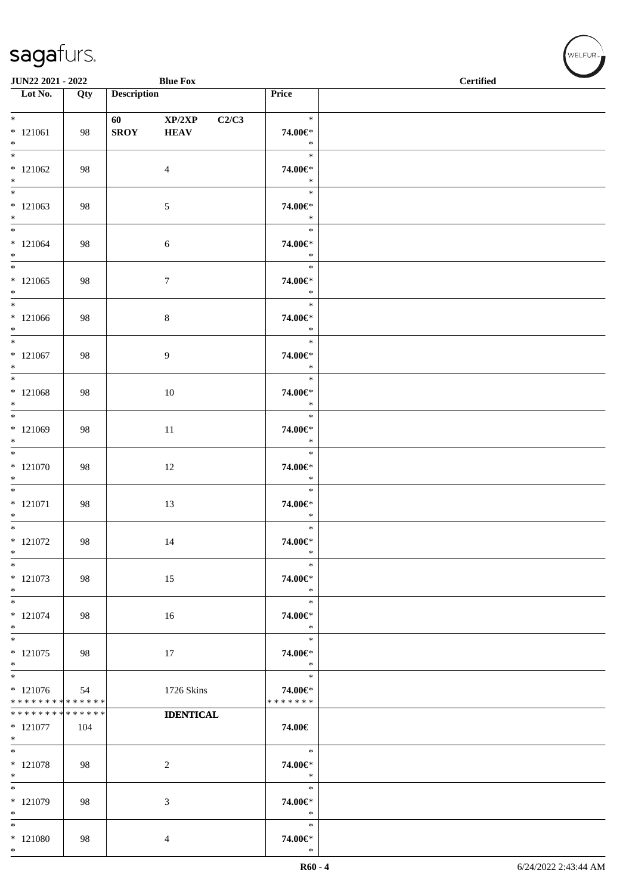**JUN22 2021 - 2022** **Blue Fox** **Certified**

| Lot No. | Qty | Description | Price | |
|---|---|---|---|---|
| * 121061 * | 98 | **60 XP/2XP C2/C3 SROY HEAV** | * 74.00€* * | |
| * 121062 * | 98 | 4 | * 74.00€* * | |
| * 121063 * | 98 | 5 | * 74.00€* * | |
| * 121064 * | 98 | 6 | * 74.00€* * | |
| * 121065 * | 98 | 7 | * 74.00€* * | |
| * 121066 * | 98 | 8 | * 74.00€* * | |
| * 121067 * | 98 | 9 | * 74.00€* * | |
| * 121068 * | 98 | 10 | * 74.00€* * | |
| * 121069 * | 98 | 11 | * 74.00€* * | |
| * 121070 * | 98 | 12 | * 74.00€* * | |
| * 121071 * | 98 | 13 | * 74.00€* * | |
| * 121072 * | 98 | 14 | * 74.00€* * | |
| * 121073 * | 98 | 15 | * 74.00€* * | |
| * 121074 * | 98 | 16 | * 74.00€* * | |
| * 121075 * | 98 | 17 | * 74.00€* * | |
| * 121076 ************** | 54 | 1726 Skins | * 74.00€* ******* | |
| ************** 121077 * | 104 | **IDENTICAL** | 74.00€ | |
| * 121078 * | 98 | 2 | * 74.00€* * | |
| * 121079 * | 98 | 3 | * 74.00€* * | |
| * 121080 * | 98 | 4 | * 74.00€* * | |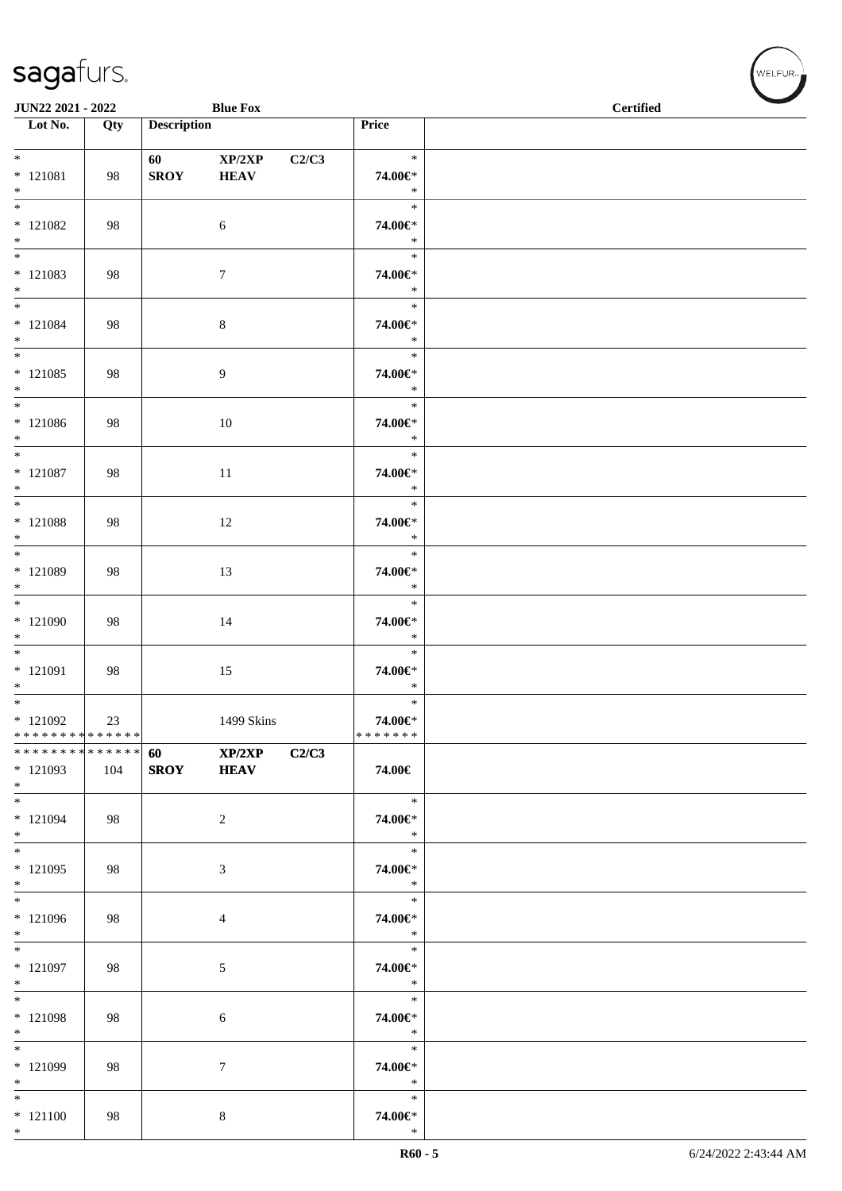**JUN22 2021 - 2022** | **Blue Fox** | **Certified**

| Lot No. | Qty | Description | | | Price | |
|---|---|---|---|---|---|---|
| * | | 60 | XP/2XP | C2/C3 | * | |
| * 121081 | 98 | SROY | HEAV | | 74.00€* | |
| * | | | | | * | |
| * 121082 | 98 | | 6 | | 74.00€* | |
| * 121083 | 98 | | 7 | | 74.00€* | |
| * 121084 | 98 | | 8 | | 74.00€* | |
| * 121085 | 98 | | 9 | | 74.00€* | |
| * 121086 | 98 | | 10 | | 74.00€* | |
| * 121087 | 98 | | 11 | | 74.00€* | |
| * 121088 | 98 | | 12 | | 74.00€* | |
| * 121089 | 98 | | 13 | | 74.00€* | |
| * 121090 | 98 | | 14 | | 74.00€* | |
| * 121091 | 98 | | 15 | | 74.00€* | |
| * 121092 | 23 | | 1499 Skins | | 74.00€* | |
| * * * * * * * * * * * * * * | | | | | * * * * * * * | |
| * * * * * * * * * * * * * * | | 60 | XP/2XP | C2/C3 | | |
| * 121093 | 104 | SROY | HEAV | | 74.00€ | |
| * 121094 | 98 | | 2 | | 74.00€* | |
| * 121095 | 98 | | 3 | | 74.00€* | |
| * 121096 | 98 | | 4 | | 74.00€* | |
| * 121097 | 98 | | 5 | | 74.00€* | |
| * 121098 | 98 | | 6 | | 74.00€* | |
| * 121099 | 98 | | 7 | | 74.00€* | |
| * 121100 | 98 | | 8 | | 74.00€* | |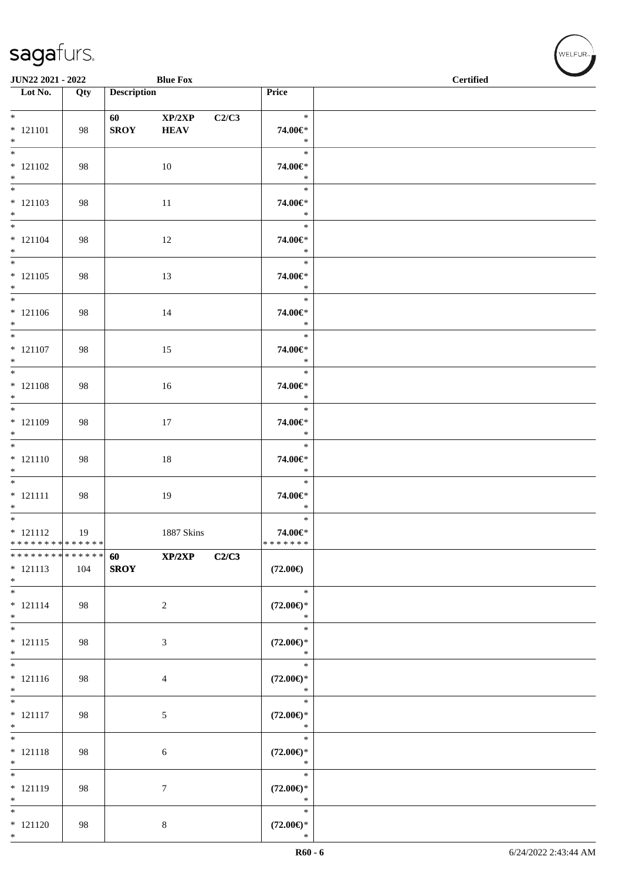| Lot No. | Qty | Description | | | Price | |
|---|---|---|---|---|---|---|
| * <br> * 121101 <br> * | 98 | 60 <br> **SROY** | **XP/2XP** <br> **HEAV** | **C2/C3** | * <br> **74.00€*** <br> * | |
| * <br> * 121102 <br> * | 98 | | 10 | | * <br> **74.00€*** <br> * | |
| * <br> * 121103 <br> * | 98 | | 11 | | * <br> **74.00€*** <br> * | |
| * <br> * 121104 <br> * | 98 | | 12 | | * <br> **74.00€*** <br> * | |
| * <br> * 121105 <br> * | 98 | | 13 | | * <br> **74.00€*** <br> * | |
| * <br> * 121106 <br> * | 98 | | 14 | | * <br> **74.00€*** <br> * | |
| * <br> * 121107 <br> * | 98 | | 15 | | * <br> **74.00€*** <br> * | |
| * <br> * 121108 <br> * | 98 | | 16 | | * <br> **74.00€*** <br> * | |
| * <br> * 121109 <br> * | 98 | | 17 | | * <br> **74.00€*** <br> * | |
| * <br> * 121110 <br> * | 98 | | 18 | | * <br> **74.00€*** <br> * | |
| * <br> * 121111 <br> * | 98 | | 19 | | * <br> **74.00€*** <br> * | |
| * <br> * 121112 <br> ************** | 19 | | 1887 Skins | | * <br> **74.00€*** <br> ******* | |
| ************** <br> * 121113 <br> * | 104 | **60** <br> **SROY** | **XP/2XP** | **C2/C3** | **(72.00€)** | |
| * <br> * 121114 <br> * | 98 | | 2 | | * <br> **(72.00€)*** <br> * | |
| * <br> * 121115 <br> * | 98 | | 3 | | * <br> **(72.00€)*** <br> * | |
| * <br> * 121116 <br> * | 98 | | 4 | | * <br> **(72.00€)*** <br> * | |
| * <br> * 121117 <br> * | 98 | | 5 | | * <br> **(72.00€)*** <br> * | |
| * <br> * 121118 <br> * | 98 | | 6 | | * <br> **(72.00€)*** <br> * | |
| * <br> * 121119 <br> * | 98 | | 7 | | * <br> **(72.00€)*** <br> * | |
| * <br> * 121120 <br> * | 98 | | 8 | | * <br> **(72.00€)*** <br> * | |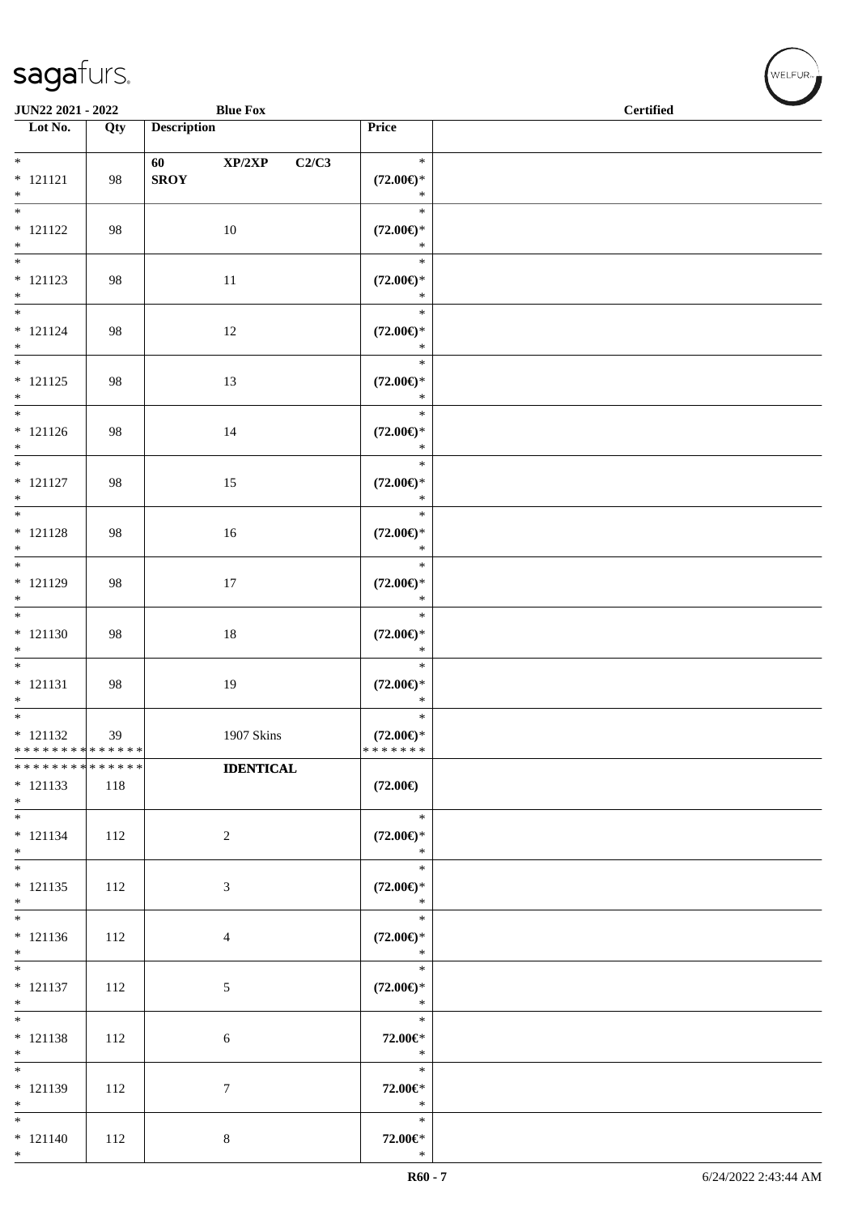| Lot No. | Qty | Description | Price | |
|---|---|---|---|---|
| *<br>* 121121<br>* | 98 | 60 XP/2XP C2/C3<br>SROY | *<br>(72.00€)*<br>* | |
| *<br>* 121122<br>* | 98 | 10 | *<br>(72.00€)*<br>* | |
| *<br>* 121123<br>* | 98 | 11 | *<br>(72.00€)*<br>* | |
| *<br>* 121124<br>* | 98 | 12 | *<br>(72.00€)*<br>* | |
| *<br>* 121125<br>* | 98 | 13 | *<br>(72.00€)*<br>* | |
| *<br>* 121126<br>* | 98 | 14 | *<br>(72.00€)*<br>* | |
| *<br>* 121127<br>* | 98 | 15 | *<br>(72.00€)*<br>* | |
| *<br>* 121128<br>* | 98 | 16 | *<br>(72.00€)*<br>* | |
| *<br>* 121129<br>* | 98 | 17 | *<br>(72.00€)*<br>* | |
| *<br>* 121130<br>* | 98 | 18 | *<br>(72.00€)*<br>* | |
| *<br>* 121131<br>* | 98 | 19 | *<br>(72.00€)*<br>* | |
| *<br>* 121132<br>************** | 39 | 1907 Skins | *<br>(72.00€)*<br>******* | |
| **************<br>* 121133<br>* | 118 | **IDENTICAL** | (72.00€) | |
| *<br>* 121134<br>* | 112 | 2 | *<br>(72.00€)*<br>* | |
| *<br>* 121135<br>* | 112 | 3 | *<br>(72.00€)*<br>* | |
| *<br>* 121136<br>* | 112 | 4 | *<br>(72.00€)*<br>* | |
| *<br>* 121137<br>* | 112 | 5 | *<br>(72.00€)*<br>* | |
| *<br>* 121138<br>* | 112 | 6 | *<br>72.00€*<br>* | |
| *<br>* 121139<br>* | 112 | 7 | *<br>72.00€*<br>* | |
| *<br>* 121140<br>* | 112 | 8 | *<br>72.00€*<br>* | |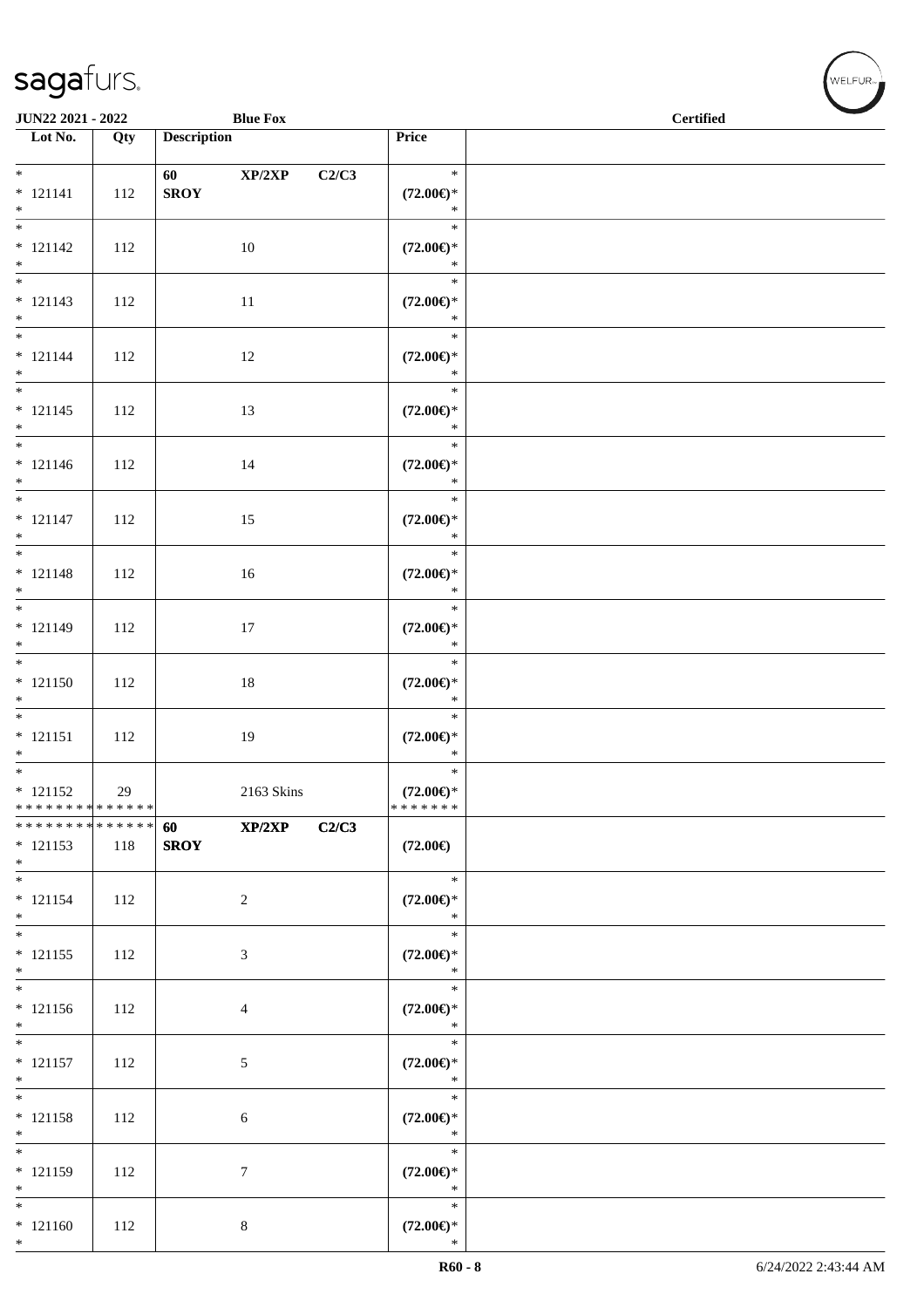| Lot No. | Qty | Description | Price | |
|---|---|---|---|---|
| * <br> * 121141 <br> * | 112 | 60 XP/2XP C2/C3 <br> **SROY** | * <br> **(72.00€)*** <br> * | |
| * <br> * 121142 <br> * | 112 | 10 | * <br> **(72.00€)*** <br> * | |
| * <br> * 121143 <br> * | 112 | 11 | * <br> **(72.00€)*** <br> * | |
| * <br> * 121144 <br> * | 112 | 12 | * <br> **(72.00€)*** <br> * | |
| * <br> * 121145 <br> * | 112 | 13 | * <br> **(72.00€)*** <br> * | |
| * <br> * 121146 <br> * | 112 | 14 | * <br> **(72.00€)*** <br> * | |
| * <br> * 121147 <br> * | 112 | 15 | * <br> **(72.00€)*** <br> * | |
| * <br> * 121148 <br> * | 112 | 16 | * <br> **(72.00€)*** <br> * | |
| * <br> * 121149 <br> * | 112 | 17 | * <br> **(72.00€)*** <br> * | |
| * <br> * 121150 <br> * | 112 | 18 | * <br> **(72.00€)*** <br> * | |
| * <br> * 121151 <br> * | 112 | 19 | * <br> **(72.00€)*** <br> * | |
| * <br> * 121152 <br> * * * * * * * * * * * * * * | 29 | 2163 Skins | * <br> **(72.00€)*** <br> * * * * * * * | |
| * * * * * * * * * * * * * * <br> * 121153 <br> * | 118 | **60 XP/2XP C2/C3** <br> **SROY** | **(72.00€)** | |
| * <br> * 121154 <br> * | 112 | 2 | * <br> **(72.00€)*** <br> * | |
| * <br> * 121155 <br> * | 112 | 3 | * <br> **(72.00€)*** <br> * | |
| * <br> * 121156 <br> * | 112 | 4 | * <br> **(72.00€)*** <br> * | |
| * <br> * 121157 <br> * | 112 | 5 | * <br> **(72.00€)*** <br> * | |
| * <br> * 121158 <br> * | 112 | 6 | * <br> **(72.00€)*** <br> * | |
| * <br> * 121159 <br> * | 112 | 7 | * <br> **(72.00€)*** <br> * | |
| * <br> * 121160 <br> * | 112 | 8 | * <br> **(72.00€)*** <br> * | |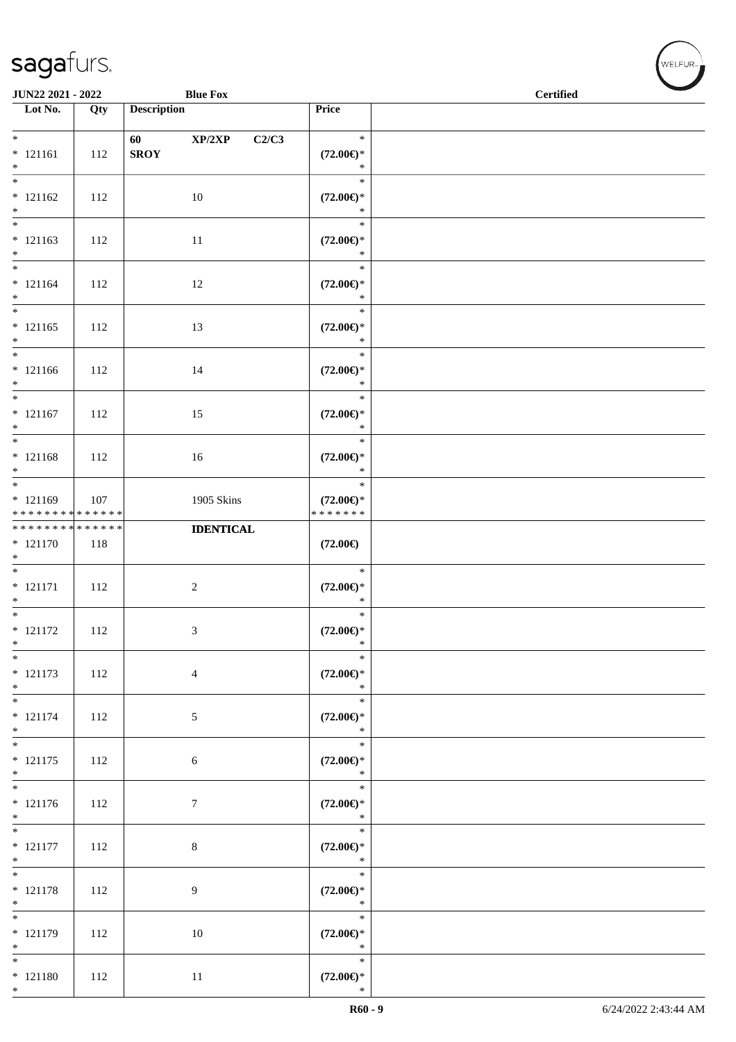| Lot No. | Qty | Description | Price | |
|---|---|---|---|---|
| * <br> * 121161 <br> * | 112 | 60 XP/2XP C2/C3 <br> **SROY** | * <br> **(72.00€)*** <br> * | |
| * <br> * 121162 <br> * | 112 | 10 | * <br> **(72.00€)*** <br> * | |
| * <br> * 121163 <br> * | 112 | 11 | * <br> **(72.00€)*** <br> * | |
| * <br> * 121164 <br> * | 112 | 12 | * <br> **(72.00€)*** <br> * | |
| * <br> * 121165 <br> * | 112 | 13 | * <br> **(72.00€)*** <br> * | |
| * <br> * 121166 <br> * | 112 | 14 | * <br> **(72.00€)*** <br> * | |
| * <br> * 121167 <br> * | 112 | 15 | * <br> **(72.00€)*** <br> * | |
| * <br> * 121168 <br> * | 112 | 16 | * <br> **(72.00€)*** <br> * | |
| * <br> * 121169 <br> * * * * * * * * * * * * * * | 107 | 1905 Skins | * <br> **(72.00€)*** <br> * * * * * * * | |
| * * * * * * * * * * * * * * <br> * 121170 <br> * | 118 | **IDENTICAL** | **(72.00€)** | |
| * <br> * 121171 <br> * | 112 | 2 | * <br> **(72.00€)*** <br> * | |
| * <br> * 121172 <br> * | 112 | 3 | * <br> **(72.00€)*** <br> * | |
| * <br> * 121173 <br> * | 112 | 4 | * <br> **(72.00€)*** <br> * | |
| * <br> * 121174 <br> * | 112 | 5 | * <br> **(72.00€)*** <br> * | |
| * <br> * 121175 <br> * | 112 | 6 | * <br> **(72.00€)*** <br> * | |
| * <br> * 121176 <br> * | 112 | 7 | * <br> **(72.00€)*** <br> * | |
| * <br> * 121177 <br> * | 112 | 8 | * <br> **(72.00€)*** <br> * | |
| * <br> * 121178 <br> * | 112 | 9 | * <br> **(72.00€)*** <br> * | |
| * <br> * 121179 <br> * | 112 | 10 | * <br> **(72.00€)*** <br> * | |
| * <br> * 121180 <br> * | 112 | 11 | * <br> **(72.00€)*** <br> * | |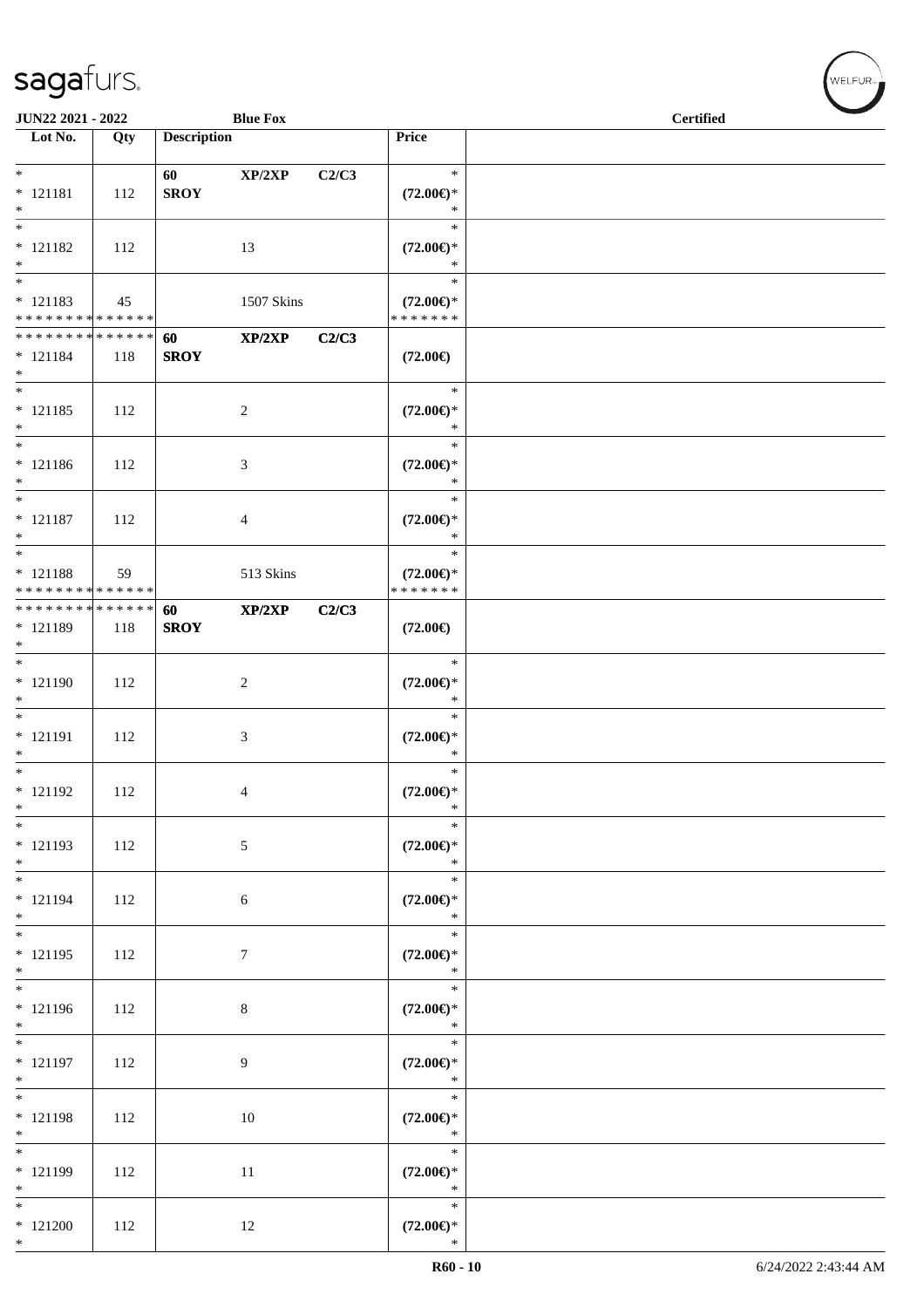JUN22 2021 - 2022 Blue Fox Certified

| Lot No. | Qty | Description | | | Price | |
|---|---|---|---|---|---|---|
| * <br> * 121181 <br> * | 112 | 60 <br> **SROY** | **XP/2XP** | **C2/C3** | * <br> **(72.00€)*** <br> * | |
| * <br> * 121182 <br> * | 112 | | 13 | | * <br> **(72.00€)*** <br> * | |
| * <br> * 121183 <br> * * * * * * * * * * * * * * | 45 | | 1507 Skins | | * <br> **(72.00€)*** <br> * * * * * * * | |
| * * * * * * * * * * * * * * <br> * 121184 <br> * | 118 | **60** <br> **SROY** | **XP/2XP** | **C2/C3** | **(72.00€)** | |
| * <br> * 121185 <br> * | 112 | | 2 | | * <br> **(72.00€)*** <br> * | |
| * <br> * 121186 <br> * | 112 | | 3 | | * <br> **(72.00€)*** <br> * | |
| * <br> * 121187 <br> * | 112 | | 4 | | * <br> **(72.00€)*** <br> * | |
| * <br> * 121188 <br> * * * * * * * * * * * * * * | 59 | | 513 Skins | | * <br> **(72.00€)*** <br> * * * * * * * | |
| * * * * * * * * * * * * * * <br> * 121189 <br> * | 118 | **60** <br> **SROY** | **XP/2XP** | **C2/C3** | **(72.00€)** | |
| * <br> * 121190 <br> * | 112 | | 2 | | * <br> **(72.00€)*** <br> * | |
| * <br> * 121191 <br> * | 112 | | 3 | | * <br> **(72.00€)*** <br> * | |
| * <br> * 121192 <br> * | 112 | | 4 | | * <br> **(72.00€)*** <br> * | |
| * <br> * 121193 <br> * | 112 | | 5 | | * <br> **(72.00€)*** <br> * | |
| * <br> * 121194 <br> * | 112 | | 6 | | * <br> **(72.00€)*** <br> * | |
| * <br> * 121195 <br> * | 112 | | 7 | | * <br> **(72.00€)*** <br> * | |
| * <br> * 121196 <br> * | 112 | | 8 | | * <br> **(72.00€)*** <br> * | |
| * <br> * 121197 <br> * | 112 | | 9 | | * <br> **(72.00€)*** <br> * | |
| * <br> * 121198 <br> * | 112 | | 10 | | * <br> **(72.00€)*** <br> * | |
| * <br> * 121199 <br> * | 112 | | 11 | | * <br> **(72.00€)*** <br> * | |
| * <br> * 121200 <br> * | 112 | | 12 | | * <br> **(72.00€)*** <br> * | |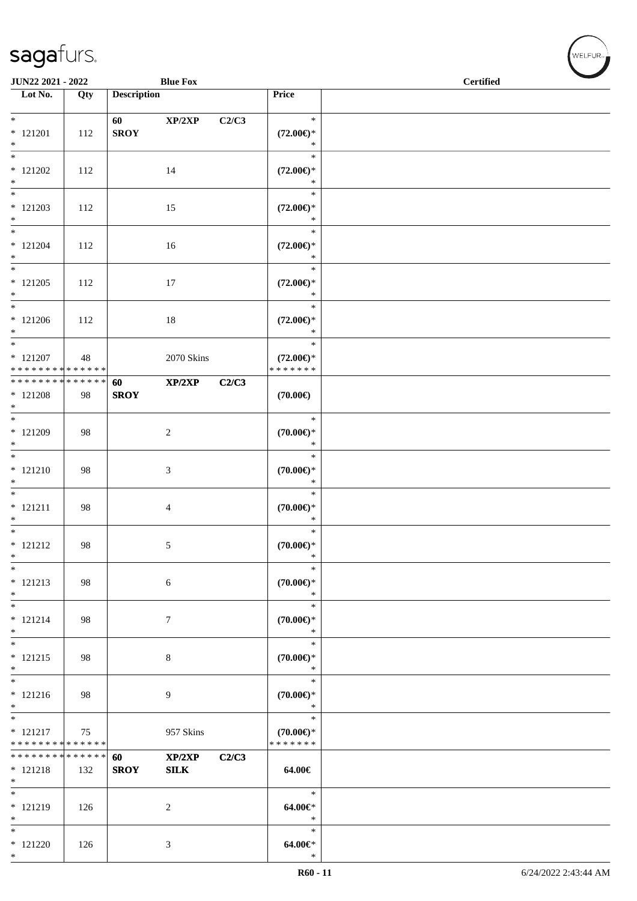**JUN22 2021 - 2022** **Blue Fox** **Certified**

| Lot No. | Qty | Description | | | Price | |
|---|---|---|---|---|---|---|
| * | | **60** | **XP/2XP** | **C2/C3** | * | |
| * 121201 | 112 | **SROY** | | | **(72.00€)*** | |
| * | | | | | * | |
| * 121202 | 112 | | 14 | | **(72.00€)*** | |
| * 121203 | 112 | | 15 | | **(72.00€)*** | |
| * 121204 | 112 | | 16 | | **(72.00€)*** | |
| * 121205 | 112 | | 17 | | **(72.00€)*** | |
| * 121206 | 112 | | 18 | | **(72.00€)*** | |
| * 121207 | 48 | | 2070 Skins | | **(72.00€)*** | |
| * * * * * * * * * * * * * * | | | | | * * * * * * * | |
| * * * * * * * * * * * * * * | | **60** | **XP/2XP** | **C2/C3** | | |
| * 121208 | 98 | **SROY** | | | **(70.00€)** | |
| * 121209 | 98 | | 2 | | **(70.00€)*** | |
| * 121210 | 98 | | 3 | | **(70.00€)*** | |
| * 121211 | 98 | | 4 | | **(70.00€)*** | |
| * 121212 | 98 | | 5 | | **(70.00€)*** | |
| * 121213 | 98 | | 6 | | **(70.00€)*** | |
| * 121214 | 98 | | 7 | | **(70.00€)*** | |
| * 121215 | 98 | | 8 | | **(70.00€)*** | |
| * 121216 | 98 | | 9 | | **(70.00€)*** | |
| * 121217 | 75 | | 957 Skins | | **(70.00€)*** | |
| * * * * * * * * * * * * * * | | | | | * * * * * * * | |
| * * * * * * * * * * * * * * | | **60** | **XP/2XP** | **C2/C3** | | |
| * 121218 | 132 | **SROY** | **SILK** | | **64.00€** | |
| * 121219 | 126 | | 2 | | **64.00€*** | |
| * 121220 | 126 | | 3 | | **64.00€*** | |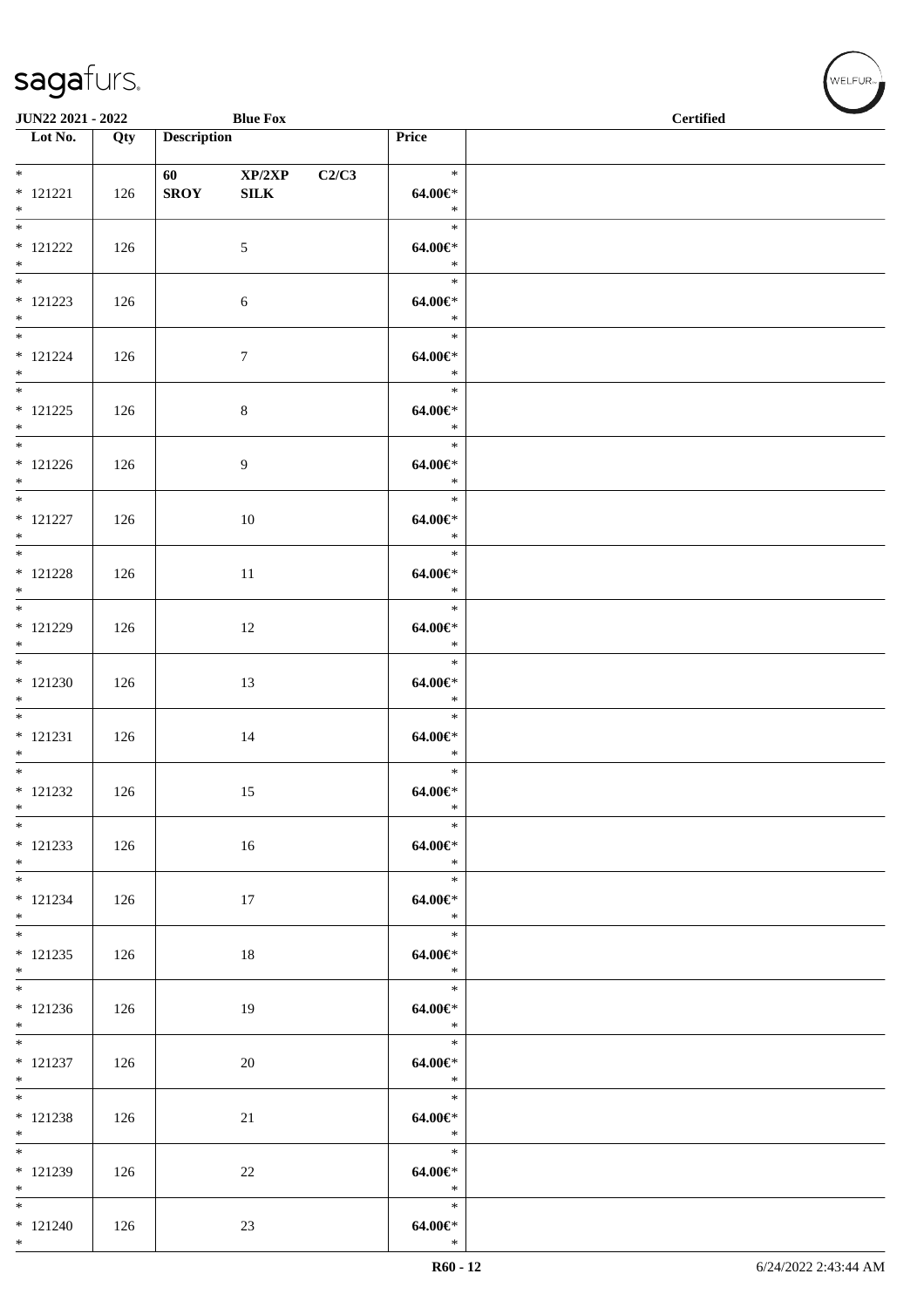**JUN22 2021 - 2022** **Blue Fox** **Certified**

| Lot No. | Qty | Description | | | Price | |
|---|---|---|---|---|---|---|
| * 121221 * | 126 | 60 SROY | XP/2XP SILK | C2/C3 | * 64.00€* * | |
| * 121222 * | 126 | | 5 | | * 64.00€* * | |
| * 121223 * | 126 | | 6 | | * 64.00€* * | |
| * 121224 * | 126 | | 7 | | * 64.00€* * | |
| * 121225 * | 126 | | 8 | | * 64.00€* * | |
| * 121226 * | 126 | | 9 | | * 64.00€* * | |
| * 121227 * | 126 | | 10 | | * 64.00€* * | |
| * 121228 * | 126 | | 11 | | * 64.00€* * | |
| * 121229 * | 126 | | 12 | | * 64.00€* * | |
| * 121230 * | 126 | | 13 | | * 64.00€* * | |
| * 121231 * | 126 | | 14 | | * 64.00€* * | |
| * 121232 * | 126 | | 15 | | * 64.00€* * | |
| * 121233 * | 126 | | 16 | | * 64.00€* * | |
| * 121234 * | 126 | | 17 | | * 64.00€* * | |
| * 121235 * | 126 | | 18 | | * 64.00€* * | |
| * 121236 * | 126 | | 19 | | * 64.00€* * | |
| * 121237 * | 126 | | 20 | | * 64.00€* * | |
| * 121238 * | 126 | | 21 | | * 64.00€* * | |
| * 121239 * | 126 | | 22 | | * 64.00€* * | |
| * 121240 * | 126 | | 23 | | * 64.00€* * | |

R60 - 12 6/24/2022 2:43:44 AM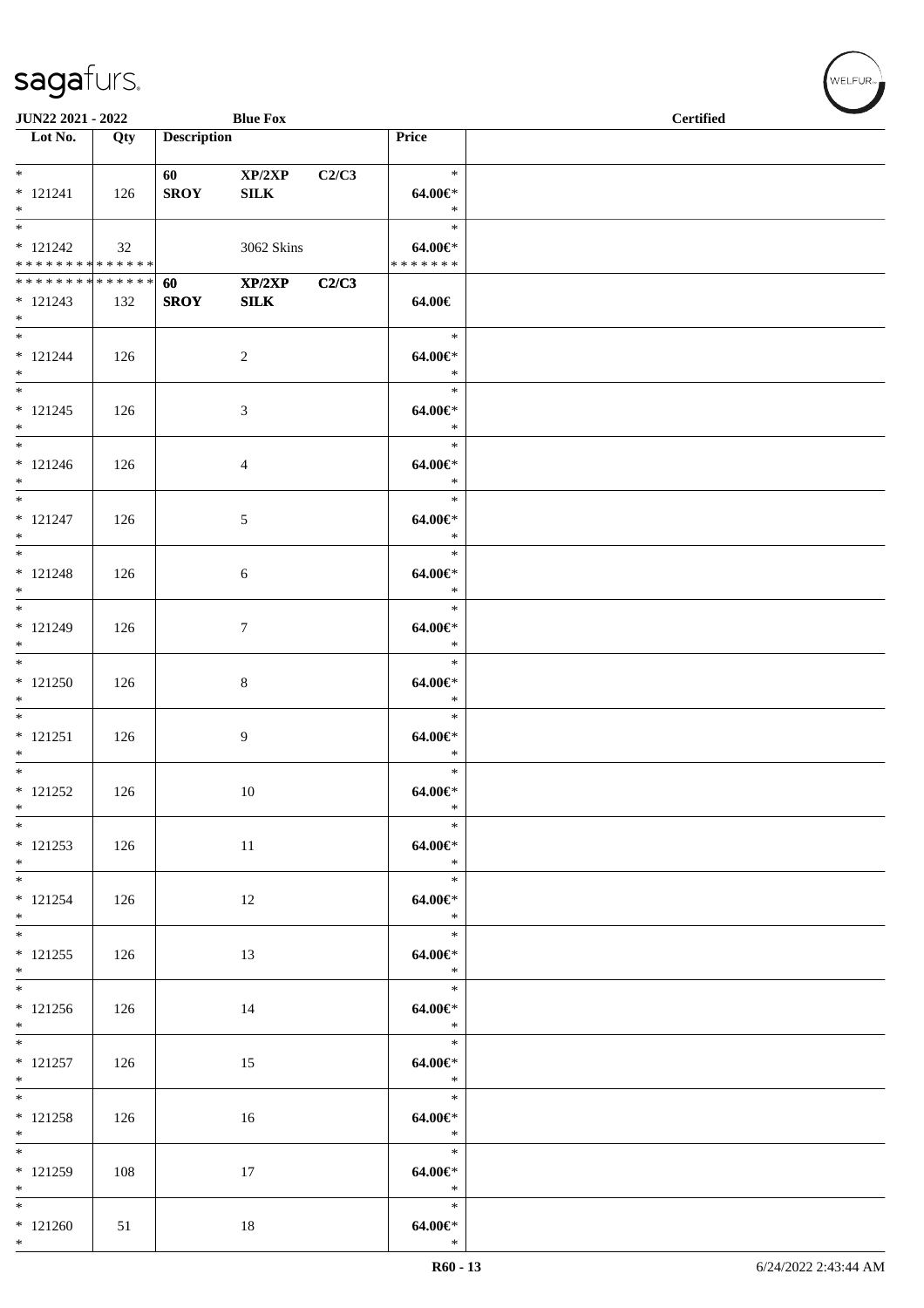**JUN22 2021 - 2022** **Blue Fox** **Certified**

| Lot No. | Qty | Description | | | Price |
|---|---|---|---|---|---|
| * | | 60 | XP/2XP | C2/C3 | * |
| * 121241 | 126 | SROY | SILK | | 64.00€* |
| * | | | | | * |
| * | | | | | * |
| * 121242 | 32 | | 3062 Skins | | 64.00€* |
| * * * * * * * * * * * * * * | | | | | * * * * * * * |
| * * * * * * * * * * * * * * | | 60 | XP/2XP | C2/C3 | |
| * 121243 | 132 | SROY | SILK | | 64.00€ |
| * | | | | | |
| * | | | | | * |
| * 121244 | 126 | | 2 | | 64.00€* |
| * | | | | | * |
| * | | | | | * |
| * 121245 | 126 | | 3 | | 64.00€* |
| * | | | | | * |
| * | | | | | * |
| * 121246 | 126 | | 4 | | 64.00€* |
| * | | | | | * |
| * | | | | | * |
| * 121247 | 126 | | 5 | | 64.00€* |
| * | | | | | * |
| * | | | | | * |
| * 121248 | 126 | | 6 | | 64.00€* |
| * | | | | | * |
| * | | | | | * |
| * 121249 | 126 | | 7 | | 64.00€* |
| * | | | | | * |
| * | | | | | * |
| * 121250 | 126 | | 8 | | 64.00€* |
| * | | | | | * |
| * | | | | | * |
| * 121251 | 126 | | 9 | | 64.00€* |
| * | | | | | * |
| * | | | | | * |
| * 121252 | 126 | | 10 | | 64.00€* |
| * | | | | | * |
| * | | | | | * |
| * 121253 | 126 | | 11 | | 64.00€* |
| * | | | | | * |
| * | | | | | * |
| * 121254 | 126 | | 12 | | 64.00€* |
| * | | | | | * |
| * | | | | | * |
| * 121255 | 126 | | 13 | | 64.00€* |
| * | | | | | * |
| * | | | | | * |
| * 121256 | 126 | | 14 | | 64.00€* |
| * | | | | | * |
| * | | | | | * |
| * 121257 | 126 | | 15 | | 64.00€* |
| * | | | | | * |
| * | | | | | * |
| * 121258 | 126 | | 16 | | 64.00€* |
| * | | | | | * |
| * | | | | | * |
| * 121259 | 108 | | 17 | | 64.00€* |
| * | | | | | * |
| * | | | | | * |
| * 121260 | 51 | | 18 | | 64.00€* |
| * | | | | | * |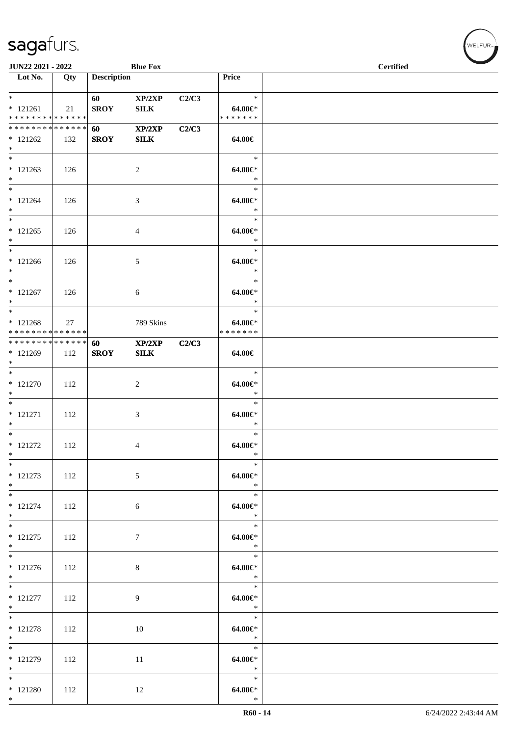| Lot No. | Qty | Description | | | Price | |
|---|---|---|---|---|---|---|
| * | | 60 | XP/2XP | C2/C3 | * | |
| * 121261 | 21 | **SROY** | **SILK** | | **64.00€*** | |
| * * * * * * * * * * * * * * | | | | | * * * * * * * | |
| * * * * * * * * * * * * * * | | **60** | **XP/2XP** | **C2/C3** | | |
| * 121262 | 132 | **SROY** | **SILK** | | **64.00€** | |
| * | | | | | | |
| * | | | | | * | |
| * 121263 | 126 | | 2 | | **64.00€*** | |
| * | | | | | * | |
| * | | | | | * | |
| * 121264 | 126 | | 3 | | **64.00€*** | |
| * | | | | | * | |
| * | | | | | * | |
| * 121265 | 126 | | 4 | | **64.00€*** | |
| * | | | | | * | |
| * | | | | | * | |
| * 121266 | 126 | | 5 | | **64.00€*** | |
| * | | | | | * | |
| * | | | | | * | |
| * 121267 | 126 | | 6 | | **64.00€*** | |
| * | | | | | * | |
| * | | | | | * | |
| * 121268 | 27 | | 789 Skins | | **64.00€*** | |
| * * * * * * * * * * * * * * | | | | | * * * * * * * | |
| * * * * * * * * * * * * * * | | **60** | **XP/2XP** | **C2/C3** | | |
| * 121269 | 112 | **SROY** | **SILK** | | **64.00€** | |
| * | | | | | | |
| * | | | | | * | |
| * 121270 | 112 | | 2 | | **64.00€*** | |
| * | | | | | * | |
| * | | | | | * | |
| * 121271 | 112 | | 3 | | **64.00€*** | |
| * | | | | | * | |
| * | | | | | * | |
| * 121272 | 112 | | 4 | | **64.00€*** | |
| * | | | | | * | |
| * | | | | | * | |
| * 121273 | 112 | | 5 | | **64.00€*** | |
| * | | | | | * | |
| * | | | | | * | |
| * 121274 | 112 | | 6 | | **64.00€*** | |
| * | | | | | * | |
| * | | | | | * | |
| * 121275 | 112 | | 7 | | **64.00€*** | |
| * | | | | | * | |
| * | | | | | * | |
| * 121276 | 112 | | 8 | | **64.00€*** | |
| * | | | | | * | |
| * | | | | | * | |
| * 121277 | 112 | | 9 | | **64.00€*** | |
| * | | | | | * | |
| * | | | | | * | |
| * 121278 | 112 | | 10 | | **64.00€*** | |
| * | | | | | * | |
| * | | | | | * | |
| * 121279 | 112 | | 11 | | **64.00€*** | |
| * | | | | | * | |
| * | | | | | * | |
| * 121280 | 112 | | 12 | | **64.00€*** | |
| * | | | | | * | |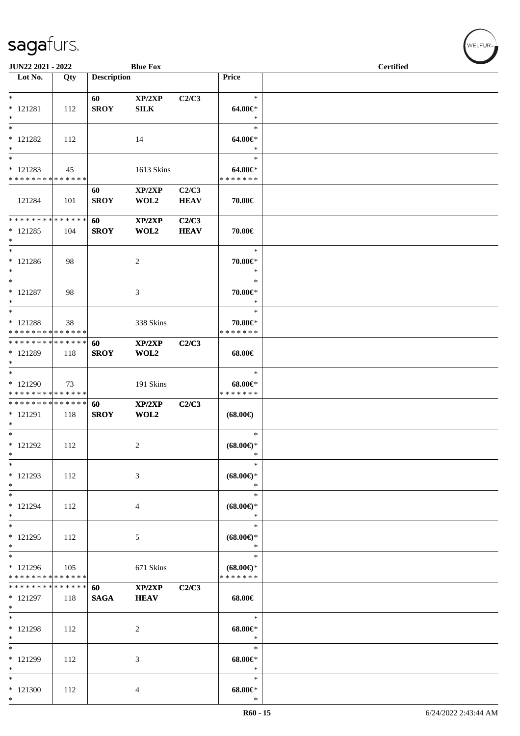**JUN22 2021 - 2022** | **Blue Fox** | **Certified**

| Lot No. | Qty | Description | | | Price | |
|---|---|---|---|---|---|---|
| * <br> * 121281 <br> * | 112 | **60** <br> **SROY** | **XP/2XP** <br> **SILK** | **C2/C3** | * <br> **64.00€*** <br> * | |
| * <br> * 121282 <br> * | 112 | | 14 | | * <br> **64.00€*** <br> * | |
| * <br> * 121283 <br> * * * * * * * * * * * * * * | 45 | | 1613 Skins | | * <br> **64.00€*** <br> * * * * * * * | |
| 121284 | 101 | **60** <br> **SROY** | **XP/2XP** <br> **WOL2** | **C2/C3** <br> **HEAV** | **70.00€** | |
| * * * * * * * * * * * * * * <br> * 121285 <br> * | 104 | **60** <br> **SROY** | **XP/2XP** <br> **WOL2** | **C2/C3** <br> **HEAV** | **70.00€** | |
| * <br> * 121286 <br> * | 98 | | 2 | | * <br> **70.00€*** <br> * | |
| * <br> * 121287 <br> * | 98 | | 3 | | * <br> **70.00€*** <br> * | |
| * <br> * 121288 <br> * * * * * * * * * * * * * * | 38 | | 338 Skins | | * <br> **70.00€*** <br> * * * * * * * | |
| * * * * * * * * * * * * * * <br> * 121289 <br> * | 118 | **60** <br> **SROY** | **XP/2XP** <br> **WOL2** | **C2/C3** | **68.00€** | |
| * <br> * 121290 <br> * * * * * * * * * * * * * * | 73 | | 191 Skins | | * <br> **68.00€*** <br> * * * * * * * | |
| * * * * * * * * * * * * * * <br> * 121291 <br> * | 118 | **60** <br> **SROY** | **XP/2XP** <br> **WOL2** | **C2/C3** | **(68.00€)** | |
| * <br> * 121292 <br> * | 112 | | 2 | | * <br> **(68.00€)*** <br> * | |
| * <br> * 121293 <br> * | 112 | | 3 | | * <br> **(68.00€)*** <br> * | |
| * <br> * 121294 <br> * | 112 | | 4 | | * <br> **(68.00€)*** <br> * | |
| * <br> * 121295 <br> * | 112 | | 5 | | * <br> **(68.00€)*** <br> * | |
| * <br> * 121296 <br> * * * * * * * * * * * * * * | 105 | | 671 Skins | | * <br> **(68.00€)*** <br> * * * * * * * | |
| * * * * * * * * * * * * * * <br> * 121297 <br> * | 118 | **60** <br> **SAGA** | **XP/2XP** <br> **HEAV** | **C2/C3** | **68.00€** | |
| * <br> * 121298 <br> * | 112 | | 2 | | * <br> **68.00€*** <br> * | |
| * <br> * 121299 <br> * | 112 | | 3 | | * <br> **68.00€*** <br> * | |
| * <br> * 121300 <br> * | 112 | | 4 | | * <br> **68.00€*** <br> * | |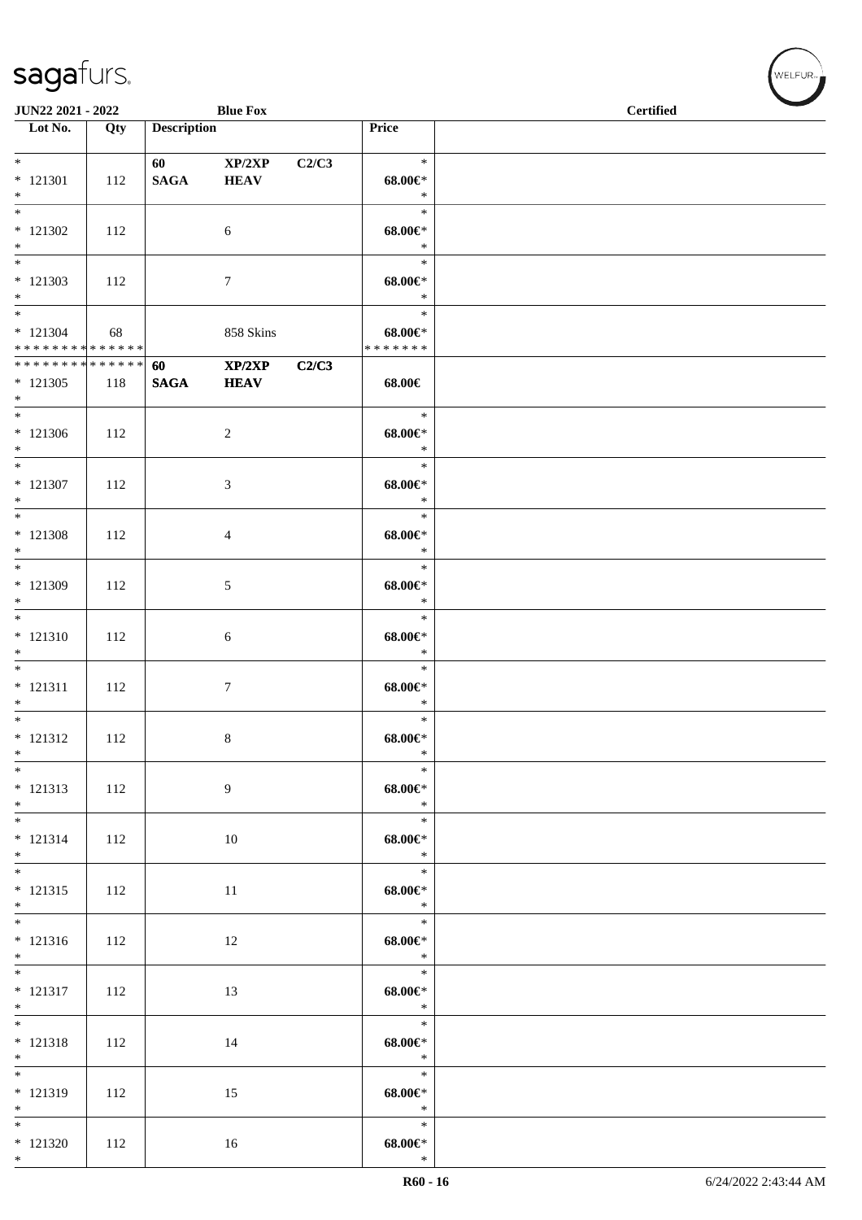**JUN22 2021 - 2022** | **Blue Fox** | **Certified**

| Lot No. | Qty | Description | | | Price | |
|---|---|---|---|---|---|---|
| * | | 60 | XP/2XP | C2/C3 | * | |
| * 121301 | 112 | SAGA | HEAV | | 68.00€* | |
| * | | | | | * | |
| * | | | | | * | |
| * 121302 | 112 | | 6 | | 68.00€* | |
| * | | | | | * | |
| * | | | | | * | |
| * 121303 | 112 | | 7 | | 68.00€* | |
| * | | | | | * | |
| * | | | | | * | |
| * 121304 | 68 | | 858 Skins | | 68.00€* | |
| * * * * * * * * * * * * * * | | | | | * * * * * * * | |
| * * * * * * * * * * * * * * | | 60 | XP/2XP | C2/C3 | | |
| * 121305 | 118 | SAGA | HEAV | | 68.00€ | |
| * | | | | | | |
| * | | | | | * | |
| * 121306 | 112 | | 2 | | 68.00€* | |
| * | | | | | * | |
| * | | | | | * | |
| * 121307 | 112 | | 3 | | 68.00€* | |
| * | | | | | * | |
| * | | | | | * | |
| * 121308 | 112 | | 4 | | 68.00€* | |
| * | | | | | * | |
| * | | | | | * | |
| * 121309 | 112 | | 5 | | 68.00€* | |
| * | | | | | * | |
| * | | | | | * | |
| * 121310 | 112 | | 6 | | 68.00€* | |
| * | | | | | * | |
| * | | | | | * | |
| * 121311 | 112 | | 7 | | 68.00€* | |
| * | | | | | * | |
| * | | | | | * | |
| * 121312 | 112 | | 8 | | 68.00€* | |
| * | | | | | * | |
| * | | | | | * | |
| * 121313 | 112 | | 9 | | 68.00€* | |
| * | | | | | * | |
| * | | | | | * | |
| * 121314 | 112 | | 10 | | 68.00€* | |
| * | | | | | * | |
| * | | | | | * | |
| * 121315 | 112 | | 11 | | 68.00€* | |
| * | | | | | * | |
| * | | | | | * | |
| * 121316 | 112 | | 12 | | 68.00€* | |
| * | | | | | * | |
| * | | | | | * | |
| * 121317 | 112 | | 13 | | 68.00€* | |
| * | | | | | * | |
| * | | | | | * | |
| * 121318 | 112 | | 14 | | 68.00€* | |
| * | | | | | * | |
| * | | | | | * | |
| * 121319 | 112 | | 15 | | 68.00€* | |
| * | | | | | * | |
| * | | | | | * | |
| * 121320 | 112 | | 16 | | 68.00€* | |
| * | | | | | * | |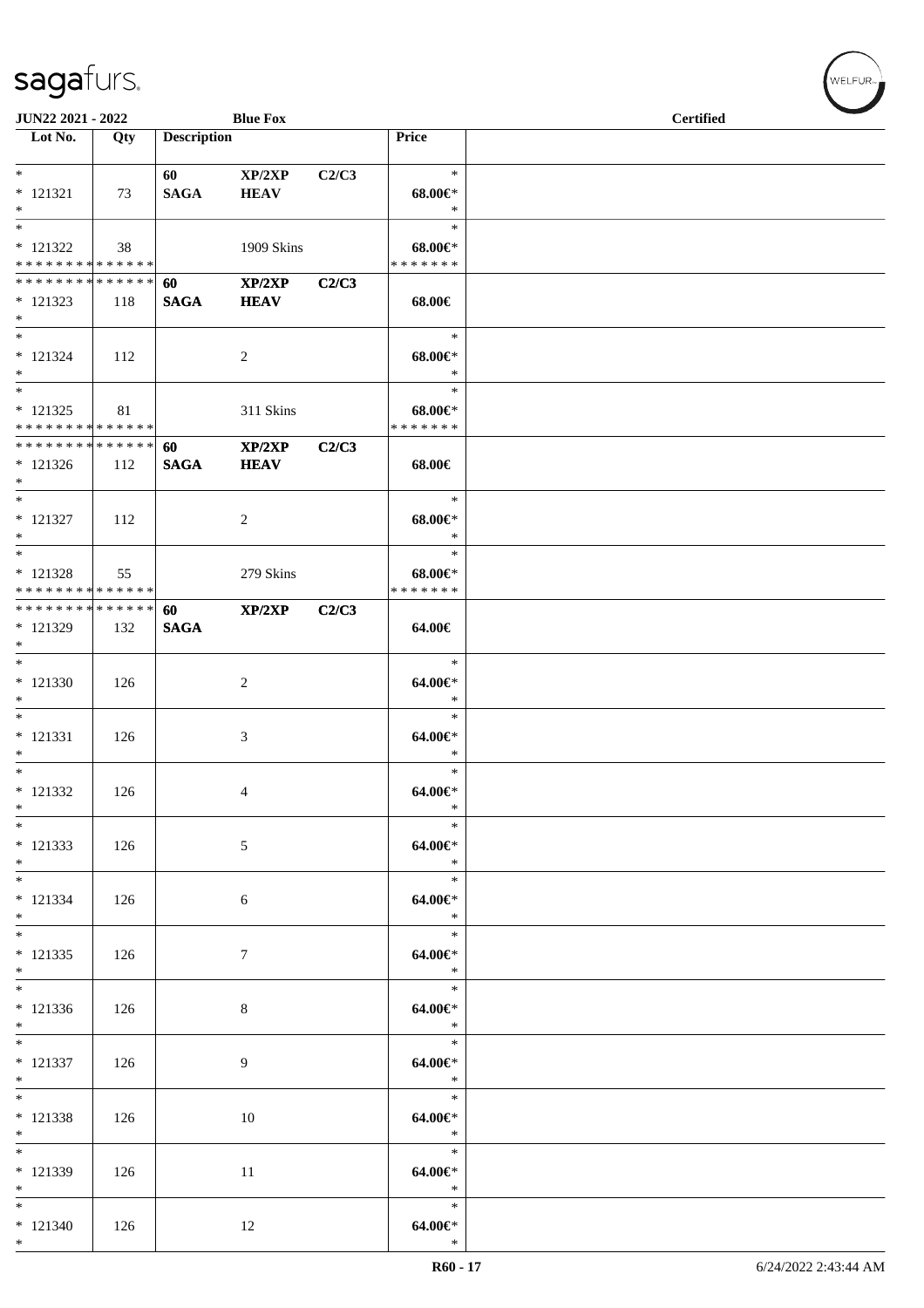**JUN22 2021 - 2022** **Blue Fox** **Certified**

| Lot No. | Qty | Description | | | Price | |
|---|---|---|---|---|---|---|
| *<br>* 121321<br>* | 73 | **60**<br>**SAGA** | **XP/2XP**<br>**HEAV** | **C2/C3** | *<br>**68.00€***<br>* | |
| *<br>* 121322<br>* * * * * * * * * * * * * * | 38 | | 1909 Skins | | *<br>**68.00€***<br>* * * * * * * | |
| * * * * * * * * * * * * * *<br>* 121323<br>* | 118 | **60**<br>**SAGA** | **XP/2XP**<br>**HEAV** | **C2/C3** | **68.00€** | |
| *<br>* 121324<br>* | 112 | | 2 | | *<br>**68.00€***<br>* | |
| *<br>* 121325<br>* * * * * * * * * * * * * * | 81 | | 311 Skins | | *<br>**68.00€***<br>* * * * * * * | |
| * * * * * * * * * * * * * *<br>* 121326<br>* | 112 | **60**<br>**SAGA** | **XP/2XP**<br>**HEAV** | **C2/C3** | **68.00€** | |
| *<br>* 121327<br>* | 112 | | 2 | | *<br>**68.00€***<br>* | |
| *<br>* 121328<br>* * * * * * * * * * * * * * | 55 | | 279 Skins | | *<br>**68.00€***<br>* * * * * * * | |
| * * * * * * * * * * * * * *<br>* 121329<br>* | 132 | **60**<br>**SAGA** | **XP/2XP** | **C2/C3** | **64.00€** | |
| *<br>* 121330<br>* | 126 | | 2 | | *<br>**64.00€***<br>* | |
| *<br>* 121331<br>* | 126 | | 3 | | *<br>**64.00€***<br>* | |
| *<br>* 121332<br>* | 126 | | 4 | | *<br>**64.00€***<br>* | |
| *<br>* 121333<br>* | 126 | | 5 | | *<br>**64.00€***<br>* | |
| *<br>* 121334<br>* | 126 | | 6 | | *<br>**64.00€***<br>* | |
| *<br>* 121335<br>* | 126 | | 7 | | *<br>**64.00€***<br>* | |
| *<br>* 121336<br>* | 126 | | 8 | | *<br>**64.00€***<br>* | |
| *<br>* 121337<br>* | 126 | | 9 | | *<br>**64.00€***<br>* | |
| *<br>* 121338<br>* | 126 | | 10 | | *<br>**64.00€***<br>* | |
| *<br>* 121339<br>* | 126 | | 11 | | *<br>**64.00€***<br>* | |
| *<br>* 121340<br>* | 126 | | 12 | | *<br>**64.00€***<br>* | |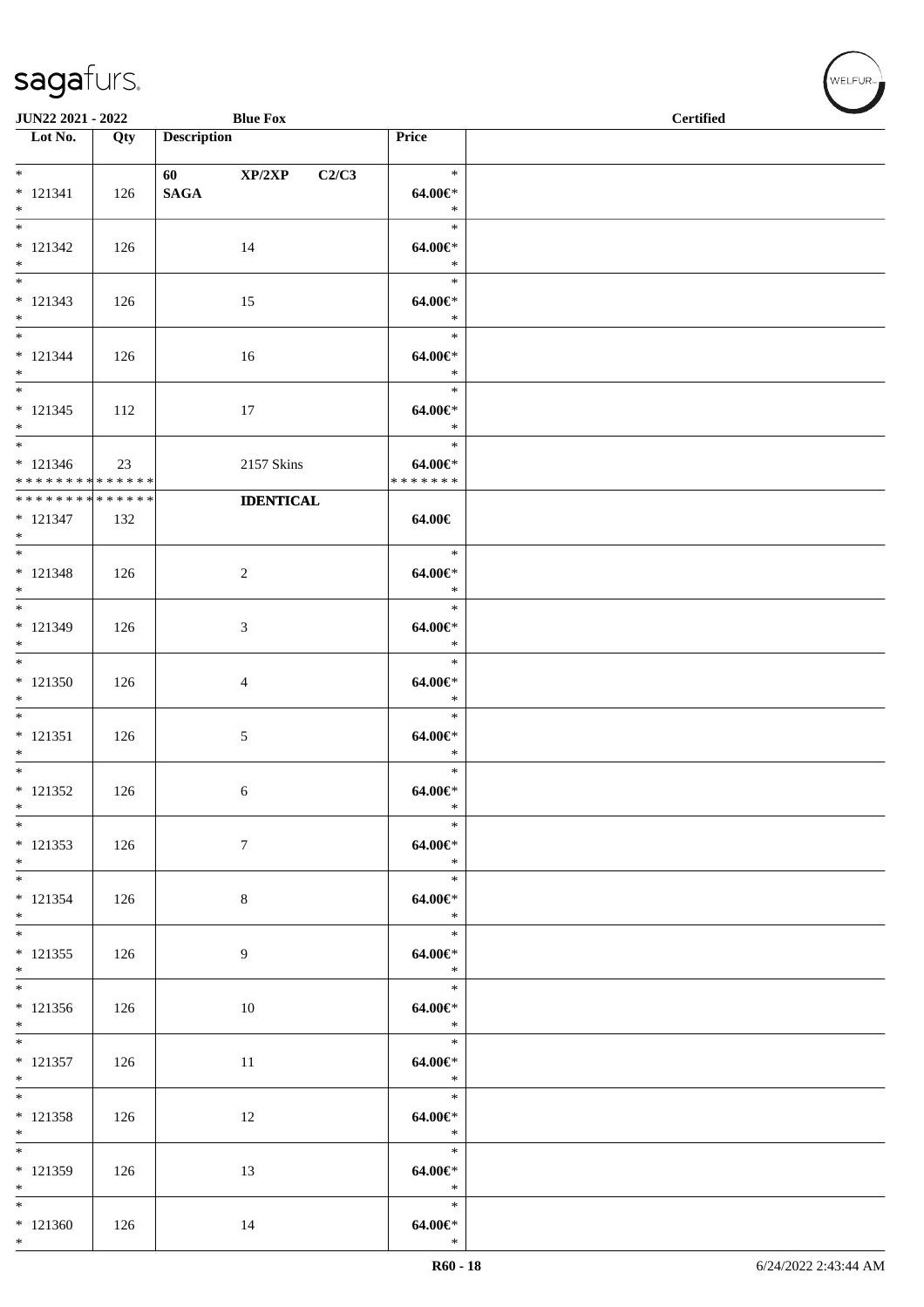| Lot No. | Qty | Description | Price | |
|---|---|---|---|---|
| * <br> * 121341 <br> * | 126 | 60 XP/2XP C2/C3 <br> **SAGA** | * <br> **64.00€*** <br> * | |
| * <br> * 121342 <br> * | 126 | 14 | * <br> **64.00€*** <br> * | |
| * <br> * 121343 <br> * | 126 | 15 | * <br> **64.00€*** <br> * | |
| * <br> * 121344 <br> * | 126 | 16 | * <br> **64.00€*** <br> * | |
| * <br> * 121345 <br> * | 112 | 17 | * <br> **64.00€*** <br> * | |
| * <br> * 121346 <br> * * * * * * * * * * * * * * | 23 | 2157 Skins | * <br> **64.00€*** <br> * * * * * * * | |
| * * * * * * * * * * * * * * <br> * 121347 <br> * | 132 | **IDENTICAL** | **64.00€** | |
| * <br> * 121348 <br> * | 126 | 2 | * <br> **64.00€*** <br> * | |
| * <br> * 121349 <br> * | 126 | 3 | * <br> **64.00€*** <br> * | |
| * <br> * 121350 <br> * | 126 | 4 | * <br> **64.00€*** <br> * | |
| * <br> * 121351 <br> * | 126 | 5 | * <br> **64.00€*** <br> * | |
| * <br> * 121352 <br> * | 126 | 6 | * <br> **64.00€*** <br> * | |
| * <br> * 121353 <br> * | 126 | 7 | * <br> **64.00€*** <br> * | |
| * <br> * 121354 <br> * | 126 | 8 | * <br> **64.00€*** <br> * | |
| * <br> * 121355 <br> * | 126 | 9 | * <br> **64.00€*** <br> * | |
| * <br> * 121356 <br> * | 126 | 10 | * <br> **64.00€*** <br> * | |
| * <br> * 121357 <br> * | 126 | 11 | * <br> **64.00€*** <br> * | |
| * <br> * 121358 <br> * | 126 | 12 | * <br> **64.00€*** <br> * | |
| * <br> * 121359 <br> * | 126 | 13 | * <br> **64.00€*** <br> * | |
| * <br> * 121360 <br> * | 126 | 14 | * <br> **64.00€*** <br> * | |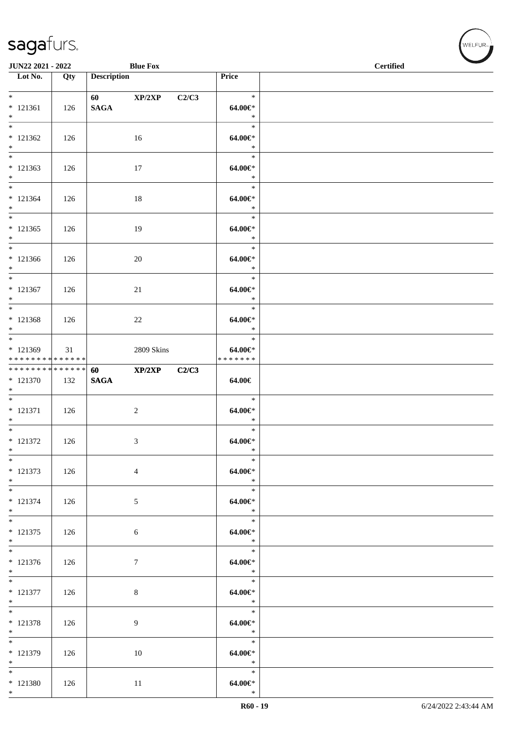| Lot No. | Qty | Description | | | Price | |
|---|---|---|---|---|---|---|
| * <br> * 121361 <br> * | 126 | 60 <br> **SAGA** | **XP/2XP** | **C2/C3** | * <br> **64.00€*** <br> * | |
| * <br> * 121362 <br> * | 126 | | 16 | | * <br> **64.00€*** <br> * | |
| * <br> * 121363 <br> * | 126 | | 17 | | * <br> **64.00€*** <br> * | |
| * <br> * 121364 <br> * | 126 | | 18 | | * <br> **64.00€*** <br> * | |
| * <br> * 121365 <br> * | 126 | | 19 | | * <br> **64.00€*** <br> * | |
| * <br> * 121366 <br> * | 126 | | 20 | | * <br> **64.00€*** <br> * | |
| * <br> * 121367 <br> * | 126 | | 21 | | * <br> **64.00€*** <br> * | |
| * <br> * 121368 <br> * | 126 | | 22 | | * <br> **64.00€*** <br> * | |
| * <br> * 121369 <br> * * * * * * * * * * * * * * | 31 | | 2809 Skins | | * <br> **64.00€*** <br> * * * * * * * | |
| * * * * * * * * * * * * * * <br> * 121370 <br> * | 132 | **60** <br> **SAGA** | **XP/2XP** | **C2/C3** | **64.00€** | |
| * <br> * 121371 <br> * | 126 | | 2 | | * <br> **64.00€*** <br> * | |
| * <br> * 121372 <br> * | 126 | | 3 | | * <br> **64.00€*** <br> * | |
| * <br> * 121373 <br> * | 126 | | 4 | | * <br> **64.00€*** <br> * | |
| * <br> * 121374 <br> * | 126 | | 5 | | * <br> **64.00€*** <br> * | |
| * <br> * 121375 <br> * | 126 | | 6 | | * <br> **64.00€*** <br> * | |
| * <br> * 121376 <br> * | 126 | | 7 | | * <br> **64.00€*** <br> * | |
| * <br> * 121377 <br> * | 126 | | 8 | | * <br> **64.00€*** <br> * | |
| * <br> * 121378 <br> * | 126 | | 9 | | * <br> **64.00€*** <br> * | |
| * <br> * 121379 <br> * | 126 | | 10 | | * <br> **64.00€*** <br> * | |
| * <br> * 121380 <br> * | 126 | | 11 | | * <br> **64.00€*** <br> * | |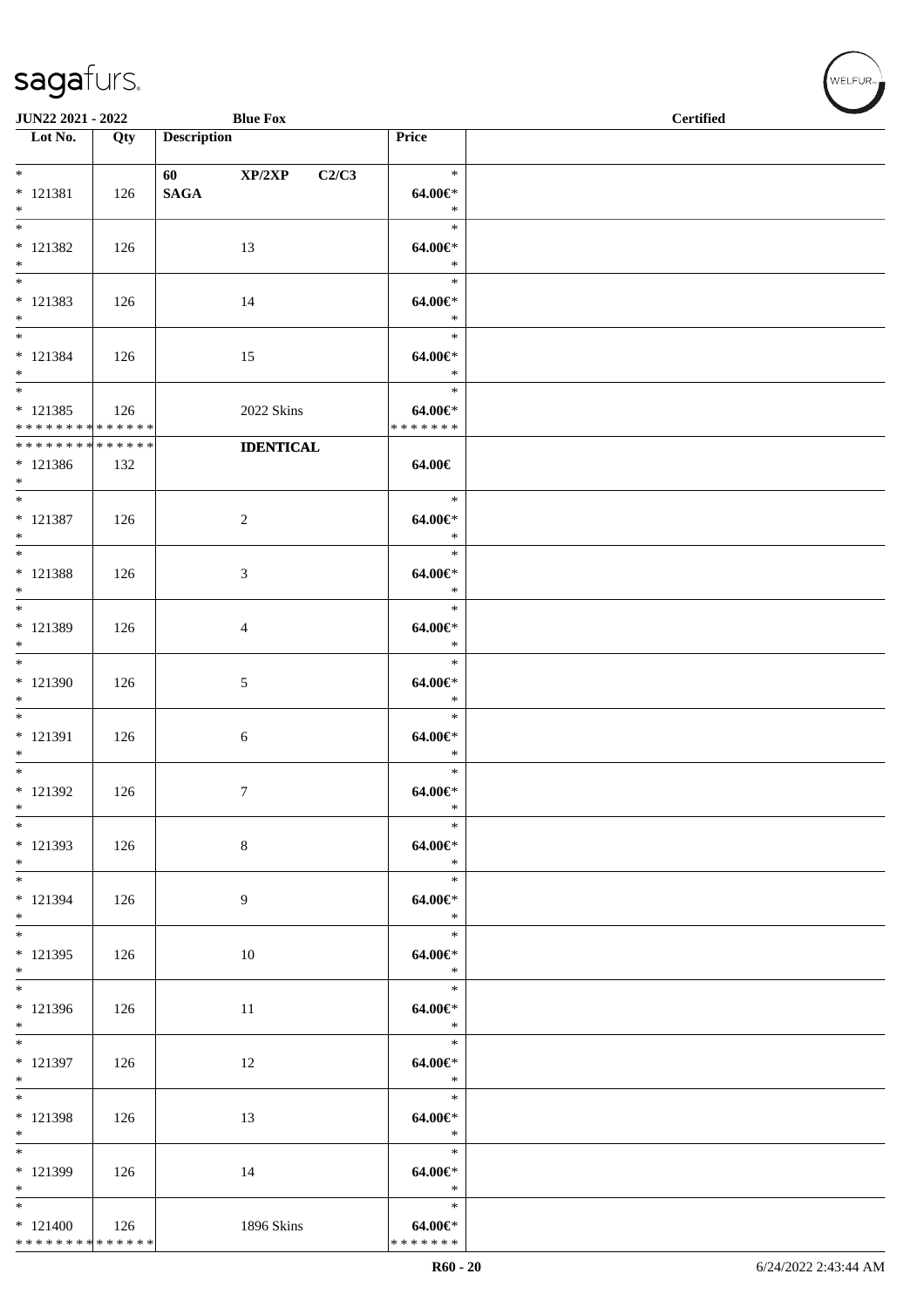| Lot No. | Qty | Description | Price |
|---|---|---|---|
| * <br> * 121381 <br> * | 126 | 60 XP/2XP C2/C3 <br> **SAGA** | * <br> 64.00€* <br> * |
| * <br> * 121382 <br> * | 126 | 13 | * <br> 64.00€* <br> * |
| * <br> * 121383 <br> * | 126 | 14 | * <br> 64.00€* <br> * |
| * <br> * 121384 <br> * | 126 | 15 | * <br> 64.00€* <br> * |
| * <br> * 121385 <br> * * * * * * * * * * * * * * | 126 | 2022 Skins | * <br> 64.00€* <br> * * * * * * * |
| * * * * * * * * * * * * * * <br> * 121386 <br> * | 132 | **IDENTICAL** | 64.00€ |
| * <br> * 121387 <br> * | 126 | 2 | * <br> 64.00€* <br> * |
| * <br> * 121388 <br> * | 126 | 3 | * <br> 64.00€* <br> * |
| * <br> * 121389 <br> * | 126 | 4 | * <br> 64.00€* <br> * |
| * <br> * 121390 <br> * | 126 | 5 | * <br> 64.00€* <br> * |
| * <br> * 121391 <br> * | 126 | 6 | * <br> 64.00€* <br> * |
| * <br> * 121392 <br> * | 126 | 7 | * <br> 64.00€* <br> * |
| * <br> * 121393 <br> * | 126 | 8 | * <br> 64.00€* <br> * |
| * <br> * 121394 <br> * | 126 | 9 | * <br> 64.00€* <br> * |
| * <br> * 121395 <br> * | 126 | 10 | * <br> 64.00€* <br> * |
| * <br> * 121396 <br> * | 126 | 11 | * <br> 64.00€* <br> * |
| * <br> * 121397 <br> * | 126 | 12 | * <br> 64.00€* <br> * |
| * <br> * 121398 <br> * | 126 | 13 | * <br> 64.00€* <br> * |
| * <br> * 121399 <br> * | 126 | 14 | * <br> 64.00€* <br> * |
| * <br> * 121400 <br> * * * * * * * * * * * * * * | 126 | 1896 Skins | * <br> 64.00€* <br> * * * * * * * |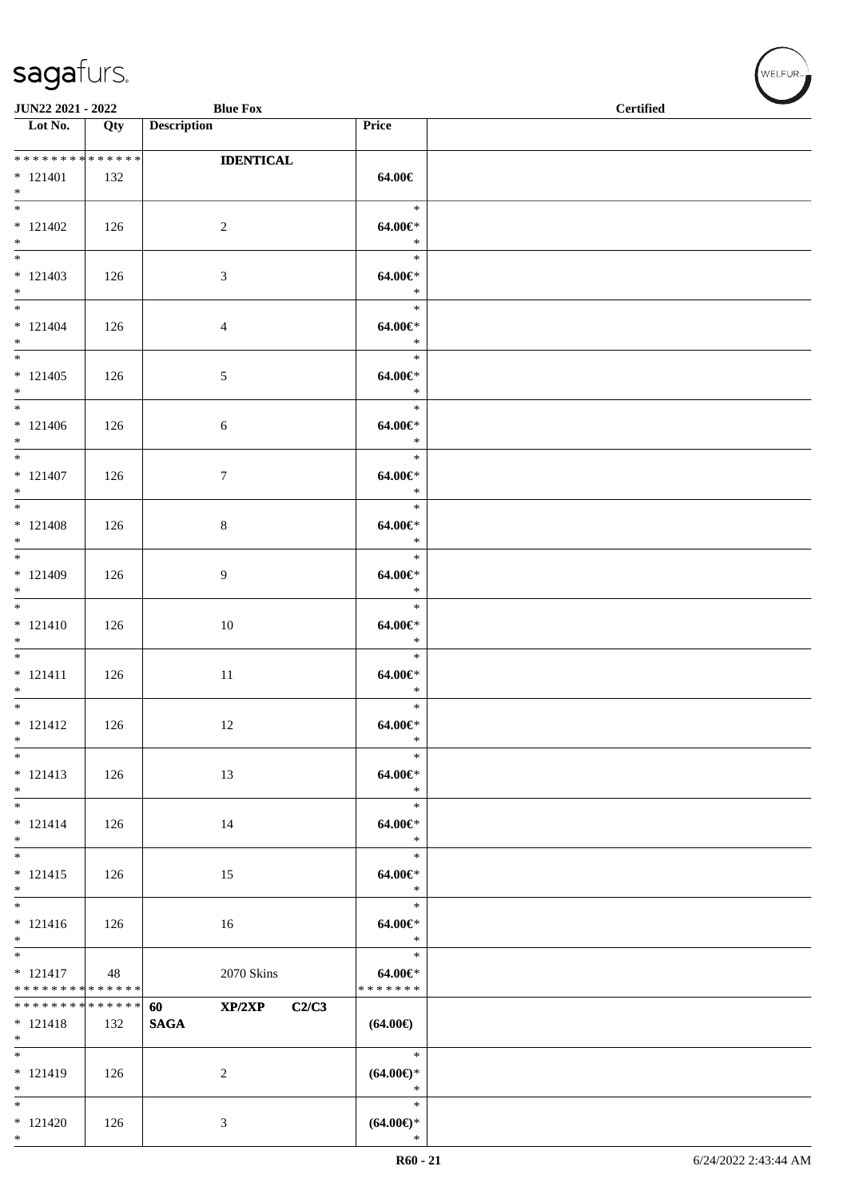| Lot No. | Qty | Description | Price | |
|---|---|---|---|---|
| * * * * * * * * * * * * * * | | **IDENTICAL** | | |
| * 121401 | 132 | | **64.00€** | |
| * 121402 | 126 | 2 | **64.00€*** | |
| * 121403 | 126 | 3 | **64.00€*** | |
| * 121404 | 126 | 4 | **64.00€*** | |
| * 121405 | 126 | 5 | **64.00€*** | |
| * 121406 | 126 | 6 | **64.00€*** | |
| * 121407 | 126 | 7 | **64.00€*** | |
| * 121408 | 126 | 8 | **64.00€*** | |
| * 121409 | 126 | 9 | **64.00€*** | |
| * 121410 | 126 | 10 | **64.00€*** | |
| * 121411 | 126 | 11 | **64.00€*** | |
| * 121412 | 126 | 12 | **64.00€*** | |
| * 121413 | 126 | 13 | **64.00€*** | |
| * 121414 | 126 | 14 | **64.00€*** | |
| * 121415 | 126 | 15 | **64.00€*** | |
| * 121416 | 126 | 16 | **64.00€*** | |
| * 121417 | 48 | 2070 Skins | **64.00€*** | |
| * * * * * * * * * * * * * * | | **60 XP/2XP C2/C3 SAGA** | | |
| * 121418 | 132 | | **(64.00€)** | |
| * 121419 | 126 | 2 | **(64.00€)*** | |
| * 121420 | 126 | 3 | **(64.00€)*** | |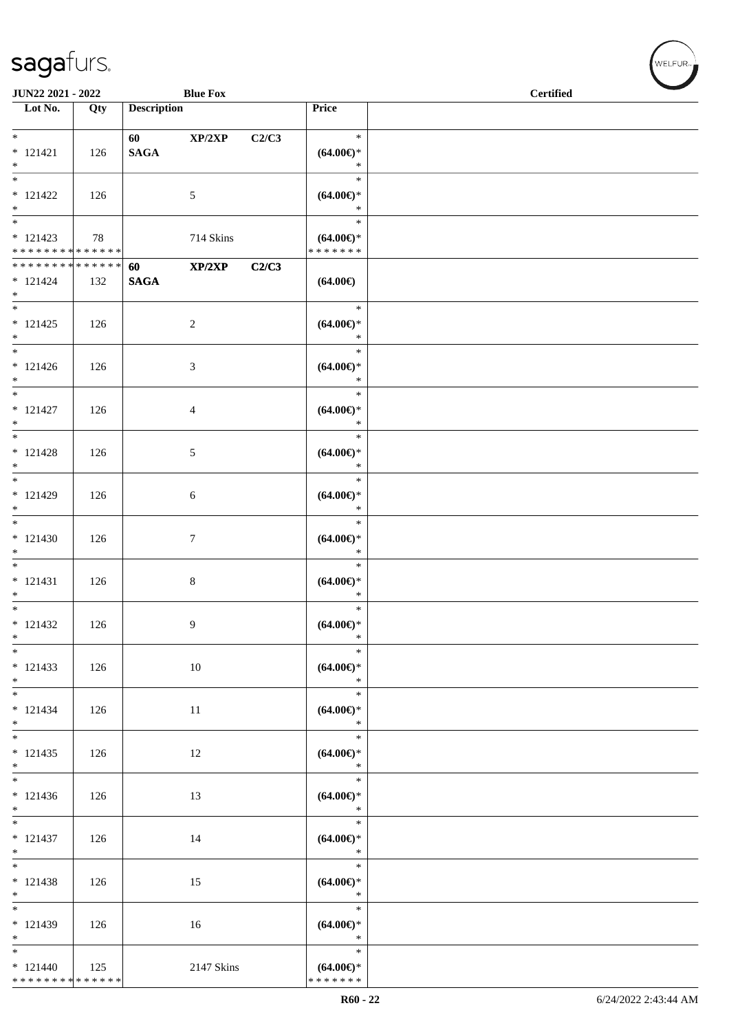JUN22 2021 - 2022 | Blue Fox | Certified

| Lot No. | Qty | Description | Price |
|---|---|---|---|
| * 121421 * | 126 | 60 XP/2XP C2/C3 SAGA | * (64.00€)* * |
| * 121422 * | 126 | 5 | * (64.00€)* * |
| * 121423 * * * * * * * * * * * * * * | 78 | 714 Skins | * (64.00€)* * * * * * * * |
| * * * * * * * * * * * * * * 121424 * | 132 | 60 XP/2XP C2/C3 SAGA | (64.00€) |
| * 121425 * | 126 | 2 | * (64.00€)* * |
| * 121426 * | 126 | 3 | * (64.00€)* * |
| * 121427 * | 126 | 4 | * (64.00€)* * |
| * 121428 * | 126 | 5 | * (64.00€)* * |
| * 121429 * | 126 | 6 | * (64.00€)* * |
| * 121430 * | 126 | 7 | * (64.00€)* * |
| * 121431 * | 126 | 8 | * (64.00€)* * |
| * 121432 * | 126 | 9 | * (64.00€)* * |
| * 121433 * | 126 | 10 | * (64.00€)* * |
| * 121434 * | 126 | 11 | * (64.00€)* * |
| * 121435 * | 126 | 12 | * (64.00€)* * |
| * 121436 * | 126 | 13 | * (64.00€)* * |
| * 121437 * | 126 | 14 | * (64.00€)* * |
| * 121438 * | 126 | 15 | * (64.00€)* * |
| * 121439 * | 126 | 16 | * (64.00€)* * |
| * 121440 * * * * * * * * * * * * * * | 125 | 2147 Skins | * (64.00€)* * * * * * * * |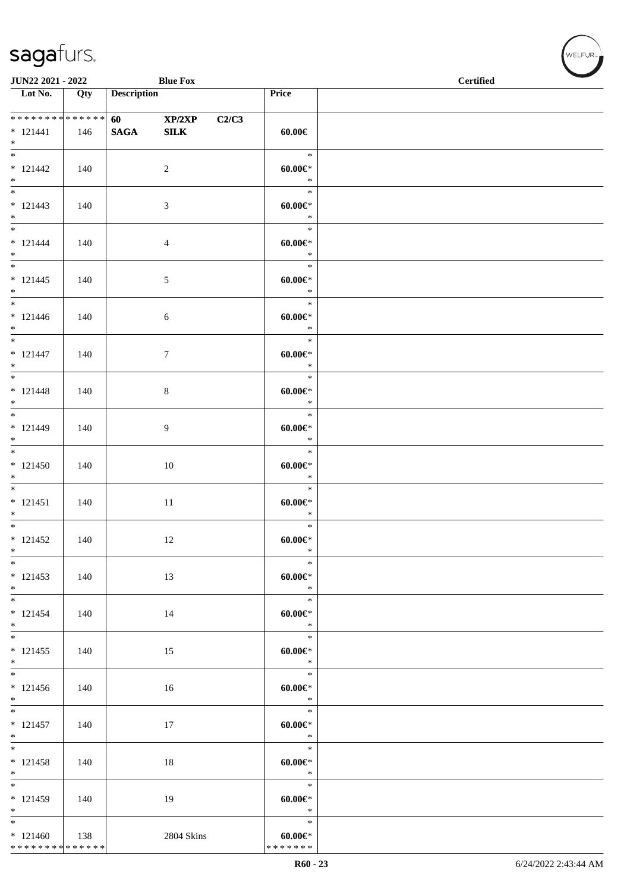**JUN22 2021 - 2022** **Blue Fox** **Certified**

| Lot No. | Qty | Description | | | Price | |
|---|---|---|---|---|---|---|
| * * * * * * * * * * * * * * | | **60** | **XP/2XP** | **C2/C3** | | |
| * 121441 | 146 | **SAGA** | **SILK** | | **60.00€** | |
| * | | | | | | |
| * 121442 | 140 | | 2 | | **60.00€*** | |
| * 121443 | 140 | | 3 | | **60.00€*** | |
| * 121444 | 140 | | 4 | | **60.00€*** | |
| * 121445 | 140 | | 5 | | **60.00€*** | |
| * 121446 | 140 | | 6 | | **60.00€*** | |
| * 121447 | 140 | | 7 | | **60.00€*** | |
| * 121448 | 140 | | 8 | | **60.00€*** | |
| * 121449 | 140 | | 9 | | **60.00€*** | |
| * 121450 | 140 | | 10 | | **60.00€*** | |
| * 121451 | 140 | | 11 | | **60.00€*** | |
| * 121452 | 140 | | 12 | | **60.00€*** | |
| * 121453 | 140 | | 13 | | **60.00€*** | |
| * 121454 | 140 | | 14 | | **60.00€*** | |
| * 121455 | 140 | | 15 | | **60.00€*** | |
| * 121456 | 140 | | 16 | | **60.00€*** | |
| * 121457 | 140 | | 17 | | **60.00€*** | |
| * 121458 | 140 | | 18 | | **60.00€*** | |
| * 121459 | 140 | | 19 | | **60.00€*** | |
| * 121460 | 138 | | 2804 Skins | | **60.00€*** | |
| * * * * * * * * * * * * * * | | | | | * * * * * * * | |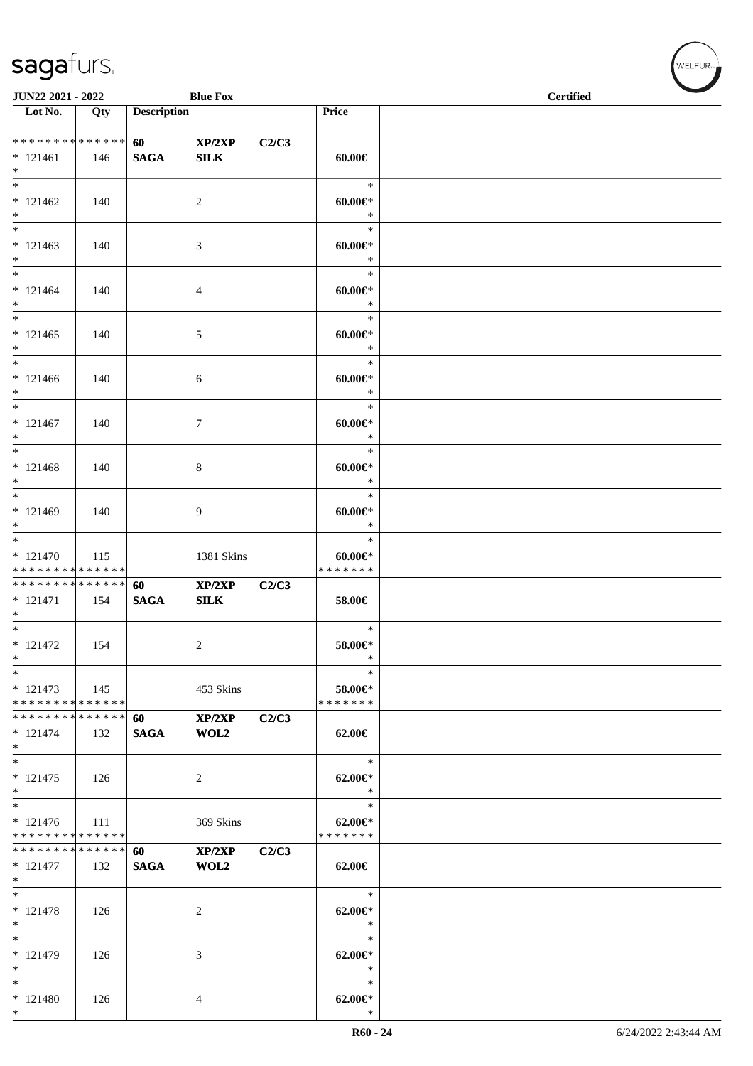JUN22 2021 - 2022 — Blue Fox — Certified

| Lot No. | Qty | Description | | | Price | |
|---|---|---|---|---|---|---|
| * * * * * * * * * * * * * * | | 60 | XP/2XP | C2/C3 | | |
| * 121461 | 146 | SAGA | SILK | | 60.00€ | |
| * | | | | | | |
| * | | | | | * | |
| * 121462 | 140 | | 2 | | 60.00€* | |
| * | | | | | * | |
| * | | | | | * | |
| * 121463 | 140 | | 3 | | 60.00€* | |
| * | | | | | * | |
| * | | | | | * | |
| * 121464 | 140 | | 4 | | 60.00€* | |
| * | | | | | * | |
| * | | | | | * | |
| * 121465 | 140 | | 5 | | 60.00€* | |
| * | | | | | * | |
| * | | | | | * | |
| * 121466 | 140 | | 6 | | 60.00€* | |
| * | | | | | * | |
| * | | | | | * | |
| * 121467 | 140 | | 7 | | 60.00€* | |
| * | | | | | * | |
| * | | | | | * | |
| * 121468 | 140 | | 8 | | 60.00€* | |
| * | | | | | * | |
| * | | | | | * | |
| * 121469 | 140 | | 9 | | 60.00€* | |
| * | | | | | * | |
| * | | | | | * | |
| * 121470 | 115 | | 1381 Skins | | 60.00€* | |
| * * * * * * * * * * * * * * | | | | | * * * * * * * | |
| * * * * * * * * * * * * * * | | 60 | XP/2XP | C2/C3 | | |
| * 121471 | 154 | SAGA | SILK | | 58.00€ | |
| * | | | | | | |
| * | | | | | * | |
| * 121472 | 154 | | 2 | | 58.00€* | |
| * | | | | | * | |
| * | | | | | * | |
| * 121473 | 145 | | 453 Skins | | 58.00€* | |
| * * * * * * * * * * * * * * | | | | | * * * * * * * | |
| * * * * * * * * * * * * * * | | 60 | XP/2XP | C2/C3 | | |
| * 121474 | 132 | SAGA | WOL2 | | 62.00€ | |
| * | | | | | | |
| * | | | | | * | |
| * 121475 | 126 | | 2 | | 62.00€* | |
| * | | | | | * | |
| * | | | | | * | |
| * 121476 | 111 | | 369 Skins | | 62.00€* | |
| * * * * * * * * * * * * * * | | | | | * * * * * * * | |
| * * * * * * * * * * * * * * | | 60 | XP/2XP | C2/C3 | | |
| * 121477 | 132 | SAGA | WOL2 | | 62.00€ | |
| * | | | | | | |
| * | | | | | * | |
| * 121478 | 126 | | 2 | | 62.00€* | |
| * | | | | | * | |
| * | | | | | * | |
| * 121479 | 126 | | 3 | | 62.00€* | |
| * | | | | | * | |
| * | | | | | * | |
| * 121480 | 126 | | 4 | | 62.00€* | |
| * | | | | | * | |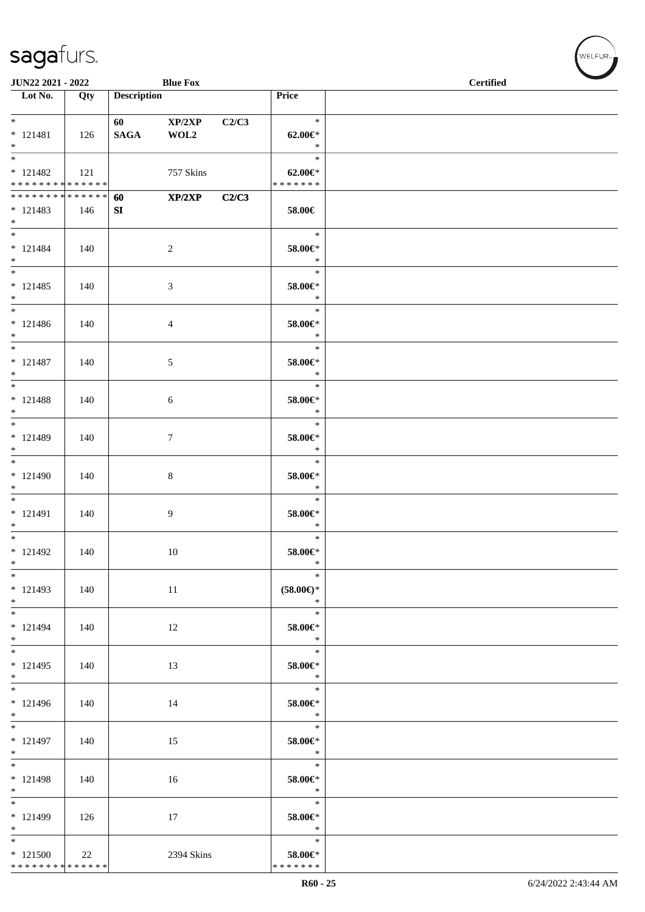| Lot No. | Qty | Description | | | Price | |
|---|---|---|---|---|---|---|
| * <br> * 121481 <br> * | 126 | 60 <br> SAGA | XP/2XP <br> WOL2 | C2/C3 | * <br> 62.00€* <br> * | |
| * <br> * 121482 <br> * * * * * * * * * * * * * * | 121 | | 757 Skins | | * <br> 62.00€* <br> * * * * * * * | |
| * * * * * * * * * * * * * * <br> * 121483 <br> * | 146 | 60 <br> SI | XP/2XP | C2/C3 | 58.00€ | |
| * <br> * 121484 <br> * | 140 | | 2 | | * <br> 58.00€* <br> * | |
| * <br> * 121485 <br> * | 140 | | 3 | | * <br> 58.00€* <br> * | |
| * <br> * 121486 <br> * | 140 | | 4 | | * <br> 58.00€* <br> * | |
| * <br> * 121487 <br> * | 140 | | 5 | | * <br> 58.00€* <br> * | |
| * <br> * 121488 <br> * | 140 | | 6 | | * <br> 58.00€* <br> * | |
| * <br> * 121489 <br> * | 140 | | 7 | | * <br> 58.00€* <br> * | |
| * <br> * 121490 <br> * | 140 | | 8 | | * <br> 58.00€* <br> * | |
| * <br> * 121491 <br> * | 140 | | 9 | | * <br> 58.00€* <br> * | |
| * <br> * 121492 <br> * | 140 | | 10 | | * <br> 58.00€* <br> * | |
| * <br> * 121493 <br> * | 140 | | 11 | | * <br> (58.00€)* <br> * | |
| * <br> * 121494 <br> * | 140 | | 12 | | * <br> 58.00€* <br> * | |
| * <br> * 121495 <br> * | 140 | | 13 | | * <br> 58.00€* <br> * | |
| * <br> * 121496 <br> * | 140 | | 14 | | * <br> 58.00€* <br> * | |
| * <br> * 121497 <br> * | 140 | | 15 | | * <br> 58.00€* <br> * | |
| * <br> * 121498 <br> * | 140 | | 16 | | * <br> 58.00€* <br> * | |
| * <br> * 121499 <br> * | 126 | | 17 | | * <br> 58.00€* <br> * | |
| * <br> * 121500 <br> * * * * * * * * * * * * * * | 22 | | 2394 Skins | | * <br> 58.00€* <br> * * * * * * * | |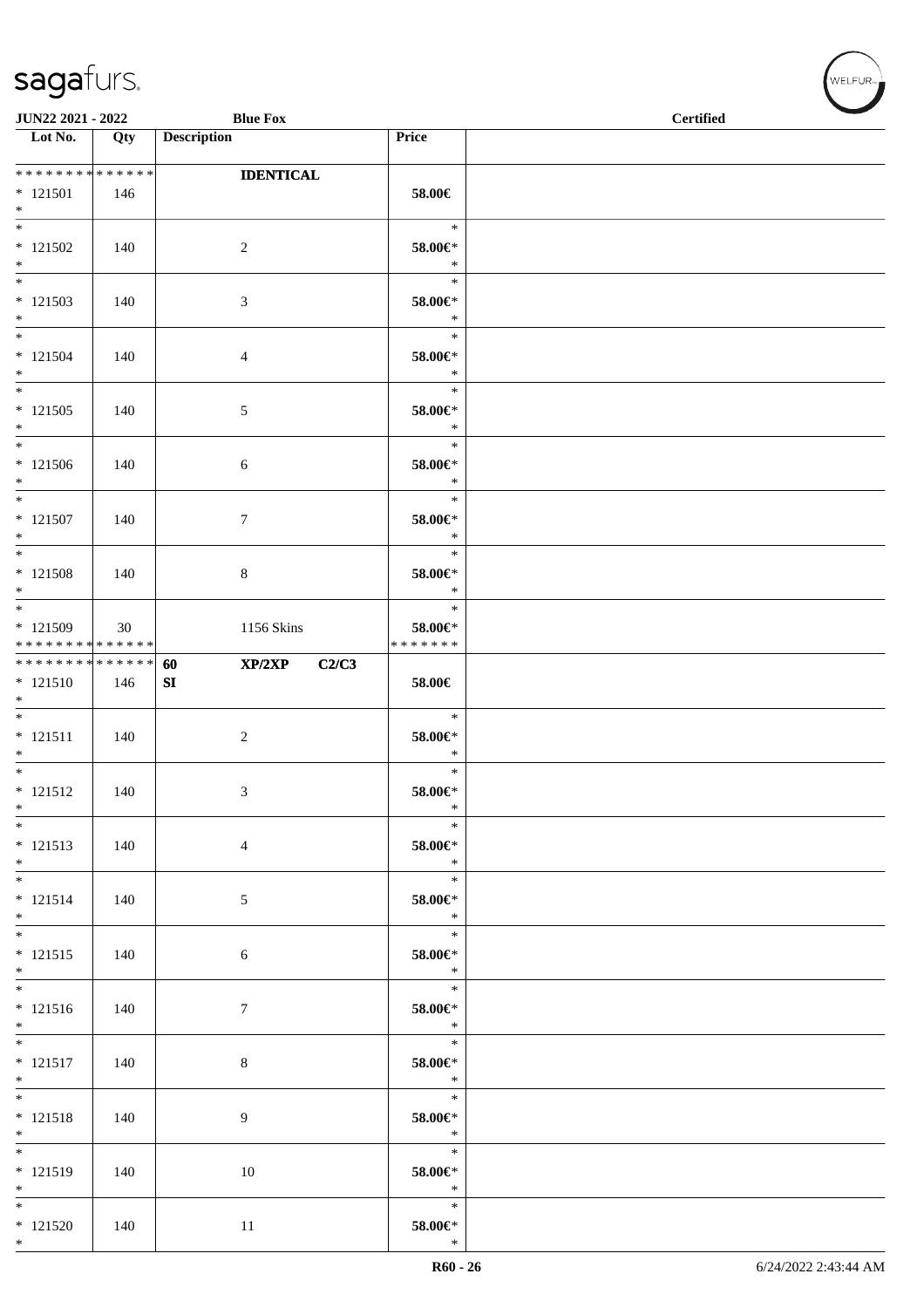| Lot No. | Qty | Description | Price | |
|---|---|---|---|---|
| * * * * * * * * * * * * * * | | **IDENTICAL** | | |
| * 121501 | 146 | | **58.00€** | |
| * | | | | |
| * | | | * | |
| * 121502 | 140 | 2 | **58.00€*** | |
| * | | | * | |
| * | | | * | |
| * 121503 | 140 | 3 | **58.00€*** | |
| * | | | * | |
| * | | | * | |
| * 121504 | 140 | 4 | **58.00€*** | |
| * | | | * | |
| * | | | * | |
| * 121505 | 140 | 5 | **58.00€*** | |
| * | | | * | |
| * | | | * | |
| * 121506 | 140 | 6 | **58.00€*** | |
| * | | | * | |
| * | | | * | |
| * 121507 | 140 | 7 | **58.00€*** | |
| * | | | * | |
| * | | | * | |
| * 121508 | 140 | 8 | **58.00€*** | |
| * | | | * | |
| * | | | * | |
| * 121509 | 30 | 1156 Skins | **58.00€*** | |
| * * * * * * * * * * * * * * | | | * * * * * * * | |
| * * * * * * * * * * * * * * | | **60 XP/2XP C2/C3** | | |
| * 121510 | 146 | **SI** | **58.00€** | |
| * | | | | |
| * | | | * | |
| * 121511 | 140 | 2 | **58.00€*** | |
| * | | | * | |
| * | | | * | |
| * 121512 | 140 | 3 | **58.00€*** | |
| * | | | * | |
| * | | | * | |
| * 121513 | 140 | 4 | **58.00€*** | |
| * | | | * | |
| * | | | * | |
| * 121514 | 140 | 5 | **58.00€*** | |
| * | | | * | |
| * | | | * | |
| * 121515 | 140 | 6 | **58.00€*** | |
| * | | | * | |
| * | | | * | |
| * 121516 | 140 | 7 | **58.00€*** | |
| * | | | * | |
| * | | | * | |
| * 121517 | 140 | 8 | **58.00€*** | |
| * | | | * | |
| * | | | * | |
| * 121518 | 140 | 9 | **58.00€*** | |
| * | | | * | |
| * | | | * | |
| * 121519 | 140 | 10 | **58.00€*** | |
| * | | | * | |
| * | | | * | |
| * 121520 | 140 | 11 | **58.00€*** | |
| * | | | * | |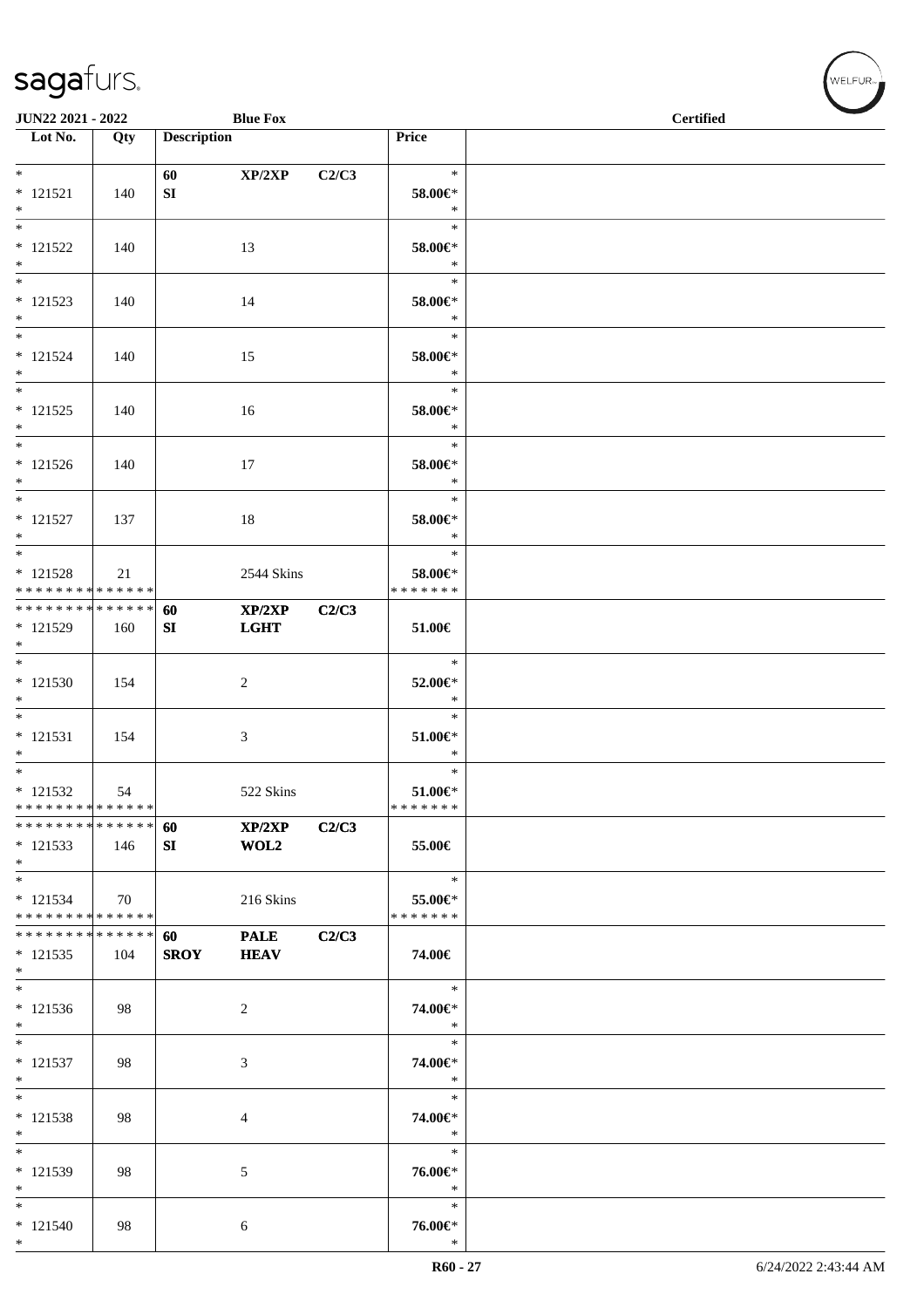JUN22 2021 - 2022 — Blue Fox — Certified

| Lot No. | Qty | Description | | | Price |
|---|---|---|---|---|---|
| * * 121521 * | 140 | 60 SI | XP/2XP | C2/C3 | * 58.00€* * |
| * * 121522 * | 140 | | 13 | | * 58.00€* * |
| * * 121523 * | 140 | | 14 | | * 58.00€* * |
| * * 121524 * | 140 | | 15 | | * 58.00€* * |
| * * 121525 * | 140 | | 16 | | * 58.00€* * |
| * * 121526 * | 140 | | 17 | | * 58.00€* * |
| * * 121527 * | 137 | | 18 | | * 58.00€* * |
| * * 121528 * * * * * * * * * * * * * * | 21 | | 2544 Skins | | * 58.00€* * * * * * * * |
| * * * * * * * * * * * * * * * 121529 * | 160 | 60 SI | XP/2XP LGHT | C2/C3 | 51.00€ |
| * * 121530 * | 154 | | 2 | | * 52.00€* * |
| * * 121531 * | 154 | | 3 | | * 51.00€* * |
| * * 121532 * * * * * * * * * * * * * * | 54 | | 522 Skins | | * 51.00€* * * * * * * * |
| * * * * * * * * * * * * * * * 121533 * | 146 | 60 SI | XP/2XP WOL2 | C2/C3 | 55.00€ |
| * * 121534 * * * * * * * * * * * * * * | 70 | | 216 Skins | | * 55.00€* * * * * * * * |
| * * * * * * * * * * * * * * * 121535 * | 104 | 60 SROY | PALE HEAV | C2/C3 | 74.00€ |
| * * 121536 * | 98 | | 2 | | * 74.00€* * |
| * * 121537 * | 98 | | 3 | | * 74.00€* * |
| * * 121538 * | 98 | | 4 | | * 74.00€* * |
| * * 121539 * | 98 | | 5 | | * 76.00€* * |
| * * 121540 * | 98 | | 6 | | * 76.00€* * |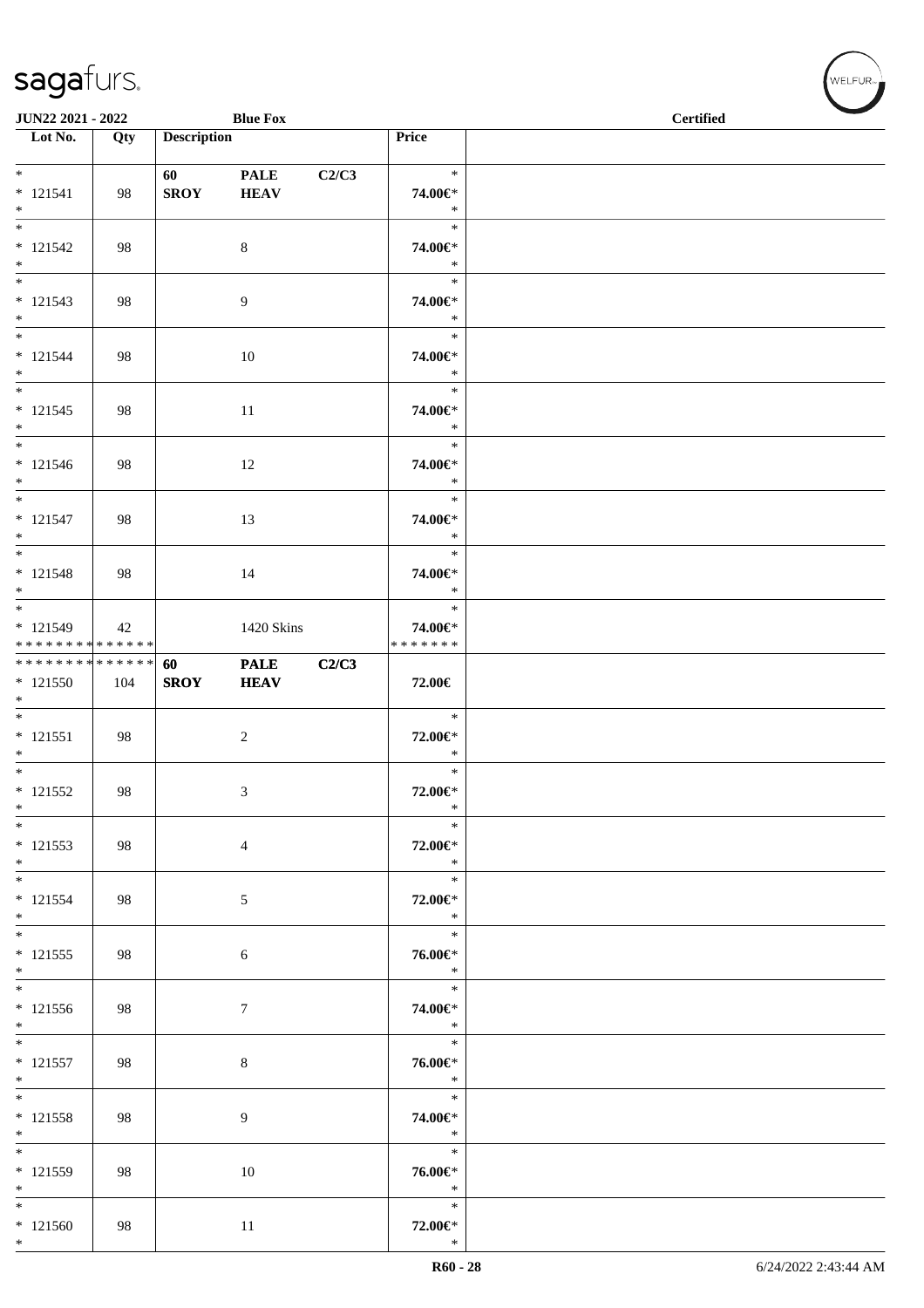JUN22 2021 - 2022 Blue Fox Certified

| Lot No. | Qty | Description | | | Price | |
|---|---|---|---|---|---|---|
| * <br> * 121541 <br> * | 98 | 60 SROY | PALE HEAV | C2/C3 | * <br> 74.00€* <br> * | |
| * <br> * 121542 <br> * | 98 | | 8 | | * <br> 74.00€* <br> * | |
| * <br> * 121543 <br> * | 98 | | 9 | | * <br> 74.00€* <br> * | |
| * <br> * 121544 <br> * | 98 | | 10 | | * <br> 74.00€* <br> * | |
| * <br> * 121545 <br> * | 98 | | 11 | | * <br> 74.00€* <br> * | |
| * <br> * 121546 <br> * | 98 | | 12 | | * <br> 74.00€* <br> * | |
| * <br> * 121547 <br> * | 98 | | 13 | | * <br> 74.00€* <br> * | |
| * <br> * 121548 <br> * | 98 | | 14 | | * <br> 74.00€* <br> * | |
| * <br> * 121549 <br> * * * * * * * * * * * * * * | 42 | | 1420 Skins | | * <br> 74.00€* <br> * * * * * * * | |
| * * * * * * * * * * * * * * <br> * 121550 <br> * | 104 | 60 SROY | PALE HEAV | C2/C3 | 72.00€ | |
| * <br> * 121551 <br> * | 98 | | 2 | | * <br> 72.00€* <br> * | |
| * <br> * 121552 <br> * | 98 | | 3 | | * <br> 72.00€* <br> * | |
| * <br> * 121553 <br> * | 98 | | 4 | | * <br> 72.00€* <br> * | |
| * <br> * 121554 <br> * | 98 | | 5 | | * <br> 72.00€* <br> * | |
| * <br> * 121555 <br> * | 98 | | 6 | | * <br> 76.00€* <br> * | |
| * <br> * 121556 <br> * | 98 | | 7 | | * <br> 74.00€* <br> * | |
| * <br> * 121557 <br> * | 98 | | 8 | | * <br> 76.00€* <br> * | |
| * <br> * 121558 <br> * | 98 | | 9 | | * <br> 74.00€* <br> * | |
| * <br> * 121559 <br> * | 98 | | 10 | | * <br> 76.00€* <br> * | |
| * <br> * 121560 <br> * | 98 | | 11 | | * <br> 72.00€* <br> * | |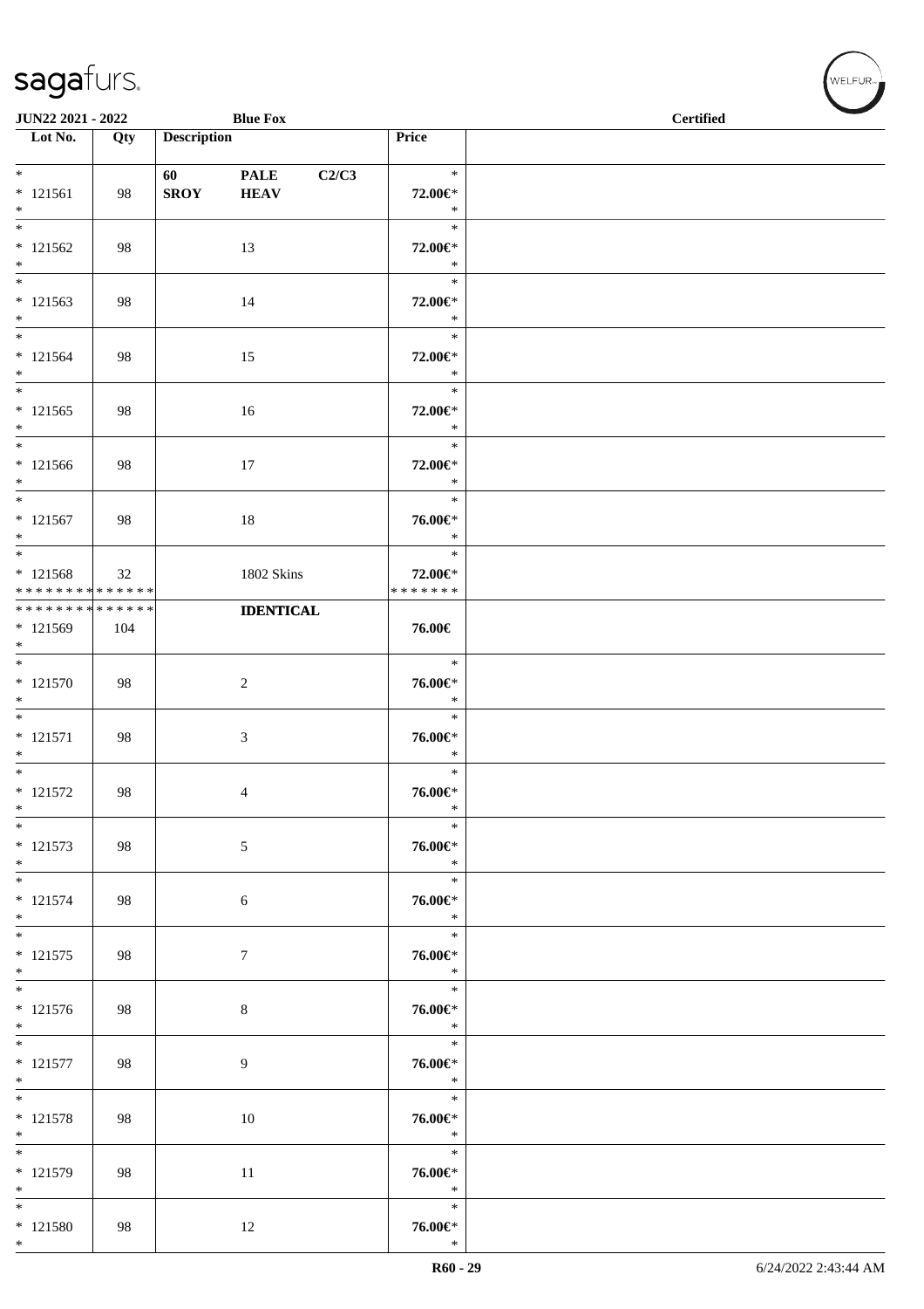JUN22 2021 - 2022 Blue Fox Certified

| Lot No. | Qty | Description | Price | |
|---|---|---|---|---|
| * | | 60 PALE C2/C3 | * | |
| * 121561 | 98 | SROY HEAV | 72.00€* | |
| * | | | * | |
| * 121562 | 98 | 13 | 72.00€* | |
| * | | | * | |
| * 121563 | 98 | 14 | 72.00€* | |
| * | | | * | |
| * 121564 | 98 | 15 | 72.00€* | |
| * | | | * | |
| * 121565 | 98 | 16 | 72.00€* | |
| * | | | * | |
| * 121566 | 98 | 17 | 72.00€* | |
| * | | | * | |
| * 121567 | 98 | 18 | 76.00€* | |
| * | | | * | |
| * 121568 | 32 | 1802 Skins | 72.00€* | |
| ************** | | | ******* | |
| ************** | | IDENTICAL | | |
| * 121569 | 104 | | 76.00€ | |
| * | | | * | |
| * 121570 | 98 | 2 | 76.00€* | |
| * | | | * | |
| * 121571 | 98 | 3 | 76.00€* | |
| * | | | * | |
| * 121572 | 98 | 4 | 76.00€* | |
| * | | | * | |
| * 121573 | 98 | 5 | 76.00€* | |
| * | | | * | |
| * 121574 | 98 | 6 | 76.00€* | |
| * | | | * | |
| * 121575 | 98 | 7 | 76.00€* | |
| * | | | * | |
| * 121576 | 98 | 8 | 76.00€* | |
| * | | | * | |
| * 121577 | 98 | 9 | 76.00€* | |
| * | | | * | |
| * 121578 | 98 | 10 | 76.00€* | |
| * | | | * | |
| * 121579 | 98 | 11 | 76.00€* | |
| * | | | * | |
| * 121580 | 98 | 12 | 76.00€* | |
| * | | | * | |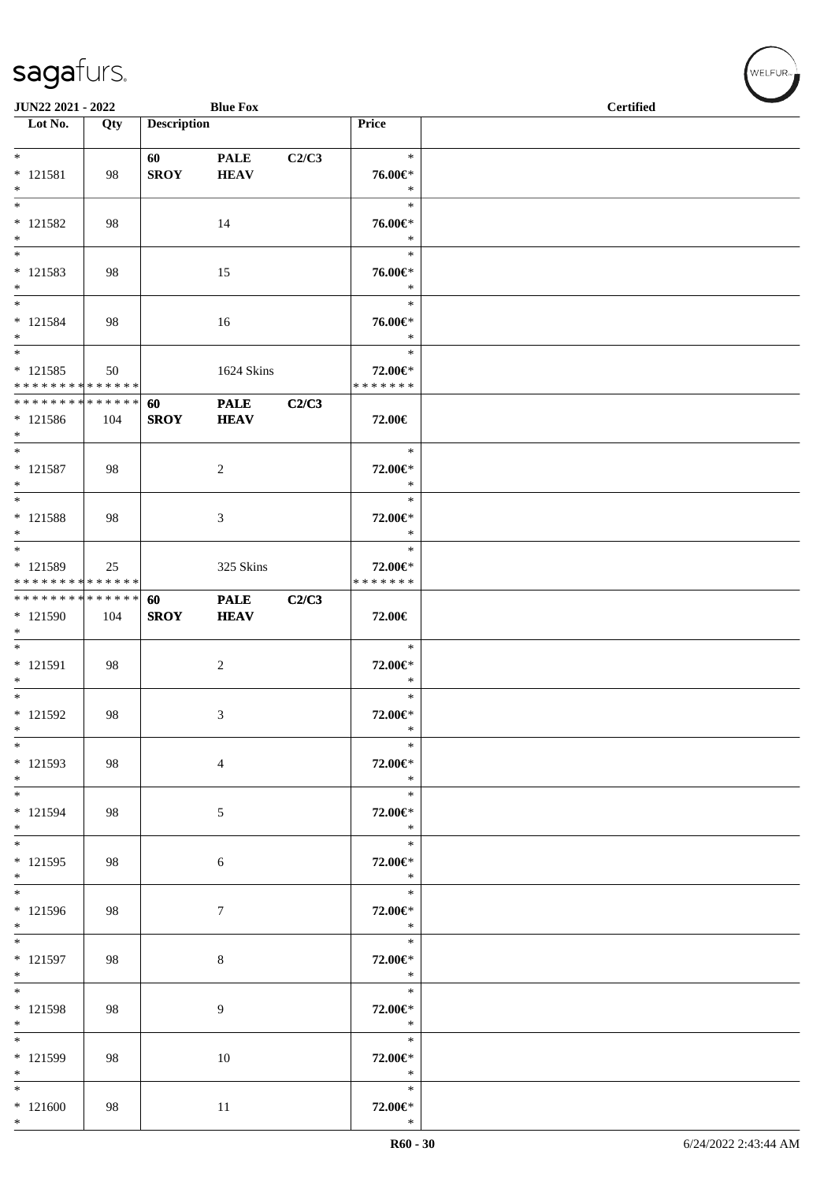**JUN22 2021 - 2022** **Blue Fox** **Certified**

| Lot No. | Qty | Description | | | Price | |
|---|---|---|---|---|---|---|
| * 121581 * | 98 | **60 SROY** | **PALE HEAV** | **C2/C3** | * **76.00€*** * | |
| * 121582 * | 98 | | 14 | | * **76.00€*** * | |
| * 121583 * | 98 | | 15 | | * **76.00€*** * | |
| * 121584 * | 98 | | 16 | | * **76.00€*** * | |
| * 121585 * * * * * * * * * * * * * * | 50 | | 1624 Skins | | * **72.00€*** * * * * * * * | |
| * * * * * * * * * * * * * * 121586 * | 104 | **60 SROY** | **PALE HEAV** | **C2/C3** | **72.00€** | |
| * 121587 * | 98 | | 2 | | * **72.00€*** * | |
| * 121588 * | 98 | | 3 | | * **72.00€*** * | |
| * 121589 * * * * * * * * * * * * * * | 25 | | 325 Skins | | * **72.00€*** * * * * * * * | |
| * * * * * * * * * * * * * * 121590 * | 104 | **60 SROY** | **PALE HEAV** | **C2/C3** | **72.00€** | |
| * 121591 * | 98 | | 2 | | * **72.00€*** * | |
| * 121592 * | 98 | | 3 | | * **72.00€*** * | |
| * 121593 * | 98 | | 4 | | * **72.00€*** * | |
| * 121594 * | 98 | | 5 | | * **72.00€*** * | |
| * 121595 * | 98 | | 6 | | * **72.00€*** * | |
| * 121596 * | 98 | | 7 | | * **72.00€*** * | |
| * 121597 * | 98 | | 8 | | * **72.00€*** * | |
| * 121598 * | 98 | | 9 | | * **72.00€*** * | |
| * 121599 * | 98 | | 10 | | * **72.00€*** * | |
| * 121600 * | 98 | | 11 | | * **72.00€*** * | |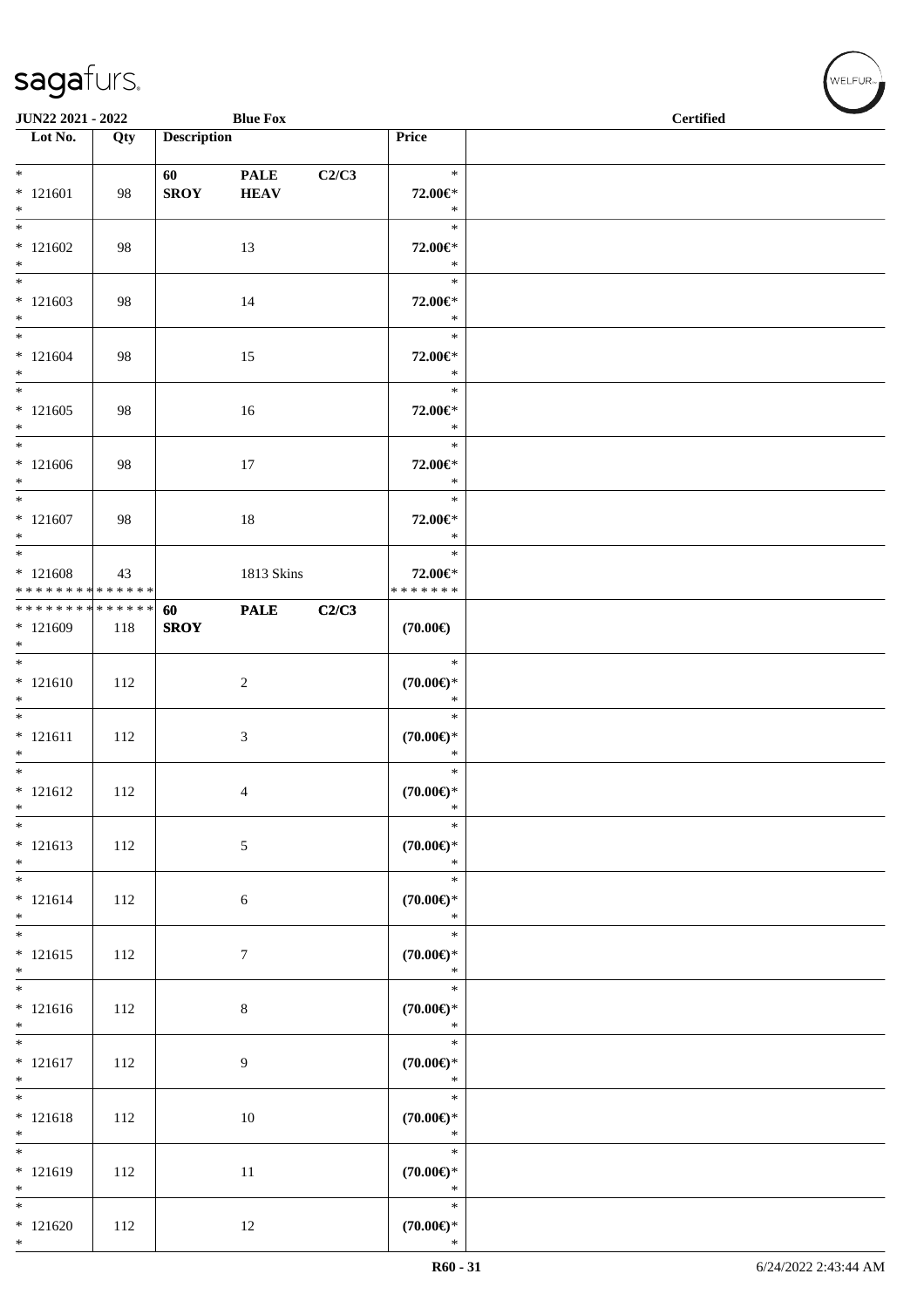JUN22 2021 - 2022 Blue Fox Certified

| Lot No. | Qty | Description | | | Price | |
|---|---|---|---|---|---|---|
| * <br> * 121601 <br> * | 98 | 60 <br> **SROY** | **PALE** <br> **HEAV** | C2/C3 | * <br> 72.00€* <br> * | |
| * <br> * 121602 <br> * | 98 | | 13 | | * <br> 72.00€* <br> * | |
| * <br> * 121603 <br> * | 98 | | 14 | | * <br> 72.00€* <br> * | |
| * <br> * 121604 <br> * | 98 | | 15 | | * <br> 72.00€* <br> * | |
| * <br> * 121605 <br> * | 98 | | 16 | | * <br> 72.00€* <br> * | |
| * <br> * 121606 <br> * | 98 | | 17 | | * <br> 72.00€* <br> * | |
| * <br> * 121607 <br> * | 98 | | 18 | | * <br> 72.00€* <br> * | |
| * <br> * 121608 <br> * * * * * * * * * * * * * * | 43 | | 1813 Skins | | * <br> 72.00€* <br> * * * * * * * | |
| * * * * * * * * * * * * * * <br> * 121609 <br> * | 118 | 60 <br> **SROY** | **PALE** | C2/C3 | (70.00€) | |
| * <br> * 121610 <br> * | 112 | | 2 | | * <br> (70.00€)* <br> * | |
| * <br> * 121611 <br> * | 112 | | 3 | | * <br> (70.00€)* <br> * | |
| * <br> * 121612 <br> * | 112 | | 4 | | * <br> (70.00€)* <br> * | |
| * <br> * 121613 <br> * | 112 | | 5 | | * <br> (70.00€)* <br> * | |
| * <br> * 121614 <br> * | 112 | | 6 | | * <br> (70.00€)* <br> * | |
| * <br> * 121615 <br> * | 112 | | 7 | | * <br> (70.00€)* <br> * | |
| * <br> * 121616 <br> * | 112 | | 8 | | * <br> (70.00€)* <br> * | |
| * <br> * 121617 <br> * | 112 | | 9 | | * <br> (70.00€)* <br> * | |
| * <br> * 121618 <br> * | 112 | | 10 | | * <br> (70.00€)* <br> * | |
| * <br> * 121619 <br> * | 112 | | 11 | | * <br> (70.00€)* <br> * | |
| * <br> * 121620 <br> * | 112 | | 12 | | * <br> (70.00€)* <br> * | |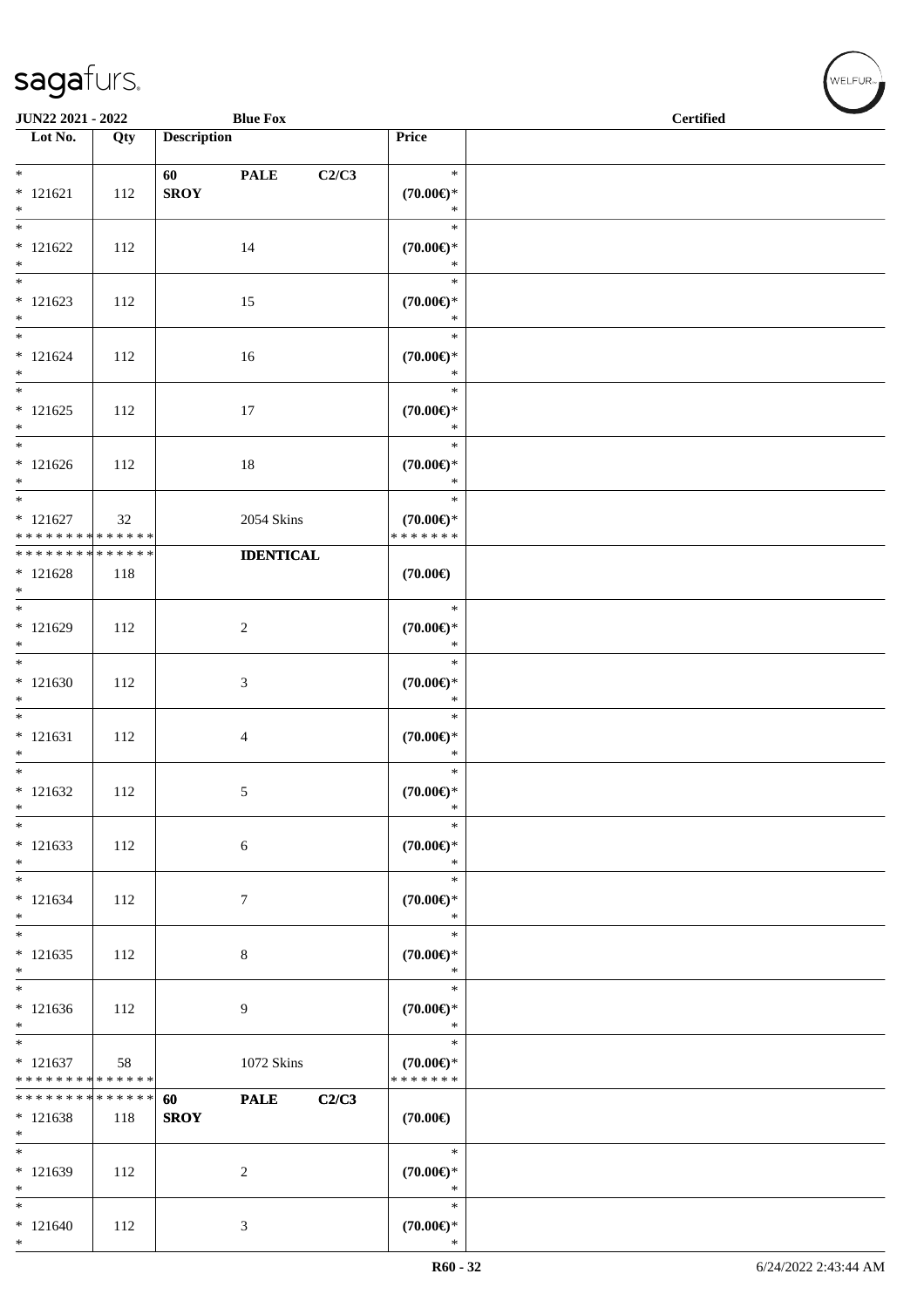| Lot No. | Qty | Description | Price | |
|---|---|---|---|---|
| * <br> * 121621 <br> * | 112 | 60 PALE C2/C3 <br> SROY | * <br> (70.00€)* <br> * | |
| * <br> * 121622 <br> * | 112 | 14 | * <br> (70.00€)* <br> * | |
| * <br> * 121623 <br> * | 112 | 15 | * <br> (70.00€)* <br> * | |
| * <br> * 121624 <br> * | 112 | 16 | * <br> (70.00€)* <br> * | |
| * <br> * 121625 <br> * | 112 | 17 | * <br> (70.00€)* <br> * | |
| * <br> * 121626 <br> * | 112 | 18 | * <br> (70.00€)* <br> * | |
| * <br> * 121627 <br> * * * * * * * * * * * * * * | 32 | 2054 Skins | * <br> (70.00€)* <br> * * * * * * * | |
| * * * * * * * * * * * * * * <br> * 121628 <br> * | 118 | **IDENTICAL** | (70.00€) | |
| * <br> * 121629 <br> * | 112 | 2 | * <br> (70.00€)* <br> * | |
| * <br> * 121630 <br> * | 112 | 3 | * <br> (70.00€)* <br> * | |
| * <br> * 121631 <br> * | 112 | 4 | * <br> (70.00€)* <br> * | |
| * <br> * 121632 <br> * | 112 | 5 | * <br> (70.00€)* <br> * | |
| * <br> * 121633 <br> * | 112 | 6 | * <br> (70.00€)* <br> * | |
| * <br> * 121634 <br> * | 112 | 7 | * <br> (70.00€)* <br> * | |
| * <br> * 121635 <br> * | 112 | 8 | * <br> (70.00€)* <br> * | |
| * <br> * 121636 <br> * | 112 | 9 | * <br> (70.00€)* <br> * | |
| * <br> * 121637 <br> * * * * * * * * * * * * * * | 58 | 1072 Skins | * <br> (70.00€)* <br> * * * * * * * | |
| * * * * * * * * * * * * * * <br> * 121638 <br> * | 118 | 60 PALE C2/C3 <br> SROY | (70.00€) | |
| * <br> * 121639 <br> * | 112 | 2 | * <br> (70.00€)* <br> * | |
| * <br> * 121640 <br> * | 112 | 3 | * <br> (70.00€)* <br> * | |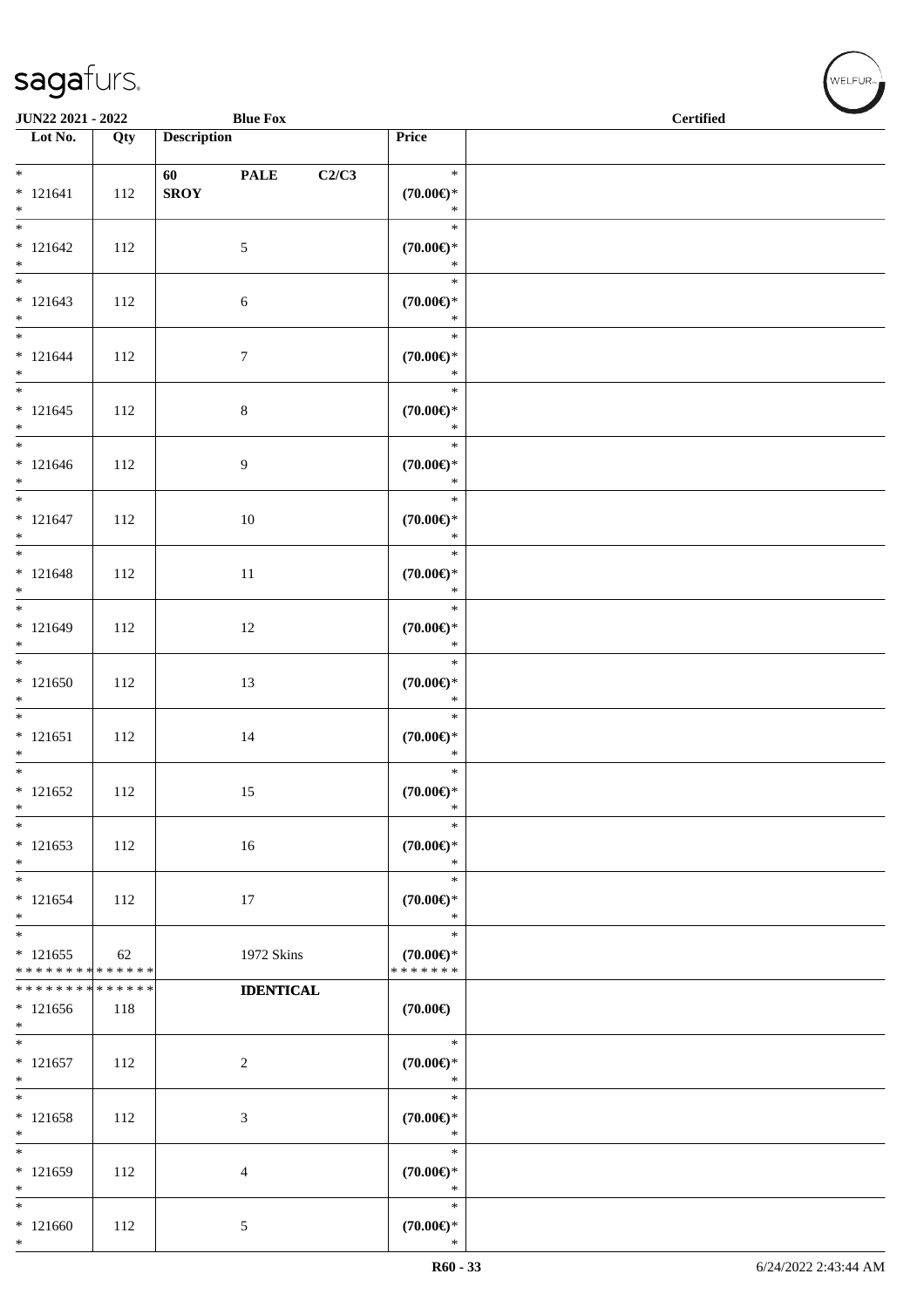| Lot No. | Qty | Description | Price | |
|---|---|---|---|---|
| * <br> * 121641 <br> * | 112 | 60 PALE C2/C3 SROY | * <br> (70.00€)* <br> * | |
| * <br> * 121642 <br> * | 112 | 5 | * <br> (70.00€)* <br> * | |
| * <br> * 121643 <br> * | 112 | 6 | * <br> (70.00€)* <br> * | |
| * <br> * 121644 <br> * | 112 | 7 | * <br> (70.00€)* <br> * | |
| * <br> * 121645 <br> * | 112 | 8 | * <br> (70.00€)* <br> * | |
| * <br> * 121646 <br> * | 112 | 9 | * <br> (70.00€)* <br> * | |
| * <br> * 121647 <br> * | 112 | 10 | * <br> (70.00€)* <br> * | |
| * <br> * 121648 <br> * | 112 | 11 | * <br> (70.00€)* <br> * | |
| * <br> * 121649 <br> * | 112 | 12 | * <br> (70.00€)* <br> * | |
| * <br> * 121650 <br> * | 112 | 13 | * <br> (70.00€)* <br> * | |
| * <br> * 121651 <br> * | 112 | 14 | * <br> (70.00€)* <br> * | |
| * <br> * 121652 <br> * | 112 | 15 | * <br> (70.00€)* <br> * | |
| * <br> * 121653 <br> * | 112 | 16 | * <br> (70.00€)* <br> * | |
| * <br> * 121654 <br> * | 112 | 17 | * <br> (70.00€)* <br> * | |
| * <br> * 121655 <br> * * * * * * * * * * * * * * | 62 | 1972 Skins | * <br> (70.00€)* <br> * * * * * * * | |
| * * * * * * * * * * * * * * <br> * 121656 <br> * | 118 | **IDENTICAL** | (70.00€) | |
| * <br> * 121657 <br> * | 112 | 2 | * <br> (70.00€)* <br> * | |
| * <br> * 121658 <br> * | 112 | 3 | * <br> (70.00€)* <br> * | |
| * <br> * 121659 <br> * | 112 | 4 | * <br> (70.00€)* <br> * | |
| * <br> * 121660 <br> * | 112 | 5 | * <br> (70.00€)* <br> * | |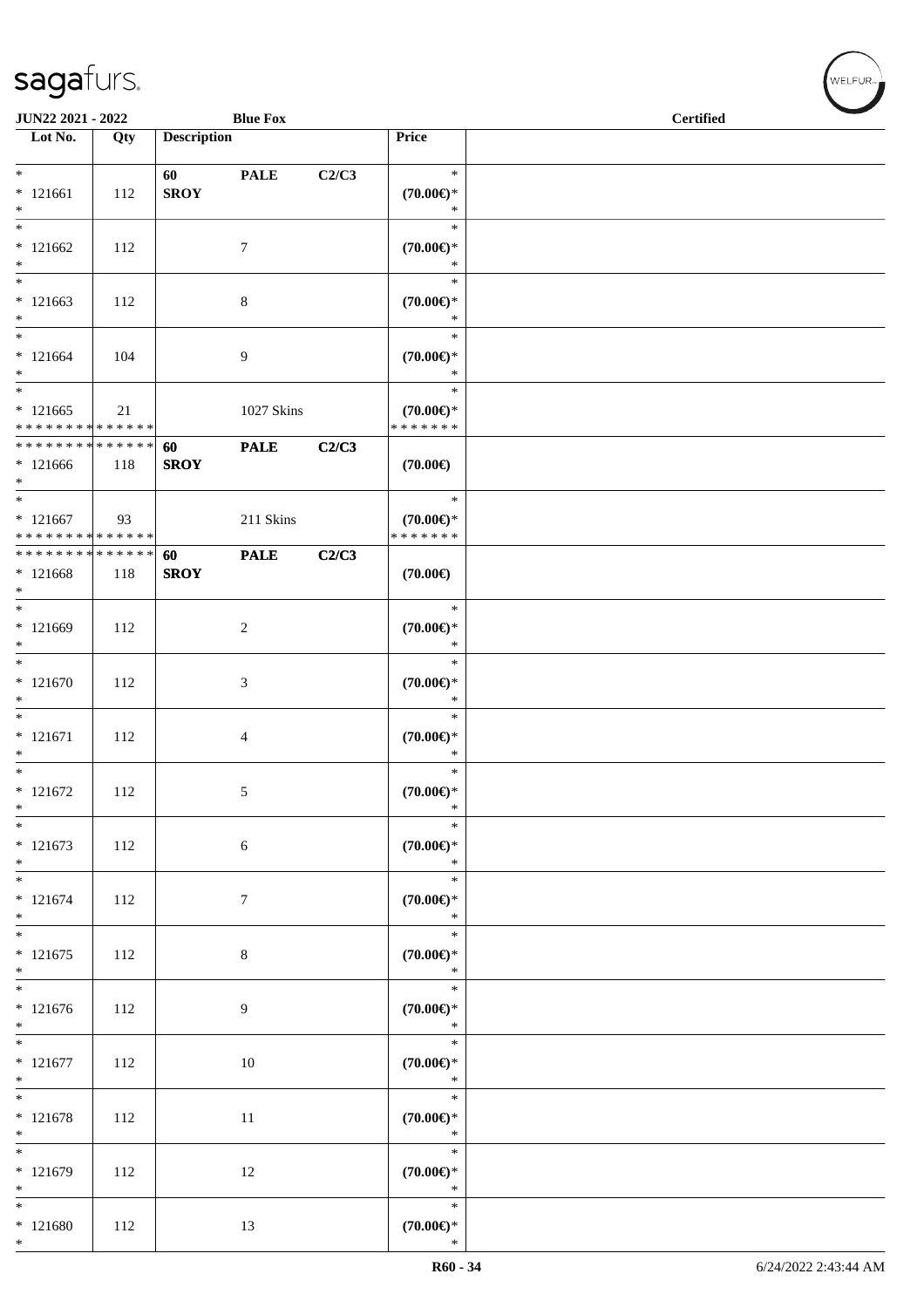| Lot No. | Qty | Description | | | Price | |
|---|---|---|---|---|---|---|
| * | | 60 | PALE | C2/C3 | * | |
| * 121661 | 112 | SROY | | | (70.00€)* | |
| * | | | | | * | |
| * | | | | | * | |
| * 121662 | 112 | | 7 | | (70.00€)* | |
| * | | | | | * | |
| * | | | | | * | |
| * 121663 | 112 | | 8 | | (70.00€)* | |
| * | | | | | * | |
| * | | | | | * | |
| * 121664 | 104 | | 9 | | (70.00€)* | |
| * | | | | | * | |
| * | | | | | * | |
| * 121665 | 21 | | 1027 Skins | | (70.00€)* | |
| * * * * * * * * * * * * * * | | | | | * * * * * * * | |
| * * * * * * * * * * * * * * | | 60 | PALE | C2/C3 | | |
| * 121666 | 118 | SROY | | | (70.00€) | |
| * | | | | | | |
| * | | | | | * | |
| * 121667 | 93 | | 211 Skins | | (70.00€)* | |
| * * * * * * * * * * * * * * | | | | | * * * * * * * | |
| * * * * * * * * * * * * * * | | 60 | PALE | C2/C3 | | |
| * 121668 | 118 | SROY | | | (70.00€) | |
| * | | | | | | |
| * | | | | | * | |
| * 121669 | 112 | | 2 | | (70.00€)* | |
| * | | | | | * | |
| * | | | | | * | |
| * 121670 | 112 | | 3 | | (70.00€)* | |
| * | | | | | * | |
| * | | | | | * | |
| * 121671 | 112 | | 4 | | (70.00€)* | |
| * | | | | | * | |
| * | | | | | * | |
| * 121672 | 112 | | 5 | | (70.00€)* | |
| * | | | | | * | |
| * | | | | | * | |
| * 121673 | 112 | | 6 | | (70.00€)* | |
| * | | | | | * | |
| * | | | | | * | |
| * 121674 | 112 | | 7 | | (70.00€)* | |
| * | | | | | * | |
| * | | | | | * | |
| * 121675 | 112 | | 8 | | (70.00€)* | |
| * | | | | | * | |
| * | | | | | * | |
| * 121676 | 112 | | 9 | | (70.00€)* | |
| * | | | | | * | |
| * | | | | | * | |
| * 121677 | 112 | | 10 | | (70.00€)* | |
| * | | | | | * | |
| * | | | | | * | |
| * 121678 | 112 | | 11 | | (70.00€)* | |
| * | | | | | * | |
| * | | | | | * | |
| * 121679 | 112 | | 12 | | (70.00€)* | |
| * | | | | | * | |
| * | | | | | * | |
| * 121680 | 112 | | 13 | | (70.00€)* | |
| * | | | | | * | |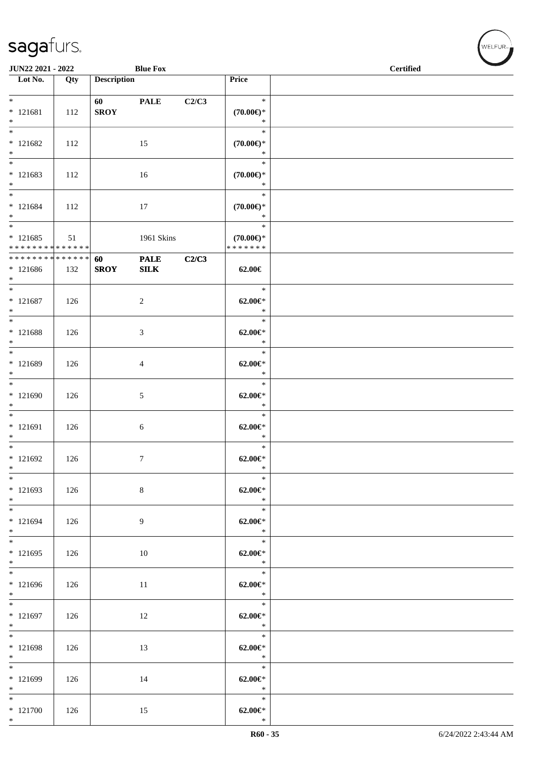| Lot No. | Qty | Description | | | Price | |
|---|---|---|---|---|---|---|
| *<br>* 121681<br>* | 112 | 60<br>SROY | PALE | C2/C3 | *<br>(70.00€)*<br>* | |
| *<br>* 121682<br>* | 112 | | 15 | | *<br>(70.00€)*<br>* | |
| *<br>* 121683<br>* | 112 | | 16 | | *<br>(70.00€)*<br>* | |
| *<br>* 121684<br>* | 112 | | 17 | | *<br>(70.00€)*<br>* | |
| *<br>* 121685<br>* * * * * * * * * * * * * * | 51 | | 1961 Skins | | *<br>(70.00€)*<br>* * * * * * * | |
| * * * * * * * * * * * * * *<br>* 121686<br>* | 132 | 60<br>SROY | PALE<br>SILK | C2/C3 | 62.00€ | |
| *<br>* 121687<br>* | 126 | | 2 | | *<br>62.00€*<br>* | |
| *<br>* 121688<br>* | 126 | | 3 | | *<br>62.00€*<br>* | |
| *<br>* 121689<br>* | 126 | | 4 | | *<br>62.00€*<br>* | |
| *<br>* 121690<br>* | 126 | | 5 | | *<br>62.00€*<br>* | |
| *<br>* 121691<br>* | 126 | | 6 | | *<br>62.00€*<br>* | |
| *<br>* 121692<br>* | 126 | | 7 | | *<br>62.00€*<br>* | |
| *<br>* 121693<br>* | 126 | | 8 | | *<br>62.00€*<br>* | |
| *<br>* 121694<br>* | 126 | | 9 | | *<br>62.00€*<br>* | |
| *<br>* 121695<br>* | 126 | | 10 | | *<br>62.00€*<br>* | |
| *<br>* 121696<br>* | 126 | | 11 | | *<br>62.00€*<br>* | |
| *<br>* 121697<br>* | 126 | | 12 | | *<br>62.00€*<br>* | |
| *<br>* 121698<br>* | 126 | | 13 | | *<br>62.00€*<br>* | |
| *<br>* 121699<br>* | 126 | | 14 | | *<br>62.00€*<br>* | |
| *<br>* 121700<br>* | 126 | | 15 | | *<br>62.00€*<br>* | |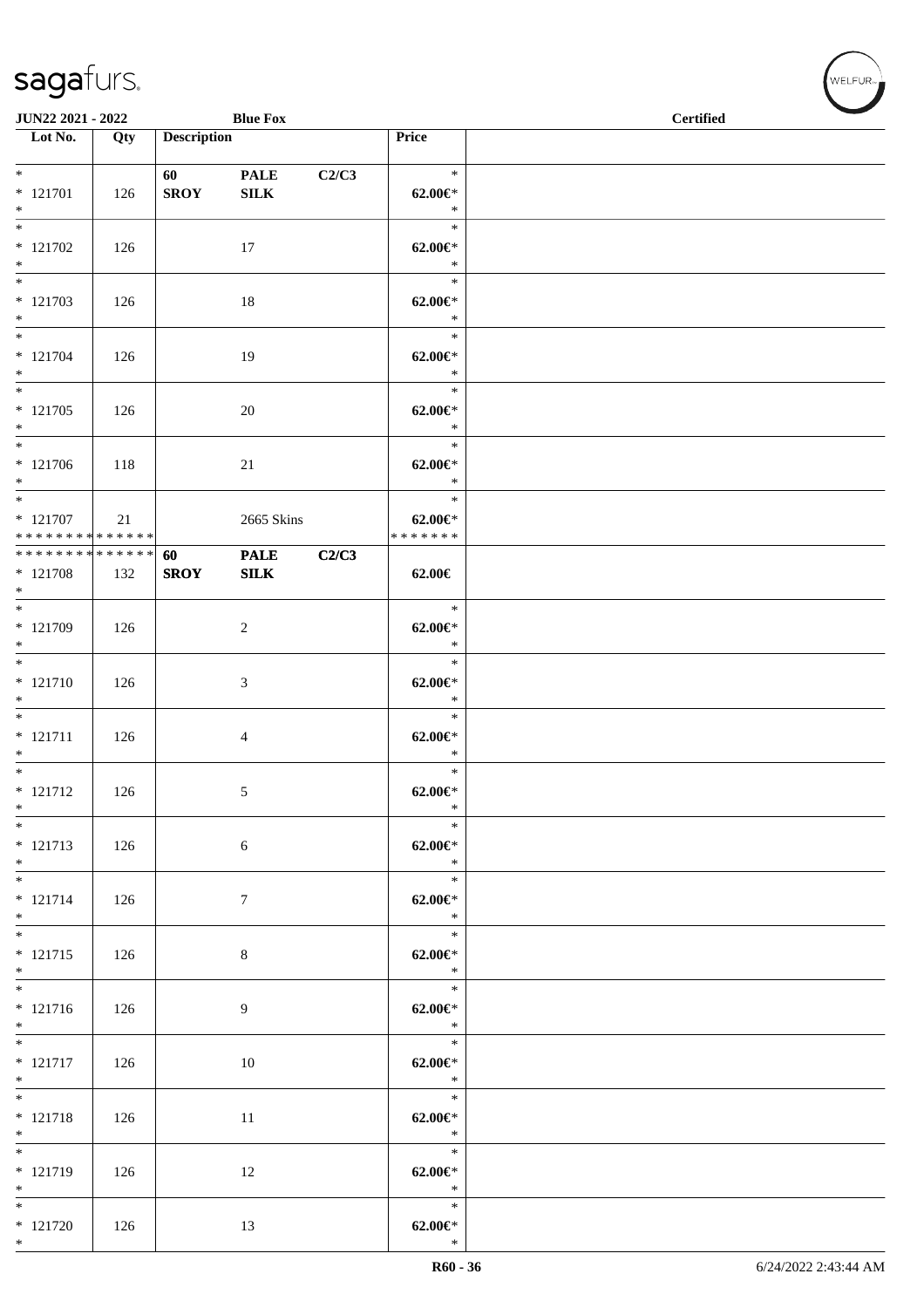| Lot No. | Qty | Description | | | Price | |
|---|---|---|---|---|---|---|
| * | | 60 | PALE | C2/C3 | * | |
| * 121701 | 126 | SROY | SILK | | 62.00€* | |
| * | | | | | * | |
| * | | | | | * | |
| * 121702 | 126 | | 17 | | 62.00€* | |
| * | | | | | * | |
| * | | | | | * | |
| * 121703 | 126 | | 18 | | 62.00€* | |
| * | | | | | * | |
| * | | | | | * | |
| * 121704 | 126 | | 19 | | 62.00€* | |
| * | | | | | * | |
| * | | | | | * | |
| * 121705 | 126 | | 20 | | 62.00€* | |
| * | | | | | * | |
| * | | | | | * | |
| * 121706 | 118 | | 21 | | 62.00€* | |
| * | | | | | * | |
| * | | | | | * | |
| * 121707 | 21 | | 2665 Skins | | 62.00€* | |
| * * * * * * * * * * * * * * | | | | | * * * * * * * | |
| * * * * * * * * * * * * * * | | 60 | PALE | C2/C3 | | |
| * 121708 | 132 | SROY | SILK | | 62.00€ | |
| * | | | | | | |
| * | | | | | * | |
| * 121709 | 126 | | 2 | | 62.00€* | |
| * | | | | | * | |
| * | | | | | * | |
| * 121710 | 126 | | 3 | | 62.00€* | |
| * | | | | | * | |
| * | | | | | * | |
| * 121711 | 126 | | 4 | | 62.00€* | |
| * | | | | | * | |
| * | | | | | * | |
| * 121712 | 126 | | 5 | | 62.00€* | |
| * | | | | | * | |
| * | | | | | * | |
| * 121713 | 126 | | 6 | | 62.00€* | |
| * | | | | | * | |
| * | | | | | * | |
| * 121714 | 126 | | 7 | | 62.00€* | |
| * | | | | | * | |
| * | | | | | * | |
| * 121715 | 126 | | 8 | | 62.00€* | |
| * | | | | | * | |
| * | | | | | * | |
| * 121716 | 126 | | 9 | | 62.00€* | |
| * | | | | | * | |
| * | | | | | * | |
| * 121717 | 126 | | 10 | | 62.00€* | |
| * | | | | | * | |
| * | | | | | * | |
| * 121718 | 126 | | 11 | | 62.00€* | |
| * | | | | | * | |
| * | | | | | * | |
| * 121719 | 126 | | 12 | | 62.00€* | |
| * | | | | | * | |
| * | | | | | * | |
| * 121720 | 126 | | 13 | | 62.00€* | |
| * | | | | | * | |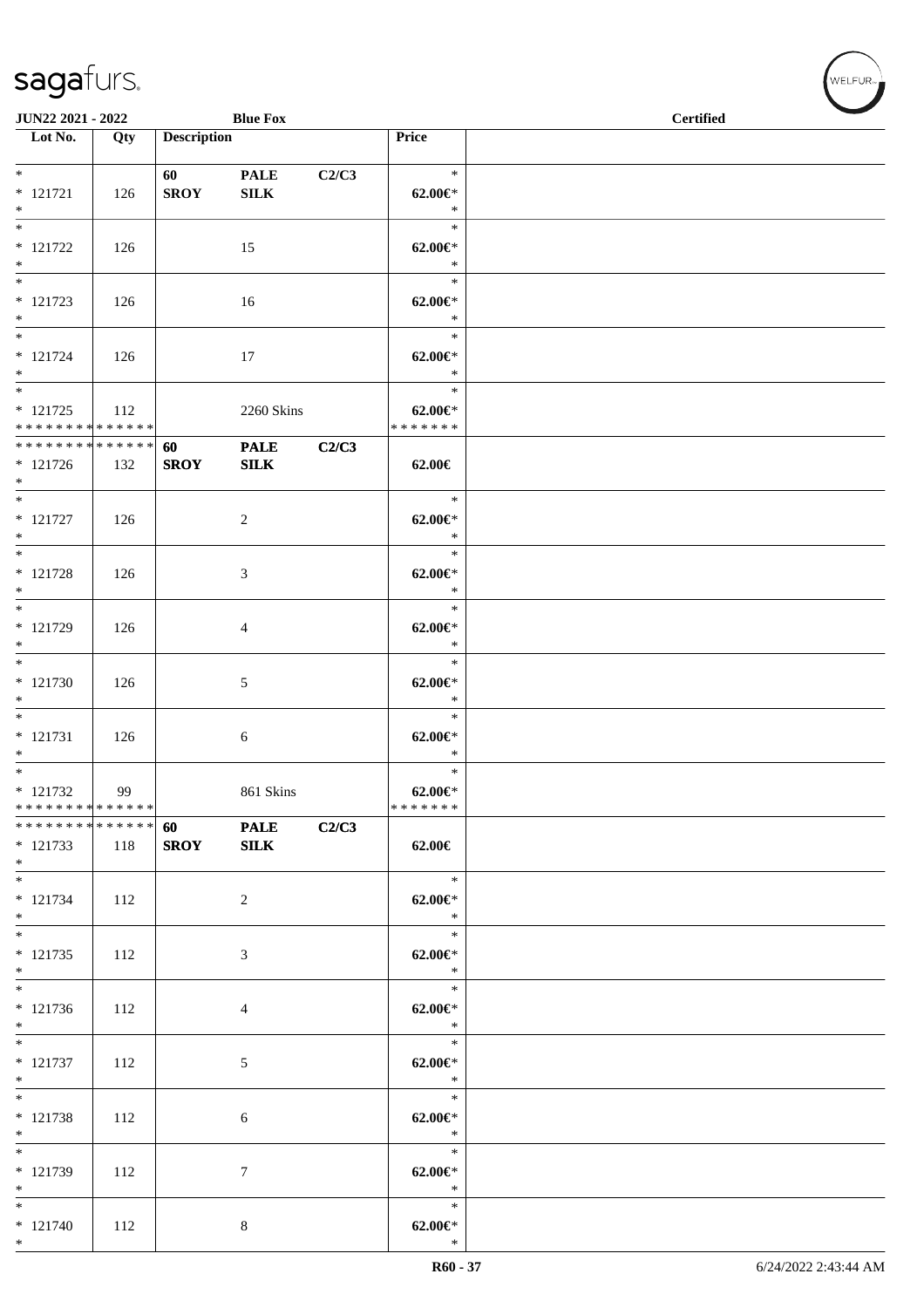JUN22 2021 - 2022 **Blue Fox** **Certified**

| Lot No. | Qty | Description | | | Price | |
|---|---|---|---|---|---|---|
| *<br>* 121721<br>* | 126 | **60**<br>**SROY** | **PALE**<br>**SILK** | **C2/C3** | *<br>**62.00€***<br>* | |
| *<br>* 121722<br>* | 126 | | 15 | | *<br>**62.00€***<br>* | |
| *<br>* 121723<br>* | 126 | | 16 | | *<br>**62.00€***<br>* | |
| *<br>* 121724<br>* | 126 | | 17 | | *<br>**62.00€***<br>* | |
| *<br>* 121725<br>* * * * * * * * * * * * * * | 112 | | 2260 Skins | | *<br>**62.00€***<br>* * * * * * * | |
| * * * * * * * * * * * * * *<br>* 121726<br>* | 132 | **60**<br>**SROY** | **PALE**<br>**SILK** | **C2/C3** | **62.00€** | |
| *<br>* 121727<br>* | 126 | | 2 | | *<br>**62.00€***<br>* | |
| *<br>* 121728<br>* | 126 | | 3 | | *<br>**62.00€***<br>* | |
| *<br>* 121729<br>* | 126 | | 4 | | *<br>**62.00€***<br>* | |
| *<br>* 121730<br>* | 126 | | 5 | | *<br>**62.00€***<br>* | |
| *<br>* 121731<br>* | 126 | | 6 | | *<br>**62.00€***<br>* | |
| *<br>* 121732<br>* * * * * * * * * * * * * * | 99 | | 861 Skins | | *<br>**62.00€***<br>* * * * * * * | |
| * * * * * * * * * * * * * *<br>* 121733<br>* | 118 | **60**<br>**SROY** | **PALE**<br>**SILK** | **C2/C3** | **62.00€** | |
| *<br>* 121734<br>* | 112 | | 2 | | *<br>**62.00€***<br>* | |
| *<br>* 121735<br>* | 112 | | 3 | | *<br>**62.00€***<br>* | |
| *<br>* 121736<br>* | 112 | | 4 | | *<br>**62.00€***<br>* | |
| *<br>* 121737<br>* | 112 | | 5 | | *<br>**62.00€***<br>* | |
| *<br>* 121738<br>* | 112 | | 6 | | *<br>**62.00€***<br>* | |
| *<br>* 121739<br>* | 112 | | 7 | | *<br>**62.00€***<br>* | |
| *<br>* 121740<br>* | 112 | | 8 | | *<br>**62.00€***<br>* | |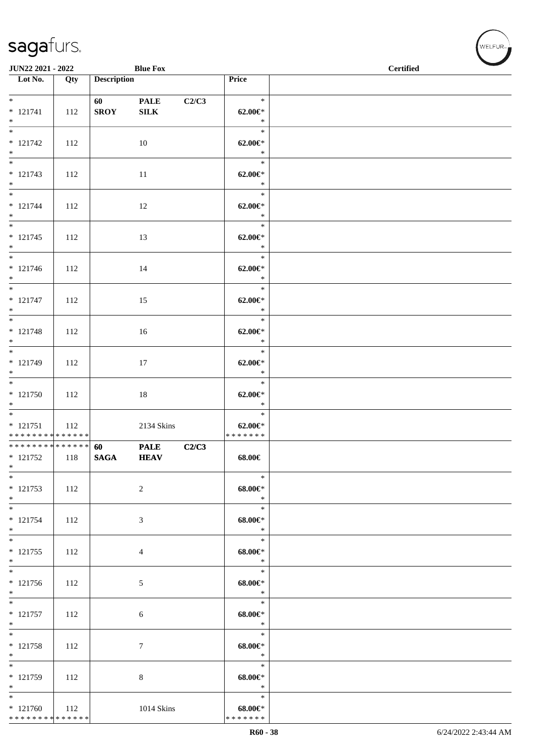| Lot No. | Qty | Description | | | Price |
|---|---|---|---|---|---|
| * 121741 * | 112 | 60 SROY | PALE SILK | C2/C3 | * 62.00€* * |
| * 121742 * | 112 | | 10 | | * 62.00€* * |
| * 121743 * | 112 | | 11 | | * 62.00€* * |
| * 121744 * | 112 | | 12 | | * 62.00€* * |
| * 121745 * | 112 | | 13 | | * 62.00€* * |
| * 121746 * | 112 | | 14 | | * 62.00€* * |
| * 121747 * | 112 | | 15 | | * 62.00€* * |
| * 121748 * | 112 | | 16 | | * 62.00€* * |
| * 121749 * | 112 | | 17 | | * 62.00€* * |
| * 121750 * | 112 | | 18 | | * 62.00€* * |
| * 121751 * * * * * * * * * * * * * * | 112 | | 2134 Skins | | * 62.00€* * * * * * * * |
| * * * * * * * * * * * * * * 121752 * | 118 | 60 SAGA | PALE HEAV | C2/C3 | 68.00€ |
| * 121753 * | 112 | | 2 | | * 68.00€* * |
| * 121754 * | 112 | | 3 | | * 68.00€* * |
| * 121755 * | 112 | | 4 | | * 68.00€* * |
| * 121756 * | 112 | | 5 | | * 68.00€* * |
| * 121757 * | 112 | | 6 | | * 68.00€* * |
| * 121758 * | 112 | | 7 | | * 68.00€* * |
| * 121759 * | 112 | | 8 | | * 68.00€* * |
| * 121760 * * * * * * * * * * * * * * | 112 | | 1014 Skins | | * 68.00€* * * * * * * * |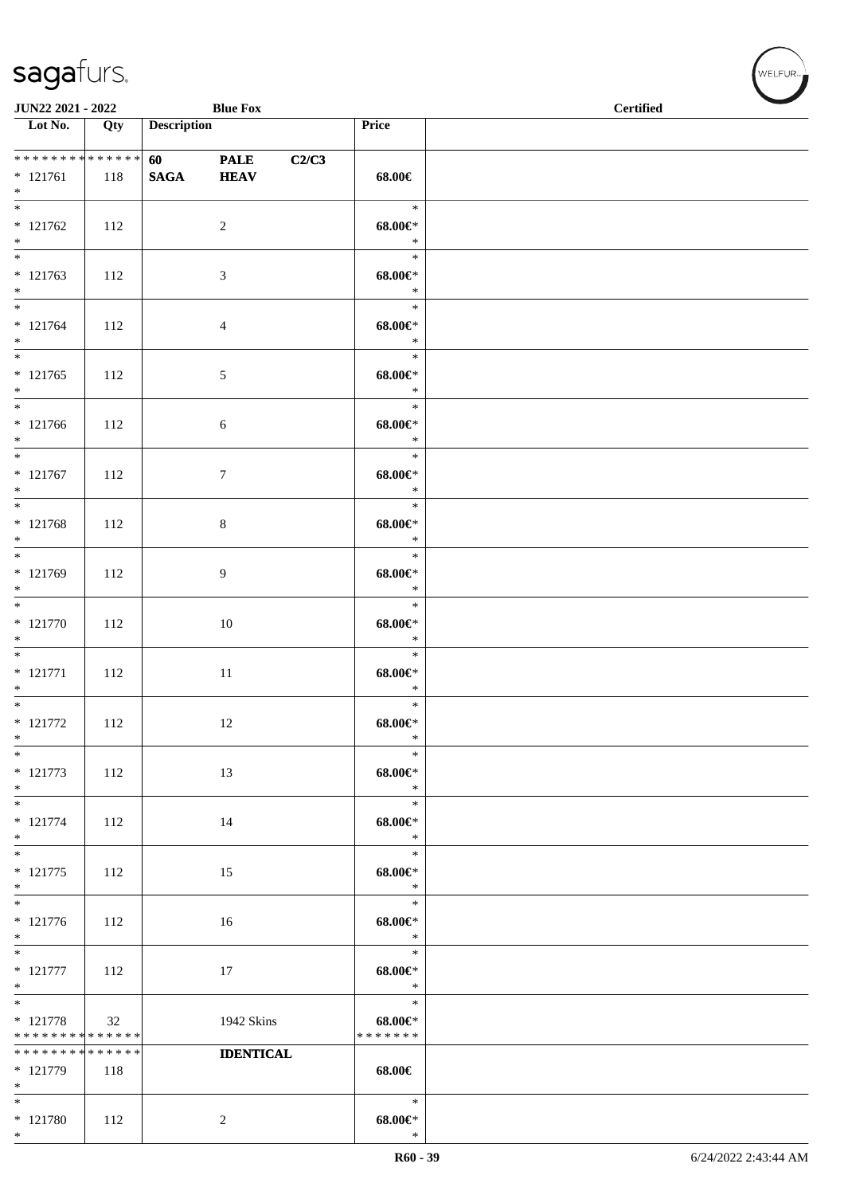| Lot No. | Qty | Description | | | Price | |
|---|---|---|---|---|---|---|
| * * * * * * * * * * * * * * | | 60 | PALE | C2/C3 | | |
| * 121761 | 118 | SAGA | HEAV | | 68.00€ | |
| * | | | | | | |
| * 121762 | 112 | | 2 | | 68.00€* | |
| * 121763 | 112 | | 3 | | 68.00€* | |
| * 121764 | 112 | | 4 | | 68.00€* | |
| * 121765 | 112 | | 5 | | 68.00€* | |
| * 121766 | 112 | | 6 | | 68.00€* | |
| * 121767 | 112 | | 7 | | 68.00€* | |
| * 121768 | 112 | | 8 | | 68.00€* | |
| * 121769 | 112 | | 9 | | 68.00€* | |
| * 121770 | 112 | | 10 | | 68.00€* | |
| * 121771 | 112 | | 11 | | 68.00€* | |
| * 121772 | 112 | | 12 | | 68.00€* | |
| * 121773 | 112 | | 13 | | 68.00€* | |
| * 121774 | 112 | | 14 | | 68.00€* | |
| * 121775 | 112 | | 15 | | 68.00€* | |
| * 121776 | 112 | | 16 | | 68.00€* | |
| * 121777 | 112 | | 17 | | 68.00€* | |
| * 121778 | 32 | | 1942 Skins | | 68.00€* | |
| * * * * * * * * * * * * * * | | | | | * * * * * * * | |
| * * * * * * * * * * * * * * | | | IDENTICAL | | | |
| * 121779 | 118 | | | | 68.00€ | |
| * 121780 | 112 | | 2 | | 68.00€* | |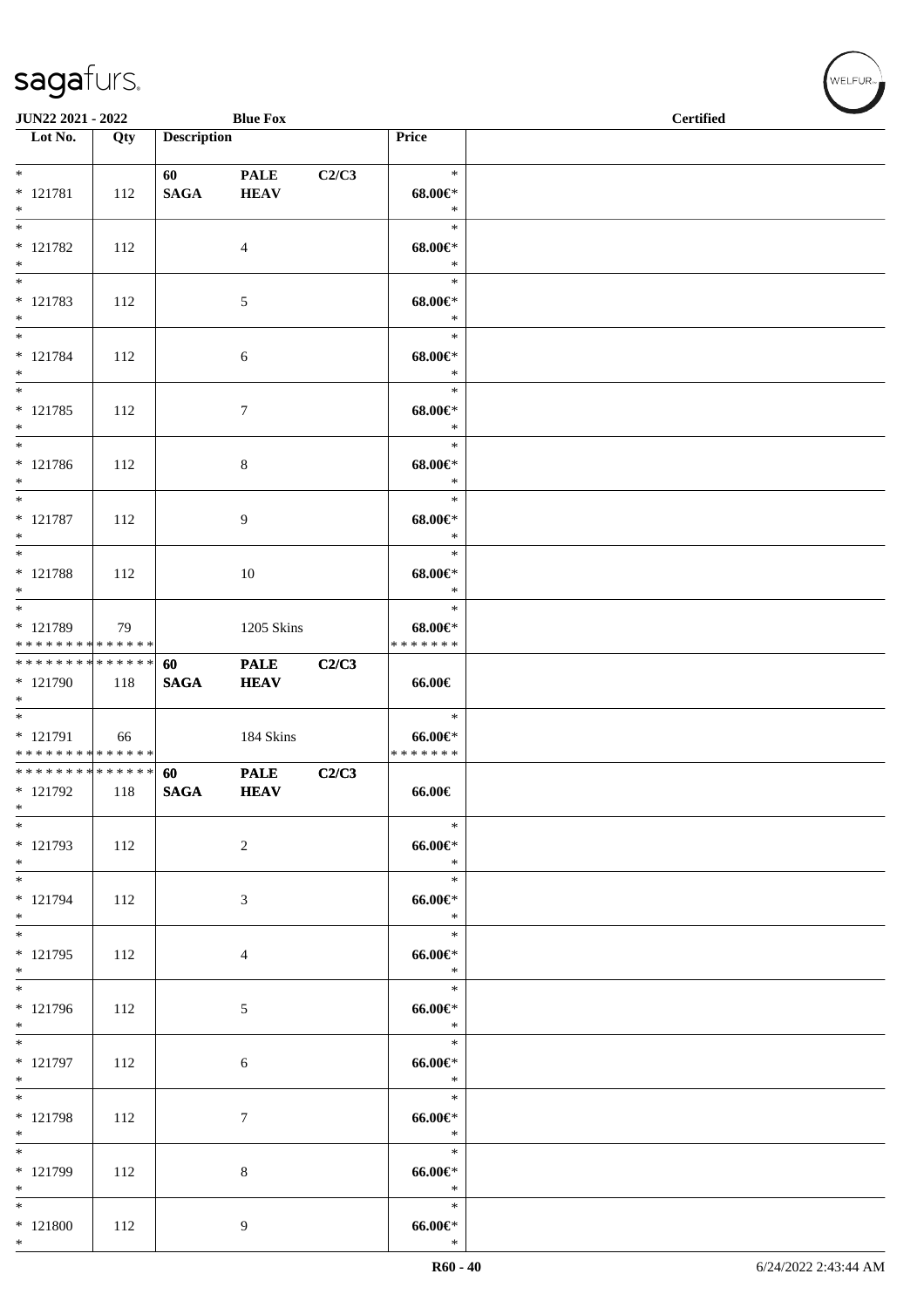| Lot No. | Qty | Description | | | Price | |
|---|---|---|---|---|---|---|
| *<br>* 121781<br>* | 112 | 60<br>SAGA | PALE<br>HEAV | C2/C3 | *<br>68.00€*<br>* | |
| *<br>* 121782<br>* | 112 | | 4 | | *<br>68.00€*<br>* | |
| *<br>* 121783<br>* | 112 | | 5 | | *<br>68.00€*<br>* | |
| *<br>* 121784<br>* | 112 | | 6 | | *<br>68.00€*<br>* | |
| *<br>* 121785<br>* | 112 | | 7 | | *<br>68.00€*<br>* | |
| *<br>* 121786<br>* | 112 | | 8 | | *<br>68.00€*<br>* | |
| *<br>* 121787<br>* | 112 | | 9 | | *<br>68.00€*<br>* | |
| *<br>* 121788<br>* | 112 | | 10 | | *<br>68.00€*<br>* | |
| *<br>* 121789<br>* * * * * * * * * * * * * * | 79 | | 1205 Skins | | *<br>68.00€*<br>* * * * * * * | |
| * * * * * * * * * * * * * *<br>* 121790<br>* | 118 | 60<br>SAGA | PALE<br>HEAV | C2/C3 | 66.00€ | |
| *<br>* 121791<br>* * * * * * * * * * * * * * | 66 | | 184 Skins | | *<br>66.00€*<br>* * * * * * * | |
| * * * * * * * * * * * * * *<br>* 121792<br>* | 118 | 60<br>SAGA | PALE<br>HEAV | C2/C3 | 66.00€ | |
| *<br>* 121793<br>* | 112 | | 2 | | *<br>66.00€*<br>* | |
| *<br>* 121794<br>* | 112 | | 3 | | *<br>66.00€*<br>* | |
| *<br>* 121795<br>* | 112 | | 4 | | *<br>66.00€*<br>* | |
| *<br>* 121796<br>* | 112 | | 5 | | *<br>66.00€*<br>* | |
| *<br>* 121797<br>* | 112 | | 6 | | *<br>66.00€*<br>* | |
| *<br>* 121798<br>* | 112 | | 7 | | *<br>66.00€*<br>* | |
| *<br>* 121799<br>* | 112 | | 8 | | *<br>66.00€*<br>* | |
| *<br>* 121800<br>* | 112 | | 9 | | *<br>66.00€*<br>* | |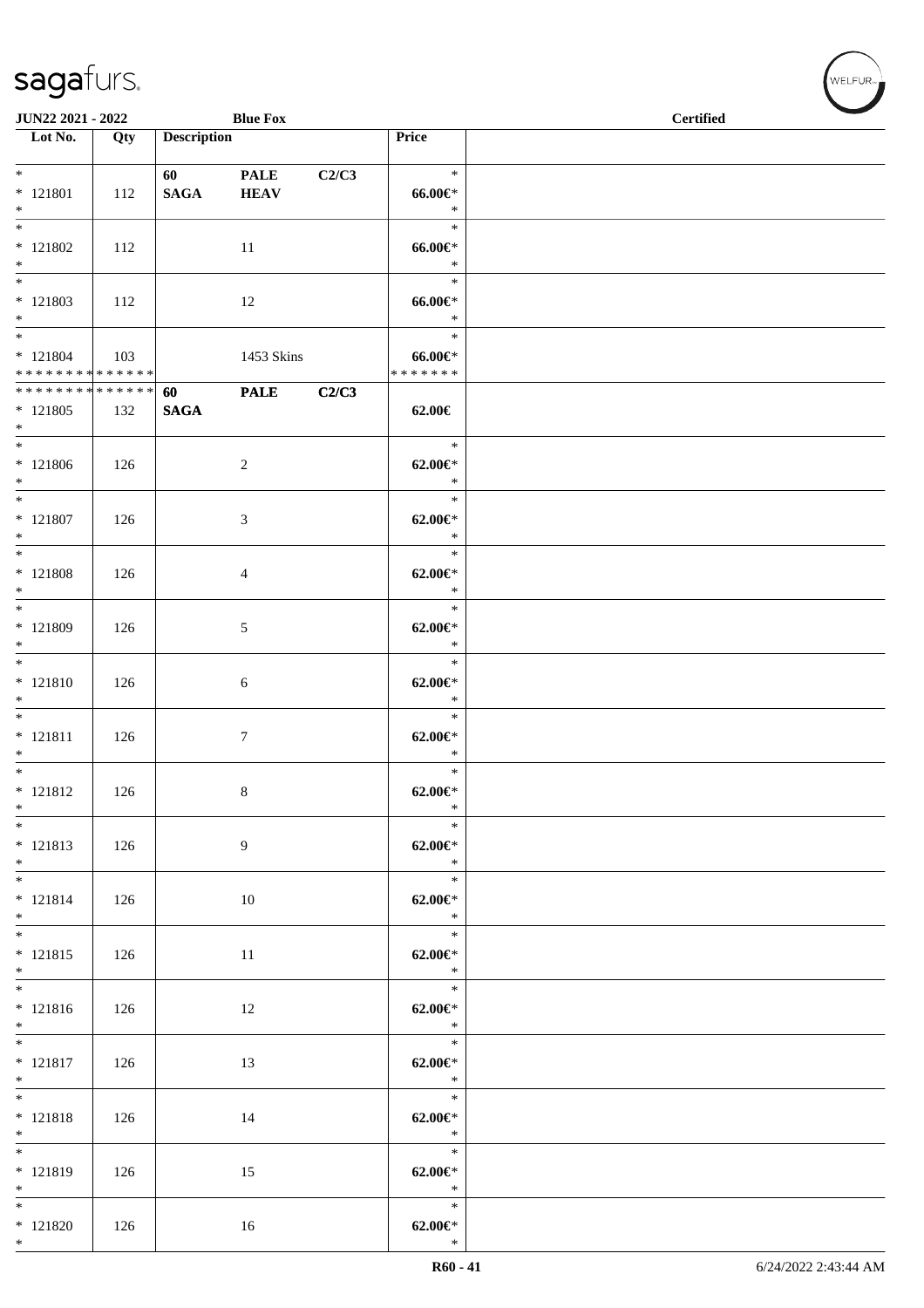JUN22 2021 - 2022 Blue Fox Certified

| Lot No. | Qty | Description | | | Price | |
|---|---|---|---|---|---|---|
| * 121801 * | 112 | 60 SAGA | PALE HEAV | C2/C3 | * 66.00€* * | |
| * 121802 * | 112 | | 11 | | * 66.00€* * | |
| * 121803 * | 112 | | 12 | | * 66.00€* * | |
| * 121804 * * * * * * * * * * * * * * | 103 | | 1453 Skins | | * 66.00€* * * * * * * * | |
| * * * * * * * * * * * * * * 121805 * | 132 | 60 SAGA | PALE | C2/C3 | 62.00€ | |
| * 121806 * | 126 | | 2 | | * 62.00€* * | |
| * 121807 * | 126 | | 3 | | * 62.00€* * | |
| * 121808 * | 126 | | 4 | | * 62.00€* * | |
| * 121809 * | 126 | | 5 | | * 62.00€* * | |
| * 121810 * | 126 | | 6 | | * 62.00€* * | |
| * 121811 * | 126 | | 7 | | * 62.00€* * | |
| * 121812 * | 126 | | 8 | | * 62.00€* * | |
| * 121813 * | 126 | | 9 | | * 62.00€* * | |
| * 121814 * | 126 | | 10 | | * 62.00€* * | |
| * 121815 * | 126 | | 11 | | * 62.00€* * | |
| * 121816 * | 126 | | 12 | | * 62.00€* * | |
| * 121817 * | 126 | | 13 | | * 62.00€* * | |
| * 121818 * | 126 | | 14 | | * 62.00€* * | |
| * 121819 * | 126 | | 15 | | * 62.00€* * | |
| * 121820 * | 126 | | 16 | | * 62.00€* * | |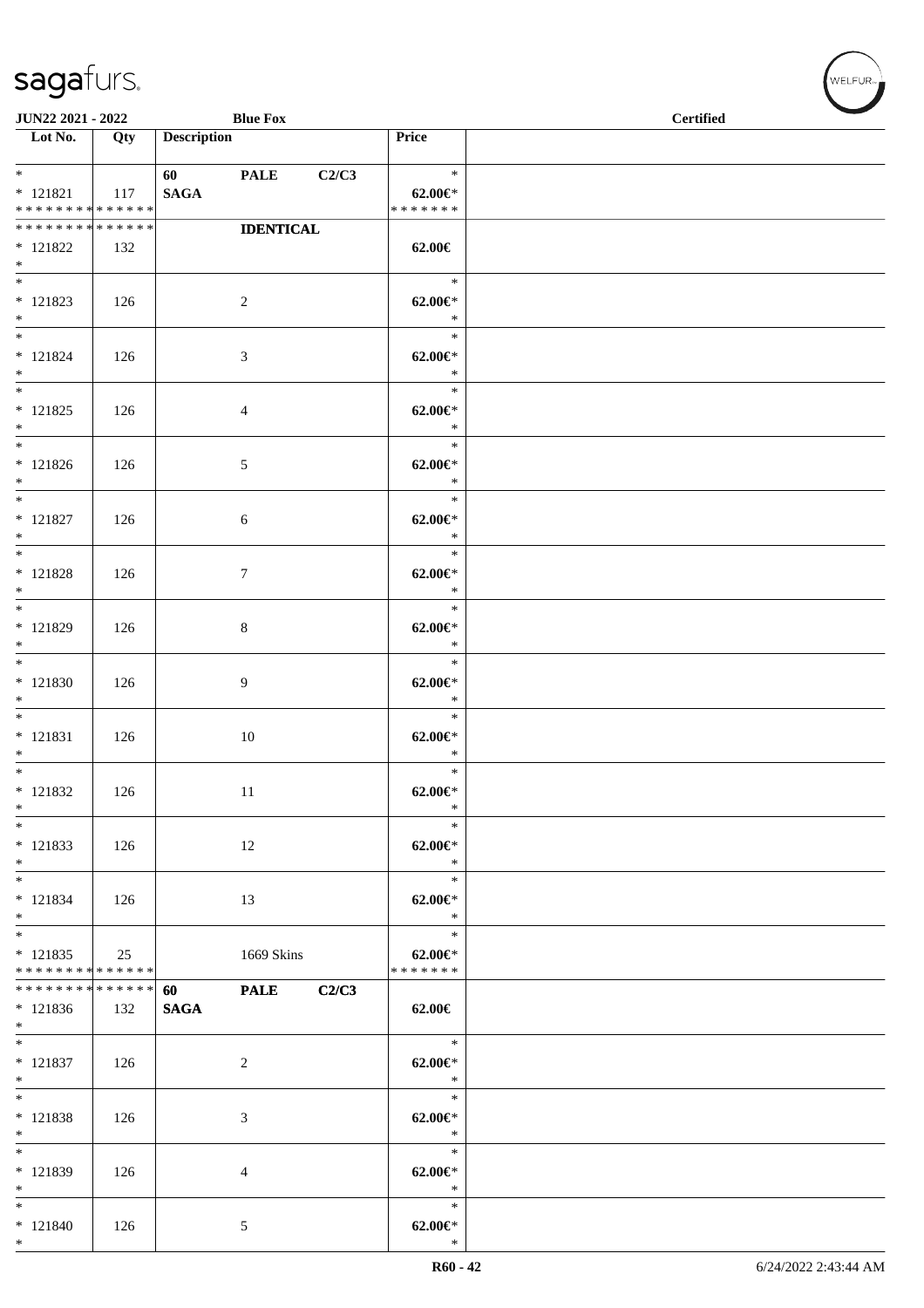| Lot No. | Qty | Description | | | Price | |
|---|---|---|---|---|---|---|
| * | | 60 | PALE | C2/C3 | * | |
| * 121821 | 117 | SAGA | | | 62.00€* | |
| * * * * * * * * * * * * * * | | | | | * * * * * * * | |
| * * * * * * * * * * * * * * | | | IDENTICAL | | | |
| * 121822 | 132 | | | | 62.00€ | |
| * | | | | | | |
| * | | | | | * | |
| * 121823 | 126 | | 2 | | 62.00€* | |
| * | | | | | * | |
| * | | | | | * | |
| * 121824 | 126 | | 3 | | 62.00€* | |
| * | | | | | * | |
| * | | | | | * | |
| * 121825 | 126 | | 4 | | 62.00€* | |
| * | | | | | * | |
| * | | | | | * | |
| * 121826 | 126 | | 5 | | 62.00€* | |
| * | | | | | * | |
| * | | | | | * | |
| * 121827 | 126 | | 6 | | 62.00€* | |
| * | | | | | * | |
| * | | | | | * | |
| * 121828 | 126 | | 7 | | 62.00€* | |
| * | | | | | * | |
| * | | | | | * | |
| * 121829 | 126 | | 8 | | 62.00€* | |
| * | | | | | * | |
| * | | | | | * | |
| * 121830 | 126 | | 9 | | 62.00€* | |
| * | | | | | * | |
| * | | | | | * | |
| * 121831 | 126 | | 10 | | 62.00€* | |
| * | | | | | * | |
| * | | | | | * | |
| * 121832 | 126 | | 11 | | 62.00€* | |
| * | | | | | * | |
| * | | | | | * | |
| * 121833 | 126 | | 12 | | 62.00€* | |
| * | | | | | * | |
| * | | | | | * | |
| * 121834 | 126 | | 13 | | 62.00€* | |
| * | | | | | * | |
| * | | | | | * | |
| * 121835 | 25 | | 1669 Skins | | 62.00€* | |
| * * * * * * * * * * * * * * | | | | | * * * * * * * | |
| * * * * * * * * * * * * * * | | 60 | PALE | C2/C3 | | |
| * 121836 | 132 | SAGA | | | 62.00€ | |
| * | | | | | | |
| * | | | | | * | |
| * 121837 | 126 | | 2 | | 62.00€* | |
| * | | | | | * | |
| * | | | | | * | |
| * 121838 | 126 | | 3 | | 62.00€* | |
| * | | | | | * | |
| * | | | | | * | |
| * 121839 | 126 | | 4 | | 62.00€* | |
| * | | | | | * | |
| * | | | | | * | |
| * 121840 | 126 | | 5 | | 62.00€* | |
| * | | | | | * | |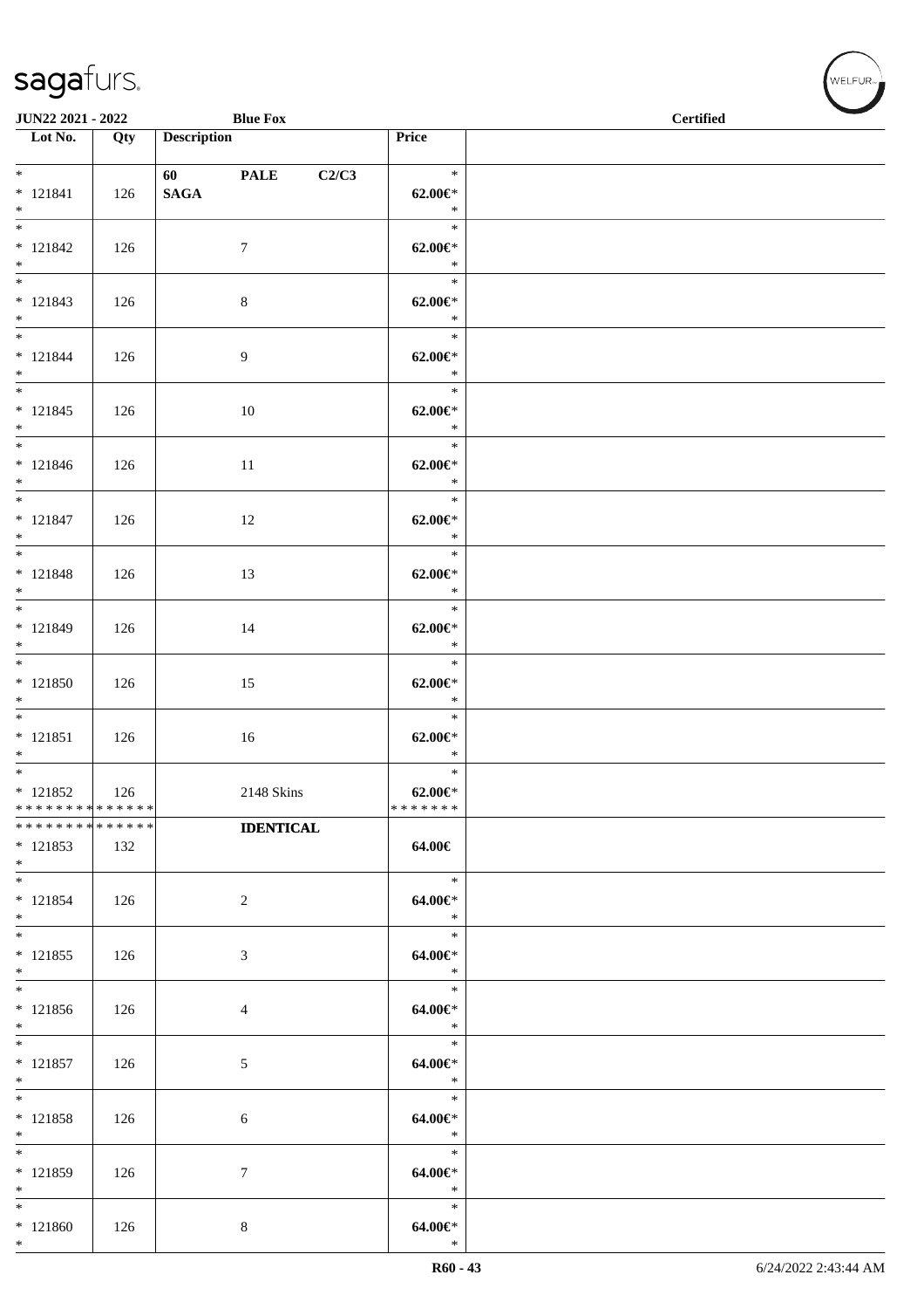| Lot No. | Qty | Description | Price | |
|---|---|---|---|---|
| * <br> * 121841 <br> * | 126 | 60 PALE C2/C3 <br> SAGA | * <br> 62.00€* <br> * | |
| * <br> * 121842 <br> * | 126 | 7 | * <br> 62.00€* <br> * | |
| * <br> * 121843 <br> * | 126 | 8 | * <br> 62.00€* <br> * | |
| * <br> * 121844 <br> * | 126 | 9 | * <br> 62.00€* <br> * | |
| * <br> * 121845 <br> * | 126 | 10 | * <br> 62.00€* <br> * | |
| * <br> * 121846 <br> * | 126 | 11 | * <br> 62.00€* <br> * | |
| * <br> * 121847 <br> * | 126 | 12 | * <br> 62.00€* <br> * | |
| * <br> * 121848 <br> * | 126 | 13 | * <br> 62.00€* <br> * | |
| * <br> * 121849 <br> * | 126 | 14 | * <br> 62.00€* <br> * | |
| * <br> * 121850 <br> * | 126 | 15 | * <br> 62.00€* <br> * | |
| * <br> * 121851 <br> * | 126 | 16 | * <br> 62.00€* <br> * | |
| * <br> * 121852 <br> ************** | 126 | 2148 Skins | * <br> 62.00€* <br> ******* | |
| ************** <br> * 121853 <br> * | 132 | IDENTICAL | 64.00€ | |
| * <br> * 121854 <br> * | 126 | 2 | * <br> 64.00€* <br> * | |
| * <br> * 121855 <br> * | 126 | 3 | * <br> 64.00€* <br> * | |
| * <br> * 121856 <br> * | 126 | 4 | * <br> 64.00€* <br> * | |
| * <br> * 121857 <br> * | 126 | 5 | * <br> 64.00€* <br> * | |
| * <br> * 121858 <br> * | 126 | 6 | * <br> 64.00€* <br> * | |
| * <br> * 121859 <br> * | 126 | 7 | * <br> 64.00€* <br> * | |
| * <br> * 121860 <br> * | 126 | 8 | * <br> 64.00€* <br> * | |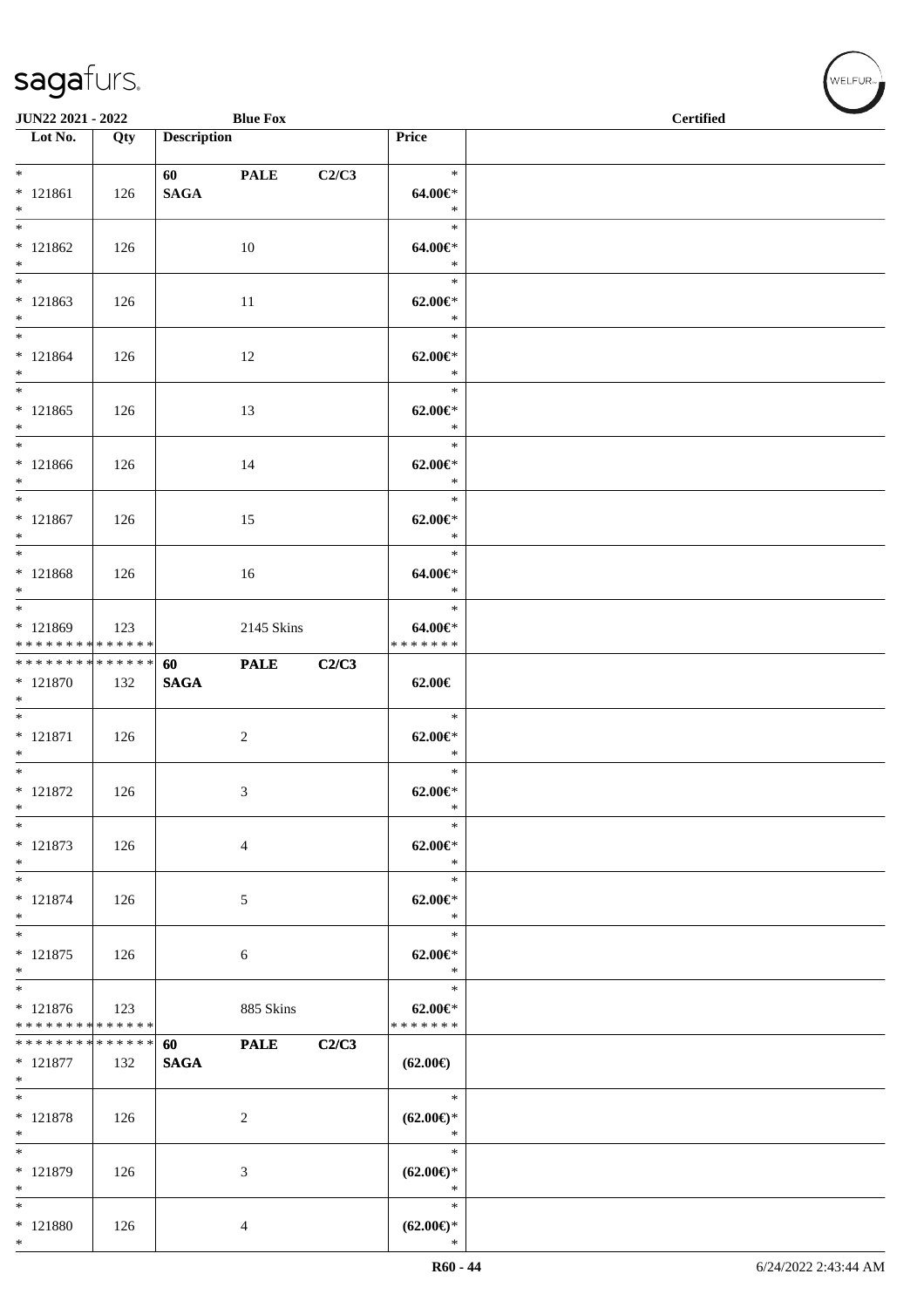| Lot No. | Qty | Description | | | Price | |
|---|---|---|---|---|---|---|
| * | | 60 | PALE | C2/C3 | * | |
| * 121861 | 126 | SAGA | | | 64.00€* | |
| * | | | | | * | |
| * | | | | | * | |
| * 121862 | 126 | | 10 | | 64.00€* | |
| * | | | | | * | |
| * | | | | | * | |
| * 121863 | 126 | | 11 | | 62.00€* | |
| * | | | | | * | |
| * | | | | | * | |
| * 121864 | 126 | | 12 | | 62.00€* | |
| * | | | | | * | |
| * | | | | | * | |
| * 121865 | 126 | | 13 | | 62.00€* | |
| * | | | | | * | |
| * | | | | | * | |
| * 121866 | 126 | | 14 | | 62.00€* | |
| * | | | | | * | |
| * | | | | | * | |
| * 121867 | 126 | | 15 | | 62.00€* | |
| * | | | | | * | |
| * | | | | | * | |
| * 121868 | 126 | | 16 | | 64.00€* | |
| * | | | | | * | |
| * | | | | | * | |
| * 121869 | 123 | | 2145 Skins | | 64.00€* | |
| * * * * * * * * * * * * * * | | | | | * * * * * * * | |
| * * * * * * * * * * * * * * | | 60 | PALE | C2/C3 | | |
| * 121870 | 132 | SAGA | | | 62.00€ | |
| * | | | | | | |
| * | | | | | * | |
| * 121871 | 126 | | 2 | | 62.00€* | |
| * | | | | | * | |
| * | | | | | * | |
| * 121872 | 126 | | 3 | | 62.00€* | |
| * | | | | | * | |
| * | | | | | * | |
| * 121873 | 126 | | 4 | | 62.00€* | |
| * | | | | | * | |
| * | | | | | * | |
| * 121874 | 126 | | 5 | | 62.00€* | |
| * | | | | | * | |
| * | | | | | * | |
| * 121875 | 126 | | 6 | | 62.00€* | |
| * | | | | | * | |
| * | | | | | * | |
| * 121876 | 123 | | 885 Skins | | 62.00€* | |
| * * * * * * * * * * * * * * | | | | | * * * * * * * | |
| * * * * * * * * * * * * * * | | 60 | PALE | C2/C3 | | |
| * 121877 | 132 | SAGA | | | (62.00€) | |
| * | | | | | | |
| * | | | | | * | |
| * 121878 | 126 | | 2 | | (62.00€)* | |
| * | | | | | * | |
| * | | | | | * | |
| * 121879 | 126 | | 3 | | (62.00€)* | |
| * | | | | | * | |
| * | | | | | * | |
| * 121880 | 126 | | 4 | | (62.00€)* | |
| * | | | | | * | |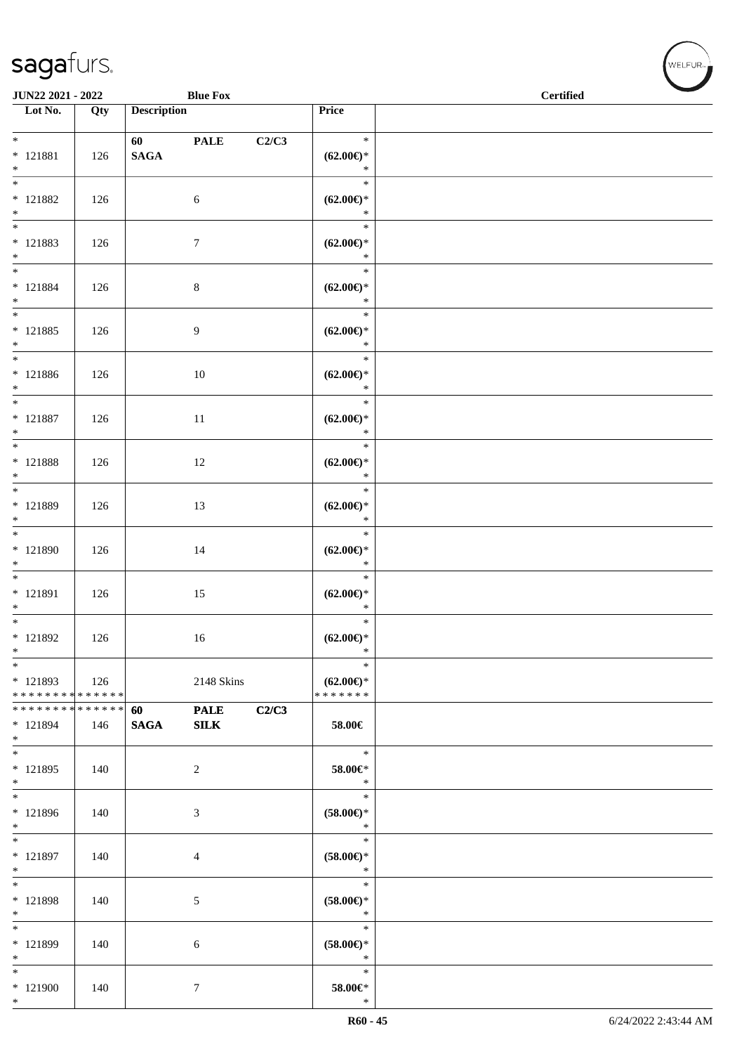| Lot No. | Qty | Description | | | Price | |
|---|---|---|---|---|---|---|
| * 121881 * | 126 | 60 SAGA | PALE | C2/C3 | * (62.00€)* * | |
| * 121882 * | 126 | | 6 | | * (62.00€)* * | |
| * 121883 * | 126 | | 7 | | * (62.00€)* * | |
| * 121884 * | 126 | | 8 | | * (62.00€)* * | |
| * 121885 * | 126 | | 9 | | * (62.00€)* * | |
| * 121886 * | 126 | | 10 | | * (62.00€)* * | |
| * 121887 * | 126 | | 11 | | * (62.00€)* * | |
| * 121888 * | 126 | | 12 | | * (62.00€)* * | |
| * 121889 * | 126 | | 13 | | * (62.00€)* * | |
| * 121890 * | 126 | | 14 | | * (62.00€)* * | |
| * 121891 * | 126 | | 15 | | * (62.00€)* * | |
| * 121892 * | 126 | | 16 | | * (62.00€)* * | |
| * 121893 * * * * * * * * * * * * * * | 126 | | 2148 Skins | | * (62.00€)* * * * * * * * | |
| * * * * * * * * * * * * * * 121894 * | 146 | 60 SAGA | PALE SILK | C2/C3 | 58.00€ | |
| * 121895 * | 140 | | 2 | | * 58.00€* * | |
| * 121896 * | 140 | | 3 | | * (58.00€)* * | |
| * 121897 * | 140 | | 4 | | * (58.00€)* * | |
| * 121898 * | 140 | | 5 | | * (58.00€)* * | |
| * 121899 * | 140 | | 6 | | * (58.00€)* * | |
| * 121900 * | 140 | | 7 | | * 58.00€* * | |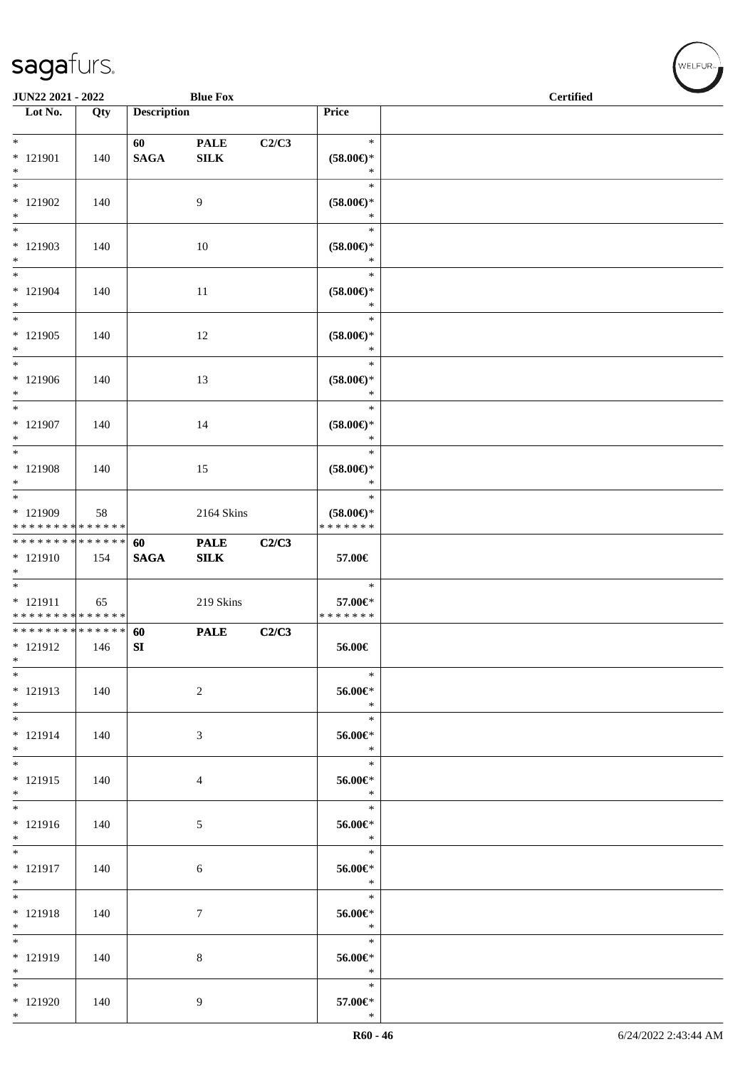| Lot No. | Qty | Description | | | Price | |
|---|---|---|---|---|---|---|
| * | | 60 | PALE | C2/C3 | * | |
| * 121901 | 140 | SAGA | SILK | | (58.00€)* | |
| * | | | | | * | |
| * | | | | | * | |
| * 121902 | 140 | | 9 | | (58.00€)* | |
| * | | | | | * | |
| * | | | | | * | |
| * 121903 | 140 | | 10 | | (58.00€)* | |
| * | | | | | * | |
| * | | | | | * | |
| * 121904 | 140 | | 11 | | (58.00€)* | |
| * | | | | | * | |
| * | | | | | * | |
| * 121905 | 140 | | 12 | | (58.00€)* | |
| * | | | | | * | |
| * | | | | | * | |
| * 121906 | 140 | | 13 | | (58.00€)* | |
| * | | | | | * | |
| * | | | | | * | |
| * 121907 | 140 | | 14 | | (58.00€)* | |
| * | | | | | * | |
| * | | | | | * | |
| * 121908 | 140 | | 15 | | (58.00€)* | |
| * | | | | | * | |
| * | | | | | * | |
| * 121909 | 58 | | 2164 Skins | | (58.00€)* | |
| * * * * * * * * * * * * * * | | | | | * * * * * * * | |
| * * * * * * * * * * * * * * | | 60 | PALE | C2/C3 | | |
| * 121910 | 154 | SAGA | SILK | | 57.00€ | |
| * | | | | | | |
| * | | | | | * | |
| * 121911 | 65 | | 219 Skins | | 57.00€* | |
| * * * * * * * * * * * * * * | | | | | * * * * * * * | |
| * * * * * * * * * * * * * * | | 60 | PALE | C2/C3 | | |
| * 121912 | 146 | SI | | | 56.00€ | |
| * | | | | | | |
| * | | | | | * | |
| * 121913 | 140 | | 2 | | 56.00€* | |
| * | | | | | * | |
| * | | | | | * | |
| * 121914 | 140 | | 3 | | 56.00€* | |
| * | | | | | * | |
| * | | | | | * | |
| * 121915 | 140 | | 4 | | 56.00€* | |
| * | | | | | * | |
| * | | | | | * | |
| * 121916 | 140 | | 5 | | 56.00€* | |
| * | | | | | * | |
| * | | | | | * | |
| * 121917 | 140 | | 6 | | 56.00€* | |
| * | | | | | * | |
| * | | | | | * | |
| * 121918 | 140 | | 7 | | 56.00€* | |
| * | | | | | * | |
| * | | | | | * | |
| * 121919 | 140 | | 8 | | 56.00€* | |
| * | | | | | * | |
| * | | | | | * | |
| * 121920 | 140 | | 9 | | 57.00€* | |
| * | | | | | * | |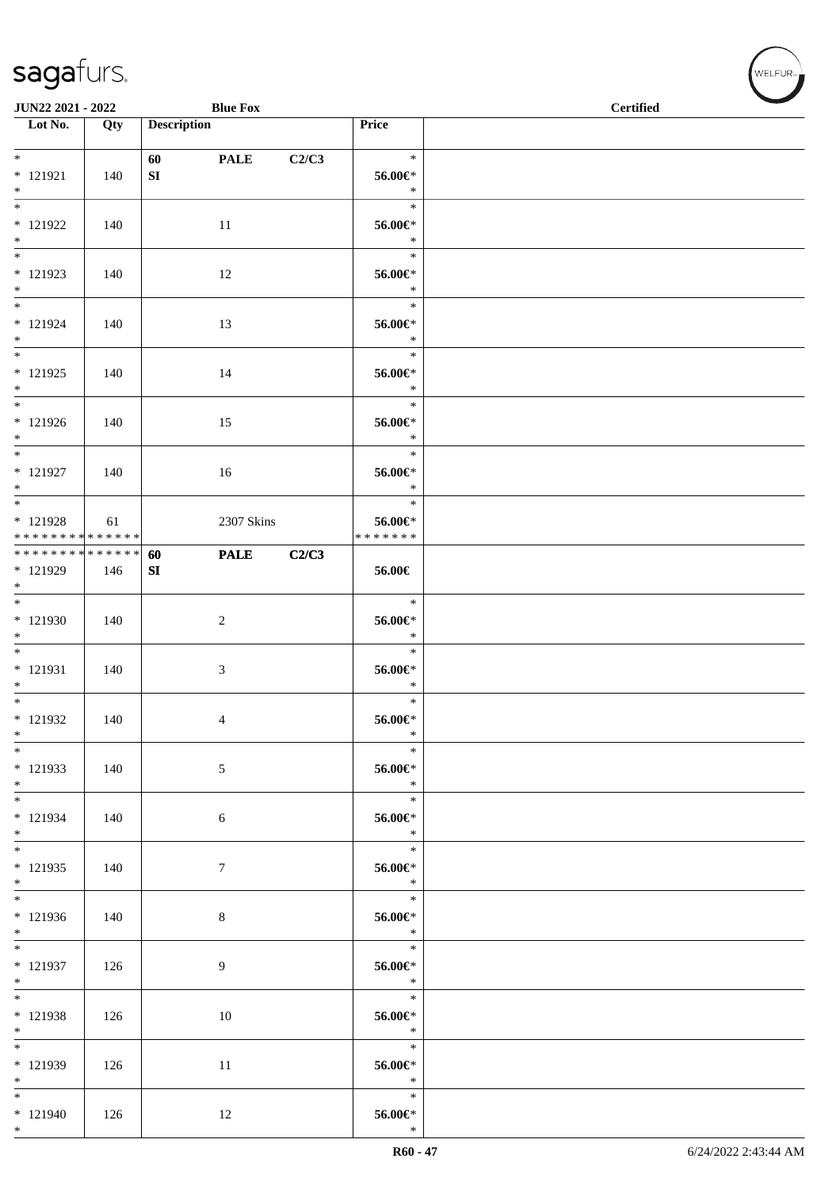| Lot No. | Qty | Description | | | Price | |
|---|---|---|---|---|---|---|
| * | | 60 | PALE | C2/C3 | * | |
| * 121921 | 140 | SI | | | 56.00€* | |
| * | | | | | * | |
| * | | | | | * | |
| * 121922 | 140 | | 11 | | 56.00€* | |
| * | | | | | * | |
| * | | | | | * | |
| * 121923 | 140 | | 12 | | 56.00€* | |
| * | | | | | * | |
| * | | | | | * | |
| * 121924 | 140 | | 13 | | 56.00€* | |
| * | | | | | * | |
| * | | | | | * | |
| * 121925 | 140 | | 14 | | 56.00€* | |
| * | | | | | * | |
| * | | | | | * | |
| * 121926 | 140 | | 15 | | 56.00€* | |
| * | | | | | * | |
| * | | | | | * | |
| * 121927 | 140 | | 16 | | 56.00€* | |
| * | | | | | * | |
| * | | | | | * | |
| * 121928 | 61 | | 2307 Skins | | 56.00€* | |
| * * * * * * * * * * * * * * | | | | | * * * * * * * | |
| * * * * * * * * * * * * * * | | 60 | PALE | C2/C3 | | |
| * 121929 | 146 | SI | | | 56.00€ | |
| * | | | | | | |
| * | | | | | * | |
| * 121930 | 140 | | 2 | | 56.00€* | |
| * | | | | | * | |
| * | | | | | * | |
| * 121931 | 140 | | 3 | | 56.00€* | |
| * | | | | | * | |
| * | | | | | * | |
| * 121932 | 140 | | 4 | | 56.00€* | |
| * | | | | | * | |
| * | | | | | * | |
| * 121933 | 140 | | 5 | | 56.00€* | |
| * | | | | | * | |
| * | | | | | * | |
| * 121934 | 140 | | 6 | | 56.00€* | |
| * | | | | | * | |
| * | | | | | * | |
| * 121935 | 140 | | 7 | | 56.00€* | |
| * | | | | | * | |
| * | | | | | * | |
| * 121936 | 140 | | 8 | | 56.00€* | |
| * | | | | | * | |
| * | | | | | * | |
| * 121937 | 126 | | 9 | | 56.00€* | |
| * | | | | | * | |
| * | | | | | * | |
| * 121938 | 126 | | 10 | | 56.00€* | |
| * | | | | | * | |
| * | | | | | * | |
| * 121939 | 126 | | 11 | | 56.00€* | |
| * | | | | | * | |
| * | | | | | * | |
| * 121940 | 126 | | 12 | | 56.00€* | |
| * | | | | | * | |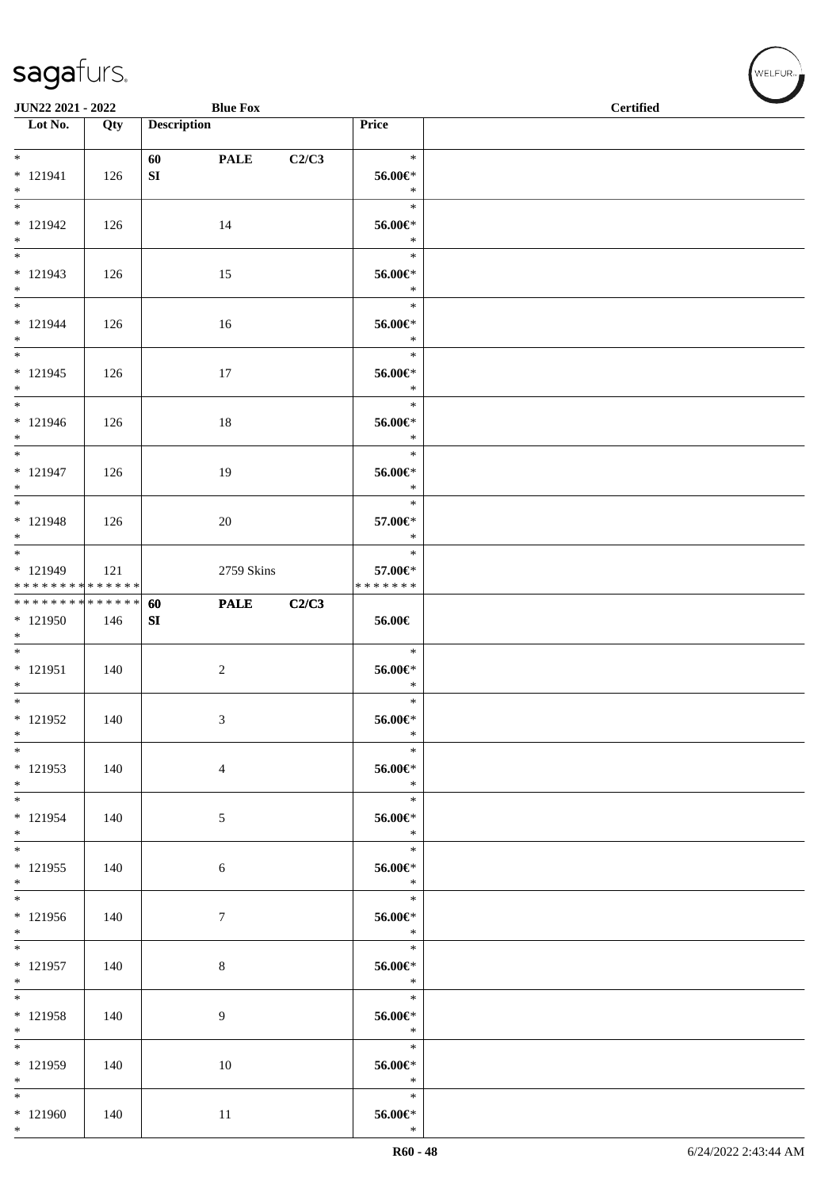| Lot No. | Qty | Description | | | Price | |
|---|---|---|---|---|---|---|
| * <br> * 121941 <br> * | 126 | 60 <br> SI | PALE | C2/C3 | * <br> 56.00€* <br> * | |
| * <br> * 121942 <br> * | 126 | | 14 | | * <br> 56.00€* <br> * | |
| * <br> * 121943 <br> * | 126 | | 15 | | * <br> 56.00€* <br> * | |
| * <br> * 121944 <br> * | 126 | | 16 | | * <br> 56.00€* <br> * | |
| * <br> * 121945 <br> * | 126 | | 17 | | * <br> 56.00€* <br> * | |
| * <br> * 121946 <br> * | 126 | | 18 | | * <br> 56.00€* <br> * | |
| * <br> * 121947 <br> * | 126 | | 19 | | * <br> 56.00€* <br> * | |
| * <br> * 121948 <br> * | 126 | | 20 | | * <br> 57.00€* <br> * | |
| * <br> * 121949 <br> * * * * * * * * * * * * * * | 121 | | 2759 Skins | | * <br> 57.00€* <br> * * * * * * * | |
| * * * * * * * * * * * * * * <br> * 121950 <br> * | 146 | 60 <br> SI | PALE | C2/C3 | 56.00€ | |
| * <br> * 121951 <br> * | 140 | | 2 | | * <br> 56.00€* <br> * | |
| * <br> * 121952 <br> * | 140 | | 3 | | * <br> 56.00€* <br> * | |
| * <br> * 121953 <br> * | 140 | | 4 | | * <br> 56.00€* <br> * | |
| * <br> * 121954 <br> * | 140 | | 5 | | * <br> 56.00€* <br> * | |
| * <br> * 121955 <br> * | 140 | | 6 | | * <br> 56.00€* <br> * | |
| * <br> * 121956 <br> * | 140 | | 7 | | * <br> 56.00€* <br> * | |
| * <br> * 121957 <br> * | 140 | | 8 | | * <br> 56.00€* <br> * | |
| * <br> * 121958 <br> * | 140 | | 9 | | * <br> 56.00€* <br> * | |
| * <br> * 121959 <br> * | 140 | | 10 | | * <br> 56.00€* <br> * | |
| * <br> * 121960 <br> * | 140 | | 11 | | * <br> 56.00€* <br> * | |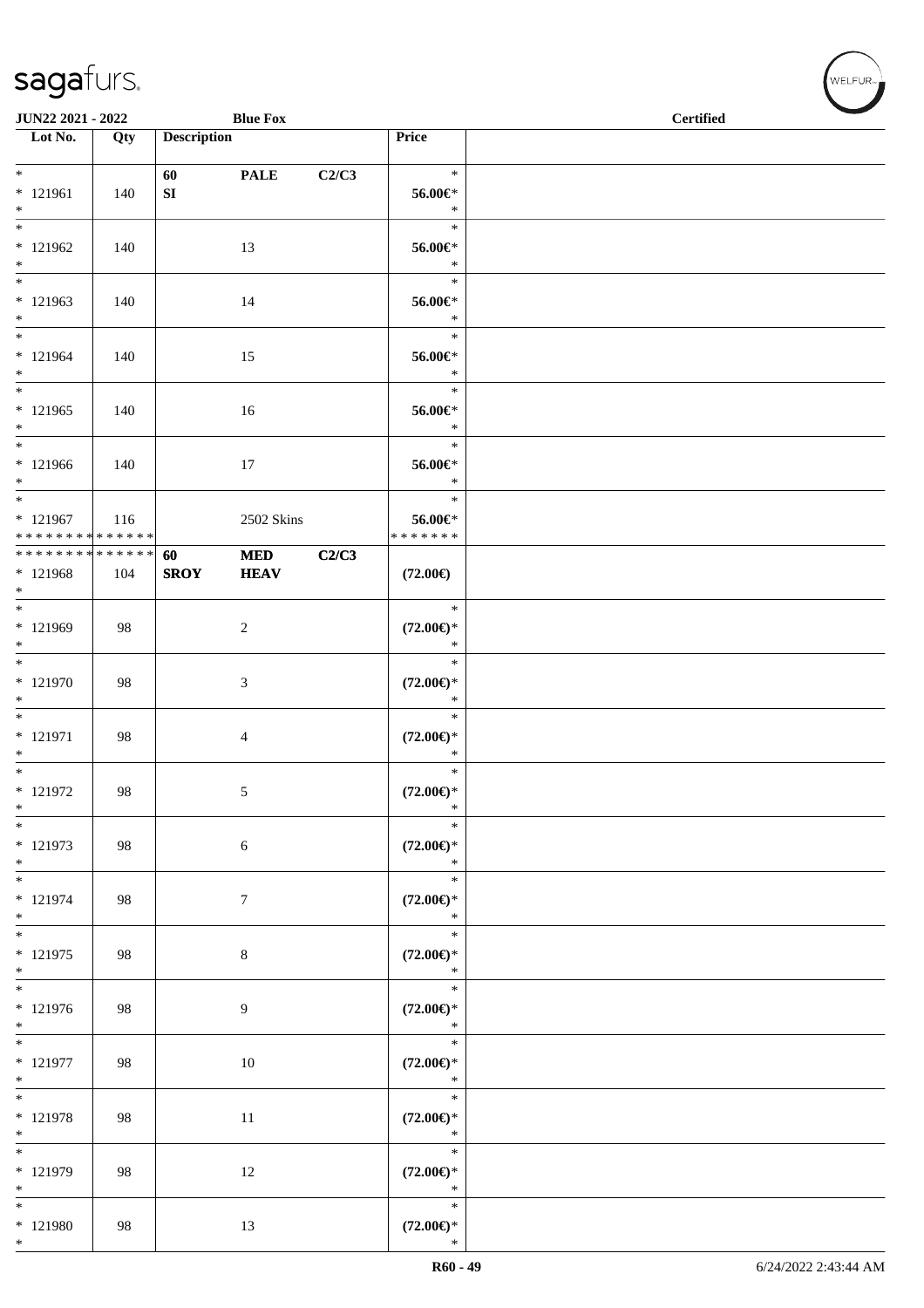| Lot No. | Qty | Description | | | Price | |
|---|---|---|---|---|---|---|
| * <br> * 121961 <br> * | 140 | 60 <br> SI | PALE | C2/C3 | * <br> 56.00€* <br> * | |
| * <br> * 121962 <br> * | 140 | | 13 | | * <br> 56.00€* <br> * | |
| * <br> * 121963 <br> * | 140 | | 14 | | * <br> 56.00€* <br> * | |
| * <br> * 121964 <br> * | 140 | | 15 | | * <br> 56.00€* <br> * | |
| * <br> * 121965 <br> * | 140 | | 16 | | * <br> 56.00€* <br> * | |
| * <br> * 121966 <br> * | 140 | | 17 | | * <br> 56.00€* <br> * | |
| * <br> * 121967 <br> * * * * * * * * * * * * * * | 116 | | 2502 Skins | | * <br> 56.00€* <br> * * * * * * * | |
| * * * * * * * * * * * * * * <br> * 121968 <br> * | 104 | 60 <br> SROY | MED <br> HEAV | C2/C3 | (72.00€) | |
| * <br> * 121969 <br> * | 98 | | 2 | | * <br> (72.00€)* <br> * | |
| * <br> * 121970 <br> * | 98 | | 3 | | * <br> (72.00€)* <br> * | |
| * <br> * 121971 <br> * | 98 | | 4 | | * <br> (72.00€)* <br> * | |
| * <br> * 121972 <br> * | 98 | | 5 | | * <br> (72.00€)* <br> * | |
| * <br> * 121973 <br> * | 98 | | 6 | | * <br> (72.00€)* <br> * | |
| * <br> * 121974 <br> * | 98 | | 7 | | * <br> (72.00€)* <br> * | |
| * <br> * 121975 <br> * | 98 | | 8 | | * <br> (72.00€)* <br> * | |
| * <br> * 121976 <br> * | 98 | | 9 | | * <br> (72.00€)* <br> * | |
| * <br> * 121977 <br> * | 98 | | 10 | | * <br> (72.00€)* <br> * | |
| * <br> * 121978 <br> * | 98 | | 11 | | * <br> (72.00€)* <br> * | |
| * <br> * 121979 <br> * | 98 | | 12 | | * <br> (72.00€)* <br> * | |
| * <br> * 121980 <br> * | 98 | | 13 | | * <br> (72.00€)* <br> * | |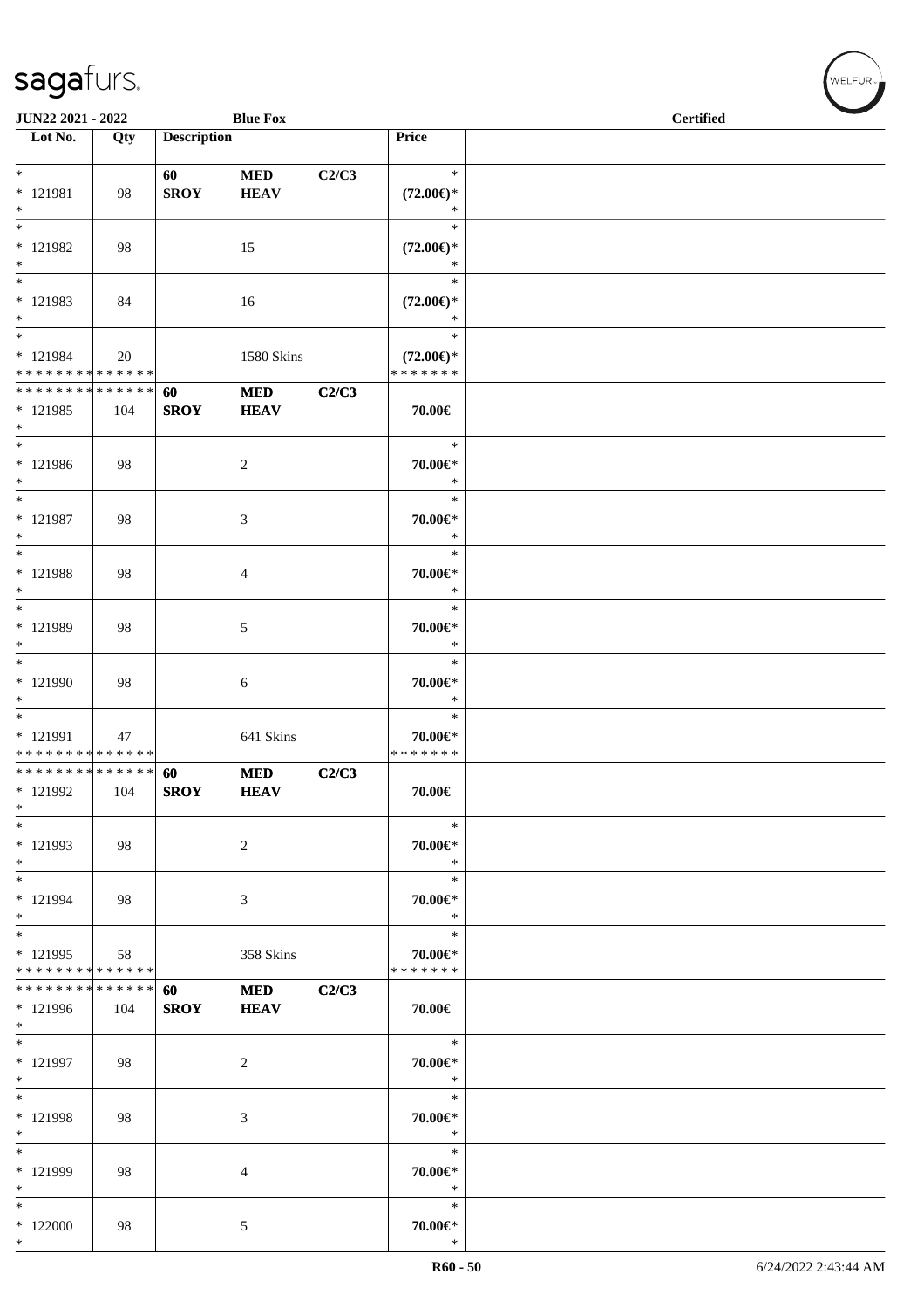| Lot No. | Qty | Description | | | Price | |
|---|---|---|---|---|---|---|
| * 121981 * | 98 | 60 SROY | MED HEAV | C2/C3 | * (72.00€)* * | |
| * 121982 * | 98 | | 15 | | * (72.00€)* * | |
| * 121983 * | 84 | | 16 | | * (72.00€)* * | |
| * 121984 * * * * * * * * * * * * * * | 20 | | 1580 Skins | | * (72.00€)* * * * * * * * | |
| * * * * * * * * * * * * * * 121985 * | 104 | 60 SROY | MED HEAV | C2/C3 | 70.00€ | |
| * 121986 * | 98 | | 2 | | * 70.00€* * | |
| * 121987 * | 98 | | 3 | | * 70.00€* * | |
| * 121988 * | 98 | | 4 | | * 70.00€* * | |
| * 121989 * | 98 | | 5 | | * 70.00€* * | |
| * 121990 * | 98 | | 6 | | * 70.00€* * | |
| * 121991 * * * * * * * * * * * * * * | 47 | | 641 Skins | | * 70.00€* * * * * * * * | |
| * * * * * * * * * * * * * * 121992 * | 104 | 60 SROY | MED HEAV | C2/C3 | 70.00€ | |
| * 121993 * | 98 | | 2 | | * 70.00€* * | |
| * 121994 * | 98 | | 3 | | * 70.00€* * | |
| * 121995 * * * * * * * * * * * * * * | 58 | | 358 Skins | | * 70.00€* * * * * * * * | |
| * * * * * * * * * * * * * * 121996 * | 104 | 60 SROY | MED HEAV | C2/C3 | 70.00€ | |
| * 121997 * | 98 | | 2 | | * 70.00€* * | |
| * 121998 * | 98 | | 3 | | * 70.00€* * | |
| * 121999 * | 98 | | 4 | | * 70.00€* * | |
| * 122000 * | 98 | | 5 | | * 70.00€* * | |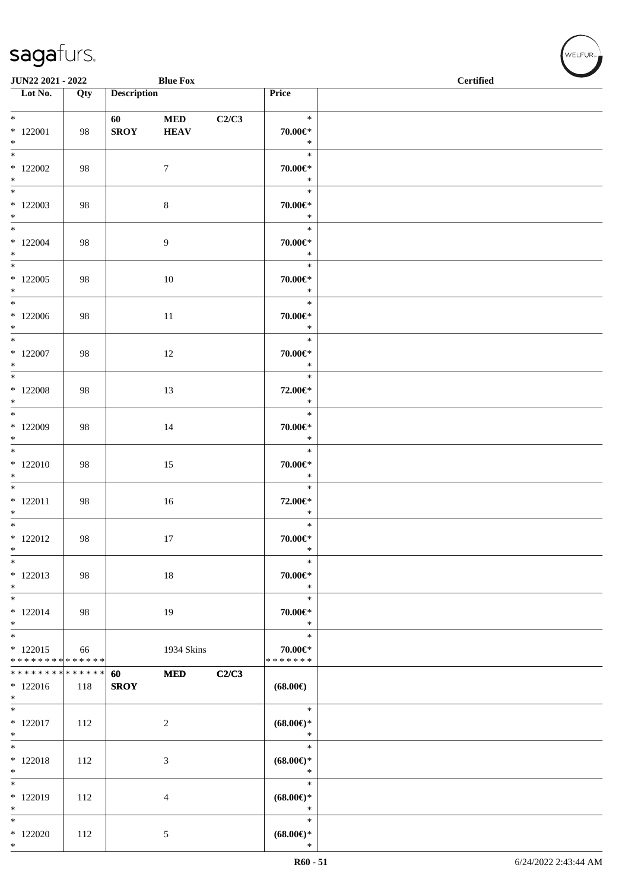**JUN22 2021 - 2022** **Blue Fox** **Certified**

| Lot No. | Qty | Description | | | Price | |
|---|---|---|---|---|---|---|
| * 122001 * | 98 | 60 SROY | MED HEAV | C2/C3 | * 70.00€* * | |
| * 122002 * | 98 | | 7 | | * 70.00€* * | |
| * 122003 * | 98 | | 8 | | * 70.00€* * | |
| * 122004 * | 98 | | 9 | | * 70.00€* * | |
| * 122005 * | 98 | | 10 | | * 70.00€* * | |
| * 122006 * | 98 | | 11 | | * 70.00€* * | |
| * 122007 * | 98 | | 12 | | * 70.00€* * | |
| * 122008 * | 98 | | 13 | | * 72.00€* * | |
| * 122009 * | 98 | | 14 | | * 70.00€* * | |
| * 122010 * | 98 | | 15 | | * 70.00€* * | |
| * 122011 * | 98 | | 16 | | * 72.00€* * | |
| * 122012 * | 98 | | 17 | | * 70.00€* * | |
| * 122013 * | 98 | | 18 | | * 70.00€* * | |
| * 122014 * | 98 | | 19 | | * 70.00€* * | |
| * 122015 ************** | 66 | | 1934 Skins | | * 70.00€* ******* | |
| ************** 122016 * | 118 | 60 SROY | MED | C2/C3 | (68.00€) | |
| * 122017 * | 112 | | 2 | | * (68.00€)* * | |
| * 122018 * | 112 | | 3 | | * (68.00€)* * | |
| * 122019 * | 112 | | 4 | | * (68.00€)* * | |
| * 122020 * | 112 | | 5 | | * (68.00€)* * | |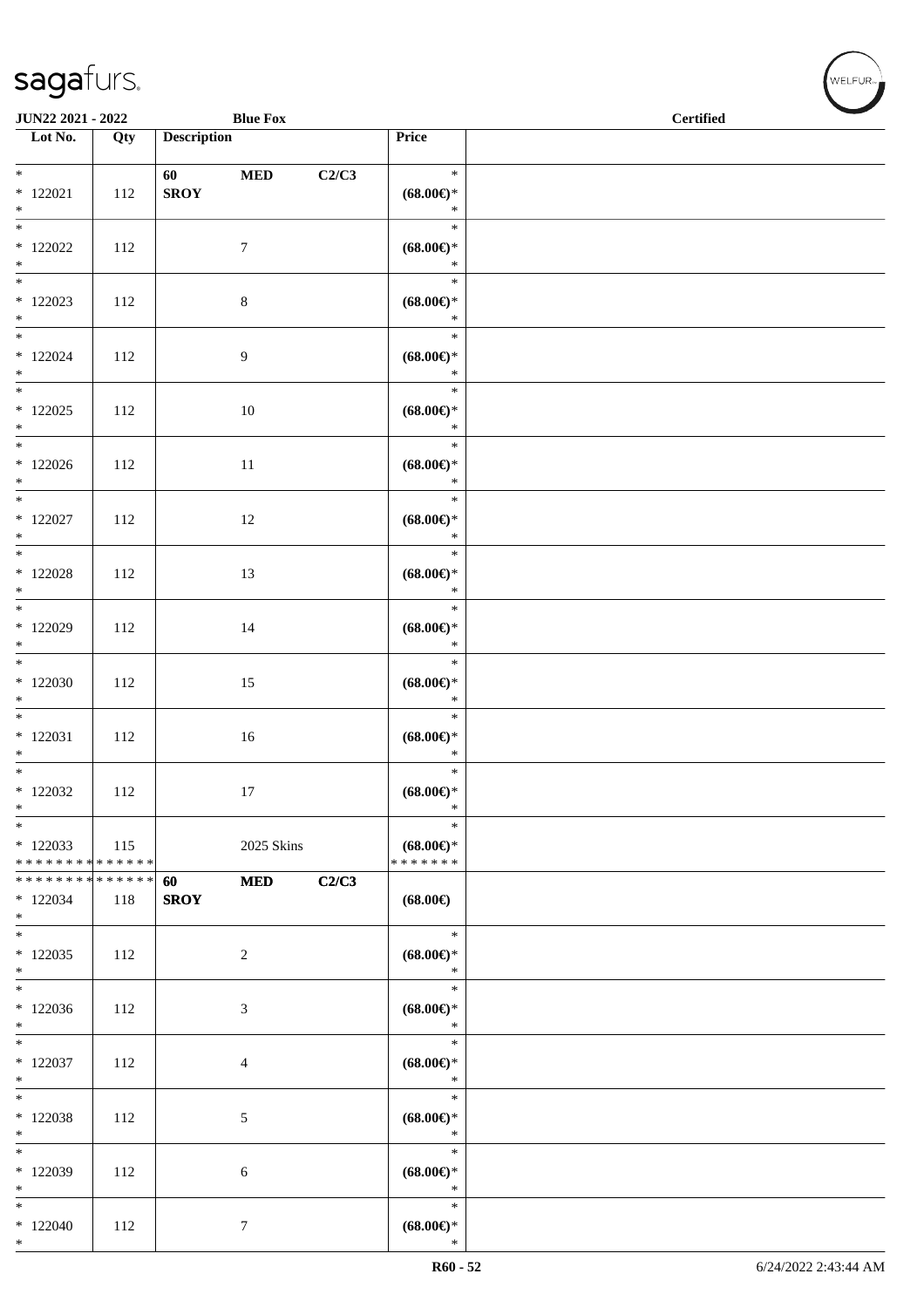**JUN22 2021 - 2022** **Blue Fox** **Certified**

| Lot No. | Qty | Description | | | Price | |
|---|---|---|---|---|---|---|
| * 122021 * | 112 | 60 SROY | MED | C2/C3 | * (68.00€)* * | |
| * 122022 * | 112 | | 7 | | * (68.00€)* * | |
| * 122023 * | 112 | | 8 | | * (68.00€)* * | |
| * 122024 * | 112 | | 9 | | * (68.00€)* * | |
| * 122025 * | 112 | | 10 | | * (68.00€)* * | |
| * 122026 * | 112 | | 11 | | * (68.00€)* * | |
| * 122027 * | 112 | | 12 | | * (68.00€)* * | |
| * 122028 * | 112 | | 13 | | * (68.00€)* * | |
| * 122029 * | 112 | | 14 | | * (68.00€)* * | |
| * 122030 * | 112 | | 15 | | * (68.00€)* * | |
| * 122031 * | 112 | | 16 | | * (68.00€)* * | |
| * 122032 * | 112 | | 17 | | * (68.00€)* * | |
| * 122033 ************** | 115 | | 2025 Skins | | * (68.00€)* ******* | |
| ************** 122034 * | 118 | 60 SROY | MED | C2/C3 | (68.00€) | |
| * 122035 * | 112 | | 2 | | * (68.00€)* * | |
| * 122036 * | 112 | | 3 | | * (68.00€)* * | |
| * 122037 * | 112 | | 4 | | * (68.00€)* * | |
| * 122038 * | 112 | | 5 | | * (68.00€)* * | |
| * 122039 * | 112 | | 6 | | * (68.00€)* * | |
| * 122040 * | 112 | | 7 | | * (68.00€)* * | |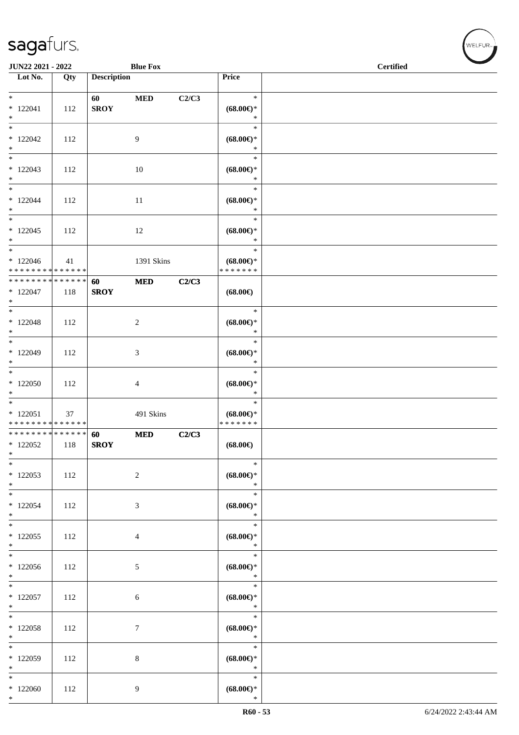| Lot No. | Qty | Description | | | Price | |
|---|---|---|---|---|---|---|
| * | | 60 | MED | C2/C3 | * | |
| * 122041 | 112 | SROY | | | (68.00€)* | |
| * | | | | | * | |
| * | | | | | * | |
| * 122042 | 112 | | 9 | | (68.00€)* | |
| * | | | | | * | |
| * | | | | | * | |
| * 122043 | 112 | | 10 | | (68.00€)* | |
| * | | | | | * | |
| * | | | | | * | |
| * 122044 | 112 | | 11 | | (68.00€)* | |
| * | | | | | * | |
| * | | | | | * | |
| * 122045 | 112 | | 12 | | (68.00€)* | |
| * | | | | | * | |
| * | | | | | * | |
| * 122046 | 41 | | 1391 Skins | | (68.00€)* | |
| * * * * * * * * * * * * * * | | | | | * * * * * * * | |
| * * * * * * * * * * * * * * | | 60 | MED | C2/C3 | | |
| * 122047 | 118 | SROY | | | (68.00€) | |
| * | | | | | | |
| * | | | | | * | |
| * 122048 | 112 | | 2 | | (68.00€)* | |
| * | | | | | * | |
| * | | | | | * | |
| * 122049 | 112 | | 3 | | (68.00€)* | |
| * | | | | | * | |
| * | | | | | * | |
| * 122050 | 112 | | 4 | | (68.00€)* | |
| * | | | | | * | |
| * | | | | | * | |
| * 122051 | 37 | | 491 Skins | | (68.00€)* | |
| * * * * * * * * * * * * * * | | | | | * * * * * * * | |
| * * * * * * * * * * * * * * | | 60 | MED | C2/C3 | | |
| * 122052 | 118 | SROY | | | (68.00€) | |
| * | | | | | | |
| * | | | | | * | |
| * 122053 | 112 | | 2 | | (68.00€)* | |
| * | | | | | * | |
| * | | | | | * | |
| * 122054 | 112 | | 3 | | (68.00€)* | |
| * | | | | | * | |
| * | | | | | * | |
| * 122055 | 112 | | 4 | | (68.00€)* | |
| * | | | | | * | |
| * | | | | | * | |
| * 122056 | 112 | | 5 | | (68.00€)* | |
| * | | | | | * | |
| * | | | | | * | |
| * 122057 | 112 | | 6 | | (68.00€)* | |
| * | | | | | * | |
| * | | | | | * | |
| * 122058 | 112 | | 7 | | (68.00€)* | |
| * | | | | | * | |
| * | | | | | * | |
| * 122059 | 112 | | 8 | | (68.00€)* | |
| * | | | | | * | |
| * | | | | | * | |
| * 122060 | 112 | | 9 | | (68.00€)* | |
| * | | | | | * | |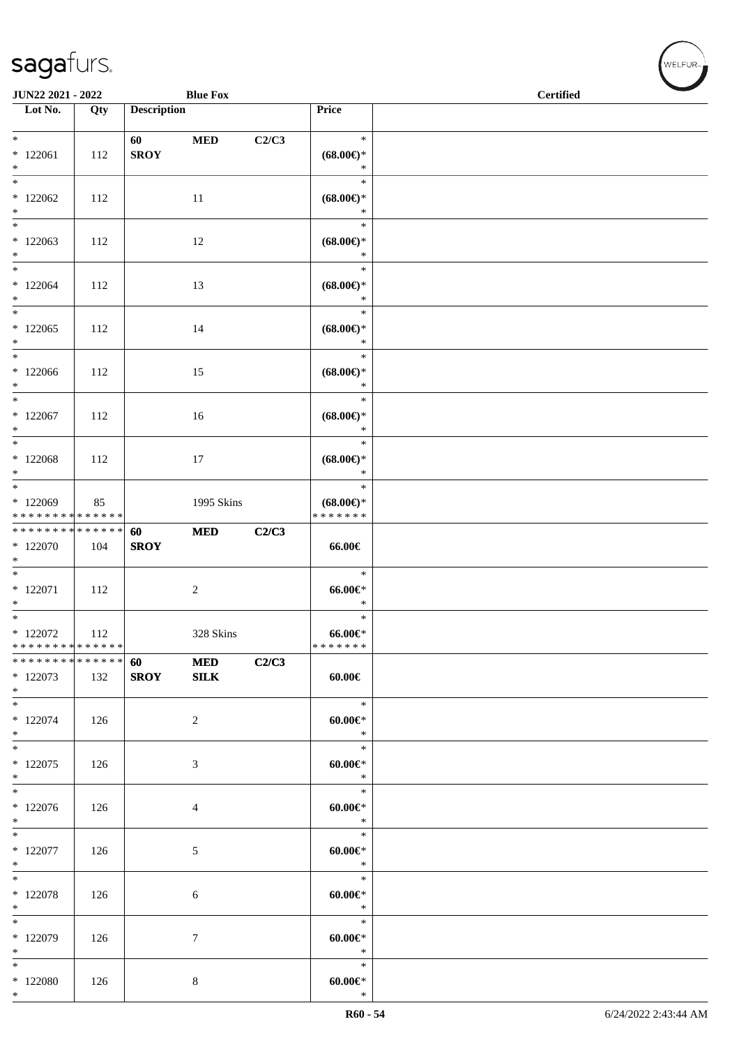JUN22 2021 - 2022 | Blue Fox | Certified

| Lot No. | Qty | Description | | | Price |
|---|---|---|---|---|---|
| * 122061 * | 112 | 60 SROY | MED | C2/C3 | * (68.00€)* * |
| * 122062 * | 112 | | 11 | | * (68.00€)* * |
| * 122063 * | 112 | | 12 | | * (68.00€)* * |
| * 122064 * | 112 | | 13 | | * (68.00€)* * |
| * 122065 * | 112 | | 14 | | * (68.00€)* * |
| * 122066 * | 112 | | 15 | | * (68.00€)* * |
| * 122067 * | 112 | | 16 | | * (68.00€)* * |
| * 122068 * | 112 | | 17 | | * (68.00€)* * |
| * 122069 * * * * * * * * * * * * * * | 85 | | 1995 Skins | | * (68.00€)* * * * * * * * |
| * * * * * * * * * * * * * * 122070 * | 104 | 60 SROY | MED | C2/C3 | 66.00€ |
| * 122071 * | 112 | | 2 | | * 66.00€* * |
| * 122072 * * * * * * * * * * * * * * | 112 | | 328 Skins | | * 66.00€* * * * * * * * |
| * * * * * * * * * * * * * * 122073 * | 132 | 60 SROY | MED SILK | C2/C3 | 60.00€ |
| * 122074 * | 126 | | 2 | | * 60.00€* * |
| * 122075 * | 126 | | 3 | | * 60.00€* * |
| * 122076 * | 126 | | 4 | | * 60.00€* * |
| * 122077 * | 126 | | 5 | | * 60.00€* * |
| * 122078 * | 126 | | 6 | | * 60.00€* * |
| * 122079 * | 126 | | 7 | | * 60.00€* * |
| * 122080 * | 126 | | 8 | | * 60.00€* * |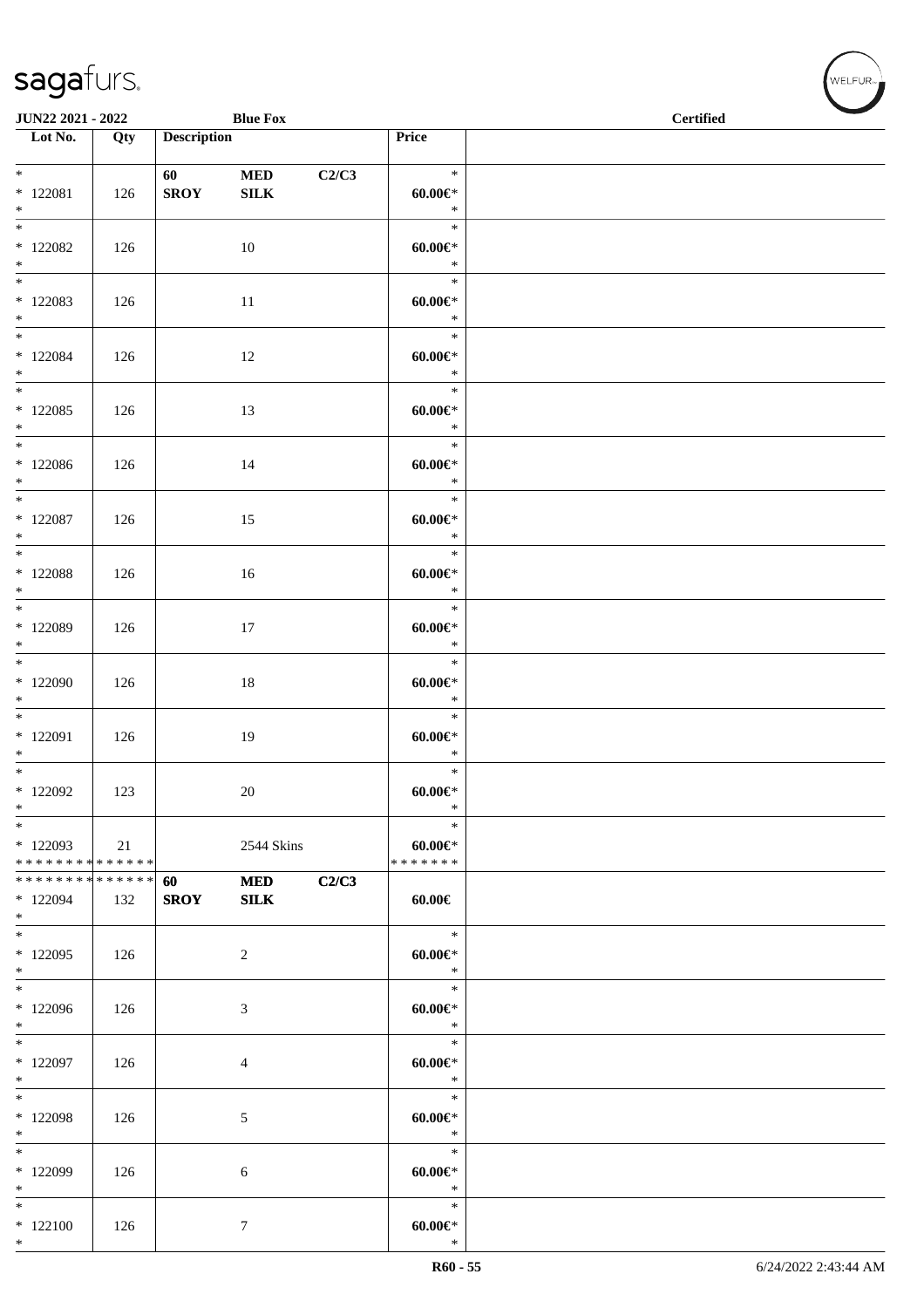| Lot No. | Qty | Description | | | Price | |
|---|---|---|---|---|---|---|
| * | | 60 | MED | C2/C3 | * | |
| * 122081 | 126 | SROY | SILK | | 60.00€* | |
| * | | | | | * | |
| * 122082 | 126 | | 10 | | 60.00€* | |
| * | | | | | * | |
| * 122083 | 126 | | 11 | | 60.00€* | |
| * | | | | | * | |
| * 122084 | 126 | | 12 | | 60.00€* | |
| * | | | | | * | |
| * 122085 | 126 | | 13 | | 60.00€* | |
| * | | | | | * | |
| * 122086 | 126 | | 14 | | 60.00€* | |
| * | | | | | * | |
| * 122087 | 126 | | 15 | | 60.00€* | |
| * | | | | | * | |
| * 122088 | 126 | | 16 | | 60.00€* | |
| * | | | | | * | |
| * 122089 | 126 | | 17 | | 60.00€* | |
| * | | | | | * | |
| * 122090 | 126 | | 18 | | 60.00€* | |
| * | | | | | * | |
| * 122091 | 126 | | 19 | | 60.00€* | |
| * | | | | | * | |
| * 122092 | 123 | | 20 | | 60.00€* | |
| * | | | | | * | |
| * 122093 | 21 | | 2544 Skins | | 60.00€* | |
| * * * * * * * * * * * * * * | | | | | * * * * * * * | |
| * * * * * * * * * * * * * * | | 60 | MED | C2/C3 | | |
| * 122094 | 132 | SROY | SILK | | 60.00€ | |
| * | | | | | * | |
| * 122095 | 126 | | 2 | | 60.00€* | |
| * | | | | | * | |
| * 122096 | 126 | | 3 | | 60.00€* | |
| * | | | | | * | |
| * 122097 | 126 | | 4 | | 60.00€* | |
| * | | | | | * | |
| * 122098 | 126 | | 5 | | 60.00€* | |
| * | | | | | * | |
| * 122099 | 126 | | 6 | | 60.00€* | |
| * | | | | | * | |
| * 122100 | 126 | | 7 | | 60.00€* | |
| * | | | | | * | |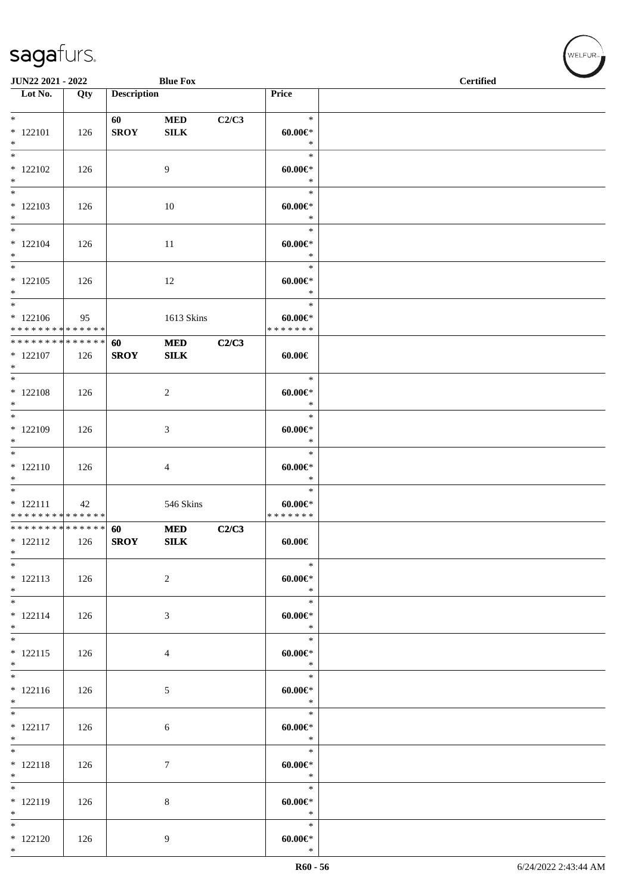| Lot No. | Qty | Description | | | Price | |
|---|---|---|---|---|---|---|
| * | | 60 | **MED** | **C2/C3** | * | |
| * 122101 | 126 | **SROY** | **SILK** | | **60.00€*** | |
| * | | | | | * | |
| * | | | | | * | |
| * 122102 | 126 | | 9 | | **60.00€*** | |
| * | | | | | * | |
| * | | | | | * | |
| * 122103 | 126 | | 10 | | **60.00€*** | |
| * | | | | | * | |
| * | | | | | * | |
| * 122104 | 126 | | 11 | | **60.00€*** | |
| * | | | | | * | |
| * | | | | | * | |
| * 122105 | 126 | | 12 | | **60.00€*** | |
| * | | | | | * | |
| * | | | | | * | |
| * 122106 | 95 | | 1613 Skins | | **60.00€*** | |
| * * * * * * * * * * * * * * | | | | | * * * * * * * | |
| * * * * * * * * * * * * * * | | **60** | **MED** | **C2/C3** | | |
| * 122107 | 126 | **SROY** | **SILK** | | **60.00€** | |
| * | | | | | | |
| * | | | | | * | |
| * 122108 | 126 | | 2 | | **60.00€*** | |
| * | | | | | * | |
| * | | | | | * | |
| * 122109 | 126 | | 3 | | **60.00€*** | |
| * | | | | | * | |
| * | | | | | * | |
| * 122110 | 126 | | 4 | | **60.00€*** | |
| * | | | | | * | |
| * | | | | | * | |
| * 122111 | 42 | | 546 Skins | | **60.00€*** | |
| * * * * * * * * * * * * * * | | | | | * * * * * * * | |
| * * * * * * * * * * * * * * | | **60** | **MED** | **C2/C3** | | |
| * 122112 | 126 | **SROY** | **SILK** | | **60.00€** | |
| * | | | | | | |
| * | | | | | * | |
| * 122113 | 126 | | 2 | | **60.00€*** | |
| * | | | | | * | |
| * | | | | | * | |
| * 122114 | 126 | | 3 | | **60.00€*** | |
| * | | | | | * | |
| * | | | | | * | |
| * 122115 | 126 | | 4 | | **60.00€*** | |
| * | | | | | * | |
| * | | | | | * | |
| * 122116 | 126 | | 5 | | **60.00€*** | |
| * | | | | | * | |
| * | | | | | * | |
| * 122117 | 126 | | 6 | | **60.00€*** | |
| * | | | | | * | |
| * | | | | | * | |
| * 122118 | 126 | | 7 | | **60.00€*** | |
| * | | | | | * | |
| * | | | | | * | |
| * 122119 | 126 | | 8 | | **60.00€*** | |
| * | | | | | * | |
| * | | | | | * | |
| * 122120 | 126 | | 9 | | **60.00€*** | |
| * | | | | | * | |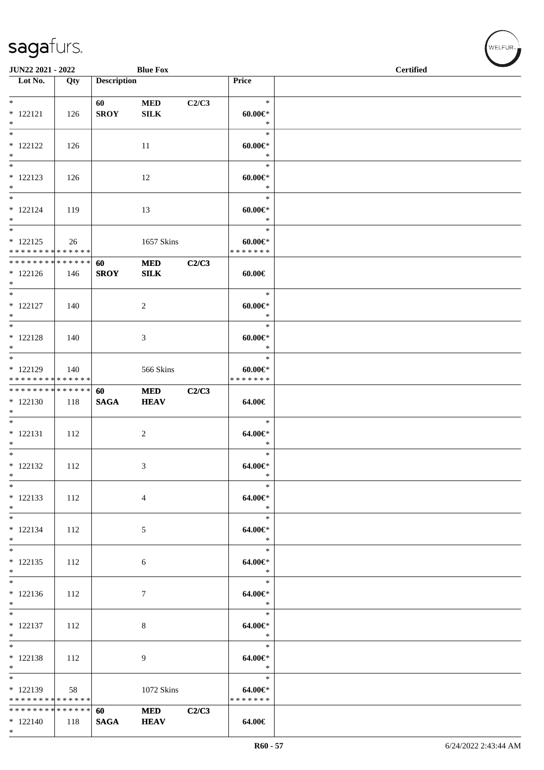**JUN22 2021 - 2022** **Blue Fox** **Certified**

| Lot No. | Qty | Description | | | Price | |
|---|---|---|---|---|---|---|
| * | | 60 | MED | C2/C3 | * | |
| * 122121 | 126 | SROY | SILK | | 60.00€* | |
| * | | | | | * | |
| * | | | | | * | |
| * 122122 | 126 | | 11 | | 60.00€* | |
| * | | | | | * | |
| * | | | | | * | |
| * 122123 | 126 | | 12 | | 60.00€* | |
| * | | | | | * | |
| * | | | | | * | |
| * 122124 | 119 | | 13 | | 60.00€* | |
| * | | | | | * | |
| * | | | | | * | |
| * 122125 | 26 | | 1657 Skins | | 60.00€* | |
| * * * * * * * * * * * * * * | | | | | * * * * * * * | |
| * * * * * * * * * * * * * * | | 60 | MED | C2/C3 | | |
| * 122126 | 146 | SROY | SILK | | 60.00€ | |
| * | | | | | | |
| * | | | | | * | |
| * 122127 | 140 | | 2 | | 60.00€* | |
| * | | | | | * | |
| * | | | | | * | |
| * 122128 | 140 | | 3 | | 60.00€* | |
| * | | | | | * | |
| * | | | | | * | |
| * 122129 | 140 | | 566 Skins | | 60.00€* | |
| * * * * * * * * * * * * * * | | | | | * * * * * * * | |
| * * * * * * * * * * * * * * | | 60 | MED | C2/C3 | | |
| * 122130 | 118 | SAGA | HEAV | | 64.00€ | |
| * | | | | | | |
| * | | | | | * | |
| * 122131 | 112 | | 2 | | 64.00€* | |
| * | | | | | * | |
| * | | | | | * | |
| * 122132 | 112 | | 3 | | 64.00€* | |
| * | | | | | * | |
| * | | | | | * | |
| * 122133 | 112 | | 4 | | 64.00€* | |
| * | | | | | * | |
| * | | | | | * | |
| * 122134 | 112 | | 5 | | 64.00€* | |
| * | | | | | * | |
| * | | | | | * | |
| * 122135 | 112 | | 6 | | 64.00€* | |
| * | | | | | * | |
| * | | | | | * | |
| * 122136 | 112 | | 7 | | 64.00€* | |
| * | | | | | * | |
| * | | | | | * | |
| * 122137 | 112 | | 8 | | 64.00€* | |
| * | | | | | * | |
| * | | | | | * | |
| * 122138 | 112 | | 9 | | 64.00€* | |
| * | | | | | * | |
| * | | | | | * | |
| * 122139 | 58 | | 1072 Skins | | 64.00€* | |
| * * * * * * * * * * * * * * | | | | | * * * * * * * | |
| * * * * * * * * * * * * * * | | 60 | MED | C2/C3 | | |
| * 122140 | 118 | SAGA | HEAV | | 64.00€ | |
| * | | | | | | |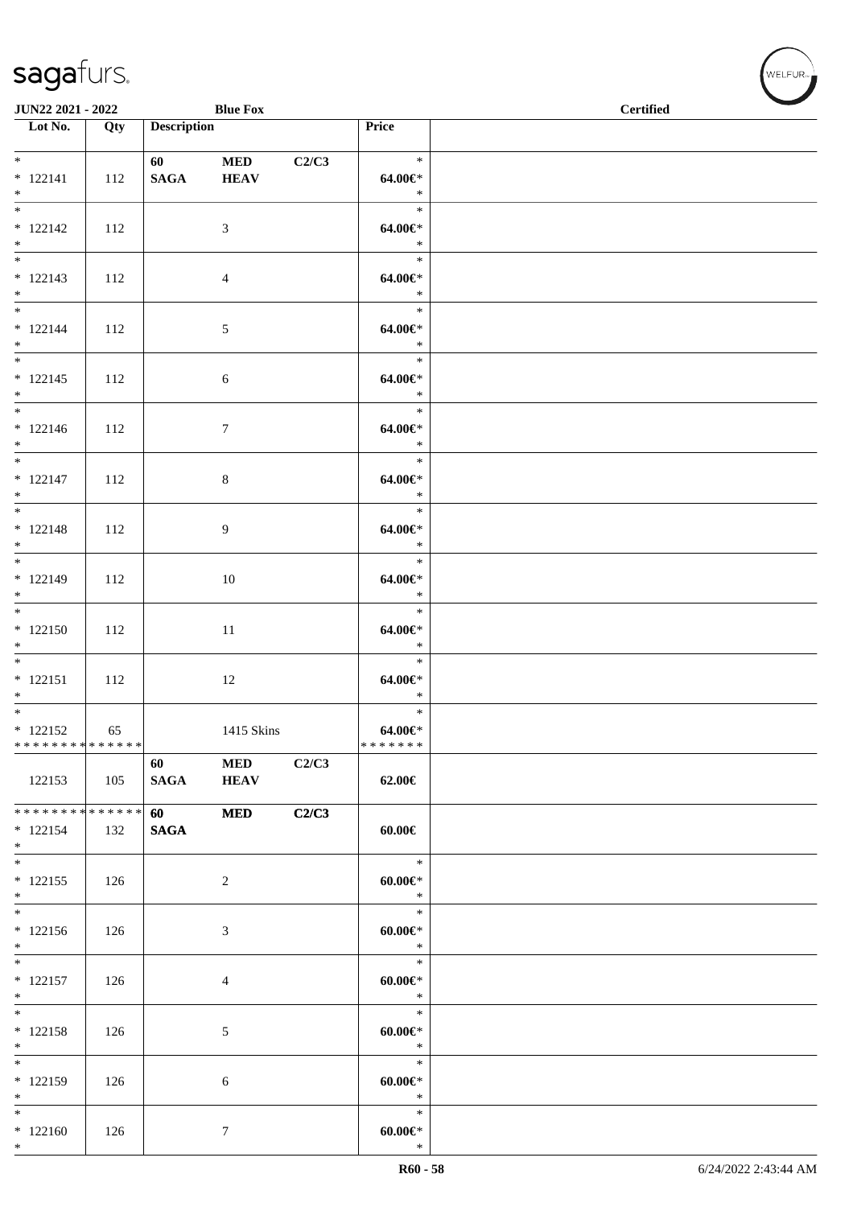JUN22 2021 - 2022 Blue Fox Certified

| Lot No. | Qty | Description | | | Price |
|---|---|---|---|---|---|
| * <br> * 122141 <br> * | 112 | 60 <br> SAGA | MED <br> HEAV | C2/C3 | * <br> 64.00€* <br> * |
| * <br> * 122142 <br> * | 112 | | 3 | | * <br> 64.00€* <br> * |
| * <br> * 122143 <br> * | 112 | | 4 | | * <br> 64.00€* <br> * |
| * <br> * 122144 <br> * | 112 | | 5 | | * <br> 64.00€* <br> * |
| * <br> * 122145 <br> * | 112 | | 6 | | * <br> 64.00€* <br> * |
| * <br> * 122146 <br> * | 112 | | 7 | | * <br> 64.00€* <br> * |
| * <br> * 122147 <br> * | 112 | | 8 | | * <br> 64.00€* <br> * |
| * <br> * 122148 <br> * | 112 | | 9 | | * <br> 64.00€* <br> * |
| * <br> * 122149 <br> * | 112 | | 10 | | * <br> 64.00€* <br> * |
| * <br> * 122150 <br> * | 112 | | 11 | | * <br> 64.00€* <br> * |
| * <br> * 122151 <br> * | 112 | | 12 | | * <br> 64.00€* <br> * |
| * <br> * 122152 <br> * * * * * * * * * * * * * * | 65 | | 1415 Skins | | * <br> 64.00€* <br> * * * * * * * |
| 122153 | 105 | 60 <br> SAGA | MED <br> HEAV | C2/C3 | 62.00€ |
| * * * * * * * * * * * * * * <br> * 122154 <br> * | 132 | 60 <br> SAGA | MED | C2/C3 | 60.00€ |
| * <br> * 122155 <br> * | 126 | | 2 | | * <br> 60.00€* <br> * |
| * <br> * 122156 <br> * | 126 | | 3 | | * <br> 60.00€* <br> * |
| * <br> * 122157 <br> * | 126 | | 4 | | * <br> 60.00€* <br> * |
| * <br> * 122158 <br> * | 126 | | 5 | | * <br> 60.00€* <br> * |
| * <br> * 122159 <br> * | 126 | | 6 | | * <br> 60.00€* <br> * |
| * <br> * 122160 <br> * | 126 | | 7 | | * <br> 60.00€* <br> * |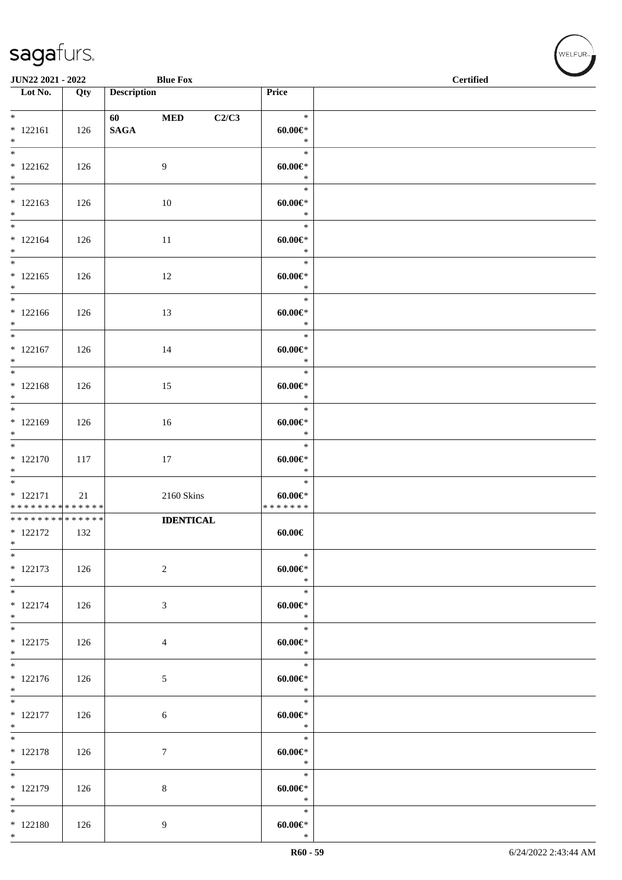| Lot No. | Qty | Description | Price |
|---|---|---|---|
| * 122161 * | 126 | 60 MED C2/C3 SAGA | * 60.00€* * |
| * 122162 * | 126 | 9 | * 60.00€* * |
| * 122163 * | 126 | 10 | * 60.00€* * |
| * 122164 * | 126 | 11 | * 60.00€* * |
| * 122165 * | 126 | 12 | * 60.00€* * |
| * 122166 * | 126 | 13 | * 60.00€* * |
| * 122167 * | 126 | 14 | * 60.00€* * |
| * 122168 * | 126 | 15 | * 60.00€* * |
| * 122169 * | 126 | 16 | * 60.00€* * |
| * 122170 * | 117 | 17 | * 60.00€* * |
| * 122171 ************** | 21 | 2160 Skins | * 60.00€* ******* |
| ************** 122172 * | 132 | **IDENTICAL** | 60.00€ |
| * 122173 * | 126 | 2 | * 60.00€* * |
| * 122174 * | 126 | 3 | * 60.00€* * |
| * 122175 * | 126 | 4 | * 60.00€* * |
| * 122176 * | 126 | 5 | * 60.00€* * |
| * 122177 * | 126 | 6 | * 60.00€* * |
| * 122178 * | 126 | 7 | * 60.00€* * |
| * 122179 * | 126 | 8 | * 60.00€* * |
| * 122180 * | 126 | 9 | * 60.00€* * |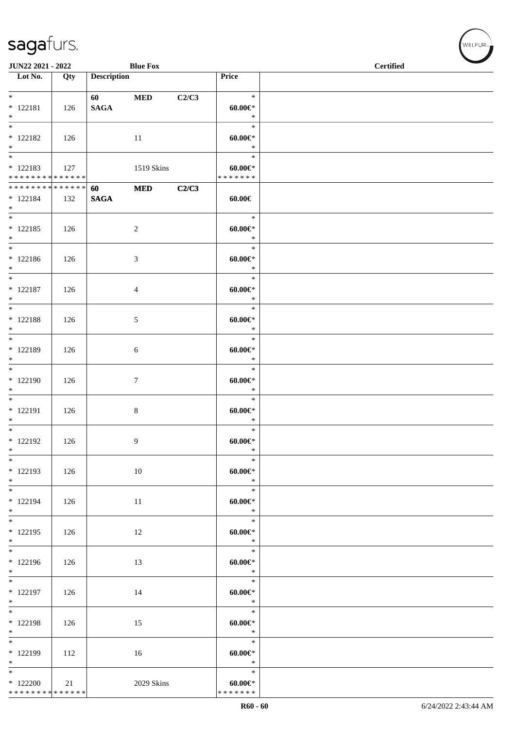| Lot No. | Qty | Description | | | Price | |
|---|---|---|---|---|---|---|
| * | | 60 | MED | C2/C3 | * | |
| * 122181 | 126 | SAGA | | | 60.00€* | |
| * | | | | | * | |
| * | | | | | * | |
| * 122182 | 126 | | 11 | | 60.00€* | |
| * | | | | | * | |
| * | | | | | * | |
| * 122183 | 127 | | 1519 Skins | | 60.00€* | |
| * * * * * * * * * * * * * * | | | | | * * * * * * * | |
| * * * * * * * * * * * * * * | | 60 | MED | C2/C3 | | |
| * 122184 | 132 | SAGA | | | 60.00€ | |
| * | | | | | | |
| * | | | | | * | |
| * 122185 | 126 | | 2 | | 60.00€* | |
| * | | | | | * | |
| * | | | | | * | |
| * 122186 | 126 | | 3 | | 60.00€* | |
| * | | | | | * | |
| * | | | | | * | |
| * 122187 | 126 | | 4 | | 60.00€* | |
| * | | | | | * | |
| * | | | | | * | |
| * 122188 | 126 | | 5 | | 60.00€* | |
| * | | | | | * | |
| * | | | | | * | |
| * 122189 | 126 | | 6 | | 60.00€* | |
| * | | | | | * | |
| * | | | | | * | |
| * 122190 | 126 | | 7 | | 60.00€* | |
| * | | | | | * | |
| * | | | | | * | |
| * 122191 | 126 | | 8 | | 60.00€* | |
| * | | | | | * | |
| * | | | | | * | |
| * 122192 | 126 | | 9 | | 60.00€* | |
| * | | | | | * | |
| * | | | | | * | |
| * 122193 | 126 | | 10 | | 60.00€* | |
| * | | | | | * | |
| * | | | | | * | |
| * 122194 | 126 | | 11 | | 60.00€* | |
| * | | | | | * | |
| * | | | | | * | |
| * 122195 | 126 | | 12 | | 60.00€* | |
| * | | | | | * | |
| * | | | | | * | |
| * 122196 | 126 | | 13 | | 60.00€* | |
| * | | | | | * | |
| * | | | | | * | |
| * 122197 | 126 | | 14 | | 60.00€* | |
| * | | | | | * | |
| * | | | | | * | |
| * 122198 | 126 | | 15 | | 60.00€* | |
| * | | | | | * | |
| * | | | | | * | |
| * 122199 | 112 | | 16 | | 60.00€* | |
| * | | | | | * | |
| * | | | | | * | |
| * 122200 | 21 | | 2029 Skins | | 60.00€* | |
| * * * * * * * * * * * * * * | | | | | * * * * * * * | |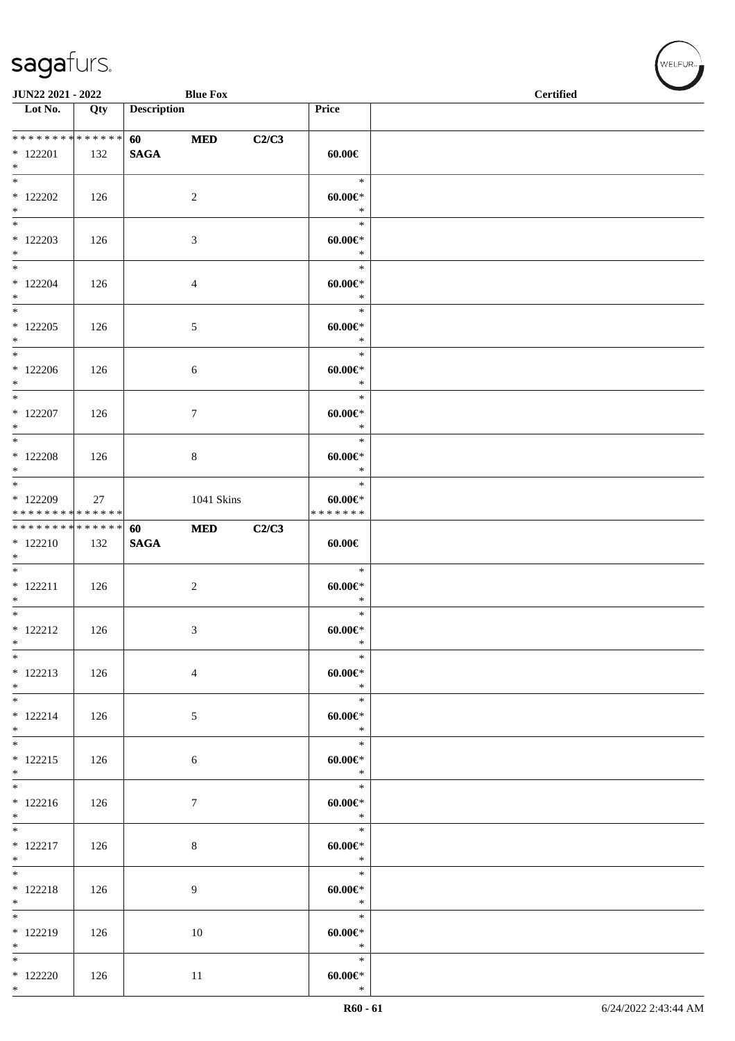| Lot No. | Qty | Description | | | Price | |
|---|---|---|---|---|---|---|
| * * * * * * * * * * * * * * | | 60 | MED | C2/C3 | | |
| * 122201 | 132 | SAGA | | | 60.00€ | |
| * | | | | | | |
| * 122202 | 126 | | 2 | | 60.00€* | |
| * 122203 | 126 | | 3 | | 60.00€* | |
| * 122204 | 126 | | 4 | | 60.00€* | |
| * 122205 | 126 | | 5 | | 60.00€* | |
| * 122206 | 126 | | 6 | | 60.00€* | |
| * 122207 | 126 | | 7 | | 60.00€* | |
| * 122208 | 126 | | 8 | | 60.00€* | |
| * 122209 | 27 | | 1041 Skins | | 60.00€* | |
| * * * * * * * * * * * * * * | | | | | * * * * * * * | |
| * * * * * * * * * * * * * * | | 60 | MED | C2/C3 | | |
| * 122210 | 132 | SAGA | | | 60.00€ | |
| * 122211 | 126 | | 2 | | 60.00€* | |
| * 122212 | 126 | | 3 | | 60.00€* | |
| * 122213 | 126 | | 4 | | 60.00€* | |
| * 122214 | 126 | | 5 | | 60.00€* | |
| * 122215 | 126 | | 6 | | 60.00€* | |
| * 122216 | 126 | | 7 | | 60.00€* | |
| * 122217 | 126 | | 8 | | 60.00€* | |
| * 122218 | 126 | | 9 | | 60.00€* | |
| * 122219 | 126 | | 10 | | 60.00€* | |
| * 122220 | 126 | | 11 | | 60.00€* | |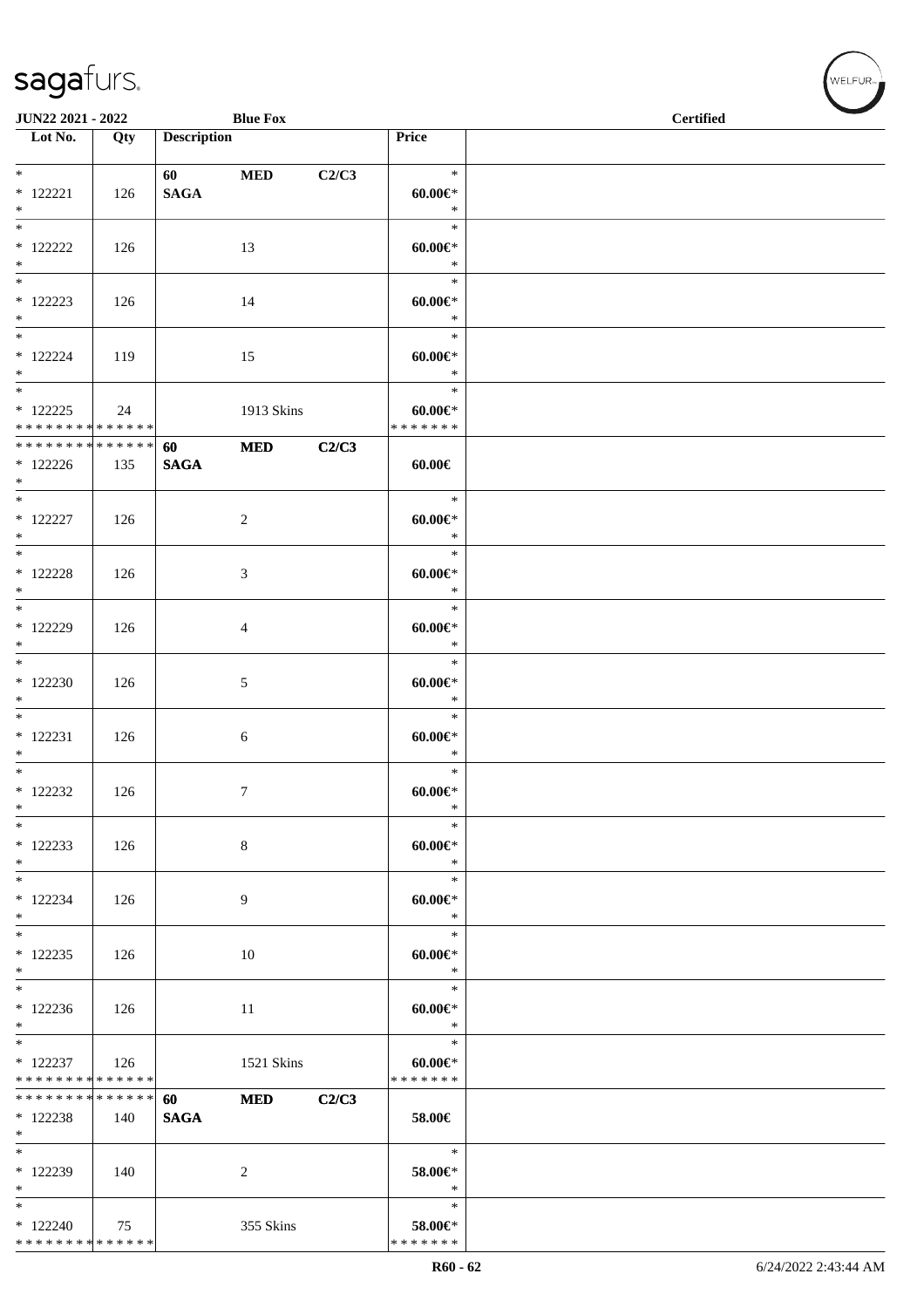| Lot No. | Qty | Description | | | Price | |
|---|---|---|---|---|---|---|
| * <br> * 122221 <br> * | 126 | 60 <br> **SAGA** | **MED** | **C2/C3** | * <br> **60.00€*** <br> * | |
| * <br> * 122222 <br> * | 126 | | 13 | | * <br> **60.00€*** <br> * | |
| * <br> * 122223 <br> * | 126 | | 14 | | * <br> **60.00€*** <br> * | |
| * <br> * 122224 <br> * | 119 | | 15 | | * <br> **60.00€*** <br> * | |
| * <br> * 122225 <br> * * * * * * * * * * * * * * | 24 | | 1913 Skins | | * <br> **60.00€*** <br> * * * * * * * | |
| * * * * * * * * * * * * * * <br> * 122226 <br> * | 135 | **60** <br> **SAGA** | **MED** | **C2/C3** | **60.00€** | |
| * <br> * 122227 <br> * | 126 | | 2 | | * <br> **60.00€*** <br> * | |
| * <br> * 122228 <br> * | 126 | | 3 | | * <br> **60.00€*** <br> * | |
| * <br> * 122229 <br> * | 126 | | 4 | | * <br> **60.00€*** <br> * | |
| * <br> * 122230 <br> * | 126 | | 5 | | * <br> **60.00€*** <br> * | |
| * <br> * 122231 <br> * | 126 | | 6 | | * <br> **60.00€*** <br> * | |
| * <br> * 122232 <br> * | 126 | | 7 | | * <br> **60.00€*** <br> * | |
| * <br> * 122233 <br> * | 126 | | 8 | | * <br> **60.00€*** <br> * | |
| * <br> * 122234 <br> * | 126 | | 9 | | * <br> **60.00€*** <br> * | |
| * <br> * 122235 <br> * | 126 | | 10 | | * <br> **60.00€*** <br> * | |
| * <br> * 122236 <br> * | 126 | | 11 | | * <br> **60.00€*** <br> * | |
| * <br> * 122237 <br> * * * * * * * * * * * * * * | 126 | | 1521 Skins | | * <br> **60.00€*** <br> * * * * * * * | |
| * * * * * * * * * * * * * * <br> * 122238 <br> * | 140 | **60** <br> **SAGA** | **MED** | **C2/C3** | **58.00€** | |
| * <br> * 122239 <br> * | 140 | | 2 | | * <br> **58.00€*** <br> * | |
| * <br> * 122240 <br> * * * * * * * * * * * * * * | 75 | | 355 Skins | | * <br> **58.00€*** <br> * * * * * * * | |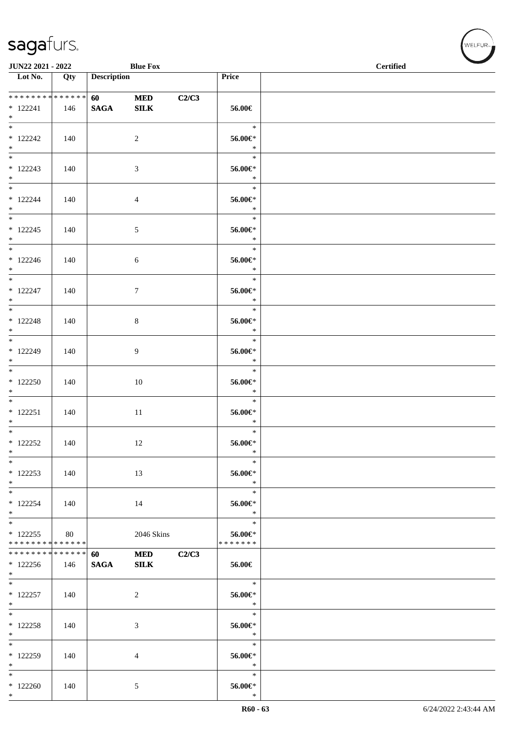JUN22 2021 - 2022 Blue Fox Certified

| Lot No. | Qty | Description | | | Price | |
|---|---|---|---|---|---|---|
| * * * * * * * * * * * * * * | | 60 | MED | C2/C3 | | |
| * 122241 | 146 | SAGA | SILK | | 56.00€ | |
| * | | | | | | |
| * 122242 | 140 | | 2 | | 56.00€* | |
| * 122243 | 140 | | 3 | | 56.00€* | |
| * 122244 | 140 | | 4 | | 56.00€* | |
| * 122245 | 140 | | 5 | | 56.00€* | |
| * 122246 | 140 | | 6 | | 56.00€* | |
| * 122247 | 140 | | 7 | | 56.00€* | |
| * 122248 | 140 | | 8 | | 56.00€* | |
| * 122249 | 140 | | 9 | | 56.00€* | |
| * 122250 | 140 | | 10 | | 56.00€* | |
| * 122251 | 140 | | 11 | | 56.00€* | |
| * 122252 | 140 | | 12 | | 56.00€* | |
| * 122253 | 140 | | 13 | | 56.00€* | |
| * 122254 | 140 | | 14 | | 56.00€* | |
| * 122255 | 80 | | 2046 Skins | | 56.00€* | |
| * * * * * * * * * * * * * * | | | | | * * * * * * * | |
| * * * * * * * * * * * * * * | | 60 | MED | C2/C3 | | |
| * 122256 | 146 | SAGA | SILK | | 56.00€ | |
| * | | | | | | |
| * 122257 | 140 | | 2 | | 56.00€* | |
| * 122258 | 140 | | 3 | | 56.00€* | |
| * 122259 | 140 | | 4 | | 56.00€* | |
| * 122260 | 140 | | 5 | | 56.00€* | |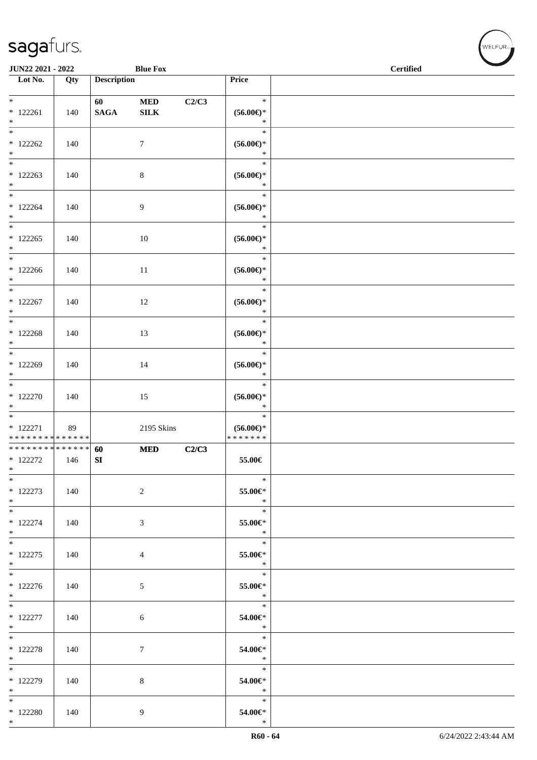JUN22 2021 - 2022 &nbsp;&nbsp;&nbsp;&nbsp; Blue Fox &nbsp;&nbsp;&nbsp;&nbsp; Certified

| Lot No. | Qty | Description | | | Price | |
|---|---|---|---|---|---|---|
| * <br> * 122261 <br> * | 140 | 60 <br> SAGA | MED <br> SILK | C2/C3 | * <br> (56.00€)* <br> * | |
| * <br> * 122262 <br> * | 140 | | 7 | | * <br> (56.00€)* <br> * | |
| * <br> * 122263 <br> * | 140 | | 8 | | * <br> (56.00€)* <br> * | |
| * <br> * 122264 <br> * | 140 | | 9 | | * <br> (56.00€)* <br> * | |
| * <br> * 122265 <br> * | 140 | | 10 | | * <br> (56.00€)* <br> * | |
| * <br> * 122266 <br> * | 140 | | 11 | | * <br> (56.00€)* <br> * | |
| * <br> * 122267 <br> * | 140 | | 12 | | * <br> (56.00€)* <br> * | |
| * <br> * 122268 <br> * | 140 | | 13 | | * <br> (56.00€)* <br> * | |
| * <br> * 122269 <br> * | 140 | | 14 | | * <br> (56.00€)* <br> * | |
| * <br> * 122270 <br> * | 140 | | 15 | | * <br> (56.00€)* <br> * | |
| * <br> * 122271 <br> * * * * * * * * * * * * * * | 89 | | 2195 Skins | | * <br> (56.00€)* <br> * * * * * * * | |
| * * * * * * * * * * * * * * <br> * 122272 <br> * | 146 | 60 <br> SI | MED | C2/C3 | 55.00€ | |
| * <br> * 122273 <br> * | 140 | | 2 | | * <br> 55.00€* <br> * | |
| * <br> * 122274 <br> * | 140 | | 3 | | * <br> 55.00€* <br> * | |
| * <br> * 122275 <br> * | 140 | | 4 | | * <br> 55.00€* <br> * | |
| * <br> * 122276 <br> * | 140 | | 5 | | * <br> 55.00€* <br> * | |
| * <br> * 122277 <br> * | 140 | | 6 | | * <br> 54.00€* <br> * | |
| * <br> * 122278 <br> * | 140 | | 7 | | * <br> 54.00€* <br> * | |
| * <br> * 122279 <br> * | 140 | | 8 | | * <br> 54.00€* <br> * | |
| * <br> * 122280 <br> * | 140 | | 9 | | * <br> 54.00€* <br> * | |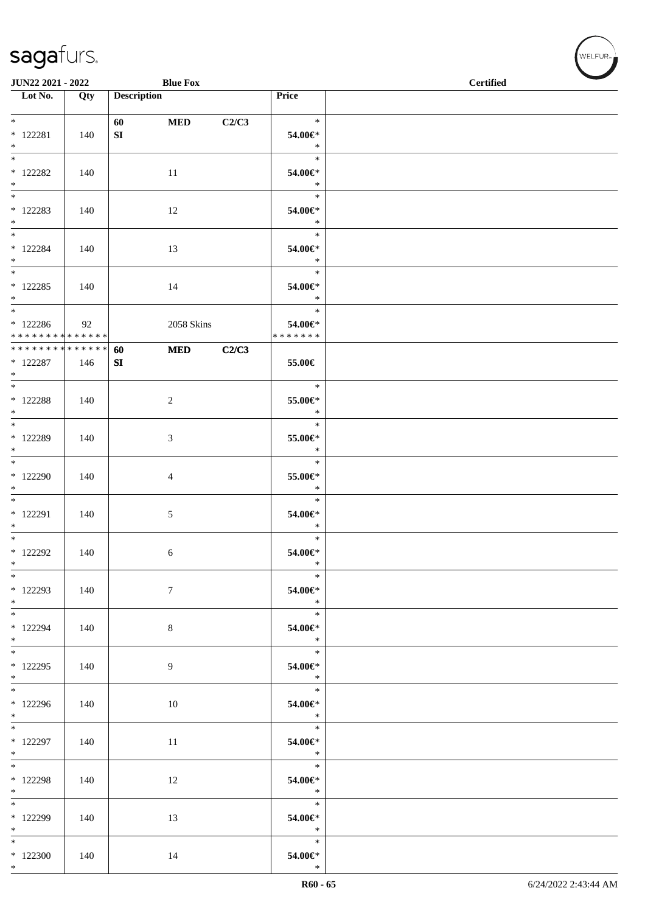| Lot No. | Qty | Description | | | Price |
|---|---|---|---|---|---|
| * 122281 * | 140 | 60 SI | MED | C2/C3 | * 54.00€* * |
| * 122282 * | 140 | | 11 | | * 54.00€* * |
| * 122283 * | 140 | | 12 | | * 54.00€* * |
| * 122284 * | 140 | | 13 | | * 54.00€* * |
| * 122285 * | 140 | | 14 | | * 54.00€* * |
| * 122286 * * * * * * * * * * * * * * | 92 | | 2058 Skins | | * 54.00€* * * * * * * * |
| * * * * * * * * * * * * * * 122287 * | 146 | 60 SI | MED | C2/C3 | 55.00€ |
| * 122288 * | 140 | | 2 | | * 55.00€* * |
| * 122289 * | 140 | | 3 | | * 55.00€* * |
| * 122290 * | 140 | | 4 | | * 55.00€* * |
| * 122291 * | 140 | | 5 | | * 54.00€* * |
| * 122292 * | 140 | | 6 | | * 54.00€* * |
| * 122293 * | 140 | | 7 | | * 54.00€* * |
| * 122294 * | 140 | | 8 | | * 54.00€* * |
| * 122295 * | 140 | | 9 | | * 54.00€* * |
| * 122296 * | 140 | | 10 | | * 54.00€* * |
| * 122297 * | 140 | | 11 | | * 54.00€* * |
| * 122298 * | 140 | | 12 | | * 54.00€* * |
| * 122299 * | 140 | | 13 | | * 54.00€* * |
| * 122300 * | 140 | | 14 | | * 54.00€* * |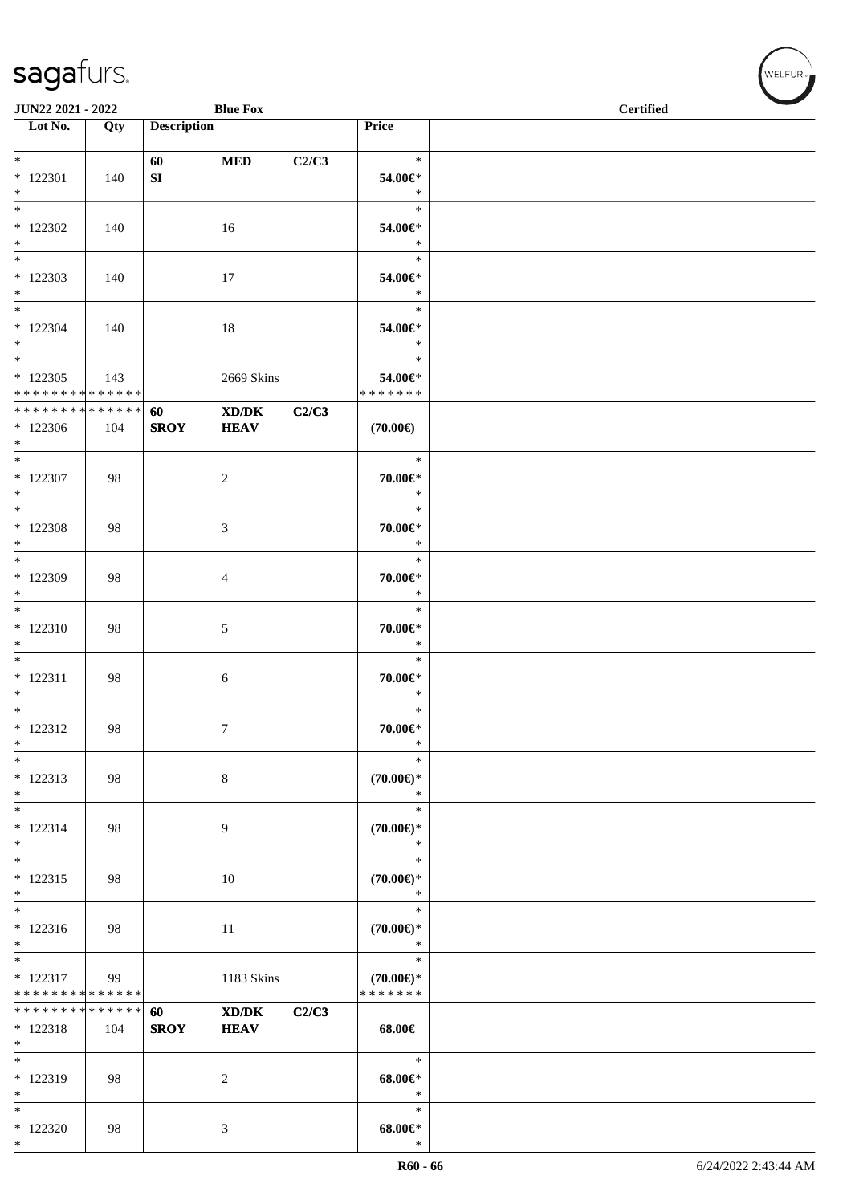JUN22 2021 - 2022 | Blue Fox | Certified

| Lot No. | Qty | Description | | | Price |
|---|---|---|---|---|---|
| * 122301 * | 140 | 60 SI | MED | C2/C3 | * 54.00€* * |
| * 122302 * | 140 | | 16 | | * 54.00€* * |
| * 122303 * | 140 | | 17 | | * 54.00€* * |
| * 122304 * | 140 | | 18 | | * 54.00€* * |
| * 122305 * * * * * * * * * * * * * * | 143 | | 2669 Skins | | * 54.00€* * * * * * * * |
| * * * * * * * * * * * * * * 122306 * | 104 | 60 SROY | XD/DK HEAV | C2/C3 | (70.00€) |
| * 122307 * | 98 | | 2 | | * 70.00€* * |
| * 122308 * | 98 | | 3 | | * 70.00€* * |
| * 122309 * | 98 | | 4 | | * 70.00€* * |
| * 122310 * | 98 | | 5 | | * 70.00€* * |
| * 122311 * | 98 | | 6 | | * 70.00€* * |
| * 122312 * | 98 | | 7 | | * 70.00€* * |
| * 122313 * | 98 | | 8 | | * (70.00€)* * |
| * 122314 * | 98 | | 9 | | * (70.00€)* * |
| * 122315 * | 98 | | 10 | | * (70.00€)* * |
| * 122316 * | 98 | | 11 | | * (70.00€)* * |
| * 122317 * * * * * * * * * * * * * * | 99 | | 1183 Skins | | * (70.00€)* * * * * * * * |
| * * * * * * * * * * * * * * 122318 * | 104 | 60 SROY | XD/DK HEAV | C2/C3 | 68.00€ |
| * 122319 * | 98 | | 2 | | * 68.00€* * |
| * 122320 * | 98 | | 3 | | * 68.00€* * |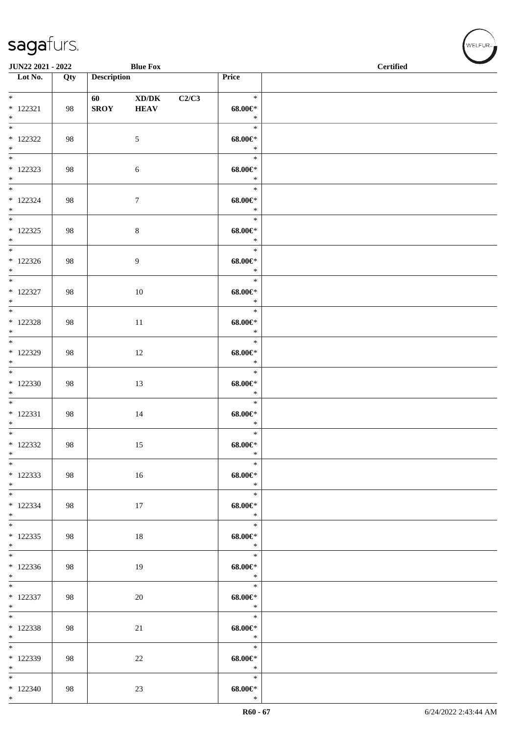| Lot No. | Qty | Description | | | Price | |
|---|---|---|---|---|---|---|
| * 122321 * | 98 | 60 SROY | XD/DK HEAV | C2/C3 | * 68.00€* * | |
| * 122322 * | 98 | | 5 | | * 68.00€* * | |
| * 122323 * | 98 | | 6 | | * 68.00€* * | |
| * 122324 * | 98 | | 7 | | * 68.00€* * | |
| * 122325 * | 98 | | 8 | | * 68.00€* * | |
| * 122326 * | 98 | | 9 | | * 68.00€* * | |
| * 122327 * | 98 | | 10 | | * 68.00€* * | |
| * 122328 * | 98 | | 11 | | * 68.00€* * | |
| * 122329 * | 98 | | 12 | | * 68.00€* * | |
| * 122330 * | 98 | | 13 | | * 68.00€* * | |
| * 122331 * | 98 | | 14 | | * 68.00€* * | |
| * 122332 * | 98 | | 15 | | * 68.00€* * | |
| * 122333 * | 98 | | 16 | | * 68.00€* * | |
| * 122334 * | 98 | | 17 | | * 68.00€* * | |
| * 122335 * | 98 | | 18 | | * 68.00€* * | |
| * 122336 * | 98 | | 19 | | * 68.00€* * | |
| * 122337 * | 98 | | 20 | | * 68.00€* * | |
| * 122338 * | 98 | | 21 | | * 68.00€* * | |
| * 122339 * | 98 | | 22 | | * 68.00€* * | |
| * 122340 * | 98 | | 23 | | * 68.00€* * | |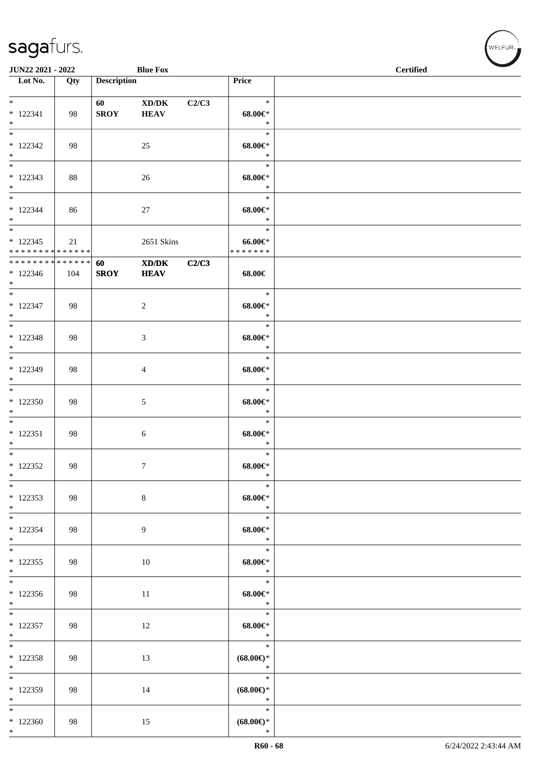| Lot No. | Qty | Description | | | Price | |
|---|---|---|---|---|---|---|
| * | | 60 | XD/DK | C2/C3 | * | |
| * 122341 | 98 | SROY | HEAV | | 68.00€* | |
| * | | | | | * | |
| * | | | | | * | |
| * 122342 | 98 | | 25 | | 68.00€* | |
| * | | | | | * | |
| * | | | | | * | |
| * 122343 | 88 | | 26 | | 68.00€* | |
| * | | | | | * | |
| * | | | | | * | |
| * 122344 | 86 | | 27 | | 68.00€* | |
| * | | | | | * | |
| * | | | | | * | |
| * 122345 | 21 | | 2651 Skins | | 66.00€* | |
| * * * * * * * * * * * * * * | | | | | * * * * * * * | |
| * * * * * * * * * * * * * * | | 60 | XD/DK | C2/C3 | | |
| * 122346 | 104 | SROY | HEAV | | 68.00€ | |
| * | | | | | | |
| * | | | | | * | |
| * 122347 | 98 | | 2 | | 68.00€* | |
| * | | | | | * | |
| * | | | | | * | |
| * 122348 | 98 | | 3 | | 68.00€* | |
| * | | | | | * | |
| * | | | | | * | |
| * 122349 | 98 | | 4 | | 68.00€* | |
| * | | | | | * | |
| * | | | | | * | |
| * 122350 | 98 | | 5 | | 68.00€* | |
| * | | | | | * | |
| * | | | | | * | |
| * 122351 | 98 | | 6 | | 68.00€* | |
| * | | | | | * | |
| * | | | | | * | |
| * 122352 | 98 | | 7 | | 68.00€* | |
| * | | | | | * | |
| * | | | | | * | |
| * 122353 | 98 | | 8 | | 68.00€* | |
| * | | | | | * | |
| * | | | | | * | |
| * 122354 | 98 | | 9 | | 68.00€* | |
| * | | | | | * | |
| * | | | | | * | |
| * 122355 | 98 | | 10 | | 68.00€* | |
| * | | | | | * | |
| * | | | | | * | |
| * 122356 | 98 | | 11 | | 68.00€* | |
| * | | | | | * | |
| * | | | | | * | |
| * 122357 | 98 | | 12 | | 68.00€* | |
| * | | | | | * | |
| * | | | | | * | |
| * 122358 | 98 | | 13 | | (68.00€)* | |
| * | | | | | * | |
| * | | | | | * | |
| * 122359 | 98 | | 14 | | (68.00€)* | |
| * | | | | | * | |
| * | | | | | * | |
| * 122360 | 98 | | 15 | | (68.00€)* | |
| * | | | | | * | |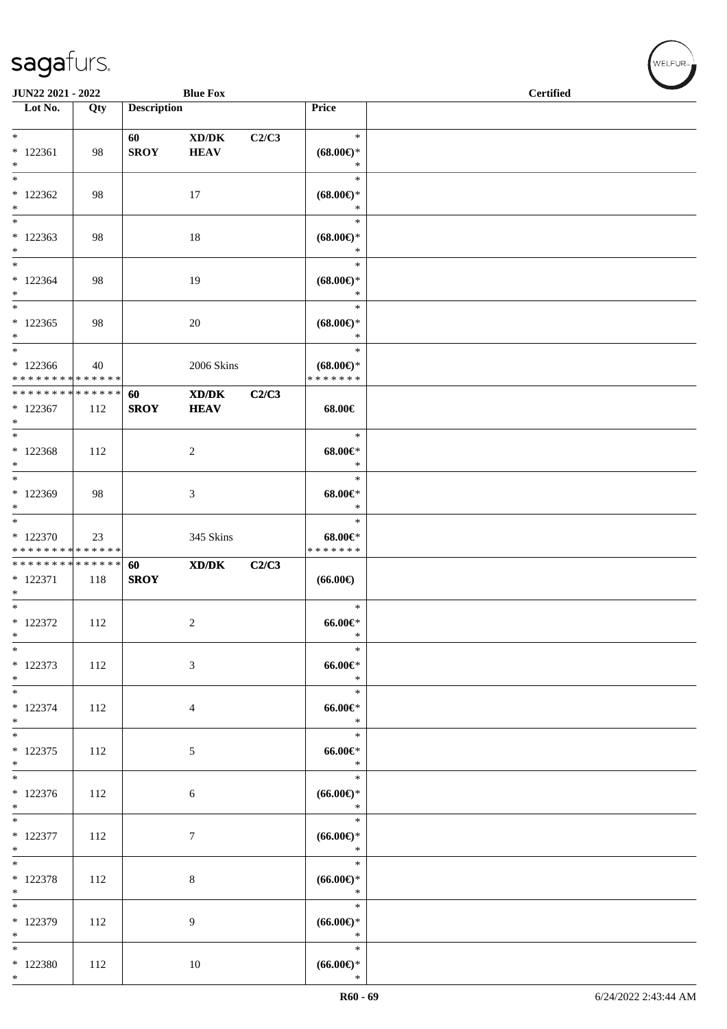| Lot No. | Qty | Description | | | Price | |
|---|---|---|---|---|---|---|
| * | | 60 | XD/DK | C2/C3 | * | |
| * 122361 | 98 | SROY | HEAV | | (68.00€)* | |
| * | | | | | * | |
| * | | | | | * | |
| * 122362 | 98 | | 17 | | (68.00€)* | |
| * | | | | | * | |
| * | | | | | * | |
| * 122363 | 98 | | 18 | | (68.00€)* | |
| * | | | | | * | |
| * | | | | | * | |
| * 122364 | 98 | | 19 | | (68.00€)* | |
| * | | | | | * | |
| * | | | | | * | |
| * 122365 | 98 | | 20 | | (68.00€)* | |
| * | | | | | * | |
| * | | | | | * | |
| * 122366 | 40 | | 2006 Skins | | (68.00€)* | |
| * * * * * * * * * * * * * * | | | | | * * * * * * * | |
| * * * * * * * * * * * * * * | | 60 | XD/DK | C2/C3 | | |
| * 122367 | 112 | SROY | HEAV | | 68.00€ | |
| * | | | | | | |
| * | | | | | * | |
| * 122368 | 112 | | 2 | | 68.00€* | |
| * | | | | | * | |
| * | | | | | * | |
| * 122369 | 98 | | 3 | | 68.00€* | |
| * | | | | | * | |
| * | | | | | * | |
| * 122370 | 23 | | 345 Skins | | 68.00€* | |
| * * * * * * * * * * * * * * | | | | | * * * * * * * | |
| * * * * * * * * * * * * * * | | 60 | XD/DK | C2/C3 | | |
| * 122371 | 118 | SROY | | | (66.00€) | |
| * | | | | | | |
| * | | | | | * | |
| * 122372 | 112 | | 2 | | 66.00€* | |
| * | | | | | * | |
| * | | | | | * | |
| * 122373 | 112 | | 3 | | 66.00€* | |
| * | | | | | * | |
| * | | | | | * | |
| * 122374 | 112 | | 4 | | 66.00€* | |
| * | | | | | * | |
| * | | | | | * | |
| * 122375 | 112 | | 5 | | 66.00€* | |
| * | | | | | * | |
| * | | | | | * | |
| * 122376 | 112 | | 6 | | (66.00€)* | |
| * | | | | | * | |
| * | | | | | * | |
| * 122377 | 112 | | 7 | | (66.00€)* | |
| * | | | | | * | |
| * | | | | | * | |
| * 122378 | 112 | | 8 | | (66.00€)* | |
| * | | | | | * | |
| * | | | | | * | |
| * 122379 | 112 | | 9 | | (66.00€)* | |
| * | | | | | * | |
| * | | | | | * | |
| * 122380 | 112 | | 10 | | (66.00€)* | |
| * | | | | | * | |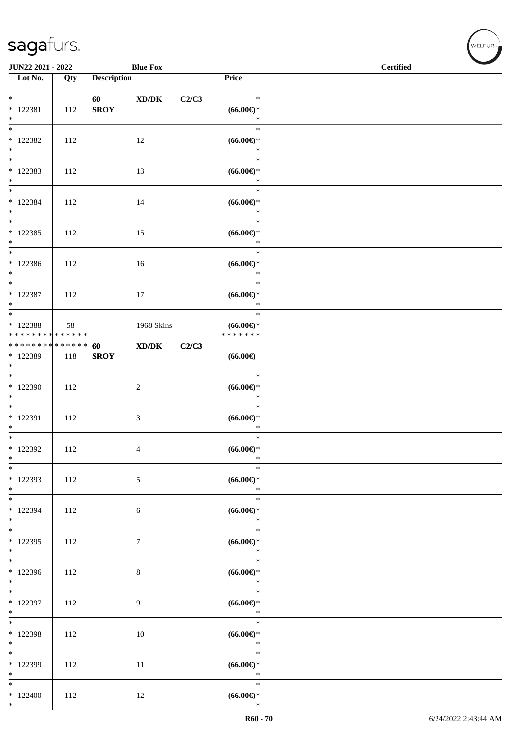| Lot No. | Qty | Description | | | Price |
|---|---|---|---|---|---|
| * <br> * 122381 <br> * | 112 | 60 <br> **SROY** | XD/DK | C2/C3 | * <br> **(66.00€)*** <br> * |
| * <br> * 122382 <br> * | 112 | | 12 | | * <br> **(66.00€)*** <br> * |
| * <br> * 122383 <br> * | 112 | | 13 | | * <br> **(66.00€)*** <br> * |
| * <br> * 122384 <br> * | 112 | | 14 | | * <br> **(66.00€)*** <br> * |
| * <br> * 122385 <br> * | 112 | | 15 | | * <br> **(66.00€)*** <br> * |
| * <br> * 122386 <br> * | 112 | | 16 | | * <br> **(66.00€)*** <br> * |
| * <br> * 122387 <br> * | 112 | | 17 | | * <br> **(66.00€)*** <br> * |
| * <br> * 122388 <br> ************** | 58 | | 1968 Skins | | * <br> **(66.00€)*** <br> ******* |
| ************** <br> * 122389 <br> * | 118 | **60** <br> **SROY** | **XD/DK** | **C2/C3** | **(66.00€)** |
| * <br> * 122390 <br> * | 112 | | 2 | | * <br> **(66.00€)*** <br> * |
| * <br> * 122391 <br> * | 112 | | 3 | | * <br> **(66.00€)*** <br> * |
| * <br> * 122392 <br> * | 112 | | 4 | | * <br> **(66.00€)*** <br> * |
| * <br> * 122393 <br> * | 112 | | 5 | | * <br> **(66.00€)*** <br> * |
| * <br> * 122394 <br> * | 112 | | 6 | | * <br> **(66.00€)*** <br> * |
| * <br> * 122395 <br> * | 112 | | 7 | | * <br> **(66.00€)*** <br> * |
| * <br> * 122396 <br> * | 112 | | 8 | | * <br> **(66.00€)*** <br> * |
| * <br> * 122397 <br> * | 112 | | 9 | | * <br> **(66.00€)*** <br> * |
| * <br> * 122398 <br> * | 112 | | 10 | | * <br> **(66.00€)*** <br> * |
| * <br> * 122399 <br> * | 112 | | 11 | | * <br> **(66.00€)*** <br> * |
| * <br> * 122400 <br> * | 112 | | 12 | | * <br> **(66.00€)*** <br> * |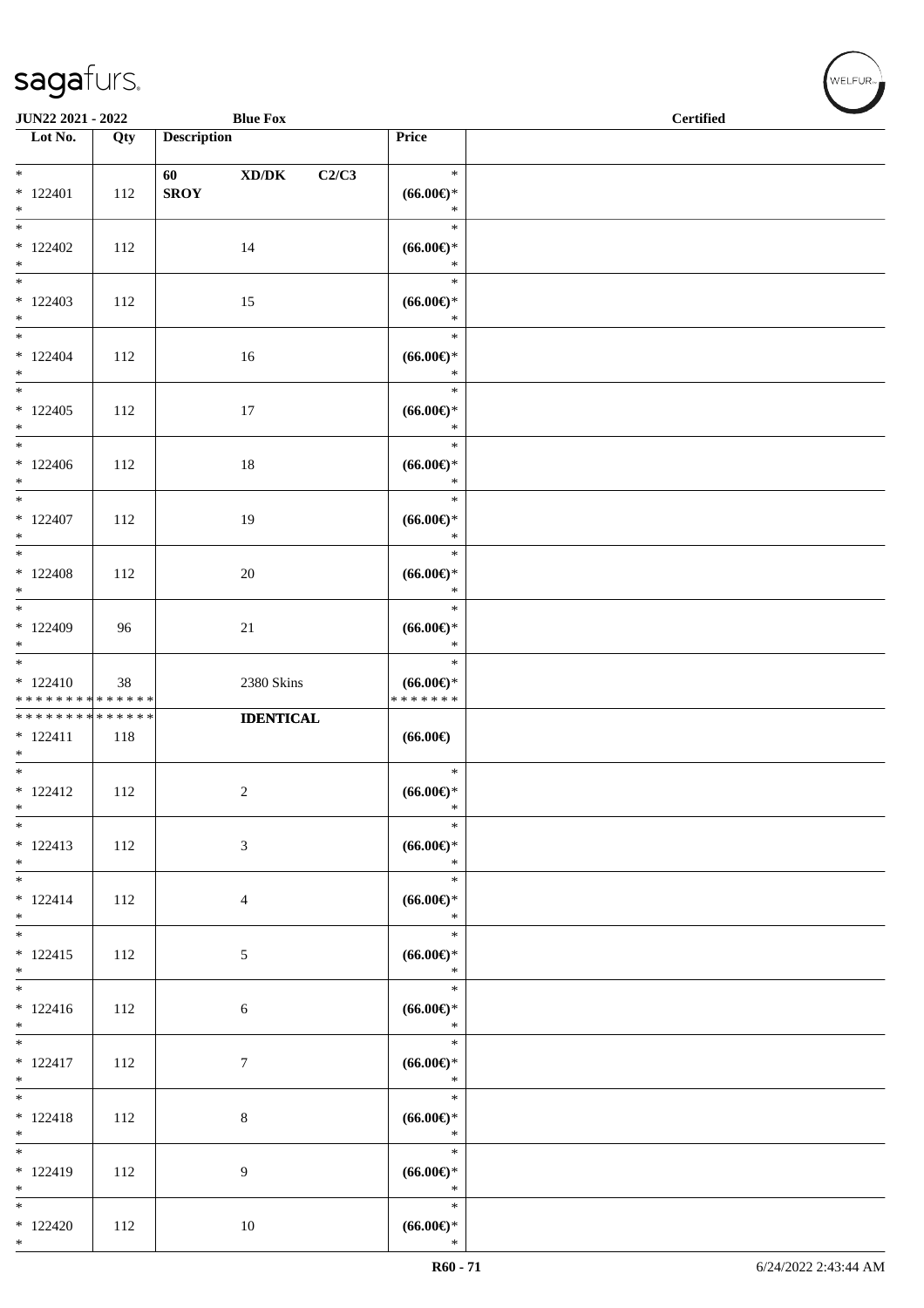JUN22 2021 - 2022 — Blue Fox — Certified

| Lot No. | Qty | Description | Price |
|---|---|---|---|
| * <br> * 122401 <br> * | 112 | 60 XD/DK C2/C3 <br> SROY | * <br> (66.00€)* <br> * |
| * <br> * 122402 <br> * | 112 | 14 | * <br> (66.00€)* <br> * |
| * <br> * 122403 <br> * | 112 | 15 | * <br> (66.00€)* <br> * |
| * <br> * 122404 <br> * | 112 | 16 | * <br> (66.00€)* <br> * |
| * <br> * 122405 <br> * | 112 | 17 | * <br> (66.00€)* <br> * |
| * <br> * 122406 <br> * | 112 | 18 | * <br> (66.00€)* <br> * |
| * <br> * 122407 <br> * | 112 | 19 | * <br> (66.00€)* <br> * |
| * <br> * 122408 <br> * | 112 | 20 | * <br> (66.00€)* <br> * |
| * <br> * 122409 <br> * | 96 | 21 | * <br> (66.00€)* <br> * |
| * <br> * 122410 <br> ************** | 38 | 2380 Skins | * <br> (66.00€)* <br> ******* |
| ************** <br> * 122411 <br> * | 118 | **IDENTICAL** | (66.00€) |
| * <br> * 122412 <br> * | 112 | 2 | * <br> (66.00€)* <br> * |
| * <br> * 122413 <br> * | 112 | 3 | * <br> (66.00€)* <br> * |
| * <br> * 122414 <br> * | 112 | 4 | * <br> (66.00€)* <br> * |
| * <br> * 122415 <br> * | 112 | 5 | * <br> (66.00€)* <br> * |
| * <br> * 122416 <br> * | 112 | 6 | * <br> (66.00€)* <br> * |
| * <br> * 122417 <br> * | 112 | 7 | * <br> (66.00€)* <br> * |
| * <br> * 122418 <br> * | 112 | 8 | * <br> (66.00€)* <br> * |
| * <br> * 122419 <br> * | 112 | 9 | * <br> (66.00€)* <br> * |
| * <br> * 122420 <br> * | 112 | 10 | * <br> (66.00€)* <br> * |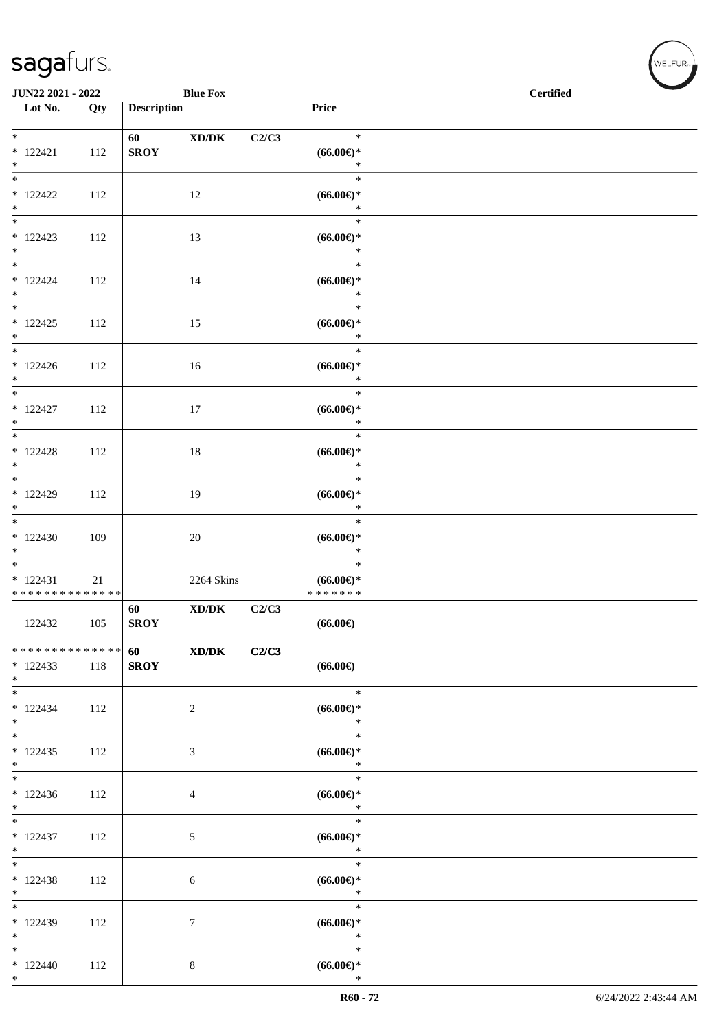| Lot No. | Qty | Description | | | Price | |
|---|---|---|---|---|---|---|
| * 122421 * | 112 | 60 SROY | XD/DK | C2/C3 | * (66.00€)* * | |
| * 122422 * | 112 | | 12 | | * (66.00€)* * | |
| * 122423 * | 112 | | 13 | | * (66.00€)* * | |
| * 122424 * | 112 | | 14 | | * (66.00€)* * | |
| * 122425 * | 112 | | 15 | | * (66.00€)* * | |
| * 122426 * | 112 | | 16 | | * (66.00€)* * | |
| * 122427 * | 112 | | 17 | | * (66.00€)* * | |
| * 122428 * | 112 | | 18 | | * (66.00€)* * | |
| * 122429 * | 112 | | 19 | | * (66.00€)* * | |
| * 122430 * | 109 | | 20 | | * (66.00€)* * | |
| * 122431 * * * * * * * * * * * * * * | 21 | | 2264 Skins | | * (66.00€)* * * * * * * * | |
| 122432 | 105 | 60 SROY | XD/DK | C2/C3 | (66.00€) | |
| * * * * * * * * * * * * * * 122433 * | 118 | 60 SROY | XD/DK | C2/C3 | (66.00€) | |
| * 122434 * | 112 | | 2 | | * (66.00€)* * | |
| * 122435 * | 112 | | 3 | | * (66.00€)* * | |
| * 122436 * | 112 | | 4 | | * (66.00€)* * | |
| * 122437 * | 112 | | 5 | | * (66.00€)* * | |
| * 122438 * | 112 | | 6 | | * (66.00€)* * | |
| * 122439 * | 112 | | 7 | | * (66.00€)* * | |
| * 122440 * | 112 | | 8 | | * (66.00€)* * | |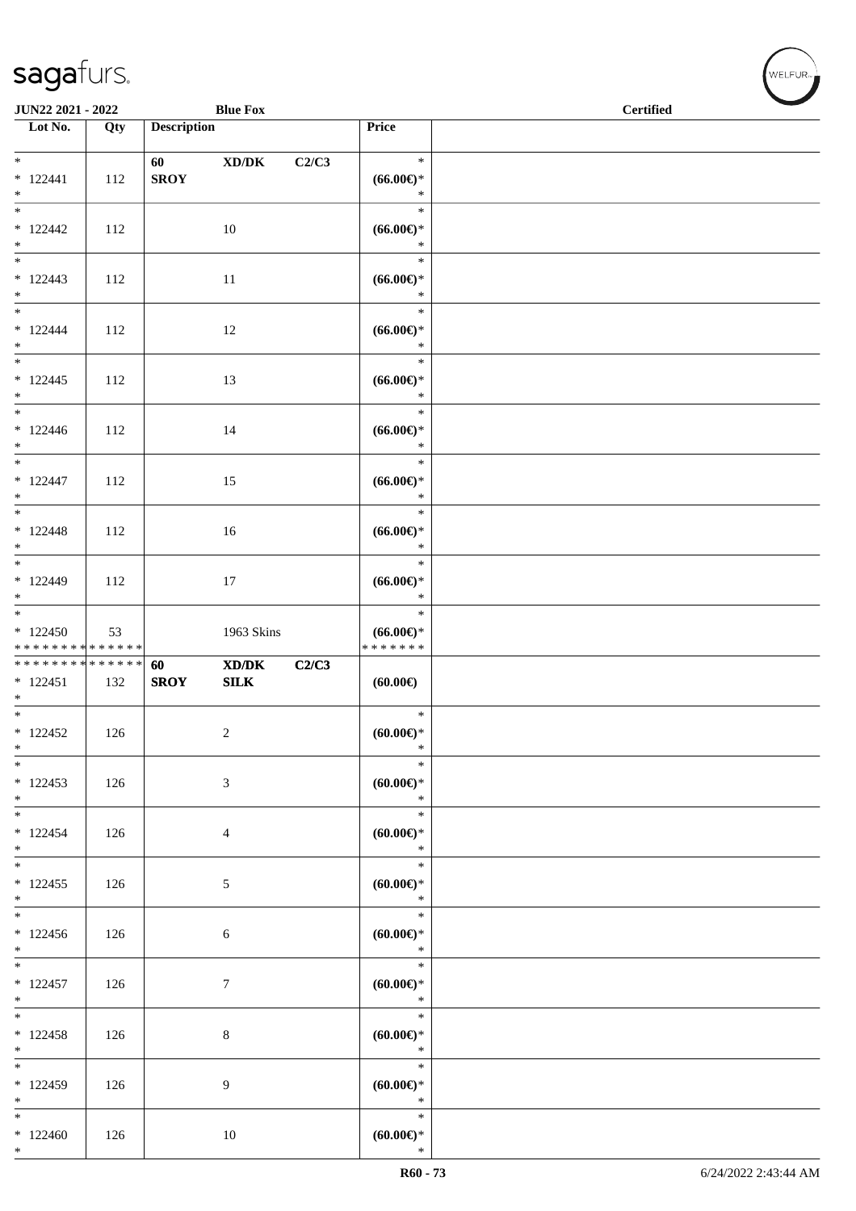| Lot No. | Qty | Description | | | Price | |
|---|---|---|---|---|---|---|
| * <br> * 122441 <br> * | 112 | 60 <br> SROY | XD/DK | C2/C3 | * <br> (66.00€)* <br> * | |
| * <br> * 122442 <br> * | 112 | | 10 | | * <br> (66.00€)* <br> * | |
| * <br> * 122443 <br> * | 112 | | 11 | | * <br> (66.00€)* <br> * | |
| * <br> * 122444 <br> * | 112 | | 12 | | * <br> (66.00€)* <br> * | |
| * <br> * 122445 <br> * | 112 | | 13 | | * <br> (66.00€)* <br> * | |
| * <br> * 122446 <br> * | 112 | | 14 | | * <br> (66.00€)* <br> * | |
| * <br> * 122447 <br> * | 112 | | 15 | | * <br> (66.00€)* <br> * | |
| * <br> * 122448 <br> * | 112 | | 16 | | * <br> (66.00€)* <br> * | |
| * <br> * 122449 <br> * | 112 | | 17 | | * <br> (66.00€)* <br> * | |
| * <br> * 122450 <br> * * * * * * * * * * * * * * | 53 | | 1963 Skins | | * <br> (66.00€)* <br> * * * * * * * | |
| * * * * * * * * * * * * * * <br> * 122451 <br> * | 132 | 60 <br> SROY | XD/DK <br> SILK | C2/C3 | (60.00€) | |
| * <br> * 122452 <br> * | 126 | | 2 | | * <br> (60.00€)* <br> * | |
| * <br> * 122453 <br> * | 126 | | 3 | | * <br> (60.00€)* <br> * | |
| * <br> * 122454 <br> * | 126 | | 4 | | * <br> (60.00€)* <br> * | |
| * <br> * 122455 <br> * | 126 | | 5 | | * <br> (60.00€)* <br> * | |
| * <br> * 122456 <br> * | 126 | | 6 | | * <br> (60.00€)* <br> * | |
| * <br> * 122457 <br> * | 126 | | 7 | | * <br> (60.00€)* <br> * | |
| * <br> * 122458 <br> * | 126 | | 8 | | * <br> (60.00€)* <br> * | |
| * <br> * 122459 <br> * | 126 | | 9 | | * <br> (60.00€)* <br> * | |
| * <br> * 122460 <br> * | 126 | | 10 | | * <br> (60.00€)* <br> * | |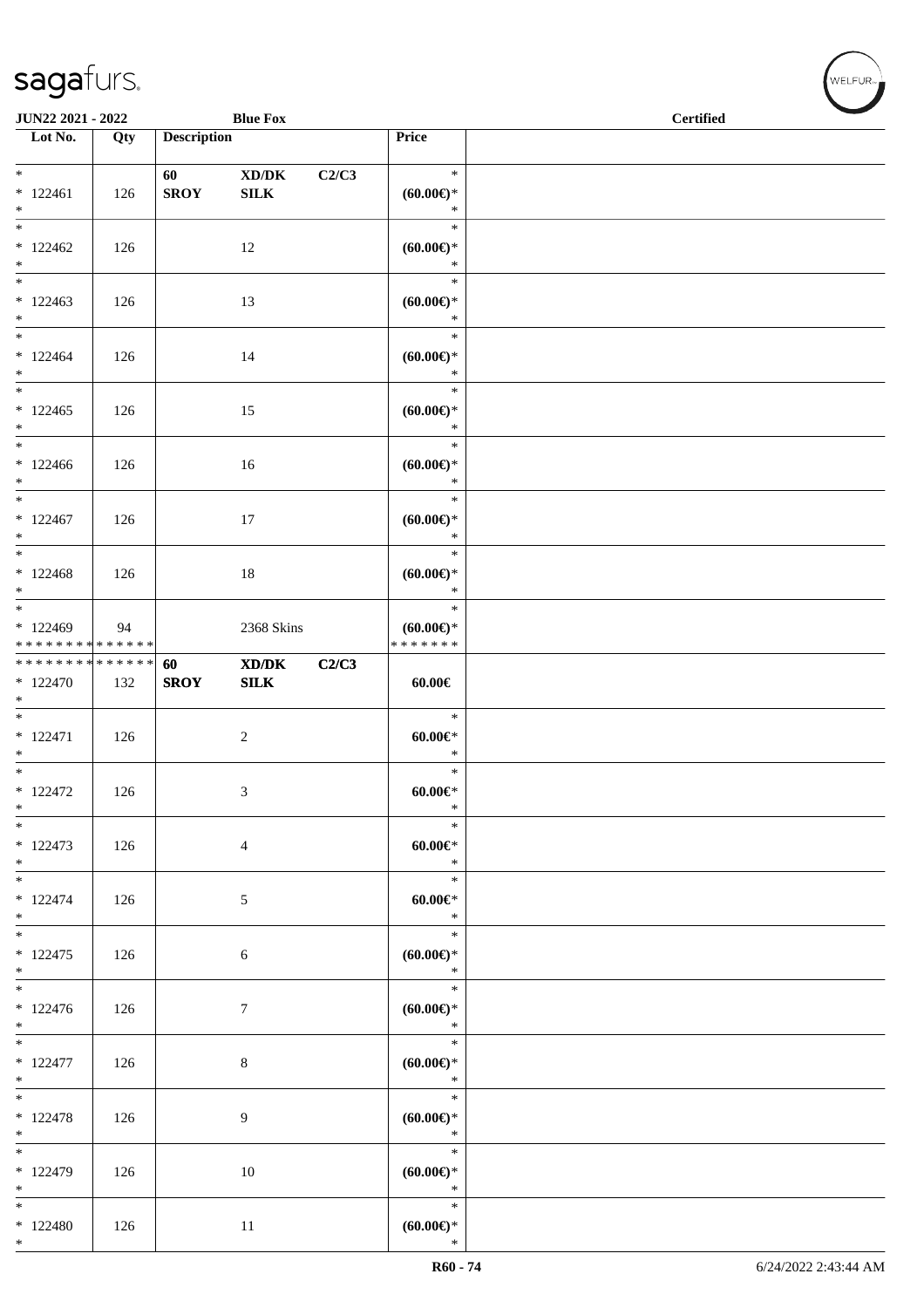| Lot No. | Qty | Description | | | Price | |
|---|---|---|---|---|---|---|
| *<br>* 122461<br>* | 126 | 60<br>**SROY** | **XD/DK**<br>**SILK** | **C2/C3** | *<br>**(60.00€)***<br>* | |
| *<br>* 122462<br>* | 126 | | 12 | | *<br>**(60.00€)***<br>* | |
| *<br>* 122463<br>* | 126 | | 13 | | *<br>**(60.00€)***<br>* | |
| *<br>* 122464<br>* | 126 | | 14 | | *<br>**(60.00€)***<br>* | |
| *<br>* 122465<br>* | 126 | | 15 | | *<br>**(60.00€)***<br>* | |
| *<br>* 122466<br>* | 126 | | 16 | | *<br>**(60.00€)***<br>* | |
| *<br>* 122467<br>* | 126 | | 17 | | *<br>**(60.00€)***<br>* | |
| *<br>* 122468<br>* | 126 | | 18 | | *<br>**(60.00€)***<br>* | |
| *<br>* 122469<br>* * * * * * * * * * * * * * | 94 | | 2368 Skins | | *<br>**(60.00€)***<br>* * * * * * * | |
| * * * * * * * * * * * * * *<br>* 122470<br>* | 132 | **60**<br>**SROY** | **XD/DK**<br>**SILK** | **C2/C3** | **60.00€** | |
| *<br>* 122471<br>* | 126 | | 2 | | *<br>**60.00€***<br>* | |
| *<br>* 122472<br>* | 126 | | 3 | | *<br>**60.00€***<br>* | |
| *<br>* 122473<br>* | 126 | | 4 | | *<br>**60.00€***<br>* | |
| *<br>* 122474<br>* | 126 | | 5 | | *<br>**60.00€***<br>* | |
| *<br>* 122475<br>* | 126 | | 6 | | *<br>**(60.00€)***<br>* | |
| *<br>* 122476<br>* | 126 | | 7 | | *<br>**(60.00€)***<br>* | |
| *<br>* 122477<br>* | 126 | | 8 | | *<br>**(60.00€)***<br>* | |
| *<br>* 122478<br>* | 126 | | 9 | | *<br>**(60.00€)***<br>* | |
| *<br>* 122479<br>* | 126 | | 10 | | *<br>**(60.00€)***<br>* | |
| *<br>* 122480<br>* | 126 | | 11 | | *<br>**(60.00€)***<br>* | |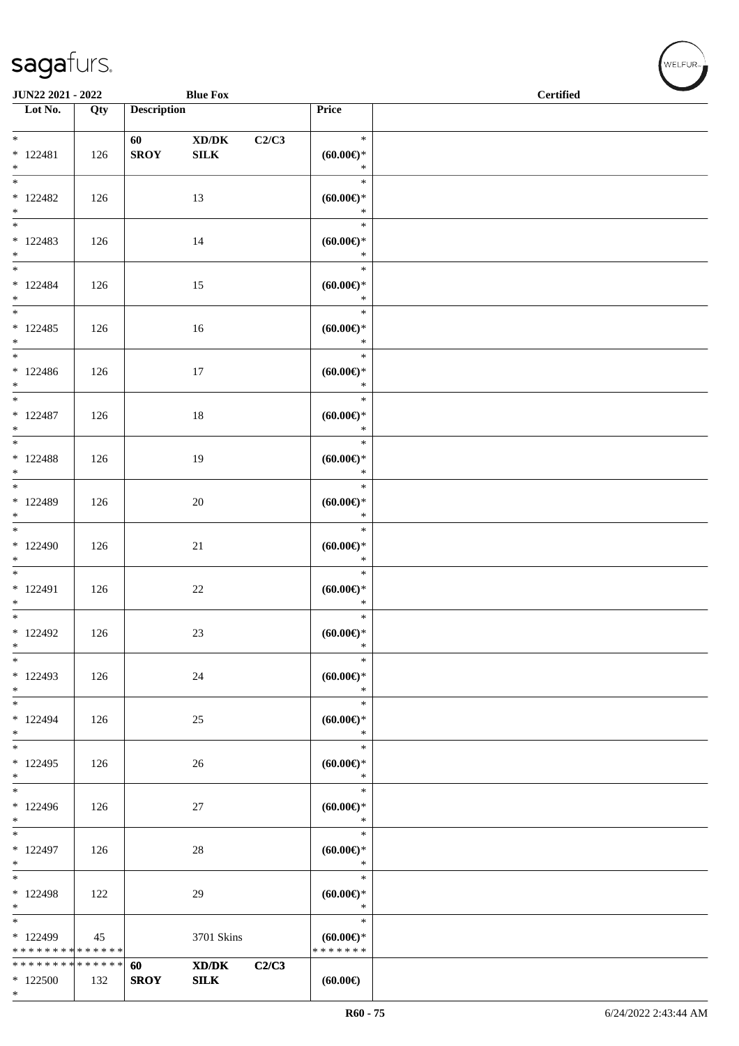| Lot No. | Qty | Description | | | Price | |
|---|---|---|---|---|---|---|
| * <br> * 122481 <br> * | 126 | 60 <br> **SROY** | **XD/DK** <br> **SILK** | **C2/C3** | * <br> **(60.00€)*** <br> * | |
| * <br> * 122482 <br> * | 126 | | 13 | | * <br> **(60.00€)*** <br> * | |
| * <br> * 122483 <br> * | 126 | | 14 | | * <br> **(60.00€)*** <br> * | |
| * <br> * 122484 <br> * | 126 | | 15 | | * <br> **(60.00€)*** <br> * | |
| * <br> * 122485 <br> * | 126 | | 16 | | * <br> **(60.00€)*** <br> * | |
| * <br> * 122486 <br> * | 126 | | 17 | | * <br> **(60.00€)*** <br> * | |
| * <br> * 122487 <br> * | 126 | | 18 | | * <br> **(60.00€)*** <br> * | |
| * <br> * 122488 <br> * | 126 | | 19 | | * <br> **(60.00€)*** <br> * | |
| * <br> * 122489 <br> * | 126 | | 20 | | * <br> **(60.00€)*** <br> * | |
| * <br> * 122490 <br> * | 126 | | 21 | | * <br> **(60.00€)*** <br> * | |
| * <br> * 122491 <br> * | 126 | | 22 | | * <br> **(60.00€)*** <br> * | |
| * <br> * 122492 <br> * | 126 | | 23 | | * <br> **(60.00€)*** <br> * | |
| * <br> * 122493 <br> * | 126 | | 24 | | * <br> **(60.00€)*** <br> * | |
| * <br> * 122494 <br> * | 126 | | 25 | | * <br> **(60.00€)*** <br> * | |
| * <br> * 122495 <br> * | 126 | | 26 | | * <br> **(60.00€)*** <br> * | |
| * <br> * 122496 <br> * | 126 | | 27 | | * <br> **(60.00€)*** <br> * | |
| * <br> * 122497 <br> * | 126 | | 28 | | * <br> **(60.00€)*** <br> * | |
| * <br> * 122498 <br> * | 122 | | 29 | | * <br> **(60.00€)*** <br> * | |
| * <br> * 122499 <br> * * * * * * * * * * * * * * | 45 | | 3701 Skins | | * <br> **(60.00€)*** <br> * * * * * * * | |
| * * * * * * * * * * * * * * <br> * 122500 <br> * | 132 | **60** <br> **SROY** | **XD/DK** <br> **SILK** | **C2/C3** | **(60.00€)** | |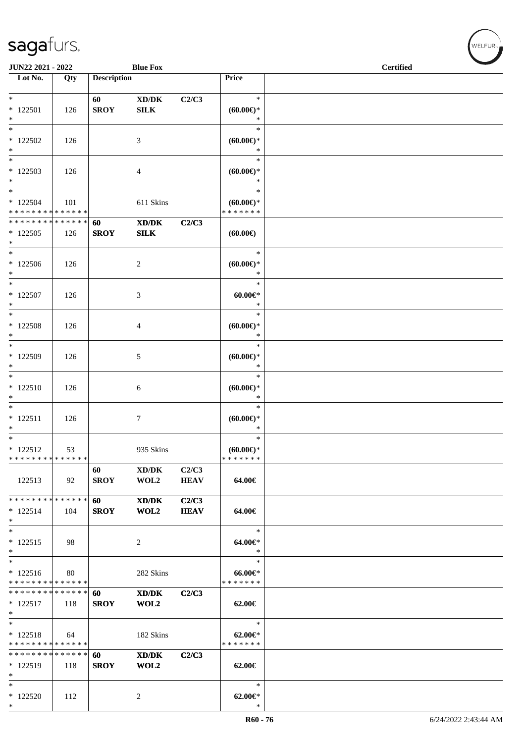JUN22 2021 - 2022 | Blue Fox | Certified

| Lot No. | Qty | Description | | | Price | |
|---|---|---|---|---|---|---|
| * | | 60 | XD/DK | C2/C3 | * | |
| * 122501 | 126 | SROY | SILK | | (60.00€)* | |
| * | | | | | * | |
| * | | | | | * | |
| * 122502 | 126 | | 3 | | (60.00€)* | |
| * | | | | | * | |
| * | | | | | * | |
| * 122503 | 126 | | 4 | | (60.00€)* | |
| * | | | | | * | |
| * | | | | | * | |
| * 122504 | 101 | | 611 Skins | | (60.00€)* | |
| * * * * * * * * * * * * * * | | | | | * * * * * * * | |
| * * * * * * * * * * * * * * | | 60 | XD/DK | C2/C3 | | |
| * 122505 | 126 | SROY | SILK | | (60.00€) | |
| * | | | | | | |
| * | | | | | * | |
| * 122506 | 126 | | 2 | | (60.00€)* | |
| * | | | | | * | |
| * | | | | | * | |
| * 122507 | 126 | | 3 | | 60.00€* | |
| * | | | | | * | |
| * | | | | | * | |
| * 122508 | 126 | | 4 | | (60.00€)* | |
| * | | | | | * | |
| * | | | | | * | |
| * 122509 | 126 | | 5 | | (60.00€)* | |
| * | | | | | * | |
| * | | | | | * | |
| * 122510 | 126 | | 6 | | (60.00€)* | |
| * | | | | | * | |
| * | | | | | * | |
| * 122511 | 126 | | 7 | | (60.00€)* | |
| * | | | | | * | |
| * | | | | | * | |
| * 122512 | 53 | | 935 Skins | | (60.00€)* | |
| * * * * * * * * * * * * * * | | | | | * * * * * * * | |
| | | 60 | XD/DK | C2/C3 | | |
| 122513 | 92 | SROY | WOL2 | HEAV | 64.00€ | |
| * * * * * * * * * * * * * * | | 60 | XD/DK | C2/C3 | | |
| * 122514 | 104 | SROY | WOL2 | HEAV | 64.00€ | |
| * | | | | | | |
| * | | | | | * | |
| * 122515 | 98 | | 2 | | 64.00€* | |
| * | | | | | * | |
| * | | | | | * | |
| * 122516 | 80 | | 282 Skins | | 66.00€* | |
| * * * * * * * * * * * * * * | | | | | * * * * * * * | |
| * * * * * * * * * * * * * * | | 60 | XD/DK | C2/C3 | | |
| * 122517 | 118 | SROY | WOL2 | | 62.00€ | |
| * | | | | | | |
| * | | | | | * | |
| * 122518 | 64 | | 182 Skins | | 62.00€* | |
| * * * * * * * * * * * * * * | | | | | * * * * * * * | |
| * * * * * * * * * * * * * * | | 60 | XD/DK | C2/C3 | | |
| * 122519 | 118 | SROY | WOL2 | | 62.00€ | |
| * | | | | | | |
| * | | | | | * | |
| * 122520 | 112 | | 2 | | 62.00€* | |
| * | | | | | * | |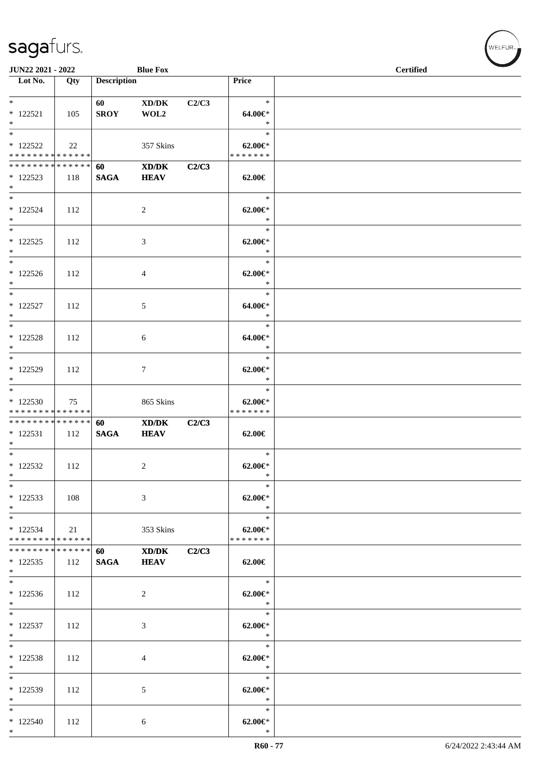JUN22 2021 - 2022 | Blue Fox | Certified

| Lot No. | Qty | Description | | | Price |
|---|---|---|---|---|---|
| * | | 60 | XD/DK | C2/C3 | * |
| * 122521 | 105 | SROY | WOL2 | | 64.00€* |
| * | | | | | * |
| * | | | | | * |
| * 122522 | 22 | | 357 Skins | | 62.00€* |
| * * * * * * * * * * * * * * | | | | | * * * * * * * |
| * * * * * * * * * * * * * * | | 60 | XD/DK | C2/C3 | |
| * 122523 | 118 | SAGA | HEAV | | 62.00€ |
| * | | | | | |
| * | | | | | * |
| * 122524 | 112 | | 2 | | 62.00€* |
| * | | | | | * |
| * | | | | | * |
| * 122525 | 112 | | 3 | | 62.00€* |
| * | | | | | * |
| * | | | | | * |
| * 122526 | 112 | | 4 | | 62.00€* |
| * | | | | | * |
| * | | | | | * |
| * 122527 | 112 | | 5 | | 64.00€* |
| * | | | | | * |
| * | | | | | * |
| * 122528 | 112 | | 6 | | 64.00€* |
| * | | | | | * |
| * | | | | | * |
| * 122529 | 112 | | 7 | | 62.00€* |
| * | | | | | * |
| * | | | | | * |
| * 122530 | 75 | | 865 Skins | | 62.00€* |
| * * * * * * * * * * * * * * | | | | | * * * * * * * |
| * * * * * * * * * * * * * * | | 60 | XD/DK | C2/C3 | |
| * 122531 | 112 | SAGA | HEAV | | 62.00€ |
| * | | | | | |
| * | | | | | * |
| * 122532 | 112 | | 2 | | 62.00€* |
| * | | | | | * |
| * | | | | | * |
| * 122533 | 108 | | 3 | | 62.00€* |
| * | | | | | * |
| * | | | | | * |
| * 122534 | 21 | | 353 Skins | | 62.00€* |
| * * * * * * * * * * * * * * | | | | | * * * * * * * |
| * * * * * * * * * * * * * * | | 60 | XD/DK | C2/C3 | |
| * 122535 | 112 | SAGA | HEAV | | 62.00€ |
| * | | | | | |
| * | | | | | * |
| * 122536 | 112 | | 2 | | 62.00€* |
| * | | | | | * |
| * | | | | | * |
| * 122537 | 112 | | 3 | | 62.00€* |
| * | | | | | * |
| * | | | | | * |
| * 122538 | 112 | | 4 | | 62.00€* |
| * | | | | | * |
| * | | | | | * |
| * 122539 | 112 | | 5 | | 62.00€* |
| * | | | | | * |
| * | | | | | * |
| * 122540 | 112 | | 6 | | 62.00€* |
| * | | | | | * |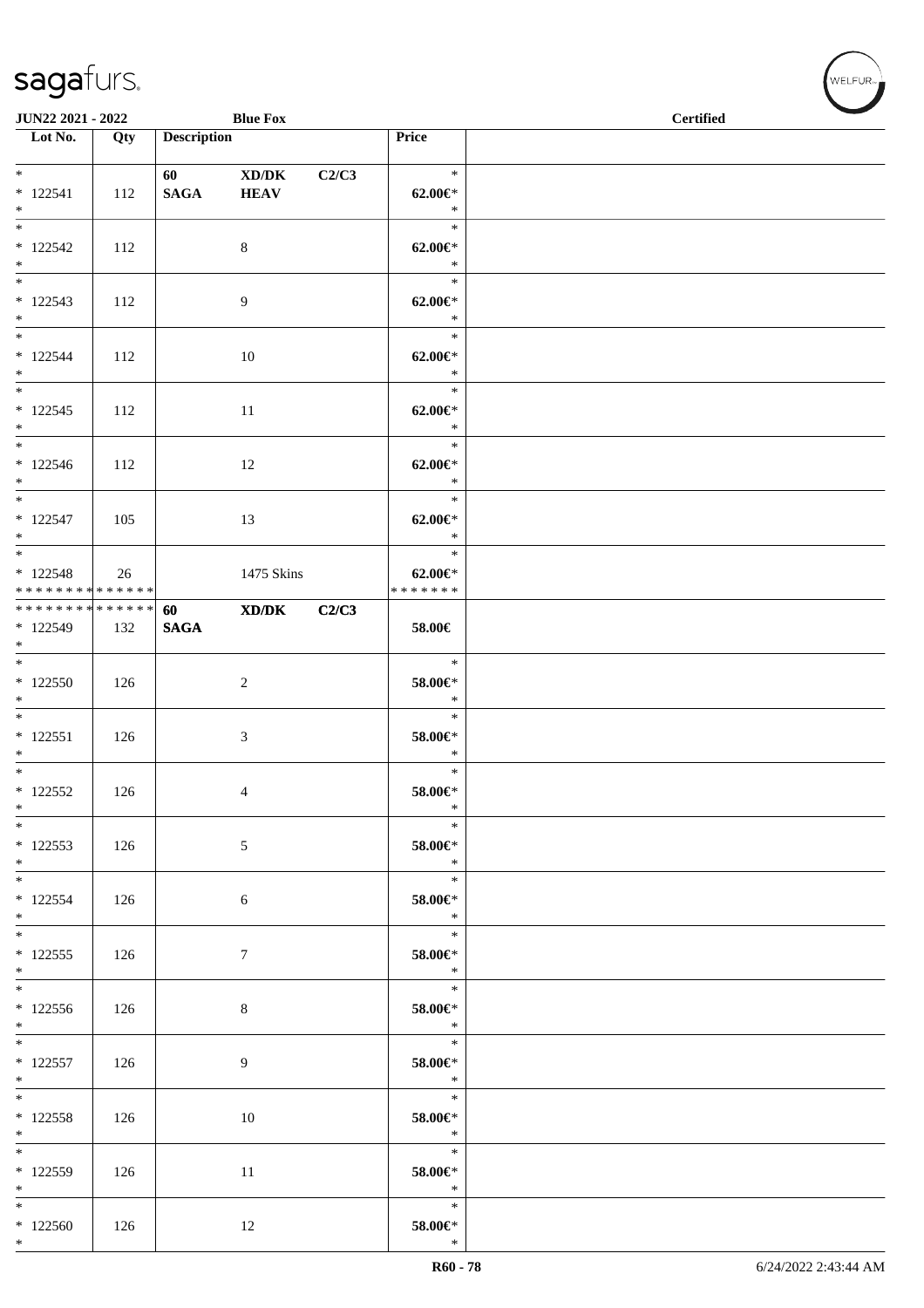**JUN22 2021 - 2022** | **Blue Fox** | **Certified**

| Lot No. | Qty | Description | | | Price | |
|---|---|---|---|---|---|---|
| * <br> * 122541 <br> * | 112 | 60 <br> **SAGA** | **XD/DK** <br> **HEAV** | **C2/C3** | * <br> **62.00€*** <br> * | |
| * <br> * 122542 <br> * | 112 | | 8 | | * <br> **62.00€*** <br> * | |
| * <br> * 122543 <br> * | 112 | | 9 | | * <br> **62.00€*** <br> * | |
| * <br> * 122544 <br> * | 112 | | 10 | | * <br> **62.00€*** <br> * | |
| * <br> * 122545 <br> * | 112 | | 11 | | * <br> **62.00€*** <br> * | |
| * <br> * 122546 <br> * | 112 | | 12 | | * <br> **62.00€*** <br> * | |
| * <br> * 122547 <br> * | 105 | | 13 | | * <br> **62.00€*** <br> * | |
| * <br> * 122548 <br> * * * * * * * * * * * * * * | 26 | | 1475 Skins | | * <br> **62.00€*** <br> * * * * * * * | |
| * * * * * * * * * * * * * * <br> * 122549 <br> * | 132 | **60** <br> **SAGA** | **XD/DK** | **C2/C3** | **58.00€** | |
| * <br> * 122550 <br> * | 126 | | 2 | | * <br> **58.00€*** <br> * | |
| * <br> * 122551 <br> * | 126 | | 3 | | * <br> **58.00€*** <br> * | |
| * <br> * 122552 <br> * | 126 | | 4 | | * <br> **58.00€*** <br> * | |
| * <br> * 122553 <br> * | 126 | | 5 | | * <br> **58.00€*** <br> * | |
| * <br> * 122554 <br> * | 126 | | 6 | | * <br> **58.00€*** <br> * | |
| * <br> * 122555 <br> * | 126 | | 7 | | * <br> **58.00€*** <br> * | |
| * <br> * 122556 <br> * | 126 | | 8 | | * <br> **58.00€*** <br> * | |
| * <br> * 122557 <br> * | 126 | | 9 | | * <br> **58.00€*** <br> * | |
| * <br> * 122558 <br> * | 126 | | 10 | | * <br> **58.00€*** <br> * | |
| * <br> * 122559 <br> * | 126 | | 11 | | * <br> **58.00€*** <br> * | |
| * <br> * 122560 <br> * | 126 | | 12 | | * <br> **58.00€*** <br> * | |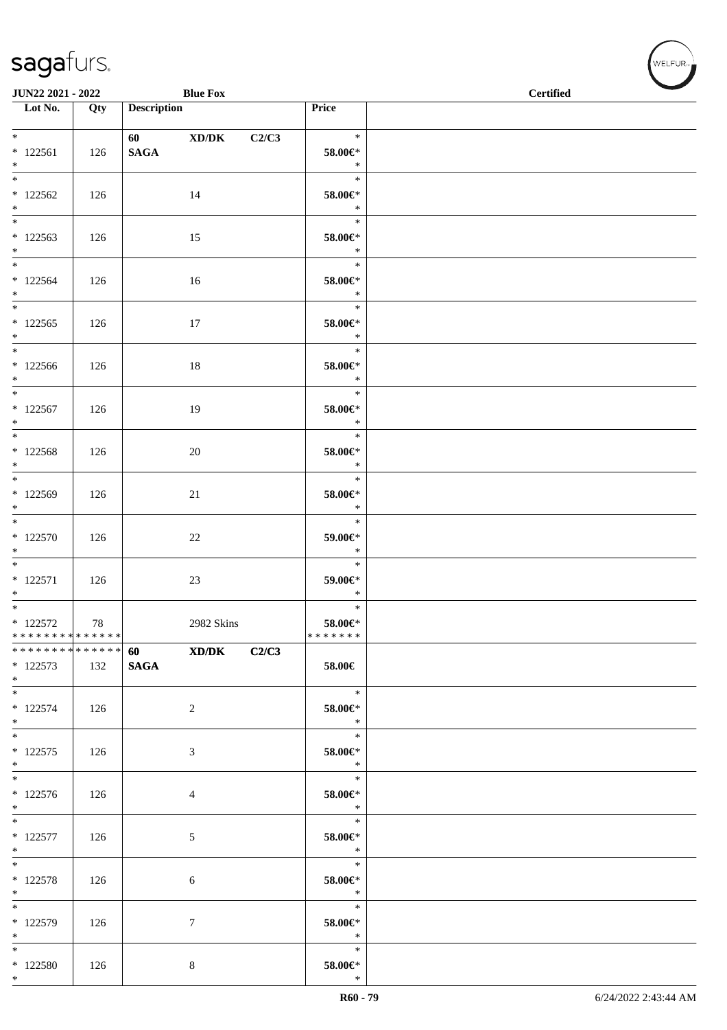sagafurs.

JUN22 2021 - 2022 | Blue Fox | Certified

| Lot No. | Qty | Description | | | Price |
|---|---|---|---|---|---|
| * * 122561 * | 126 | 60 SAGA | XD/DK | C2/C3 | * 58.00€* * |
| * * 122562 * | 126 | | 14 | | * 58.00€* * |
| * * 122563 * | 126 | | 15 | | * 58.00€* * |
| * * 122564 * | 126 | | 16 | | * 58.00€* * |
| * * 122565 * | 126 | | 17 | | * 58.00€* * |
| * * 122566 * | 126 | | 18 | | * 58.00€* * |
| * * 122567 * | 126 | | 19 | | * 58.00€* * |
| * * 122568 * | 126 | | 20 | | * 58.00€* * |
| * * 122569 * | 126 | | 21 | | * 58.00€* * |
| * * 122570 * | 126 | | 22 | | * 59.00€* * |
| * * 122571 * | 126 | | 23 | | * 59.00€* * |
| * * 122572 * * * * * * * * * * * * * * | 78 | | 2982 Skins | | * 58.00€* * * * * * * * |
| * * * * * * * * * * * * * * * 122573 * | 132 | 60 SAGA | XD/DK | C2/C3 | 58.00€ |
| * * 122574 * | 126 | | 2 | | * 58.00€* * |
| * * 122575 * | 126 | | 3 | | * 58.00€* * |
| * * 122576 * | 126 | | 4 | | * 58.00€* * |
| * * 122577 * | 126 | | 5 | | * 58.00€* * |
| * * 122578 * | 126 | | 6 | | * 58.00€* * |
| * * 122579 * | 126 | | 7 | | * 58.00€* * |
| * * 122580 * | 126 | | 8 | | * 58.00€* * |

R60 - 79 | 6/24/2022 2:43:44 AM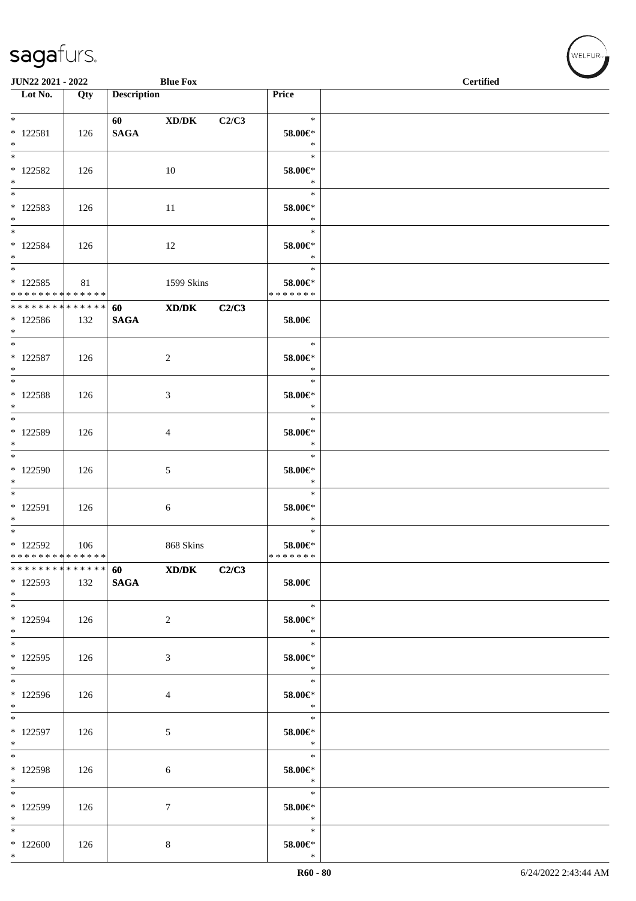**JUN22 2021 - 2022** | **Blue Fox** | **Certified**

| Lot No. | Qty | Description | | | Price | |
|---|---|---|---|---|---|---|
| * 122581 * | 126 | 60 SAGA | XD/DK | C2/C3 | * 58.00€* * | |
| * 122582 * | 126 | | 10 | | * 58.00€* * | |
| * 122583 * | 126 | | 11 | | * 58.00€* * | |
| * 122584 * | 126 | | 12 | | * 58.00€* * | |
| * 122585 * * * * * * * * * * * * * | 81 | | 1599 Skins | | * 58.00€* * * * * * * * | |
| * * * * * * * * * * * * * * 122586 * | 132 | 60 SAGA | XD/DK | C2/C3 | 58.00€ | |
| * 122587 * | 126 | | 2 | | * 58.00€* * | |
| * 122588 * | 126 | | 3 | | * 58.00€* * | |
| * 122589 * | 126 | | 4 | | * 58.00€* * | |
| * 122590 * | 126 | | 5 | | * 58.00€* * | |
| * 122591 * | 126 | | 6 | | * 58.00€* * | |
| * 122592 * * * * * * * * * * * * * | 106 | | 868 Skins | | * 58.00€* * * * * * * * | |
| * * * * * * * * * * * * * * 122593 * | 132 | 60 SAGA | XD/DK | C2/C3 | 58.00€ | |
| * 122594 * | 126 | | 2 | | * 58.00€* * | |
| * 122595 * | 126 | | 3 | | * 58.00€* * | |
| * 122596 * | 126 | | 4 | | * 58.00€* * | |
| * 122597 * | 126 | | 5 | | * 58.00€* * | |
| * 122598 * | 126 | | 6 | | * 58.00€* * | |
| * 122599 * | 126 | | 7 | | * 58.00€* * | |
| * 122600 * | 126 | | 8 | | * 58.00€* * | |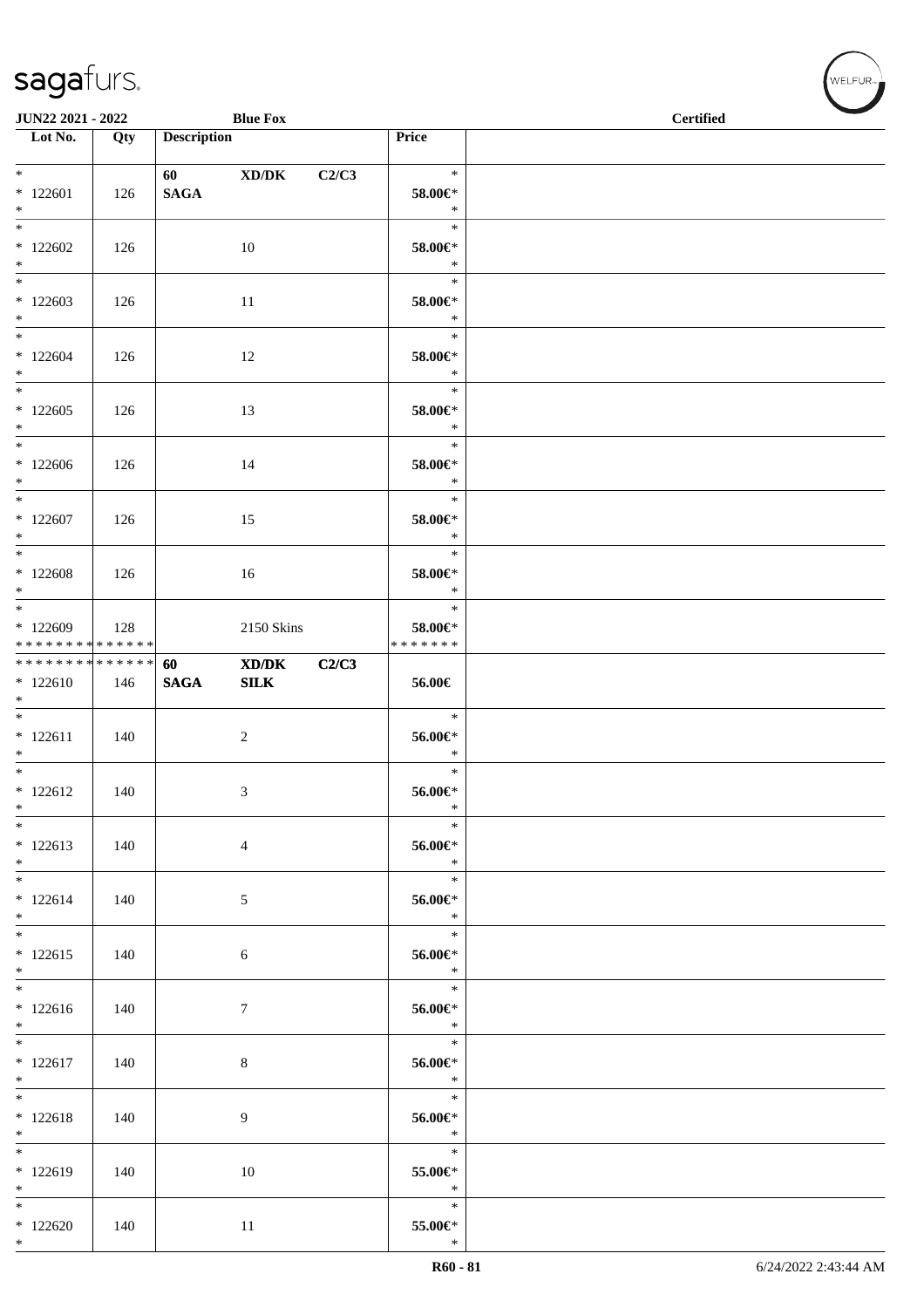| Lot No. | Qty | Description | | | Price |
|---|---|---|---|---|---|
| * 122601 * | 126 | 60 SAGA | XD/DK | C2/C3 | * 58.00€* * |
| * 122602 * | 126 | | 10 | | * 58.00€* * |
| * 122603 * | 126 | | 11 | | * 58.00€* * |
| * 122604 * | 126 | | 12 | | * 58.00€* * |
| * 122605 * | 126 | | 13 | | * 58.00€* * |
| * 122606 * | 126 | | 14 | | * 58.00€* * |
| * 122607 * | 126 | | 15 | | * 58.00€* * |
| * 122608 * | 126 | | 16 | | * 58.00€* * |
| * 122609 * * * * * * * * * * * * * * | 128 | | 2150 Skins | | * 58.00€* * * * * * * * |
| * * * * * * * * * * * * * * 122610 * | 146 | 60 SAGA | XD/DK SILK | C2/C3 | 56.00€ |
| * 122611 * | 140 | | 2 | | * 56.00€* * |
| * 122612 * | 140 | | 3 | | * 56.00€* * |
| * 122613 * | 140 | | 4 | | * 56.00€* * |
| * 122614 * | 140 | | 5 | | * 56.00€* * |
| * 122615 * | 140 | | 6 | | * 56.00€* * |
| * 122616 * | 140 | | 7 | | * 56.00€* * |
| * 122617 * | 140 | | 8 | | * 56.00€* * |
| * 122618 * | 140 | | 9 | | * 56.00€* * |
| * 122619 * | 140 | | 10 | | * 55.00€* * |
| * 122620 * | 140 | | 11 | | * 55.00€* * |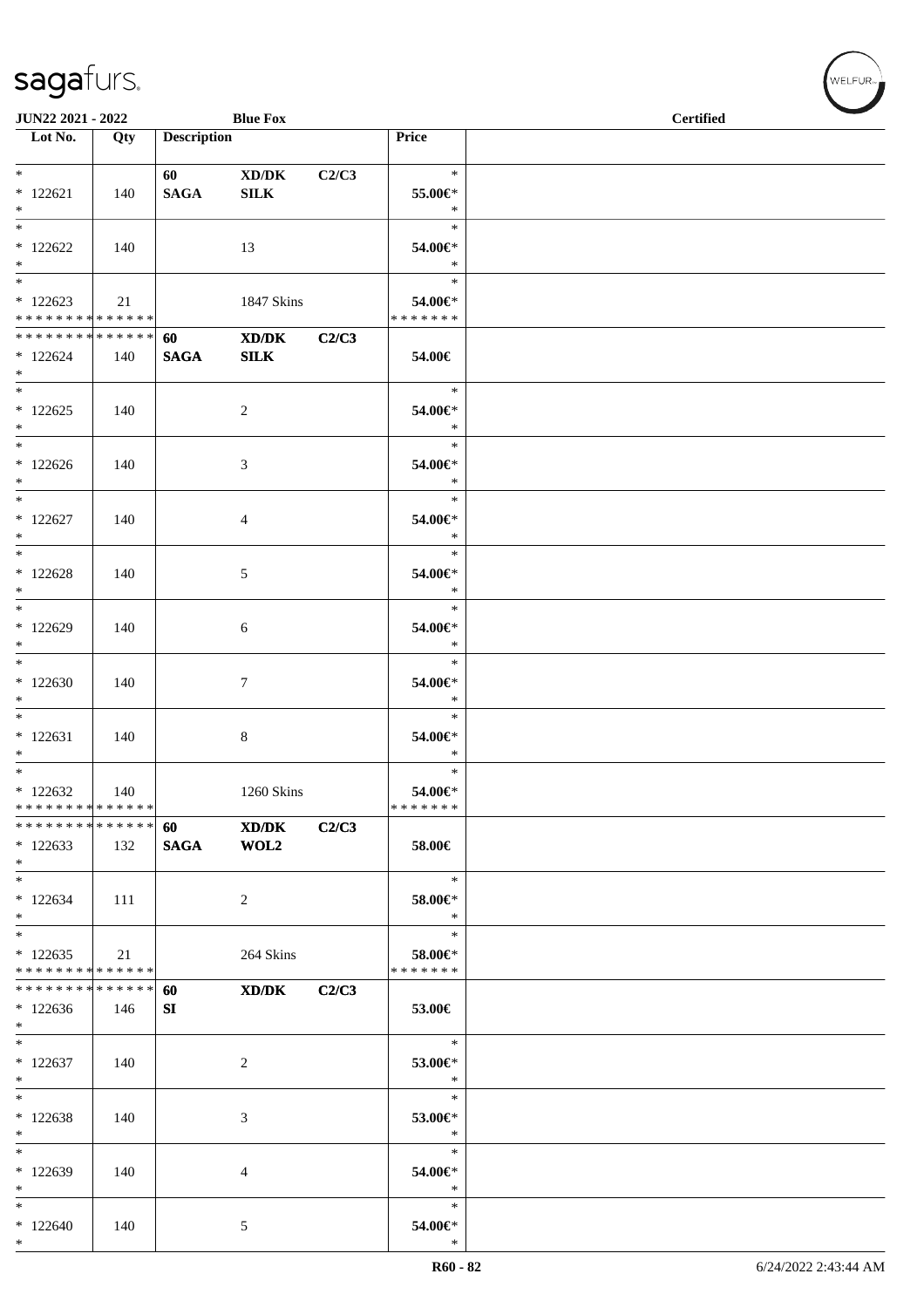**JUN22 2021 - 2022** **Blue Fox** **Certified**

| Lot No. | Qty | Description | | | Price |
|---|---|---|---|---|---|
| * | | **60** | **XD/DK** | **C2/C3** | * |
| * 122621 | 140 | **SAGA** | **SILK** | | **55.00€*** |
| * | | | | | * |
| * | | | | | * |
| * 122622 | 140 | | 13 | | **54.00€*** |
| * | | | | | * |
| * | | | | | * |
| * 122623 | 21 | | 1847 Skins | | **54.00€*** |
| * * * * * * * * * * * * * * | | | | | * * * * * * * |
| * * * * * * * * * * * * * * | | **60** | **XD/DK** | **C2/C3** | |
| * 122624 | 140 | **SAGA** | **SILK** | | **54.00€** |
| * | | | | | |
| * | | | | | * |
| * 122625 | 140 | | 2 | | **54.00€*** |
| * | | | | | * |
| * | | | | | * |
| * 122626 | 140 | | 3 | | **54.00€*** |
| * | | | | | * |
| * | | | | | * |
| * 122627 | 140 | | 4 | | **54.00€*** |
| * | | | | | * |
| * | | | | | * |
| * 122628 | 140 | | 5 | | **54.00€*** |
| * | | | | | * |
| * | | | | | * |
| * 122629 | 140 | | 6 | | **54.00€*** |
| * | | | | | * |
| * | | | | | * |
| * 122630 | 140 | | 7 | | **54.00€*** |
| * | | | | | * |
| * | | | | | * |
| * 122631 | 140 | | 8 | | **54.00€*** |
| * | | | | | * |
| * | | | | | * |
| * 122632 | 140 | | 1260 Skins | | **54.00€*** |
| * * * * * * * * * * * * * * | | | | | * * * * * * * |
| * * * * * * * * * * * * * * | | **60** | **XD/DK** | **C2/C3** | |
| * 122633 | 132 | **SAGA** | **WOL2** | | **58.00€** |
| * | | | | | |
| * | | | | | * |
| * 122634 | 111 | | 2 | | **58.00€*** |
| * | | | | | * |
| * | | | | | * |
| * 122635 | 21 | | 264 Skins | | **58.00€*** |
| * * * * * * * * * * * * * * | | | | | * * * * * * * |
| * * * * * * * * * * * * * * | | **60** | **XD/DK** | **C2/C3** | |
| * 122636 | 146 | **SI** | | | **53.00€** |
| * | | | | | |
| * | | | | | * |
| * 122637 | 140 | | 2 | | **53.00€*** |
| * | | | | | * |
| * | | | | | * |
| * 122638 | 140 | | 3 | | **53.00€*** |
| * | | | | | * |
| * | | | | | * |
| * 122639 | 140 | | 4 | | **54.00€*** |
| * | | | | | * |
| * | | | | | * |
| * 122640 | 140 | | 5 | | **54.00€*** |
| * | | | | | * |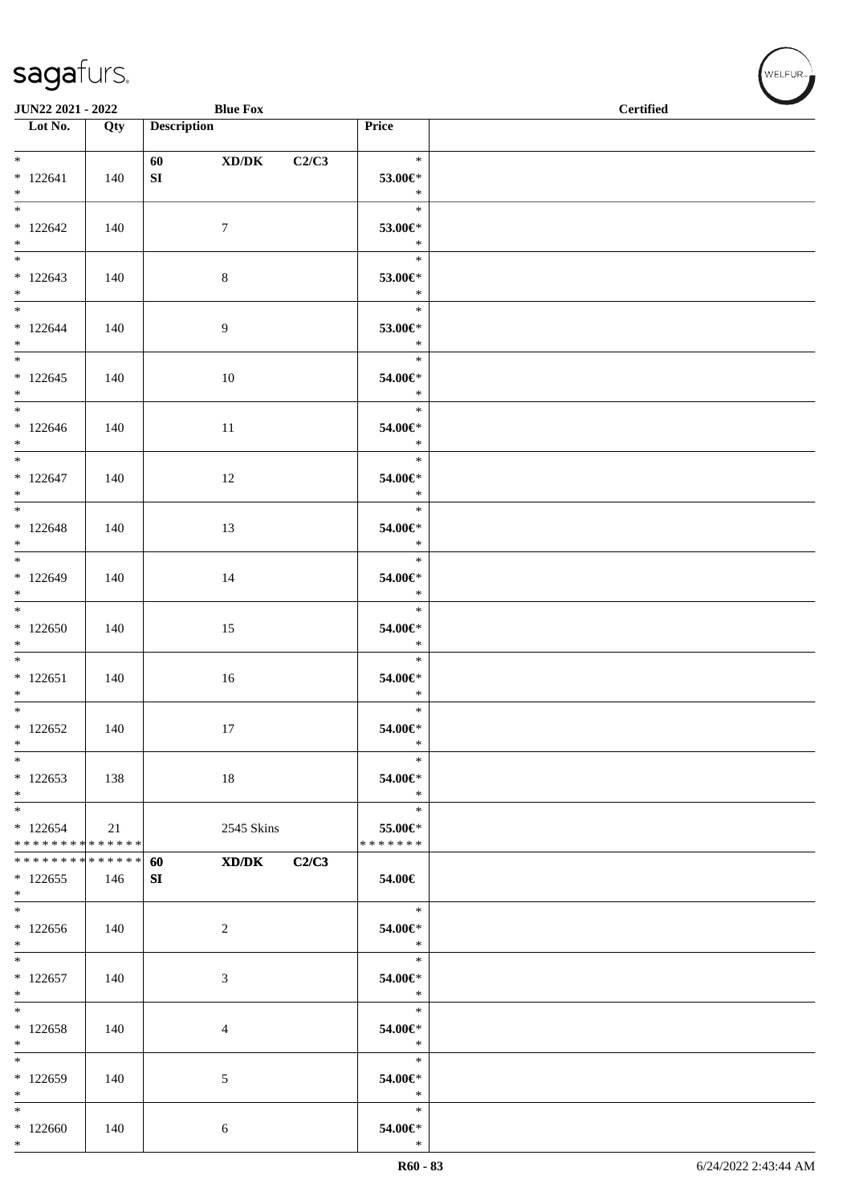| Lot No. | Qty | Description | Price |
|---|---|---|---|
| * <br> * 122641 <br> * | 140 | **60** **XD/DK** **C2/C3** <br> **SI** | * <br> **53.00€*** <br> * |
| * <br> * 122642 <br> * | 140 | 7 | * <br> **53.00€*** <br> * |
| * <br> * 122643 <br> * | 140 | 8 | * <br> **53.00€*** <br> * |
| * <br> * 122644 <br> * | 140 | 9 | * <br> **53.00€*** <br> * |
| * <br> * 122645 <br> * | 140 | 10 | * <br> **54.00€*** <br> * |
| * <br> * 122646 <br> * | 140 | 11 | * <br> **54.00€*** <br> * |
| * <br> * 122647 <br> * | 140 | 12 | * <br> **54.00€*** <br> * |
| * <br> * 122648 <br> * | 140 | 13 | * <br> **54.00€*** <br> * |
| * <br> * 122649 <br> * | 140 | 14 | * <br> **54.00€*** <br> * |
| * <br> * 122650 <br> * | 140 | 15 | * <br> **54.00€*** <br> * |
| * <br> * 122651 <br> * | 140 | 16 | * <br> **54.00€*** <br> * |
| * <br> * 122652 <br> * | 140 | 17 | * <br> **54.00€*** <br> * |
| * <br> * 122653 <br> * | 138 | 18 | * <br> **54.00€*** <br> * |
| * <br> * 122654 <br> * * * * * * * * * * * * * * | 21 | 2545 Skins | * <br> **55.00€*** <br> * * * * * * * |
| * * * * * * * * * * * * * * <br> * 122655 <br> * | 146 | **60** **XD/DK** **C2/C3** <br> **SI** | **54.00€** |
| * <br> * 122656 <br> * | 140 | 2 | * <br> **54.00€*** <br> * |
| * <br> * 122657 <br> * | 140 | 3 | * <br> **54.00€*** <br> * |
| * <br> * 122658 <br> * | 140 | 4 | * <br> **54.00€*** <br> * |
| * <br> * 122659 <br> * | 140 | 5 | * <br> **54.00€*** <br> * |
| * <br> * 122660 <br> * | 140 | 6 | * <br> **54.00€*** <br> * |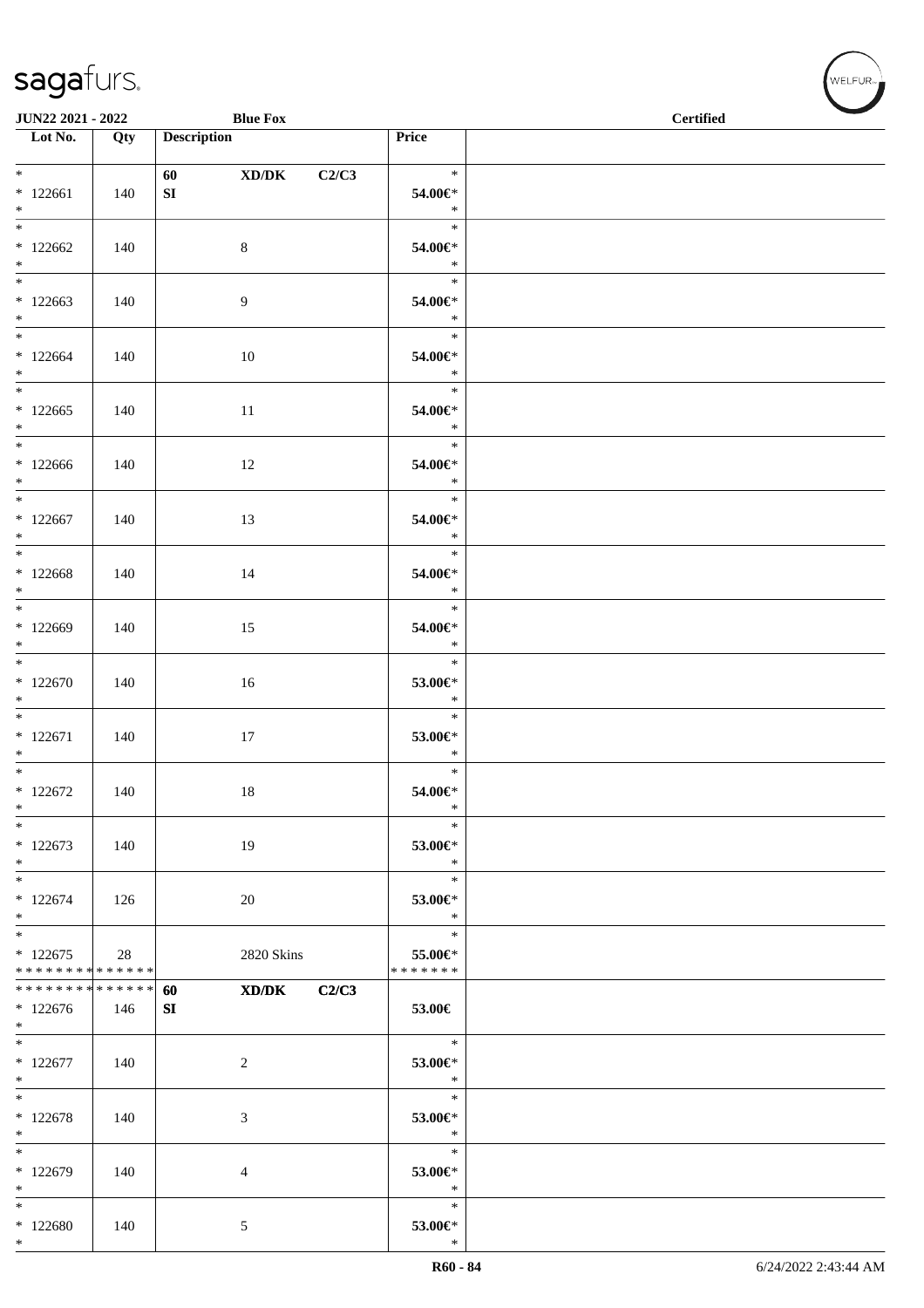| Lot No. | Qty | Description | | | Price | |
|---|---|---|---|---|---|---|
| * 122661 * | 140 | 60 SI | XD/DK | C2/C3 | * 54.00€* * | |
| * 122662 * | 140 | | 8 | | * 54.00€* * | |
| * 122663 * | 140 | | 9 | | * 54.00€* * | |
| * 122664 * | 140 | | 10 | | * 54.00€* * | |
| * 122665 * | 140 | | 11 | | * 54.00€* * | |
| * 122666 * | 140 | | 12 | | * 54.00€* * | |
| * 122667 * | 140 | | 13 | | * 54.00€* * | |
| * 122668 * | 140 | | 14 | | * 54.00€* * | |
| * 122669 * | 140 | | 15 | | * 54.00€* * | |
| * 122670 * | 140 | | 16 | | * 53.00€* * | |
| * 122671 * | 140 | | 17 | | * 53.00€* * | |
| * 122672 * | 140 | | 18 | | * 54.00€* * | |
| * 122673 * | 140 | | 19 | | * 53.00€* * | |
| * 122674 * | 126 | | 20 | | * 53.00€* * | |
| * 122675 * * * * * * * * * * * * * * | 28 | | 2820 Skins | | * 55.00€* * * * * * * * | |
| * * * * * * * * * * * * * * 122676 * | 146 | 60 SI | XD/DK | C2/C3 | 53.00€ | |
| * 122677 * | 140 | | 2 | | * 53.00€* * | |
| * 122678 * | 140 | | 3 | | * 53.00€* * | |
| * 122679 * | 140 | | 4 | | * 53.00€* * | |
| * 122680 * | 140 | | 5 | | * 53.00€* * | |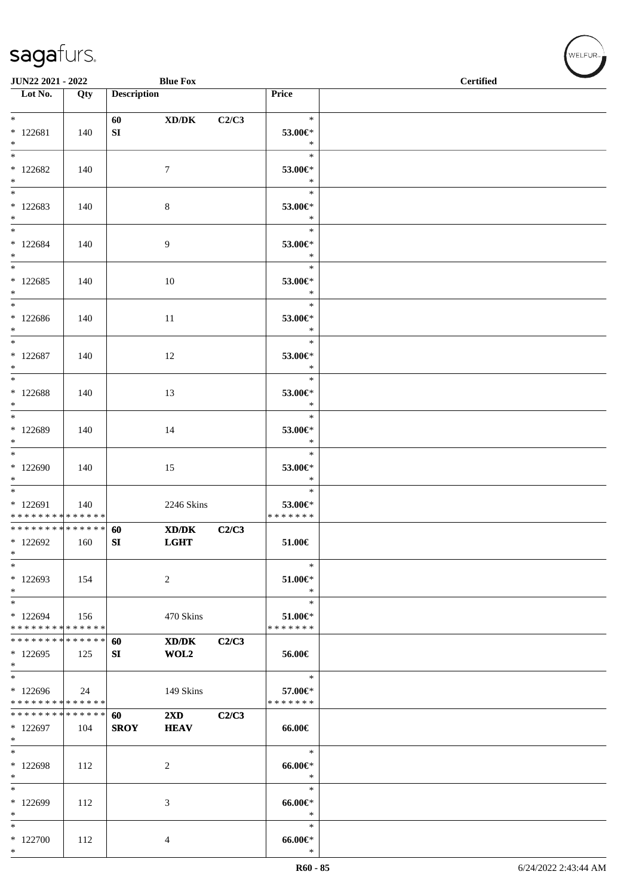| Lot No. | Qty | Description | | | Price | |
|---|---|---|---|---|---|---|
| * | | 60 | XD/DK | C2/C3 | * | |
| * 122681 | 140 | SI | | | 53.00€* | |
| * | | | | | * | |
| * | | | | | * | |
| * 122682 | 140 | | 7 | | 53.00€* | |
| * | | | | | * | |
| * | | | | | * | |
| * 122683 | 140 | | 8 | | 53.00€* | |
| * | | | | | * | |
| * | | | | | * | |
| * 122684 | 140 | | 9 | | 53.00€* | |
| * | | | | | * | |
| * | | | | | * | |
| * 122685 | 140 | | 10 | | 53.00€* | |
| * | | | | | * | |
| * | | | | | * | |
| * 122686 | 140 | | 11 | | 53.00€* | |
| * | | | | | * | |
| * | | | | | * | |
| * 122687 | 140 | | 12 | | 53.00€* | |
| * | | | | | * | |
| * | | | | | * | |
| * 122688 | 140 | | 13 | | 53.00€* | |
| * | | | | | * | |
| * | | | | | * | |
| * 122689 | 140 | | 14 | | 53.00€* | |
| * | | | | | * | |
| * | | | | | * | |
| * 122690 | 140 | | 15 | | 53.00€* | |
| * | | | | | * | |
| * | | | | | * | |
| * 122691 | 140 | | 2246 Skins | | 53.00€* | |
| ************** | | | | | ******* | |
| ************** | | 60 | XD/DK | C2/C3 | | |
| * 122692 | 160 | SI | LGHT | | 51.00€ | |
| * | | | | | | |
| * | | | | | * | |
| * 122693 | 154 | | 2 | | 51.00€* | |
| * | | | | | * | |
| * | | | | | * | |
| * 122694 | 156 | | 470 Skins | | 51.00€* | |
| ************** | | | | | ******* | |
| ************** | | 60 | XD/DK | C2/C3 | | |
| * 122695 | 125 | SI | WOL2 | | 56.00€ | |
| * | | | | | | |
| * | | | | | * | |
| * 122696 | 24 | | 149 Skins | | 57.00€* | |
| ************** | | | | | ******* | |
| ************** | | 60 | 2XD | C2/C3 | | |
| * 122697 | 104 | SROY | HEAV | | 66.00€ | |
| * | | | | | | |
| * | | | | | * | |
| * 122698 | 112 | | 2 | | 66.00€* | |
| * | | | | | * | |
| * | | | | | * | |
| * 122699 | 112 | | 3 | | 66.00€* | |
| * | | | | | * | |
| * | | | | | * | |
| * 122700 | 112 | | 4 | | 66.00€* | |
| * | | | | | * | |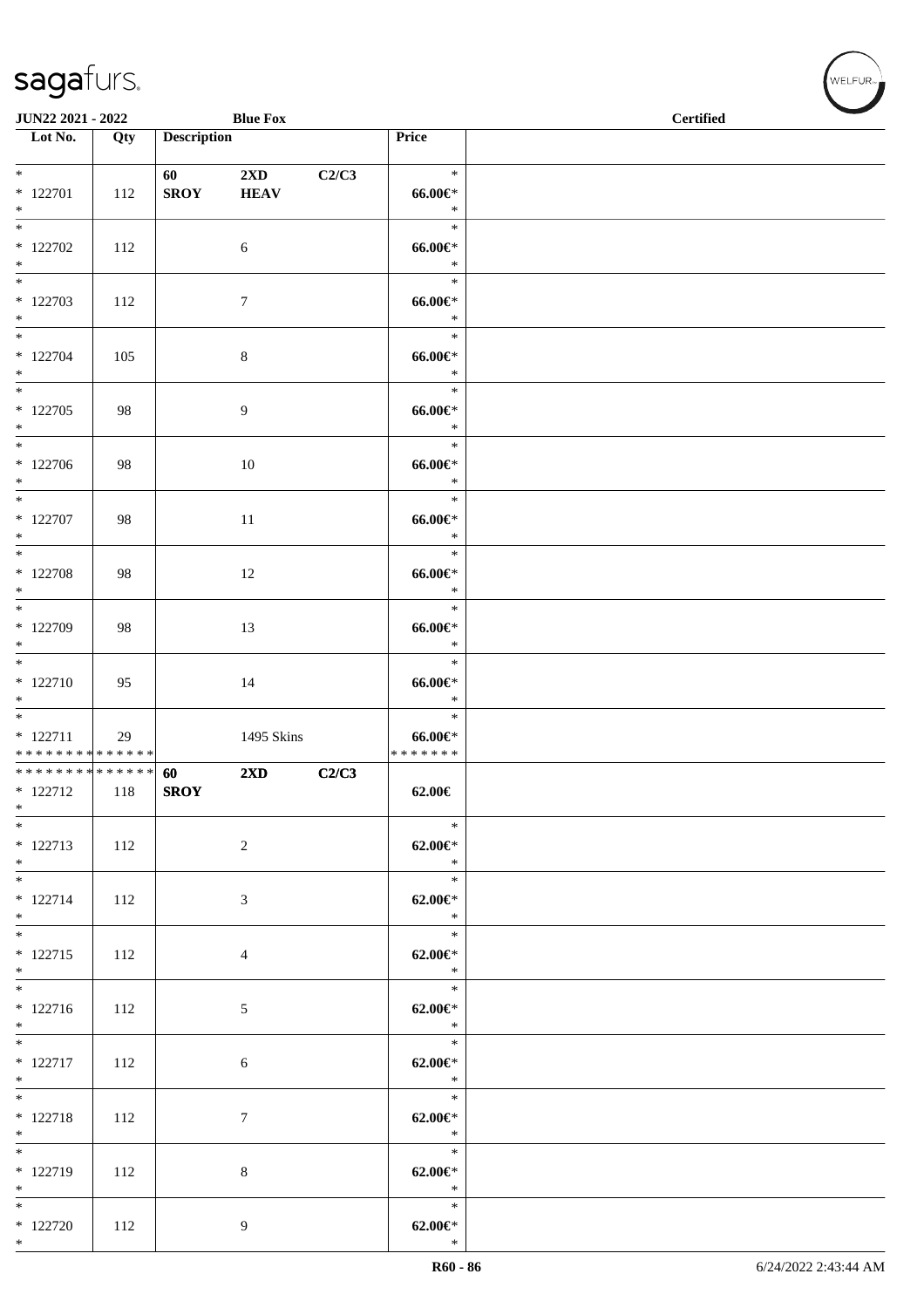| Lot No. | Qty | Description | | | Price | |
|---|---|---|---|---|---|---|
| * | | 60 | 2XD | C2/C3 | * | |
| * 122701 | 112 | SROY | HEAV | | 66.00€* | |
| * | | | | | * | |
| * | | | | | * | |
| * 122702 | 112 | | 6 | | 66.00€* | |
| * | | | | | * | |
| * | | | | | * | |
| * 122703 | 112 | | 7 | | 66.00€* | |
| * | | | | | * | |
| * | | | | | * | |
| * 122704 | 105 | | 8 | | 66.00€* | |
| * | | | | | * | |
| * | | | | | * | |
| * 122705 | 98 | | 9 | | 66.00€* | |
| * | | | | | * | |
| * | | | | | * | |
| * 122706 | 98 | | 10 | | 66.00€* | |
| * | | | | | * | |
| * | | | | | * | |
| * 122707 | 98 | | 11 | | 66.00€* | |
| * | | | | | * | |
| * | | | | | * | |
| * 122708 | 98 | | 12 | | 66.00€* | |
| * | | | | | * | |
| * | | | | | * | |
| * 122709 | 98 | | 13 | | 66.00€* | |
| * | | | | | * | |
| * | | | | | * | |
| * 122710 | 95 | | 14 | | 66.00€* | |
| * | | | | | * | |
| * | | | | | * | |
| * 122711 | 29 | | 1495 Skins | | 66.00€* | |
| * * * * * * * * * * * * * * | | | | | * * * * * * * | |
| * * * * * * * * * * * * * * | | 60 | 2XD | C2/C3 | | |
| * 122712 | 118 | SROY | | | 62.00€ | |
| * | | | | | | |
| * | | | | | * | |
| * 122713 | 112 | | 2 | | 62.00€* | |
| * | | | | | * | |
| * | | | | | * | |
| * 122714 | 112 | | 3 | | 62.00€* | |
| * | | | | | * | |
| * | | | | | * | |
| * 122715 | 112 | | 4 | | 62.00€* | |
| * | | | | | * | |
| * | | | | | * | |
| * 122716 | 112 | | 5 | | 62.00€* | |
| * | | | | | * | |
| * | | | | | * | |
| * 122717 | 112 | | 6 | | 62.00€* | |
| * | | | | | * | |
| * | | | | | * | |
| * 122718 | 112 | | 7 | | 62.00€* | |
| * | | | | | * | |
| * | | | | | * | |
| * 122719 | 112 | | 8 | | 62.00€* | |
| * | | | | | * | |
| * | | | | | * | |
| * 122720 | 112 | | 9 | | 62.00€* | |
| * | | | | | * | |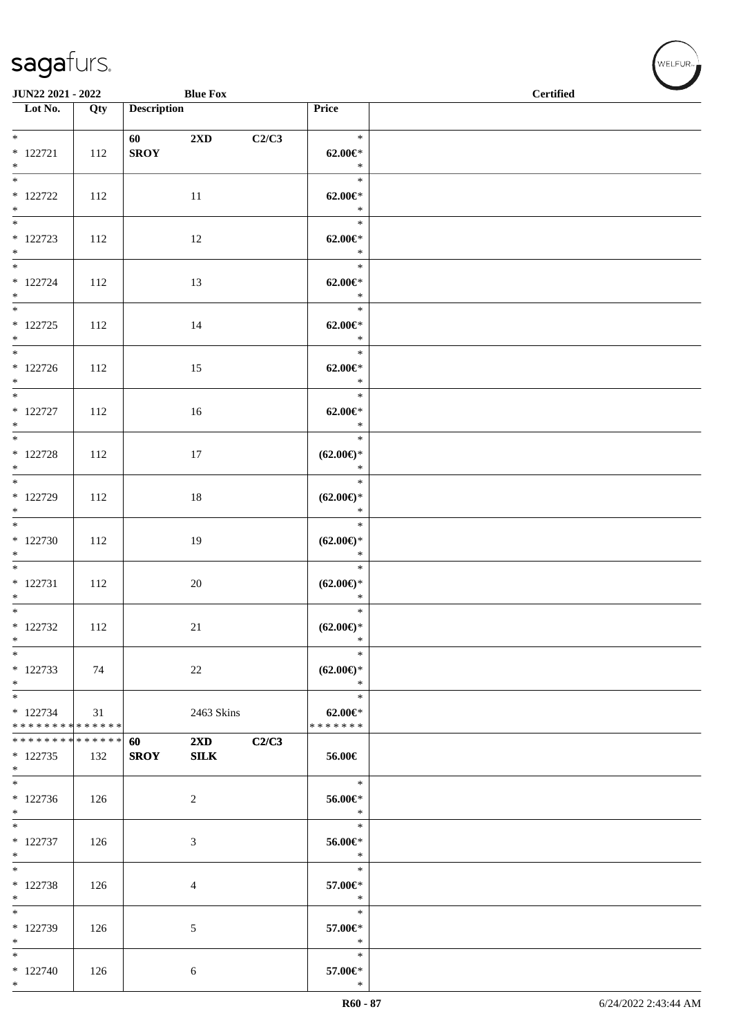sagafurs.

JUN22 2021 - 2022 | Blue Fox | Certified

| Lot No. | Qty | Description | | | Price | |
|---|---|---|---|---|---|---|
| * 122721 * | 112 | 60 SROY | 2XD | C2/C3 | * 62.00€* * | |
| * 122722 * | 112 | | 11 | | * 62.00€* * | |
| * 122723 * | 112 | | 12 | | * 62.00€* * | |
| * 122724 * | 112 | | 13 | | * 62.00€* * | |
| * 122725 * | 112 | | 14 | | * 62.00€* * | |
| * 122726 * | 112 | | 15 | | * 62.00€* * | |
| * 122727 * | 112 | | 16 | | * 62.00€* * | |
| * 122728 * | 112 | | 17 | | * (62.00€)* * | |
| * 122729 * | 112 | | 18 | | * (62.00€)* * | |
| * 122730 * | 112 | | 19 | | * (62.00€)* * | |
| * 122731 * | 112 | | 20 | | * (62.00€)* * | |
| * 122732 * | 112 | | 21 | | * (62.00€)* * | |
| * 122733 * | 74 | | 22 | | * (62.00€)* * | |
| * 122734 ************** | 31 | | 2463 Skins | | * 62.00€* ******* | |
| ************** 122735 * | 132 | 60 SROY | 2XD SILK | C2/C3 | 56.00€ | |
| * 122736 * | 126 | | 2 | | * 56.00€* * | |
| * 122737 * | 126 | | 3 | | * 56.00€* * | |
| * 122738 * | 126 | | 4 | | * 57.00€* * | |
| * 122739 * | 126 | | 5 | | * 57.00€* * | |
| * 122740 * | 126 | | 6 | | * 57.00€* * | |

R60 - 87 | 6/24/2022 2:43:44 AM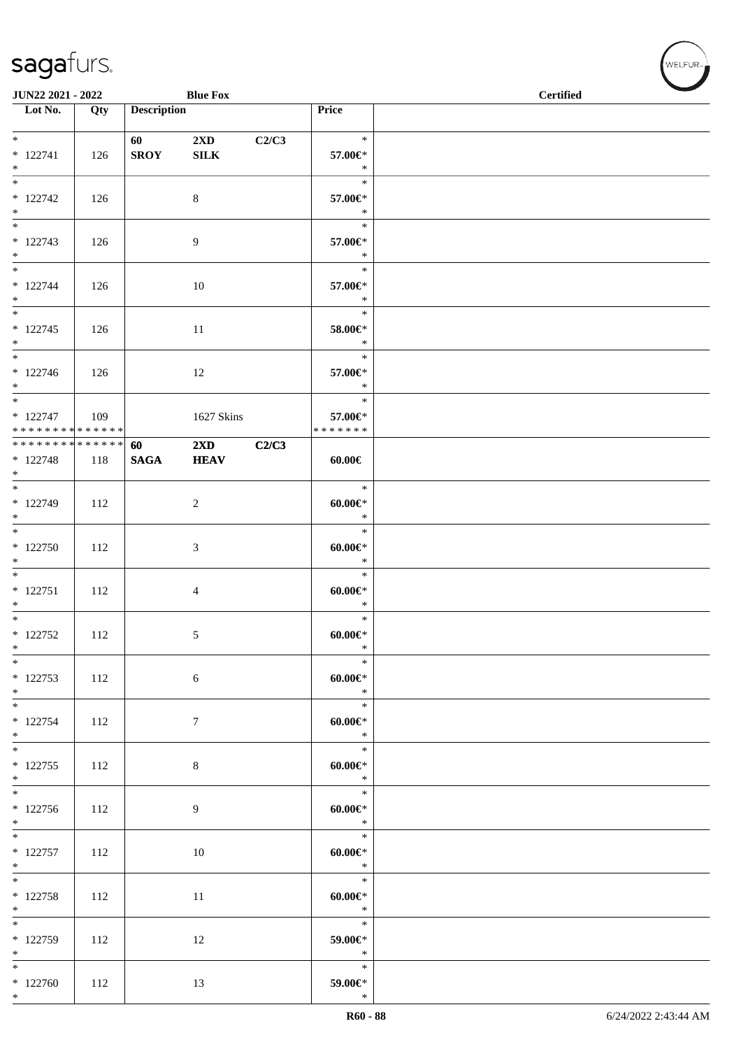JUN22 2021 - 2022 | Blue Fox | Certified

| Lot No. | Qty | Description | | | Price | |
|---|---|---|---|---|---|---|
| * * 122741 * | 126 | 60 SROY | 2XD SILK | C2/C3 | * 57.00€* * | |
| * * 122742 * | 126 | | 8 | | * 57.00€* * | |
| * * 122743 * | 126 | | 9 | | * 57.00€* * | |
| * * 122744 * | 126 | | 10 | | * 57.00€* * | |
| * * 122745 * | 126 | | 11 | | * 58.00€* * | |
| * * 122746 * | 126 | | 12 | | * 57.00€* * | |
| * * 122747 * * * * * * * * * * * * * * | 109 | | 1627 Skins | | * 57.00€* * * * * * * * | |
| * * * * * * * * * * * * * * * 122748 * | 118 | 60 SAGA | 2XD HEAV | C2/C3 | 60.00€ | |
| * * 122749 * | 112 | | 2 | | * 60.00€* * | |
| * * 122750 * | 112 | | 3 | | * 60.00€* * | |
| * * 122751 * | 112 | | 4 | | * 60.00€* * | |
| * * 122752 * | 112 | | 5 | | * 60.00€* * | |
| * * 122753 * | 112 | | 6 | | * 60.00€* * | |
| * * 122754 * | 112 | | 7 | | * 60.00€* * | |
| * * 122755 * | 112 | | 8 | | * 60.00€* * | |
| * * 122756 * | 112 | | 9 | | * 60.00€* * | |
| * * 122757 * | 112 | | 10 | | * 60.00€* * | |
| * * 122758 * | 112 | | 11 | | * 60.00€* * | |
| * * 122759 * | 112 | | 12 | | * 59.00€* * | |
| * * 122760 * | 112 | | 13 | | * 59.00€* * | |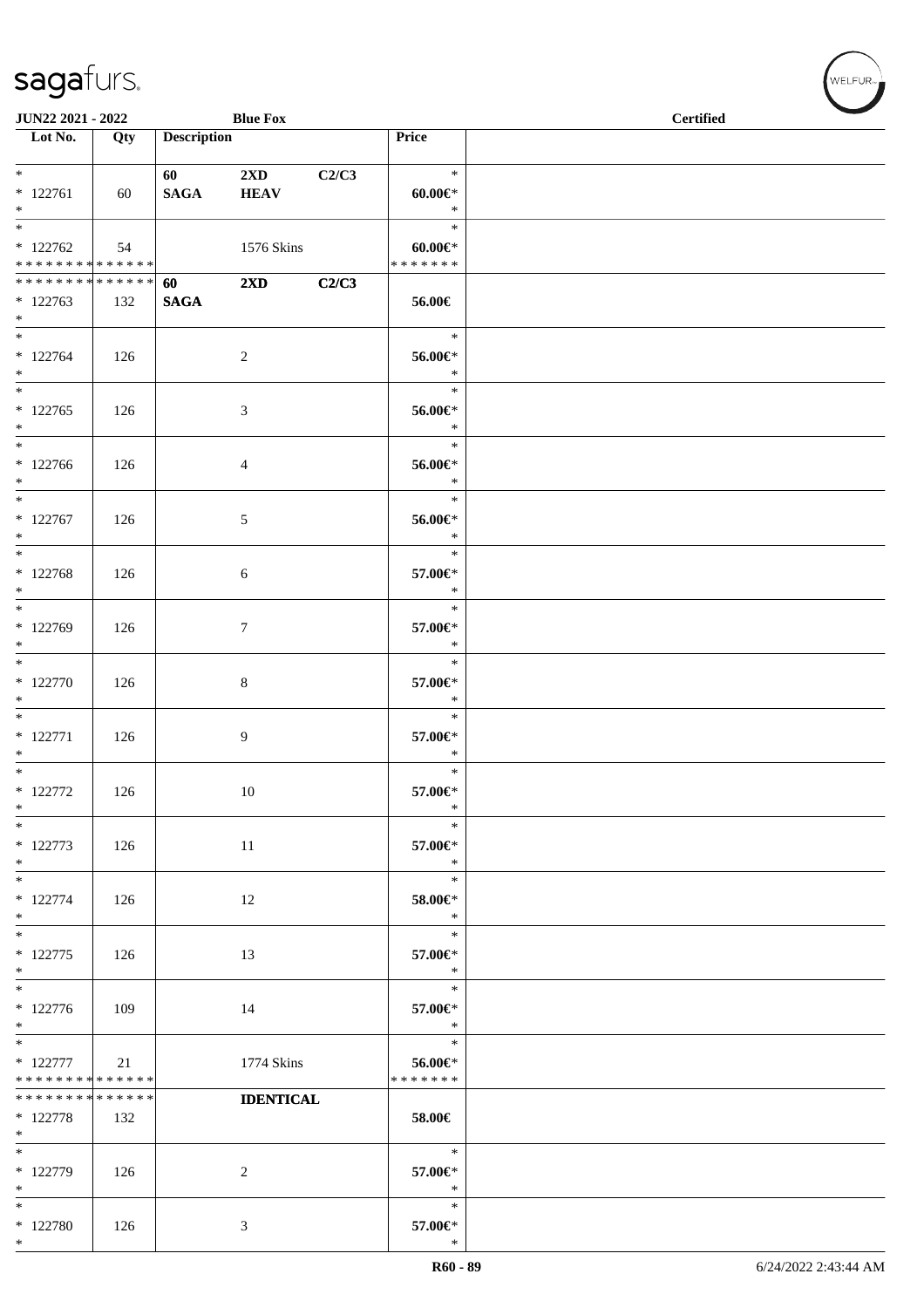| Lot No. | Qty | Description | | | Price | |
|---|---|---|---|---|---|---|
| * | | 60 | 2XD | C2/C3 | * | |
| * 122761 | 60 | SAGA | HEAV | | 60.00€* | |
| * | | | | | * | |
| * | | | | | * | |
| * 122762 | 54 | | 1576 Skins | | 60.00€* | |
| * * * * * * * * * * * * * * | | | | | * * * * * * * | |
| * * * * * * * * * * * * * * | | 60 | 2XD | C2/C3 | | |
| * 122763 | 132 | SAGA | | | 56.00€ | |
| * | | | | | | |
| * | | | | | * | |
| * 122764 | 126 | | 2 | | 56.00€* | |
| * | | | | | * | |
| * | | | | | * | |
| * 122765 | 126 | | 3 | | 56.00€* | |
| * | | | | | * | |
| * | | | | | * | |
| * 122766 | 126 | | 4 | | 56.00€* | |
| * | | | | | * | |
| * | | | | | * | |
| * 122767 | 126 | | 5 | | 56.00€* | |
| * | | | | | * | |
| * | | | | | * | |
| * 122768 | 126 | | 6 | | 57.00€* | |
| * | | | | | * | |
| * | | | | | * | |
| * 122769 | 126 | | 7 | | 57.00€* | |
| * | | | | | * | |
| * | | | | | * | |
| * 122770 | 126 | | 8 | | 57.00€* | |
| * | | | | | * | |
| * | | | | | * | |
| * 122771 | 126 | | 9 | | 57.00€* | |
| * | | | | | * | |
| * | | | | | * | |
| * 122772 | 126 | | 10 | | 57.00€* | |
| * | | | | | * | |
| * | | | | | * | |
| * 122773 | 126 | | 11 | | 57.00€* | |
| * | | | | | * | |
| * | | | | | * | |
| * 122774 | 126 | | 12 | | 58.00€* | |
| * | | | | | * | |
| * | | | | | * | |
| * 122775 | 126 | | 13 | | 57.00€* | |
| * | | | | | * | |
| * | | | | | * | |
| * 122776 | 109 | | 14 | | 57.00€* | |
| * | | | | | * | |
| * | | | | | * | |
| * 122777 | 21 | | 1774 Skins | | 56.00€* | |
| * * * * * * * * * * * * * * | | | | | * * * * * * * | |
| * * * * * * * * * * * * * * | | | IDENTICAL | | | |
| * 122778 | 132 | | | | 58.00€ | |
| * | | | | | | |
| * | | | | | * | |
| * 122779 | 126 | | 2 | | 57.00€* | |
| * | | | | | * | |
| * | | | | | * | |
| * 122780 | 126 | | 3 | | 57.00€* | |
| * | | | | | * | |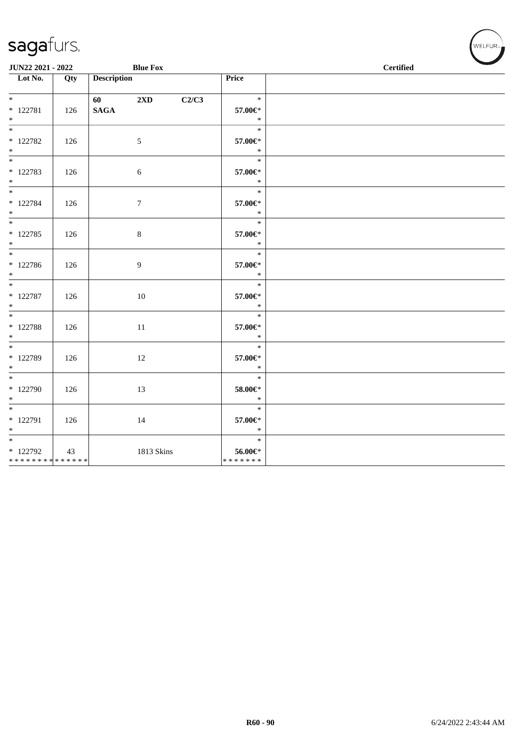sagafurs.

JUN22 2021 - 2022 Blue Fox Certified

| Lot No. | Qty | Description | | | Price | |
|---|---|---|---|---|---|---|
| * 122781 * | 126 | 60 SAGA | 2XD | C2/C3 | * 57.00€* * | |
| * 122782 * | 126 | | 5 | | * 57.00€* * | |
| * 122783 * | 126 | | 6 | | * 57.00€* * | |
| * 122784 * | 126 | | 7 | | * 57.00€* * | |
| * 122785 * | 126 | | 8 | | * 57.00€* * | |
| * 122786 * | 126 | | 9 | | * 57.00€* * | |
| * 122787 * | 126 | | 10 | | * 57.00€* * | |
| * 122788 * | 126 | | 11 | | * 57.00€* * | |
| * 122789 * | 126 | | 12 | | * 57.00€* * | |
| * 122790 * | 126 | | 13 | | * 58.00€* * | |
| * 122791 * | 126 | | 14 | | * 57.00€* * | |
| * 122792 * * * * * * * * * * * * * * | 43 | | 1813 Skins | | * 56.00€* * * * * * * * | |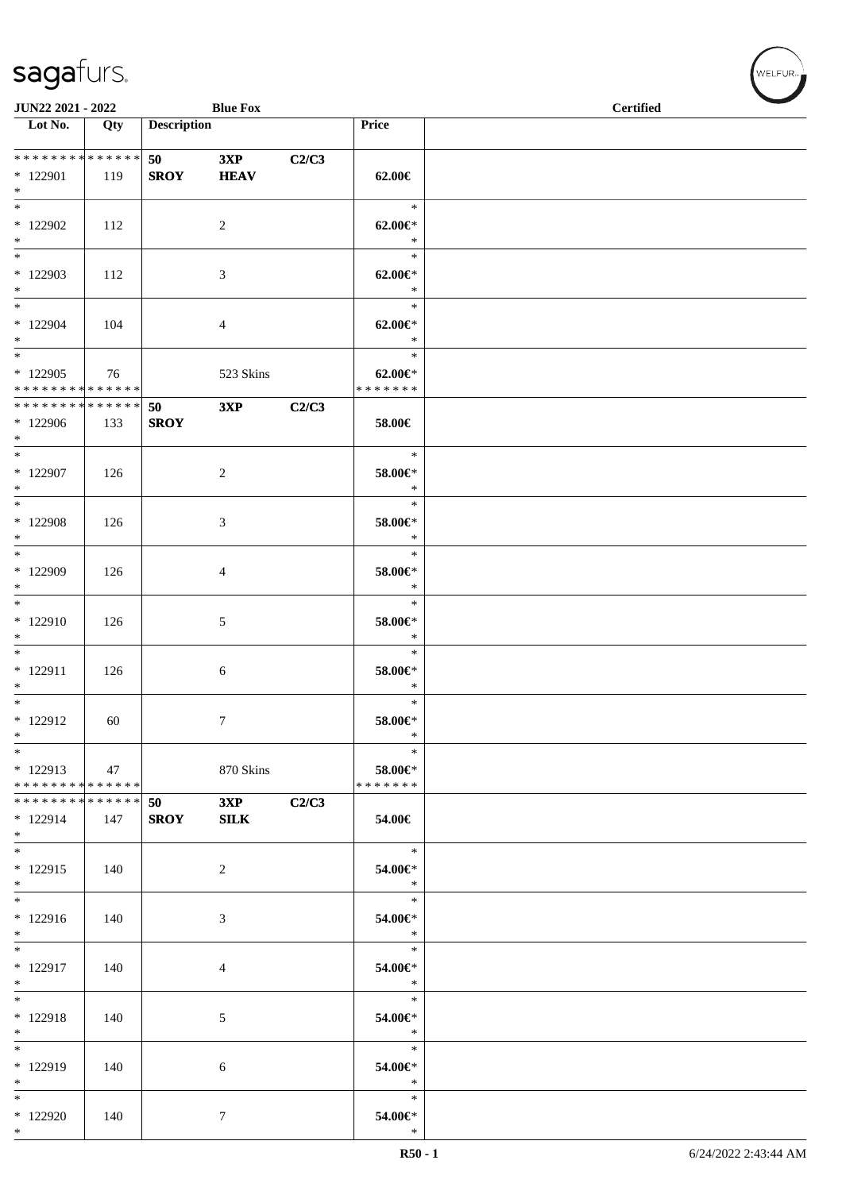sagafurs.

JUN22 2021 - 2022 | Blue Fox | Certified

| Lot No. | Qty | Description | | | Price | |
|---|---|---|---|---|---|---|
| * * * * * * * * * * * * * * | | 50 | 3XP | C2/C3 | | |
| * 122901 | 119 | SROY | HEAV | | 62.00€ | |
| * | | | | | | |
| * | | | | | * | |
| * 122902 | 112 | | 2 | | 62.00€* | |
| * | | | | | * | |
| * | | | | | * | |
| * 122903 | 112 | | 3 | | 62.00€* | |
| * | | | | | * | |
| * | | | | | * | |
| * 122904 | 104 | | 4 | | 62.00€* | |
| * | | | | | * | |
| * | | | | | * | |
| * 122905 | 76 | | 523 Skins | | 62.00€* | |
| * * * * * * * * * * * * * * | | | | | * * * * * * * | |
| * * * * * * * * * * * * * * | | 50 | 3XP | C2/C3 | | |
| * 122906 | 133 | SROY | | | 58.00€ | |
| * | | | | | | |
| * | | | | | * | |
| * 122907 | 126 | | 2 | | 58.00€* | |
| * | | | | | * | |
| * | | | | | * | |
| * 122908 | 126 | | 3 | | 58.00€* | |
| * | | | | | * | |
| * | | | | | * | |
| * 122909 | 126 | | 4 | | 58.00€* | |
| * | | | | | * | |
| * | | | | | * | |
| * 122910 | 126 | | 5 | | 58.00€* | |
| * | | | | | * | |
| * | | | | | * | |
| * 122911 | 126 | | 6 | | 58.00€* | |
| * | | | | | * | |
| * | | | | | * | |
| * 122912 | 60 | | 7 | | 58.00€* | |
| * | | | | | * | |
| * | | | | | * | |
| * 122913 | 47 | | 870 Skins | | 58.00€* | |
| * * * * * * * * * * * * * * | | | | | * * * * * * * | |
| * * * * * * * * * * * * * * | | 50 | 3XP | C2/C3 | | |
| * 122914 | 147 | SROY | SILK | | 54.00€ | |
| * | | | | | | |
| * | | | | | * | |
| * 122915 | 140 | | 2 | | 54.00€* | |
| * | | | | | * | |
| * | | | | | * | |
| * 122916 | 140 | | 3 | | 54.00€* | |
| * | | | | | * | |
| * | | | | | * | |
| * 122917 | 140 | | 4 | | 54.00€* | |
| * | | | | | * | |
| * | | | | | * | |
| * 122918 | 140 | | 5 | | 54.00€* | |
| * | | | | | * | |
| * | | | | | * | |
| * 122919 | 140 | | 6 | | 54.00€* | |
| * | | | | | * | |
| * | | | | | * | |
| * 122920 | 140 | | 7 | | 54.00€* | |
| * | | | | | * | |

R50 - 1 | 6/24/2022 2:43:44 AM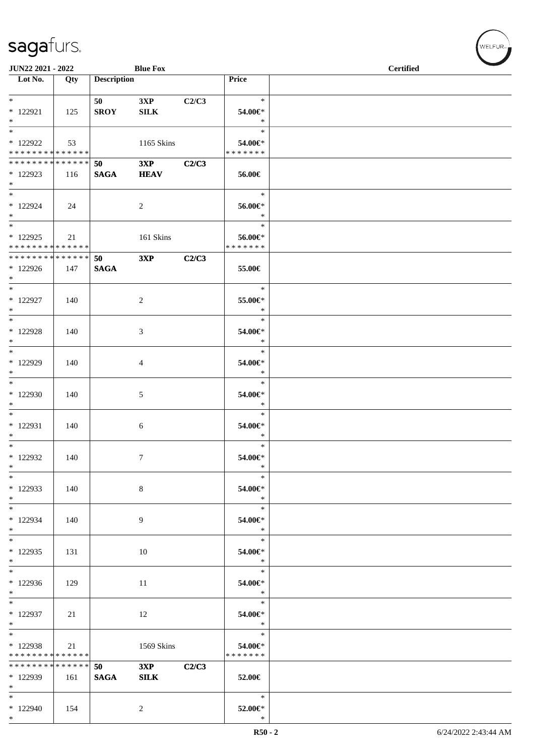**JUN22 2021 - 2022** **Blue Fox** **Certified**

| Lot No. | Qty | Description | | | Price | |
|---|---|---|---|---|---|---|
| * | | 50 | 3XP | C2/C3 | * | |
| * 122921 | 125 | SROY | SILK | | 54.00€* | |
| * | | | | | * | |
| * | | | | | * | |
| * 122922 | 53 | | 1165 Skins | | 54.00€* | |
| * * * * * * * * * * * * * * | | | | | * * * * * * * | |
| * * * * * * * * * * * * * * | | 50 | 3XP | C2/C3 | | |
| * 122923 | 116 | SAGA | HEAV | | 56.00€ | |
| * | | | | | | |
| * | | | | | * | |
| * 122924 | 24 | | 2 | | 56.00€* | |
| * | | | | | * | |
| * | | | | | * | |
| * 122925 | 21 | | 161 Skins | | 56.00€* | |
| * * * * * * * * * * * * * * | | | | | * * * * * * * | |
| * * * * * * * * * * * * * * | | 50 | 3XP | C2/C3 | | |
| * 122926 | 147 | SAGA | | | 55.00€ | |
| * | | | | | | |
| * | | | | | * | |
| * 122927 | 140 | | 2 | | 55.00€* | |
| * | | | | | * | |
| * | | | | | * | |
| * 122928 | 140 | | 3 | | 54.00€* | |
| * | | | | | * | |
| * | | | | | * | |
| * 122929 | 140 | | 4 | | 54.00€* | |
| * | | | | | * | |
| * | | | | | * | |
| * 122930 | 140 | | 5 | | 54.00€* | |
| * | | | | | * | |
| * | | | | | * | |
| * 122931 | 140 | | 6 | | 54.00€* | |
| * | | | | | * | |
| * | | | | | * | |
| * 122932 | 140 | | 7 | | 54.00€* | |
| * | | | | | * | |
| * | | | | | * | |
| * 122933 | 140 | | 8 | | 54.00€* | |
| * | | | | | * | |
| * | | | | | * | |
| * 122934 | 140 | | 9 | | 54.00€* | |
| * | | | | | * | |
| * | | | | | * | |
| * 122935 | 131 | | 10 | | 54.00€* | |
| * | | | | | * | |
| * | | | | | * | |
| * 122936 | 129 | | 11 | | 54.00€* | |
| * | | | | | * | |
| * | | | | | * | |
| * 122937 | 21 | | 12 | | 54.00€* | |
| * | | | | | * | |
| * | | | | | * | |
| * 122938 | 21 | | 1569 Skins | | 54.00€* | |
| * * * * * * * * * * * * * * | | | | | * * * * * * * | |
| * * * * * * * * * * * * * * | | 50 | 3XP | C2/C3 | | |
| * 122939 | 161 | SAGA | SILK | | 52.00€ | |
| * | | | | | | |
| * | | | | | * | |
| * 122940 | 154 | | 2 | | 52.00€* | |
| * | | | | | * | |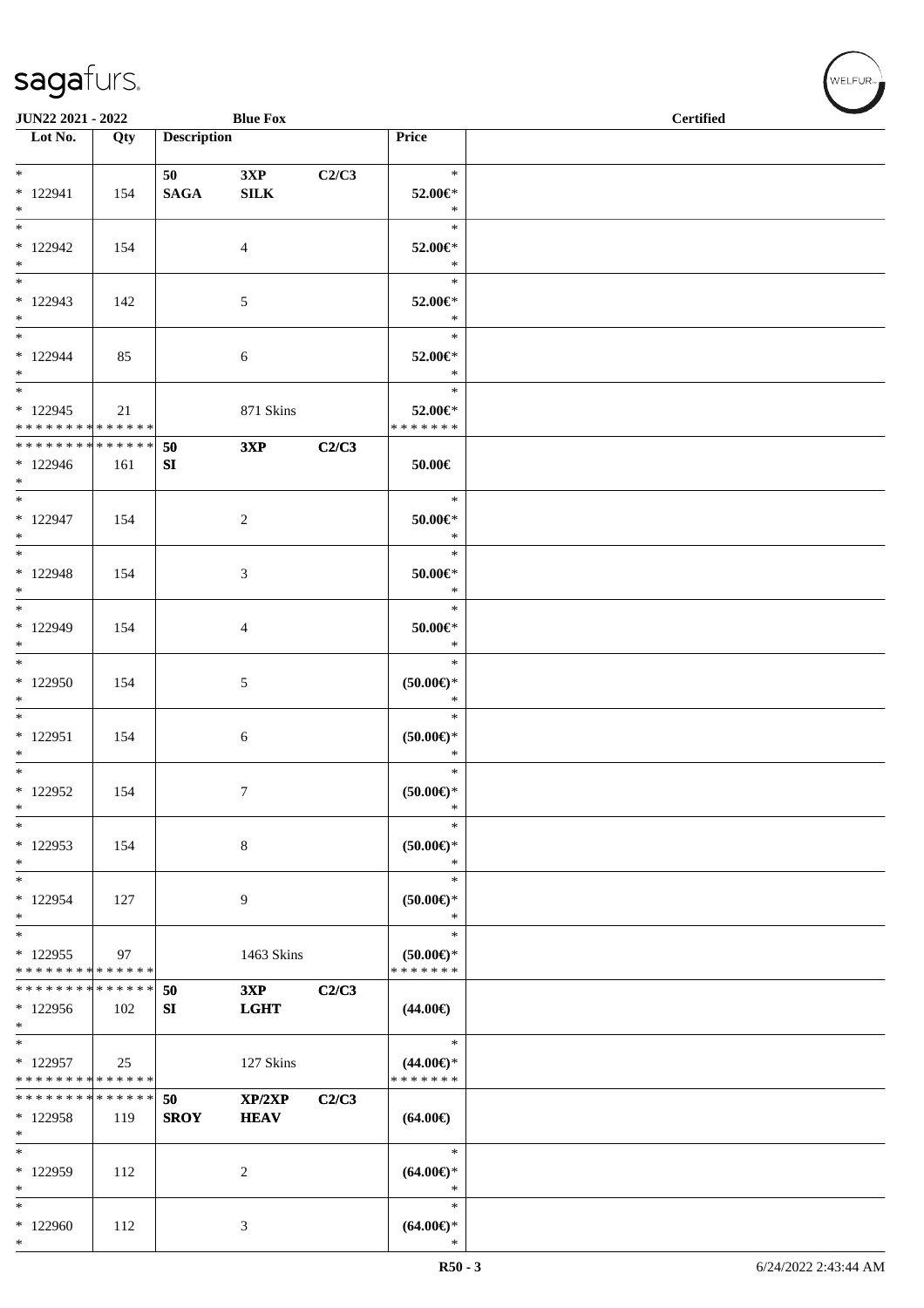**JUN22 2021 - 2022** **Blue Fox** **Certified**

| Lot No. | Qty | Description | | | Price |
|---|---|---|---|---|---|
| * | | **50** | **3XP** | **C2/C3** | * |
| * 122941 | 154 | **SAGA** | **SILK** | | **52.00€*** |
| * | | | | | * |
| * | | | | | * |
| * 122942 | 154 | | 4 | | **52.00€*** |
| * | | | | | * |
| * | | | | | * |
| * 122943 | 142 | | 5 | | **52.00€*** |
| * | | | | | * |
| * | | | | | * |
| * 122944 | 85 | | 6 | | **52.00€*** |
| * | | | | | * |
| * | | | | | * |
| * 122945 | 21 | | 871 Skins | | **52.00€*** |
| * * * * * * * * * * * * * * | | | | | * * * * * * * |
| * * * * * * * * * * * * * * | | **50** | **3XP** | **C2/C3** | |
| * 122946 | 161 | **SI** | | | **50.00€** |
| * | | | | | |
| * | | | | | * |
| * 122947 | 154 | | 2 | | **50.00€*** |
| * | | | | | * |
| * | | | | | * |
| * 122948 | 154 | | 3 | | **50.00€*** |
| * | | | | | * |
| * | | | | | * |
| * 122949 | 154 | | 4 | | **50.00€*** |
| * | | | | | * |
| * | | | | | * |
| * 122950 | 154 | | 5 | | **(50.00€)*** |
| * | | | | | * |
| * | | | | | * |
| * 122951 | 154 | | 6 | | **(50.00€)*** |
| * | | | | | * |
| * | | | | | * |
| * 122952 | 154 | | 7 | | **(50.00€)*** |
| * | | | | | * |
| * | | | | | * |
| * 122953 | 154 | | 8 | | **(50.00€)*** |
| * | | | | | * |
| * | | | | | * |
| * 122954 | 127 | | 9 | | **(50.00€)*** |
| * | | | | | * |
| * | | | | | * |
| * 122955 | 97 | | 1463 Skins | | **(50.00€)*** |
| * * * * * * * * * * * * * * | | | | | * * * * * * * |
| * * * * * * * * * * * * * * | | **50** | **3XP** | **C2/C3** | |
| * 122956 | 102 | **SI** | **LGHT** | | **(44.00€)** |
| * | | | | | |
| * | | | | | * |
| * 122957 | 25 | | 127 Skins | | **(44.00€)*** |
| * * * * * * * * * * * * * * | | | | | * * * * * * * |
| * * * * * * * * * * * * * * | | **50** | **XP/2XP** | **C2/C3** | |
| * 122958 | 119 | **SROY** | **HEAV** | | **(64.00€)** |
| * | | | | | |
| * | | | | | * |
| * 122959 | 112 | | 2 | | **(64.00€)*** |
| * | | | | | * |
| * | | | | | * |
| * 122960 | 112 | | 3 | | **(64.00€)*** |
| * | | | | | * |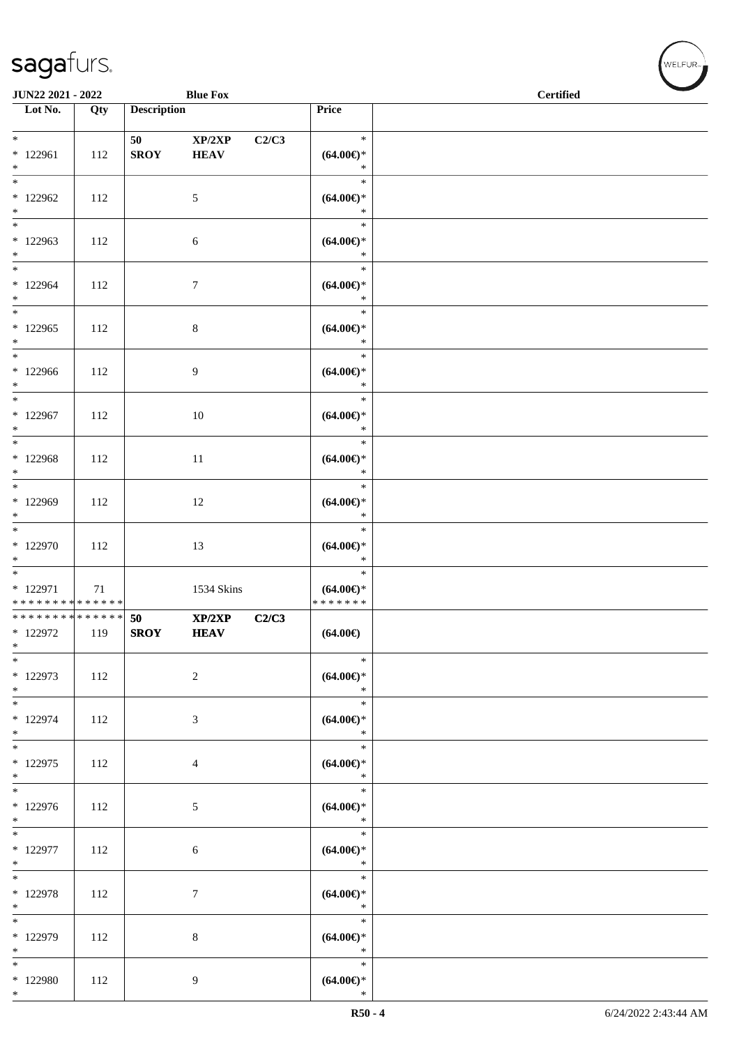| Lot No. | Qty | Description | | | Price | |
|---|---|---|---|---|---|---|
| *<br>* 122961<br>* | 112 | 50<br>SROY | XP/2XP<br>HEAV | C2/C3 | *<br>(64.00€)*<br>* | |
| *<br>* 122962<br>* | 112 | | 5 | | *<br>(64.00€)*<br>* | |
| *<br>* 122963<br>* | 112 | | 6 | | *<br>(64.00€)*<br>* | |
| *<br>* 122964<br>* | 112 | | 7 | | *<br>(64.00€)*<br>* | |
| *<br>* 122965<br>* | 112 | | 8 | | *<br>(64.00€)*<br>* | |
| *<br>* 122966<br>* | 112 | | 9 | | *<br>(64.00€)*<br>* | |
| *<br>* 122967<br>* | 112 | | 10 | | *<br>(64.00€)*<br>* | |
| *<br>* 122968<br>* | 112 | | 11 | | *<br>(64.00€)*<br>* | |
| *<br>* 122969<br>* | 112 | | 12 | | *<br>(64.00€)*<br>* | |
| *<br>* 122970<br>* | 112 | | 13 | | *<br>(64.00€)*<br>* | |
| *<br>* 122971<br>* * * * * * * * * * * * * * | 71 | | 1534 Skins | | *<br>(64.00€)*<br>* * * * * * * | |
| * * * * * * * * * * * * * *<br>* 122972<br>* | 119 | 50<br>SROY | XP/2XP<br>HEAV | C2/C3 | (64.00€) | |
| *<br>* 122973<br>* | 112 | | 2 | | *<br>(64.00€)*<br>* | |
| *<br>* 122974<br>* | 112 | | 3 | | *<br>(64.00€)*<br>* | |
| *<br>* 122975<br>* | 112 | | 4 | | *<br>(64.00€)*<br>* | |
| *<br>* 122976<br>* | 112 | | 5 | | *<br>(64.00€)*<br>* | |
| *<br>* 122977<br>* | 112 | | 6 | | *<br>(64.00€)*<br>* | |
| *<br>* 122978<br>* | 112 | | 7 | | *<br>(64.00€)*<br>* | |
| *<br>* 122979<br>* | 112 | | 8 | | *<br>(64.00€)*<br>* | |
| *<br>* 122980<br>* | 112 | | 9 | | *<br>(64.00€)*<br>* | |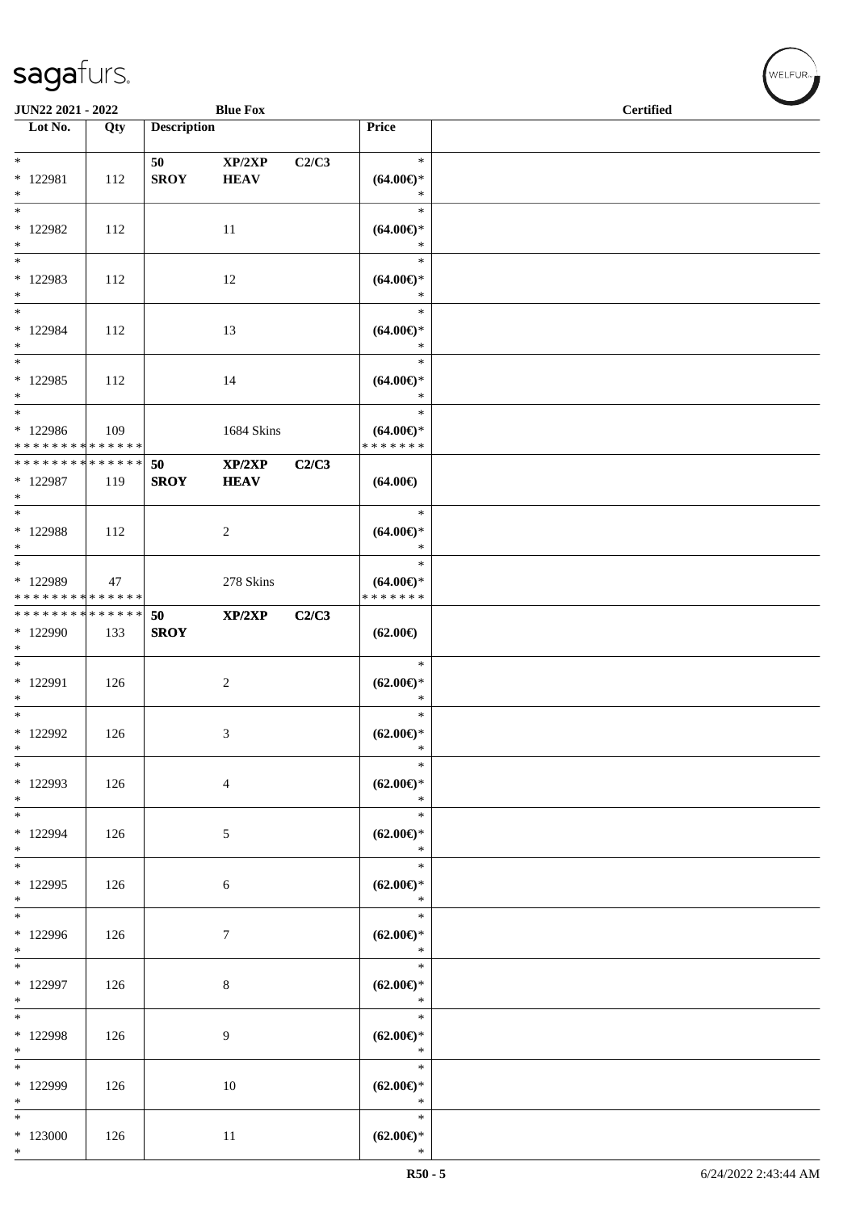**JUN22 2021 - 2022** **Blue Fox** **Certified**

| Lot No. | Qty | Description | | | Price |
|---|---|---|---|---|---|
| * <br> * 122981 <br> * | 112 | **50** <br> **SROY** | **XP/2XP** <br> **HEAV** | **C2/C3** | * <br> **(64.00€)*** <br> * |
| * <br> * 122982 <br> * | 112 | | 11 | | * <br> **(64.00€)*** <br> * |
| * <br> * 122983 <br> * | 112 | | 12 | | * <br> **(64.00€)*** <br> * |
| * <br> * 122984 <br> * | 112 | | 13 | | * <br> **(64.00€)*** <br> * |
| * <br> * 122985 <br> * | 112 | | 14 | | * <br> **(64.00€)*** <br> * |
| * <br> * 122986 <br> * * * * * * * * * * * * * * | 109 | | 1684 Skins | | * <br> **(64.00€)*** <br> * * * * * * * |
| * * * * * * * * * * * * * * <br> * 122987 <br> * | 119 | **50** <br> **SROY** | **XP/2XP** <br> **HEAV** | **C2/C3** | **(64.00€)** |
| * <br> * 122988 <br> * | 112 | | 2 | | * <br> **(64.00€)*** <br> * |
| * <br> * 122989 <br> * * * * * * * * * * * * * * | 47 | | 278 Skins | | * <br> **(64.00€)*** <br> * * * * * * * |
| * * * * * * * * * * * * * * <br> * 122990 <br> * | 133 | **50** <br> **SROY** | **XP/2XP** | **C2/C3** | **(62.00€)** |
| * <br> * 122991 <br> * | 126 | | 2 | | * <br> **(62.00€)*** <br> * |
| * <br> * 122992 <br> * | 126 | | 3 | | * <br> **(62.00€)*** <br> * |
| * <br> * 122993 <br> * | 126 | | 4 | | * <br> **(62.00€)*** <br> * |
| * <br> * 122994 <br> * | 126 | | 5 | | * <br> **(62.00€)*** <br> * |
| * <br> * 122995 <br> * | 126 | | 6 | | * <br> **(62.00€)*** <br> * |
| * <br> * 122996 <br> * | 126 | | 7 | | * <br> **(62.00€)*** <br> * |
| * <br> * 122997 <br> * | 126 | | 8 | | * <br> **(62.00€)*** <br> * |
| * <br> * 122998 <br> * | 126 | | 9 | | * <br> **(62.00€)*** <br> * |
| * <br> * 122999 <br> * | 126 | | 10 | | * <br> **(62.00€)*** <br> * |
| * <br> * 123000 <br> * | 126 | | 11 | | * <br> **(62.00€)*** <br> * |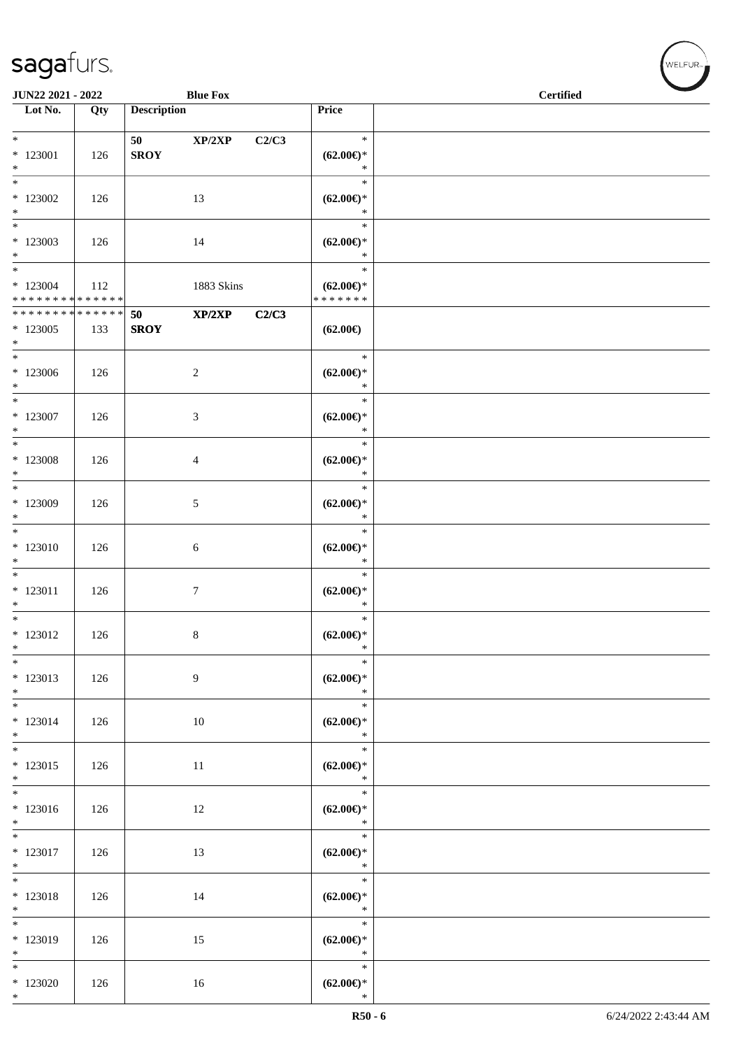JUN22 2021 - 2022 Blue Fox Certified

| Lot No. | Qty | Description | | | Price |
|---|---|---|---|---|---|
| * 123001 * | 126 | 50 SROY | XP/2XP | C2/C3 | * (62.00€)* * |
| * 123002 * | 126 | | 13 | | * (62.00€)* * |
| * 123003 * | 126 | | 14 | | * (62.00€)* * |
| * 123004 * * * * * * * * * * * * * * | 112 | | 1883 Skins | | * (62.00€)* * * * * * * * |
| * * * * * * * * * * * * * * 123005 * | 133 | 50 SROY | XP/2XP | C2/C3 | (62.00€) |
| * 123006 * | 126 | | 2 | | * (62.00€)* * |
| * 123007 * | 126 | | 3 | | * (62.00€)* * |
| * 123008 * | 126 | | 4 | | * (62.00€)* * |
| * 123009 * | 126 | | 5 | | * (62.00€)* * |
| * 123010 * | 126 | | 6 | | * (62.00€)* * |
| * 123011 * | 126 | | 7 | | * (62.00€)* * |
| * 123012 * | 126 | | 8 | | * (62.00€)* * |
| * 123013 * | 126 | | 9 | | * (62.00€)* * |
| * 123014 * | 126 | | 10 | | * (62.00€)* * |
| * 123015 * | 126 | | 11 | | * (62.00€)* * |
| * 123016 * | 126 | | 12 | | * (62.00€)* * |
| * 123017 * | 126 | | 13 | | * (62.00€)* * |
| * 123018 * | 126 | | 14 | | * (62.00€)* * |
| * 123019 * | 126 | | 15 | | * (62.00€)* * |
| * 123020 * | 126 | | 16 | | * (62.00€)* * |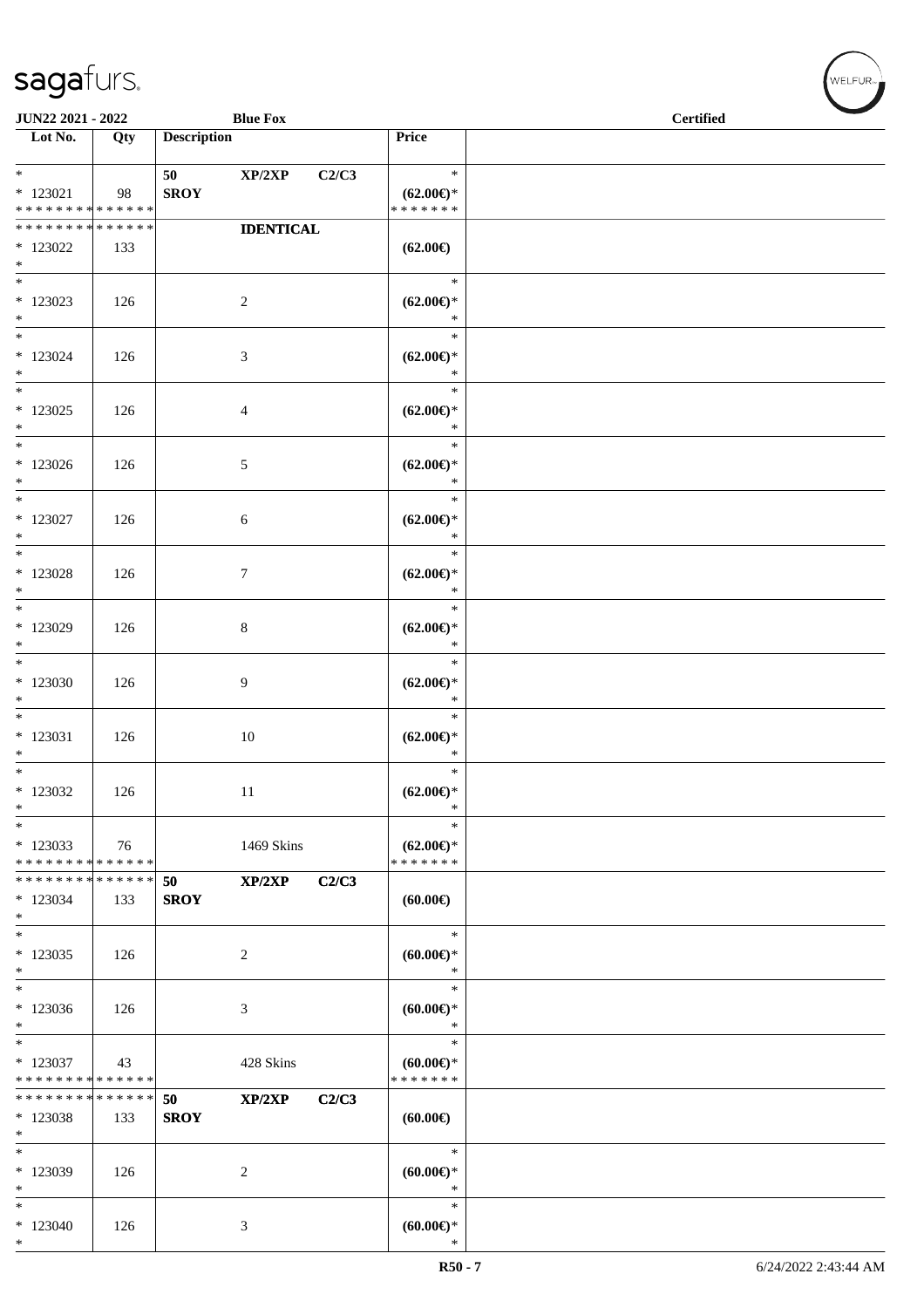JUN22 2021 - 2022 | Blue Fox | Certified

| Lot No. | Qty | Description | Price |
|---|---|---|---|
| * <br> * 123021 <br> * * * * * * * * * * * * * * | 98 | 50 XP/2XP C2/C3 <br> SROY | * <br> (62.00€)* <br> * * * * * * * |
| * * * * * * * * * * * * * * <br> * 123022 <br> * | 133 | IDENTICAL | (62.00€) |
| * <br> * 123023 <br> * | 126 | 2 | * <br> (62.00€)* <br> * |
| * <br> * 123024 <br> * | 126 | 3 | * <br> (62.00€)* <br> * |
| * <br> * 123025 <br> * | 126 | 4 | * <br> (62.00€)* <br> * |
| * <br> * 123026 <br> * | 126 | 5 | * <br> (62.00€)* <br> * |
| * <br> * 123027 <br> * | 126 | 6 | * <br> (62.00€)* <br> * |
| * <br> * 123028 <br> * | 126 | 7 | * <br> (62.00€)* <br> * |
| * <br> * 123029 <br> * | 126 | 8 | * <br> (62.00€)* <br> * |
| * <br> * 123030 <br> * | 126 | 9 | * <br> (62.00€)* <br> * |
| * <br> * 123031 <br> * | 126 | 10 | * <br> (62.00€)* <br> * |
| * <br> * 123032 <br> * | 126 | 11 | * <br> (62.00€)* <br> * |
| * <br> * 123033 <br> * * * * * * * * * * * * * * | 76 | 1469 Skins | * <br> (62.00€)* <br> * * * * * * * |
| * * * * * * * * * * * * * * <br> * 123034 <br> * | 133 | 50 XP/2XP C2/C3 <br> SROY | (60.00€) |
| * <br> * 123035 <br> * | 126 | 2 | * <br> (60.00€)* <br> * |
| * <br> * 123036 <br> * | 126 | 3 | * <br> (60.00€)* <br> * |
| * <br> * 123037 <br> * * * * * * * * * * * * * * | 43 | 428 Skins | * <br> (60.00€)* <br> * * * * * * * |
| * * * * * * * * * * * * * * <br> * 123038 <br> * | 133 | 50 XP/2XP C2/C3 <br> SROY | (60.00€) |
| * <br> * 123039 <br> * | 126 | 2 | * <br> (60.00€)* <br> * |
| * <br> * 123040 <br> * | 126 | 3 | * <br> (60.00€)* <br> * |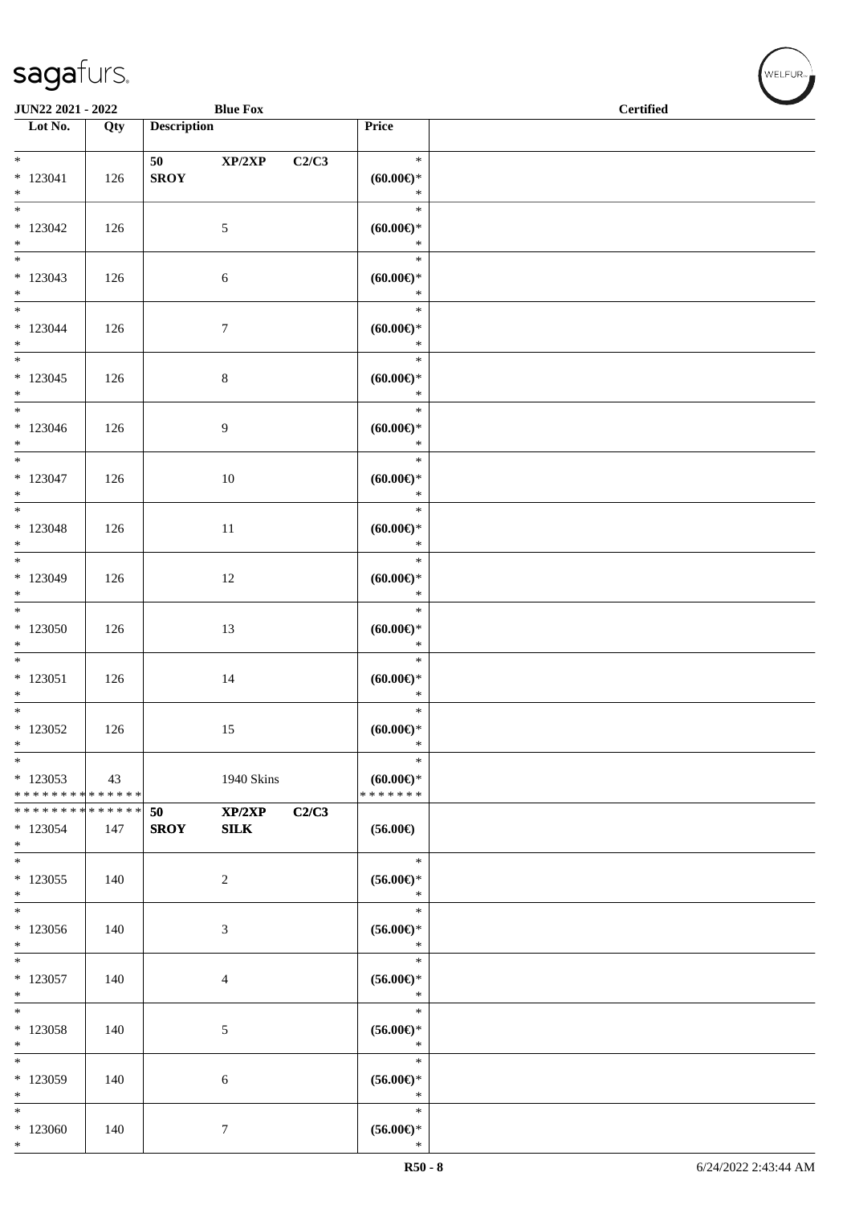| Lot No. | Qty | Description | | | Price | |
|---|---|---|---|---|---|---|
| * 123041 * | 126 | 50 **SROY** | **XP/2XP** | **C2/C3** | * **(60.00€)*** * | |
| * 123042 * | 126 | | 5 | | * **(60.00€)*** * | |
| * 123043 * | 126 | | 6 | | * **(60.00€)*** * | |
| * 123044 * | 126 | | 7 | | * **(60.00€)*** * | |
| * 123045 * | 126 | | 8 | | * **(60.00€)*** * | |
| * 123046 * | 126 | | 9 | | * **(60.00€)*** * | |
| * 123047 * | 126 | | 10 | | * **(60.00€)*** * | |
| * 123048 * | 126 | | 11 | | * **(60.00€)*** * | |
| * 123049 * | 126 | | 12 | | * **(60.00€)*** * | |
| * 123050 * | 126 | | 13 | | * **(60.00€)*** * | |
| * 123051 * | 126 | | 14 | | * **(60.00€)*** * | |
| * 123052 * | 126 | | 15 | | * **(60.00€)*** * | |
| * 123053 * * * * * * * * * * * * * * | 43 | | 1940 Skins | | * **(60.00€)*** * * * * * * * | |
| * * * * * * * * * * * * * * 123054 * | 147 | **50 SROY** | **XP/2XP SILK** | **C2/C3** | **(56.00€)** | |
| * 123055 * | 140 | | 2 | | * **(56.00€)*** * | |
| * 123056 * | 140 | | 3 | | * **(56.00€)*** * | |
| * 123057 * | 140 | | 4 | | * **(56.00€)*** * | |
| * 123058 * | 140 | | 5 | | * **(56.00€)*** * | |
| * 123059 * | 140 | | 6 | | * **(56.00€)*** * | |
| * 123060 * | 140 | | 7 | | * **(56.00€)*** * | |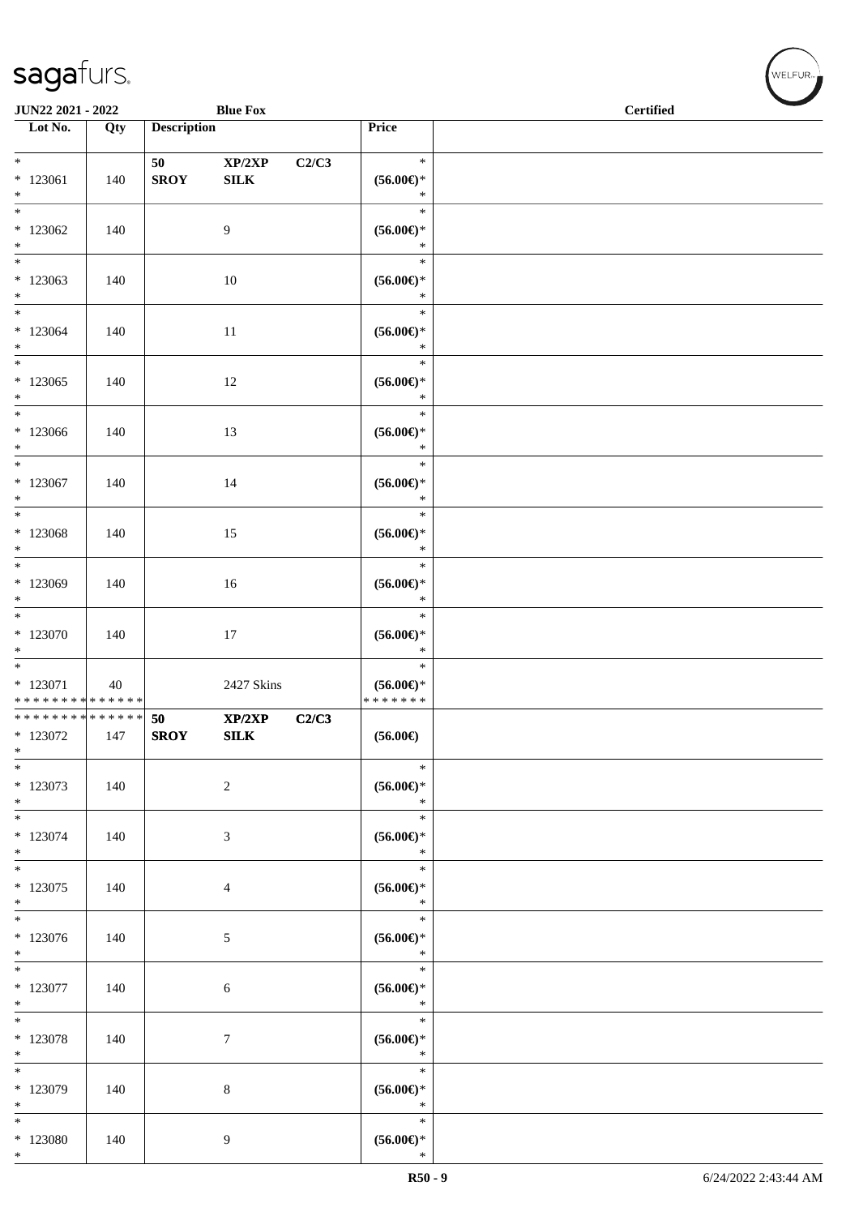| Lot No. | Qty | Description | | | Price | |
|---|---|---|---|---|---|---|
| * <br> * 123061 <br> * | 140 | 50 <br> **SROY** | XP/2XP <br> **SILK** | C2/C3 | * <br> **(56.00€)*** <br> * | |
| * <br> * 123062 <br> * | 140 | | 9 | | * <br> **(56.00€)*** <br> * | |
| * <br> * 123063 <br> * | 140 | | 10 | | * <br> **(56.00€)*** <br> * | |
| * <br> * 123064 <br> * | 140 | | 11 | | * <br> **(56.00€)*** <br> * | |
| * <br> * 123065 <br> * | 140 | | 12 | | * <br> **(56.00€)*** <br> * | |
| * <br> * 123066 <br> * | 140 | | 13 | | * <br> **(56.00€)*** <br> * | |
| * <br> * 123067 <br> * | 140 | | 14 | | * <br> **(56.00€)*** <br> * | |
| * <br> * 123068 <br> * | 140 | | 15 | | * <br> **(56.00€)*** <br> * | |
| * <br> * 123069 <br> * | 140 | | 16 | | * <br> **(56.00€)*** <br> * | |
| * <br> * 123070 <br> * | 140 | | 17 | | * <br> **(56.00€)*** <br> * | |
| * <br> * 123071 <br> * * * * * * * * * * * * * * | 40 | | 2427 Skins | | * <br> **(56.00€)*** <br> * * * * * * * | |
| * * * * * * * * * * * * * * <br> * 123072 <br> * | 147 | 50 <br> **SROY** | XP/2XP <br> **SILK** | C2/C3 | **(56.00€)** | |
| * <br> * 123073 <br> * | 140 | | 2 | | * <br> **(56.00€)*** <br> * | |
| * <br> * 123074 <br> * | 140 | | 3 | | * <br> **(56.00€)*** <br> * | |
| * <br> * 123075 <br> * | 140 | | 4 | | * <br> **(56.00€)*** <br> * | |
| * <br> * 123076 <br> * | 140 | | 5 | | * <br> **(56.00€)*** <br> * | |
| * <br> * 123077 <br> * | 140 | | 6 | | * <br> **(56.00€)*** <br> * | |
| * <br> * 123078 <br> * | 140 | | 7 | | * <br> **(56.00€)*** <br> * | |
| * <br> * 123079 <br> * | 140 | | 8 | | * <br> **(56.00€)*** <br> * | |
| * <br> * 123080 <br> * | 140 | | 9 | | * <br> **(56.00€)*** <br> * | |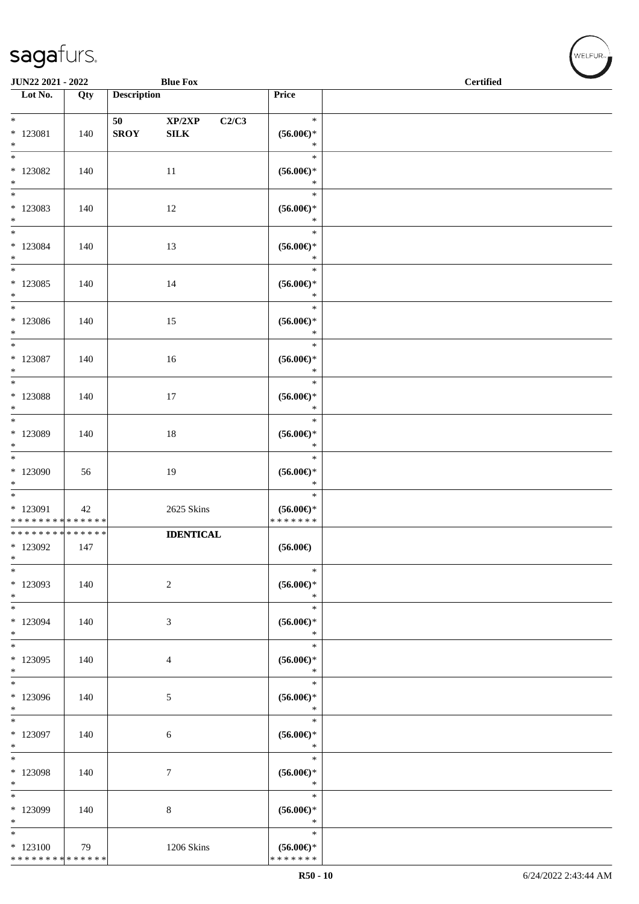| Lot No. | Qty | Description | Price | |
|---|---|---|---|---|
| * <br> * 123081 <br> * | 140 | 50 XP/2XP C2/C3 <br> SROY SILK | * <br> (56.00€)* <br> * | |
| * <br> * 123082 <br> * | 140 | 11 | * <br> (56.00€)* <br> * | |
| * <br> * 123083 <br> * | 140 | 12 | * <br> (56.00€)* <br> * | |
| * <br> * 123084 <br> * | 140 | 13 | * <br> (56.00€)* <br> * | |
| * <br> * 123085 <br> * | 140 | 14 | * <br> (56.00€)* <br> * | |
| * <br> * 123086 <br> * | 140 | 15 | * <br> (56.00€)* <br> * | |
| * <br> * 123087 <br> * | 140 | 16 | * <br> (56.00€)* <br> * | |
| * <br> * 123088 <br> * | 140 | 17 | * <br> (56.00€)* <br> * | |
| * <br> * 123089 <br> * | 140 | 18 | * <br> (56.00€)* <br> * | |
| * <br> * 123090 <br> * | 56 | 19 | * <br> (56.00€)* <br> * | |
| * <br> * 123091 <br> * * * * * * * * * * * * * * | 42 | 2625 Skins | * <br> (56.00€)* <br> * * * * * * * | |
| * * * * * * * * * * * * * * <br> * 123092 <br> * | 147 | IDENTICAL | (56.00€) | |
| * <br> * 123093 <br> * | 140 | 2 | * <br> (56.00€)* <br> * | |
| * <br> * 123094 <br> * | 140 | 3 | * <br> (56.00€)* <br> * | |
| * <br> * 123095 <br> * | 140 | 4 | * <br> (56.00€)* <br> * | |
| * <br> * 123096 <br> * | 140 | 5 | * <br> (56.00€)* <br> * | |
| * <br> * 123097 <br> * | 140 | 6 | * <br> (56.00€)* <br> * | |
| * <br> * 123098 <br> * | 140 | 7 | * <br> (56.00€)* <br> * | |
| * <br> * 123099 <br> * | 140 | 8 | * <br> (56.00€)* <br> * | |
| * <br> * 123100 <br> * * * * * * * * * * * * * * | 79 | 1206 Skins | * <br> (56.00€)* <br> * * * * * * * | |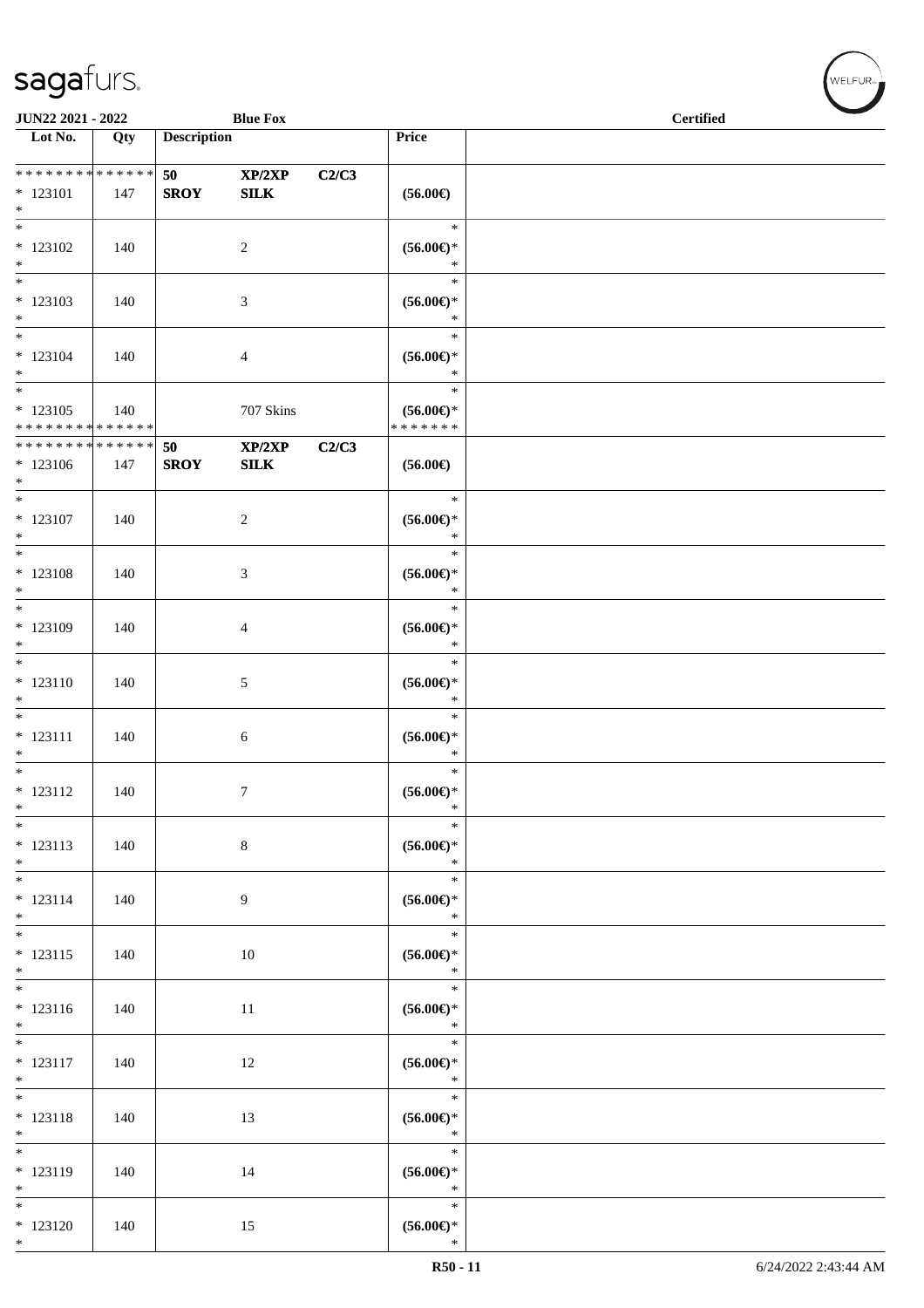| Lot No. | Qty | Description | | | Price | |
|---|---|---|---|---|---|---|
| * * * * * * * * * * * * * * | | 50 | XP/2XP | C2/C3 | | |
| * 123101 | 147 | **SROY** | **SILK** | | (56.00€) | |
| * | | | | | | |
| * 123102 | 140 | | 2 | | (56.00€)* | |
| * 123103 | 140 | | 3 | | (56.00€)* | |
| * 123104 | 140 | | 4 | | (56.00€)* | |
| * 123105 | 140 | | 707 Skins | | (56.00€)* | |
| * * * * * * * * * * * * * * | | | | | * * * * * * * | |
| * * * * * * * * * * * * * * | | 50 | XP/2XP | C2/C3 | | |
| * 123106 | 147 | **SROY** | **SILK** | | (56.00€) | |
| * 123107 | 140 | | 2 | | (56.00€)* | |
| * 123108 | 140 | | 3 | | (56.00€)* | |
| * 123109 | 140 | | 4 | | (56.00€)* | |
| * 123110 | 140 | | 5 | | (56.00€)* | |
| * 123111 | 140 | | 6 | | (56.00€)* | |
| * 123112 | 140 | | 7 | | (56.00€)* | |
| * 123113 | 140 | | 8 | | (56.00€)* | |
| * 123114 | 140 | | 9 | | (56.00€)* | |
| * 123115 | 140 | | 10 | | (56.00€)* | |
| * 123116 | 140 | | 11 | | (56.00€)* | |
| * 123117 | 140 | | 12 | | (56.00€)* | |
| * 123118 | 140 | | 13 | | (56.00€)* | |
| * 123119 | 140 | | 14 | | (56.00€)* | |
| * 123120 | 140 | | 15 | | (56.00€)* | |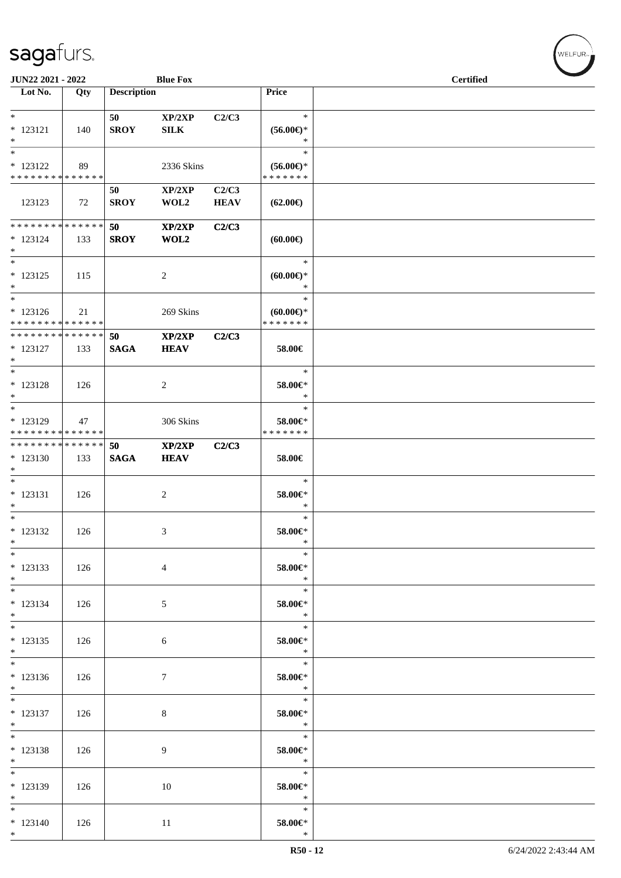| Lot No. | Qty | Description | | | Price | |
|---|---|---|---|---|---|---|
| * | | 50 | XP/2XP | C2/C3 | * | |
| * 123121 | 140 | SROY | SILK | | (56.00€)* | |
| * | | | | | * | |
| * | | | | | * | |
| * 123122 | 89 | | 2336 Skins | | (56.00€)* | |
| * * * * * * * * * * * * * * | | | | | * * * * * * * | |
| | | 50 | XP/2XP | C2/C3 | | |
| 123123 | 72 | SROY | WOL2 | HEAV | (62.00€) | |
| * * * * * * * * * * * * * * | | 50 | XP/2XP | C2/C3 | | |
| * 123124 | 133 | SROY | WOL2 | | (60.00€) | |
| * | | | | | | |
| * | | | | | * | |
| * 123125 | 115 | | 2 | | (60.00€)* | |
| * | | | | | * | |
| * | | | | | * | |
| * 123126 | 21 | | 269 Skins | | (60.00€)* | |
| * * * * * * * * * * * * * * | | | | | * * * * * * * | |
| * * * * * * * * * * * * * * | | 50 | XP/2XP | C2/C3 | | |
| * 123127 | 133 | SAGA | HEAV | | 58.00€ | |
| * | | | | | | |
| * | | | | | * | |
| * 123128 | 126 | | 2 | | 58.00€* | |
| * | | | | | * | |
| * | | | | | * | |
| * 123129 | 47 | | 306 Skins | | 58.00€* | |
| * * * * * * * * * * * * * * | | | | | * * * * * * * | |
| * * * * * * * * * * * * * * | | 50 | XP/2XP | C2/C3 | | |
| * 123130 | 133 | SAGA | HEAV | | 58.00€ | |
| * | | | | | | |
| * | | | | | * | |
| * 123131 | 126 | | 2 | | 58.00€* | |
| * | | | | | * | |
| * | | | | | * | |
| * 123132 | 126 | | 3 | | 58.00€* | |
| * | | | | | * | |
| * | | | | | * | |
| * 123133 | 126 | | 4 | | 58.00€* | |
| * | | | | | * | |
| * | | | | | * | |
| * 123134 | 126 | | 5 | | 58.00€* | |
| * | | | | | * | |
| * | | | | | * | |
| * 123135 | 126 | | 6 | | 58.00€* | |
| * | | | | | * | |
| * | | | | | * | |
| * 123136 | 126 | | 7 | | 58.00€* | |
| * | | | | | * | |
| * | | | | | * | |
| * 123137 | 126 | | 8 | | 58.00€* | |
| * | | | | | * | |
| * | | | | | * | |
| * 123138 | 126 | | 9 | | 58.00€* | |
| * | | | | | * | |
| * | | | | | * | |
| * 123139 | 126 | | 10 | | 58.00€* | |
| * | | | | | * | |
| * | | | | | * | |
| * 123140 | 126 | | 11 | | 58.00€* | |
| * | | | | | * | |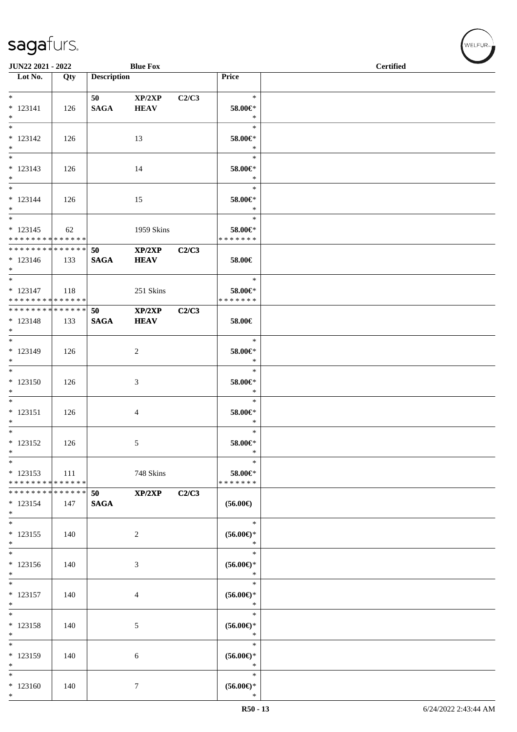| Lot No. | Qty | Description | | | Price | |
|---|---|---|---|---|---|---|
| * | | 50 | XP/2XP | C2/C3 | * | |
| * 123141 | 126 | **SAGA** | **HEAV** | | 58.00€* | |
| * | | | | | * | |
| * | | | | | * | |
| * 123142 | 126 | | 13 | | 58.00€* | |
| * | | | | | * | |
| * | | | | | * | |
| * 123143 | 126 | | 14 | | 58.00€* | |
| * | | | | | * | |
| * | | | | | * | |
| * 123144 | 126 | | 15 | | 58.00€* | |
| * | | | | | * | |
| * | | | | | * | |
| * 123145 | 62 | | 1959 Skins | | 58.00€* | |
| * * * * * * * * * * * * * * | | | | | * * * * * * * | |
| * * * * * * * * * * * * * * | | 50 | XP/2XP | C2/C3 | | |
| * 123146 | 133 | **SAGA** | **HEAV** | | 58.00€ | |
| * | | | | | | |
| * | | | | | * | |
| * 123147 | 118 | | 251 Skins | | 58.00€* | |
| * * * * * * * * * * * * * * | | | | | * * * * * * * | |
| * * * * * * * * * * * * * * | | 50 | XP/2XP | C2/C3 | | |
| * 123148 | 133 | **SAGA** | **HEAV** | | 58.00€ | |
| * | | | | | | |
| * | | | | | * | |
| * 123149 | 126 | | 2 | | 58.00€* | |
| * | | | | | * | |
| * | | | | | * | |
| * 123150 | 126 | | 3 | | 58.00€* | |
| * | | | | | * | |
| * | | | | | * | |
| * 123151 | 126 | | 4 | | 58.00€* | |
| * | | | | | * | |
| * | | | | | * | |
| * 123152 | 126 | | 5 | | 58.00€* | |
| * | | | | | * | |
| * | | | | | * | |
| * 123153 | 111 | | 748 Skins | | 58.00€* | |
| * * * * * * * * * * * * * * | | | | | * * * * * * * | |
| * * * * * * * * * * * * * * | | 50 | XP/2XP | C2/C3 | | |
| * 123154 | 147 | **SAGA** | | | (56.00€) | |
| * | | | | | | |
| * | | | | | * | |
| * 123155 | 140 | | 2 | | (56.00€)* | |
| * | | | | | * | |
| * | | | | | * | |
| * 123156 | 140 | | 3 | | (56.00€)* | |
| * | | | | | * | |
| * | | | | | * | |
| * 123157 | 140 | | 4 | | (56.00€)* | |
| * | | | | | * | |
| * | | | | | * | |
| * 123158 | 140 | | 5 | | (56.00€)* | |
| * | | | | | * | |
| * | | | | | * | |
| * 123159 | 140 | | 6 | | (56.00€)* | |
| * | | | | | * | |
| * | | | | | * | |
| * 123160 | 140 | | 7 | | (56.00€)* | |
| * | | | | | * | |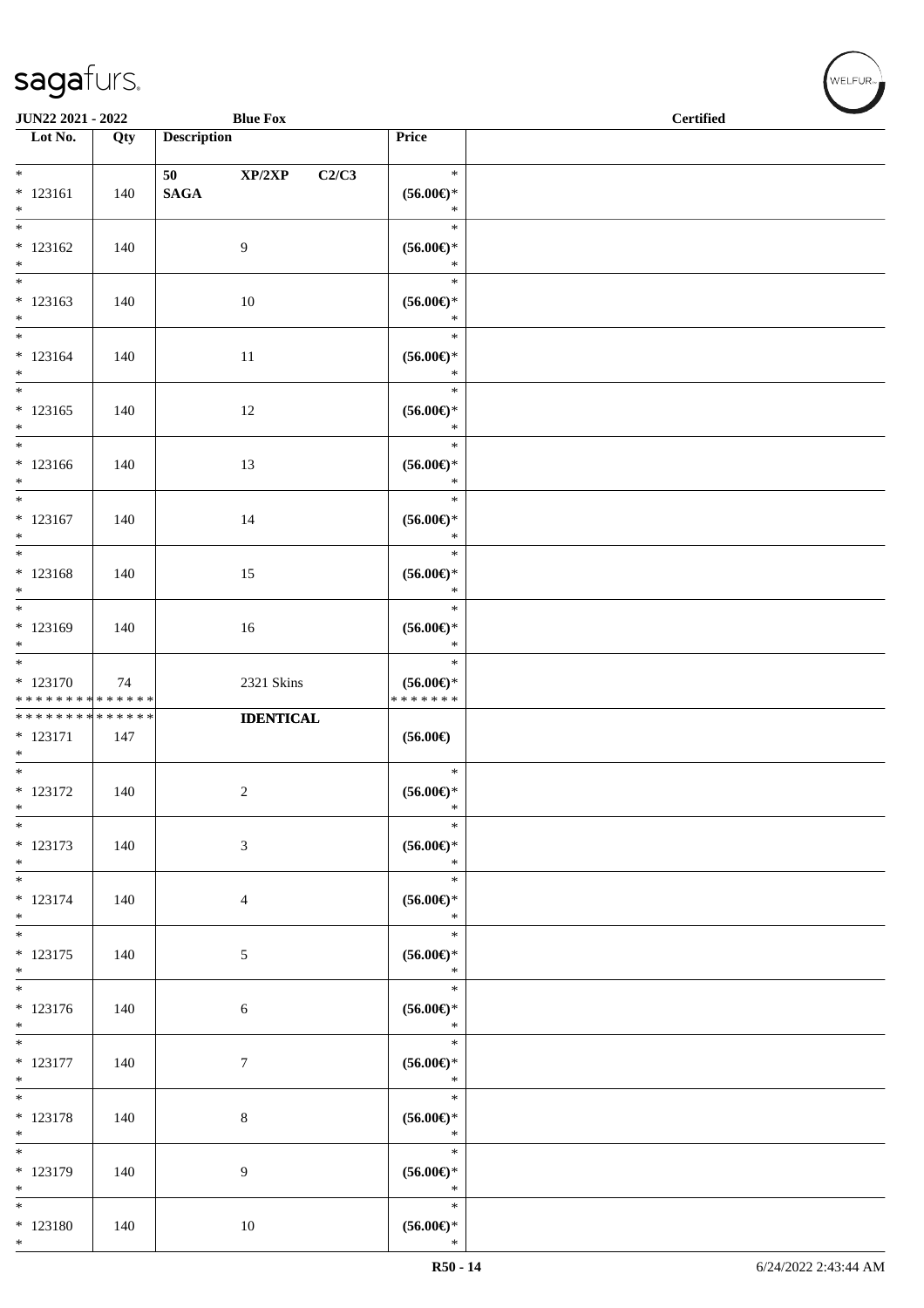| Lot No. | Qty | Description | Price |
|---|---|---|---|
| * 123161 * | 140 | 50 XP/2XP C2/C3 SAGA | * (56.00€)* * |
| * 123162 * | 140 | 9 | * (56.00€)* * |
| * 123163 * | 140 | 10 | * (56.00€)* * |
| * 123164 * | 140 | 11 | * (56.00€)* * |
| * 123165 * | 140 | 12 | * (56.00€)* * |
| * 123166 * | 140 | 13 | * (56.00€)* * |
| * 123167 * | 140 | 14 | * (56.00€)* * |
| * 123168 * | 140 | 15 | * (56.00€)* * |
| * 123169 * | 140 | 16 | * (56.00€)* * |
| * 123170 * * * * * * * * * * * * * * | 74 | 2321 Skins | * (56.00€)* * * * * * * * |
| * * * * * * * * * * * * * * 123171 * | 147 | **IDENTICAL** | (56.00€) |
| * 123172 * | 140 | 2 | * (56.00€)* * |
| * 123173 * | 140 | 3 | * (56.00€)* * |
| * 123174 * | 140 | 4 | * (56.00€)* * |
| * 123175 * | 140 | 5 | * (56.00€)* * |
| * 123176 * | 140 | 6 | * (56.00€)* * |
| * 123177 * | 140 | 7 | * (56.00€)* * |
| * 123178 * | 140 | 8 | * (56.00€)* * |
| * 123179 * | 140 | 9 | * (56.00€)* * |
| * 123180 * | 140 | 10 | * (56.00€)* * |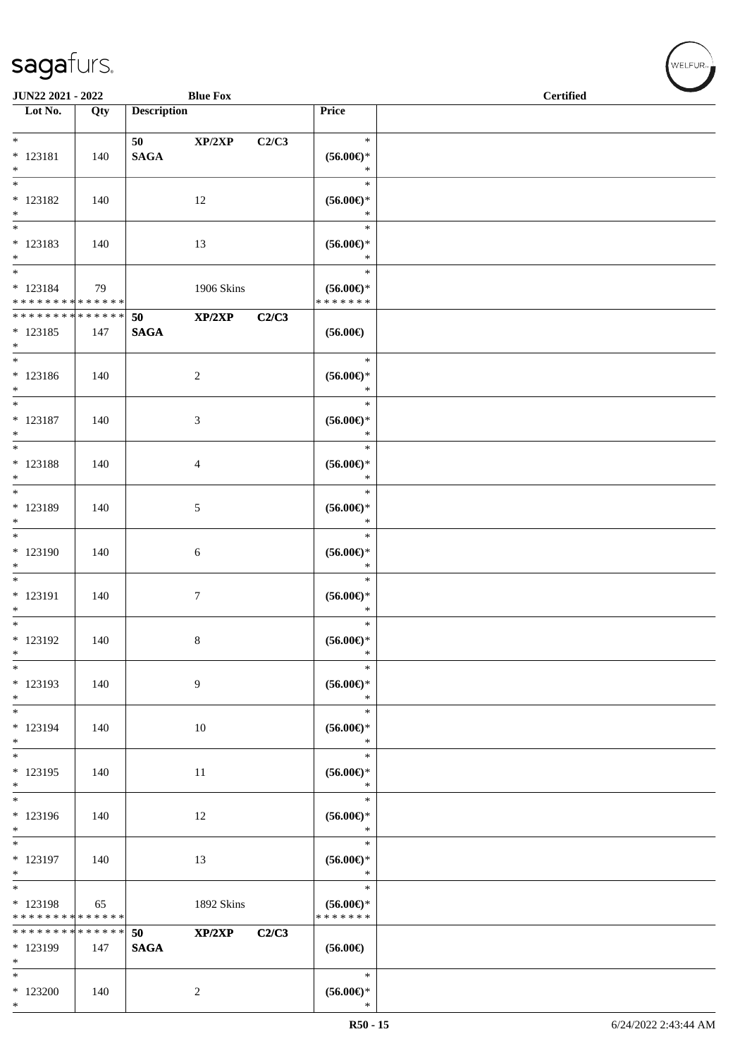| Lot No. | Qty | Description | | | Price | |
|---|---|---|---|---|---|---|
| * | | 50 | XP/2XP | C2/C3 | * | |
| * 123181 | 140 | SAGA | | | (56.00€)* | |
| * | | | | | * | |
| * | | | | | * | |
| * 123182 | 140 | | 12 | | (56.00€)* | |
| * | | | | | * | |
| * | | | | | * | |
| * 123183 | 140 | | 13 | | (56.00€)* | |
| * | | | | | * | |
| * | | | | | * | |
| * 123184 | 79 | | 1906 Skins | | (56.00€)* | |
| * * * * * * * * * * * * * * | | | | | * * * * * * * | |
| * * * * * * * * * * * * * * | | 50 | XP/2XP | C2/C3 | | |
| * 123185 | 147 | SAGA | | | (56.00€) | |
| * | | | | | | |
| * | | | | | * | |
| * 123186 | 140 | | 2 | | (56.00€)* | |
| * | | | | | * | |
| * | | | | | * | |
| * 123187 | 140 | | 3 | | (56.00€)* | |
| * | | | | | * | |
| * | | | | | * | |
| * 123188 | 140 | | 4 | | (56.00€)* | |
| * | | | | | * | |
| * | | | | | * | |
| * 123189 | 140 | | 5 | | (56.00€)* | |
| * | | | | | * | |
| * | | | | | * | |
| * 123190 | 140 | | 6 | | (56.00€)* | |
| * | | | | | * | |
| * | | | | | * | |
| * 123191 | 140 | | 7 | | (56.00€)* | |
| * | | | | | * | |
| * | | | | | * | |
| * 123192 | 140 | | 8 | | (56.00€)* | |
| * | | | | | * | |
| * | | | | | * | |
| * 123193 | 140 | | 9 | | (56.00€)* | |
| * | | | | | * | |
| * | | | | | * | |
| * 123194 | 140 | | 10 | | (56.00€)* | |
| * | | | | | * | |
| * | | | | | * | |
| * 123195 | 140 | | 11 | | (56.00€)* | |
| * | | | | | * | |
| * | | | | | * | |
| * 123196 | 140 | | 12 | | (56.00€)* | |
| * | | | | | * | |
| * | | | | | * | |
| * 123197 | 140 | | 13 | | (56.00€)* | |
| * | | | | | * | |
| * | | | | | * | |
| * 123198 | 65 | | 1892 Skins | | (56.00€)* | |
| * * * * * * * * * * * * * * | | | | | * * * * * * * | |
| * * * * * * * * * * * * * * | | 50 | XP/2XP | C2/C3 | | |
| * 123199 | 147 | SAGA | | | (56.00€) | |
| * | | | | | | |
| * | | | | | * | |
| * 123200 | 140 | | 2 | | (56.00€)* | |
| * | | | | | * | |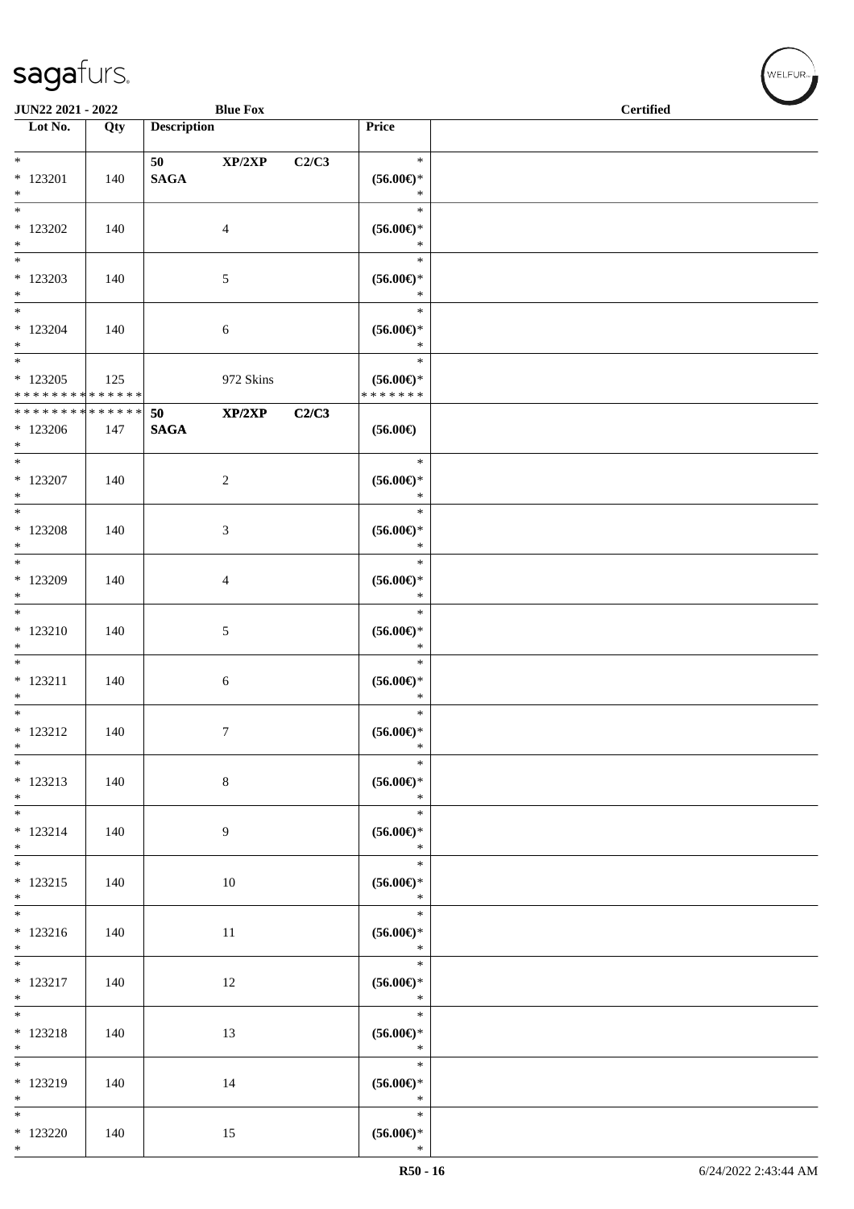| Lot No. | Qty | Description | Price | |
|---|---|---|---|---|
| * <br> * 123201 <br> * | 140 | 50 XP/2XP C2/C3 <br> SAGA | * <br> (56.00€)* <br> * | |
| * <br> * 123202 <br> * | 140 | 4 | * <br> (56.00€)* <br> * | |
| * <br> * 123203 <br> * | 140 | 5 | * <br> (56.00€)* <br> * | |
| * <br> * 123204 <br> * | 140 | 6 | * <br> (56.00€)* <br> * | |
| * <br> * 123205 <br> * * * * * * * * * * * * * * | 125 | 972 Skins | * <br> (56.00€)* <br> * * * * * * * | |
| * * * * * * * * * * * * * * <br> * 123206 <br> * | 147 | 50 XP/2XP C2/C3 <br> SAGA | (56.00€) | |
| * <br> * 123207 <br> * | 140 | 2 | * <br> (56.00€)* <br> * | |
| * <br> * 123208 <br> * | 140 | 3 | * <br> (56.00€)* <br> * | |
| * <br> * 123209 <br> * | 140 | 4 | * <br> (56.00€)* <br> * | |
| * <br> * 123210 <br> * | 140 | 5 | * <br> (56.00€)* <br> * | |
| * <br> * 123211 <br> * | 140 | 6 | * <br> (56.00€)* <br> * | |
| * <br> * 123212 <br> * | 140 | 7 | * <br> (56.00€)* <br> * | |
| * <br> * 123213 <br> * | 140 | 8 | * <br> (56.00€)* <br> * | |
| * <br> * 123214 <br> * | 140 | 9 | * <br> (56.00€)* <br> * | |
| * <br> * 123215 <br> * | 140 | 10 | * <br> (56.00€)* <br> * | |
| * <br> * 123216 <br> * | 140 | 11 | * <br> (56.00€)* <br> * | |
| * <br> * 123217 <br> * | 140 | 12 | * <br> (56.00€)* <br> * | |
| * <br> * 123218 <br> * | 140 | 13 | * <br> (56.00€)* <br> * | |
| * <br> * 123219 <br> * | 140 | 14 | * <br> (56.00€)* <br> * | |
| * <br> * 123220 <br> * | 140 | 15 | * <br> (56.00€)* <br> * | |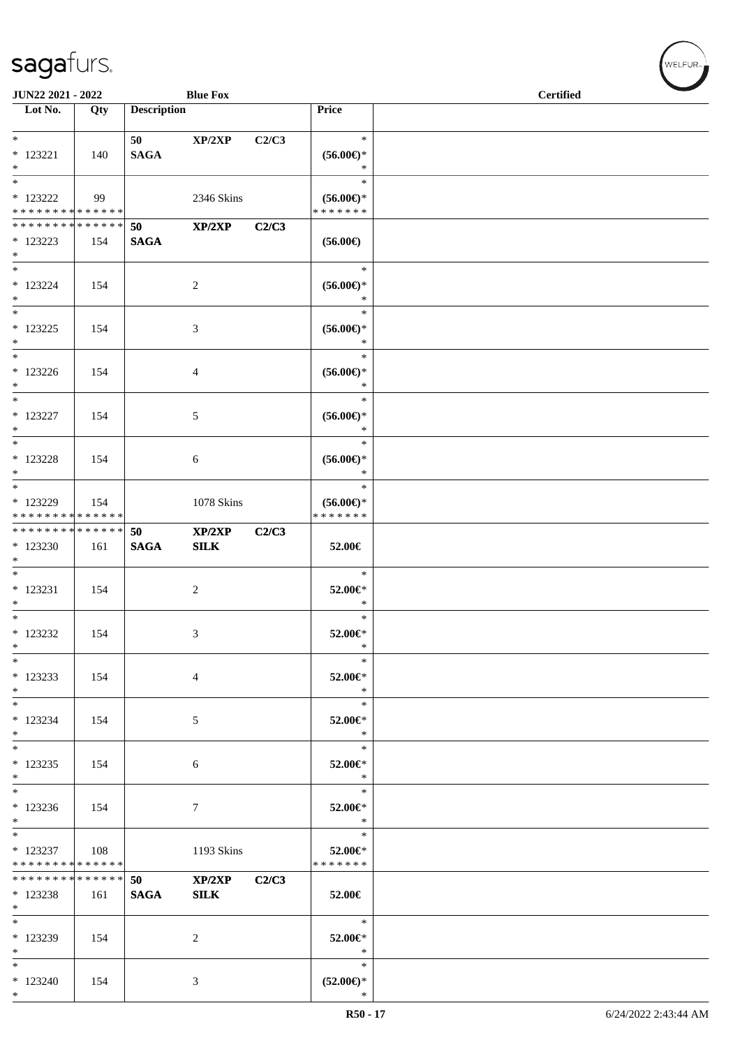| Lot No. | Qty | Description | | | Price | |
|---|---|---|---|---|---|---|
| * | | 50 | XP/2XP | C2/C3 | * | |
| * 123221 | 140 | SAGA | | | (56.00€)* | |
| * | | | | | * | |
| * | | | | | * | |
| * 123222 | 99 | | 2346 Skins | | (56.00€)* | |
| * * * * * * * * * * * * * * | | | | | * * * * * * * | |
| * * * * * * * * * * * * * * | | 50 | XP/2XP | C2/C3 | | |
| * 123223 | 154 | SAGA | | | (56.00€) | |
| * | | | | | | |
| * | | | | | * | |
| * 123224 | 154 | | 2 | | (56.00€)* | |
| * | | | | | * | |
| * | | | | | * | |
| * 123225 | 154 | | 3 | | (56.00€)* | |
| * | | | | | * | |
| * | | | | | * | |
| * 123226 | 154 | | 4 | | (56.00€)* | |
| * | | | | | * | |
| * | | | | | * | |
| * 123227 | 154 | | 5 | | (56.00€)* | |
| * | | | | | * | |
| * | | | | | * | |
| * 123228 | 154 | | 6 | | (56.00€)* | |
| * | | | | | * | |
| * | | | | | * | |
| * 123229 | 154 | | 1078 Skins | | (56.00€)* | |
| * * * * * * * * * * * * * * | | | | | * * * * * * * | |
| * * * * * * * * * * * * * * | | 50 | XP/2XP | C2/C3 | | |
| * 123230 | 161 | SAGA | SILK | | 52.00€ | |
| * | | | | | | |
| * | | | | | * | |
| * 123231 | 154 | | 2 | | 52.00€* | |
| * | | | | | * | |
| * | | | | | * | |
| * 123232 | 154 | | 3 | | 52.00€* | |
| * | | | | | * | |
| * | | | | | * | |
| * 123233 | 154 | | 4 | | 52.00€* | |
| * | | | | | * | |
| * | | | | | * | |
| * 123234 | 154 | | 5 | | 52.00€* | |
| * | | | | | * | |
| * | | | | | * | |
| * 123235 | 154 | | 6 | | 52.00€* | |
| * | | | | | * | |
| * | | | | | * | |
| * 123236 | 154 | | 7 | | 52.00€* | |
| * | | | | | * | |
| * | | | | | * | |
| * 123237 | 108 | | 1193 Skins | | 52.00€* | |
| * * * * * * * * * * * * * * | | | | | * * * * * * * | |
| * * * * * * * * * * * * * * | | 50 | XP/2XP | C2/C3 | | |
| * 123238 | 161 | SAGA | SILK | | 52.00€ | |
| * | | | | | | |
| * | | | | | * | |
| * 123239 | 154 | | 2 | | 52.00€* | |
| * | | | | | * | |
| * | | | | | * | |
| * 123240 | 154 | | 3 | | (52.00€)* | |
| * | | | | | * | |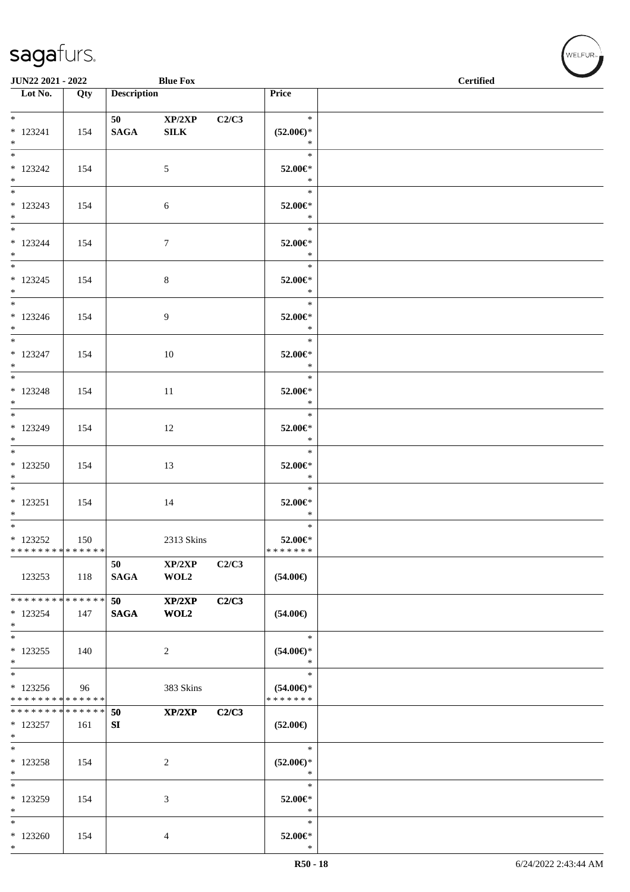JUN22 2021 - 2022 | Blue Fox | Certified

| Lot No. | Qty | Description | | | Price |
|---|---|---|---|---|---|
| * <br> * 123241 <br> * | 154 | 50 <br> SAGA | XP/2XP <br> SILK | C2/C3 | * <br> (52.00€)* <br> * |
| * <br> * 123242 <br> * | 154 | | 5 | | * <br> 52.00€* <br> * |
| * <br> * 123243 <br> * | 154 | | 6 | | * <br> 52.00€* <br> * |
| * <br> * 123244 <br> * | 154 | | 7 | | * <br> 52.00€* <br> * |
| * <br> * 123245 <br> * | 154 | | 8 | | * <br> 52.00€* <br> * |
| * <br> * 123246 <br> * | 154 | | 9 | | * <br> 52.00€* <br> * |
| * <br> * 123247 <br> * | 154 | | 10 | | * <br> 52.00€* <br> * |
| * <br> * 123248 <br> * | 154 | | 11 | | * <br> 52.00€* <br> * |
| * <br> * 123249 <br> * | 154 | | 12 | | * <br> 52.00€* <br> * |
| * <br> * 123250 <br> * | 154 | | 13 | | * <br> 52.00€* <br> * |
| * <br> * 123251 <br> * | 154 | | 14 | | * <br> 52.00€* <br> * |
| * <br> * 123252 <br> * * * * * * * * * * * * * * | 150 | | 2313 Skins | | * <br> 52.00€* <br> * * * * * * * |
| 123253 | 118 | 50 <br> SAGA | XP/2XP <br> WOL2 | C2/C3 | (54.00€) |
| * * * * * * * * * * * * * * <br> * 123254 <br> * | 147 | 50 <br> SAGA | XP/2XP <br> WOL2 | C2/C3 | (54.00€) |
| * <br> * 123255 <br> * | 140 | | 2 | | * <br> (54.00€)* <br> * |
| * <br> * 123256 <br> * * * * * * * * * * * * * * | 96 | | 383 Skins | | * <br> (54.00€)* <br> * * * * * * * |
| * * * * * * * * * * * * * * <br> * 123257 <br> * | 161 | 50 <br> SI | XP/2XP | C2/C3 | (52.00€) |
| * <br> * 123258 <br> * | 154 | | 2 | | * <br> (52.00€)* <br> * |
| * <br> * 123259 <br> * | 154 | | 3 | | * <br> 52.00€* <br> * |
| * <br> * 123260 <br> * | 154 | | 4 | | * <br> 52.00€* <br> * |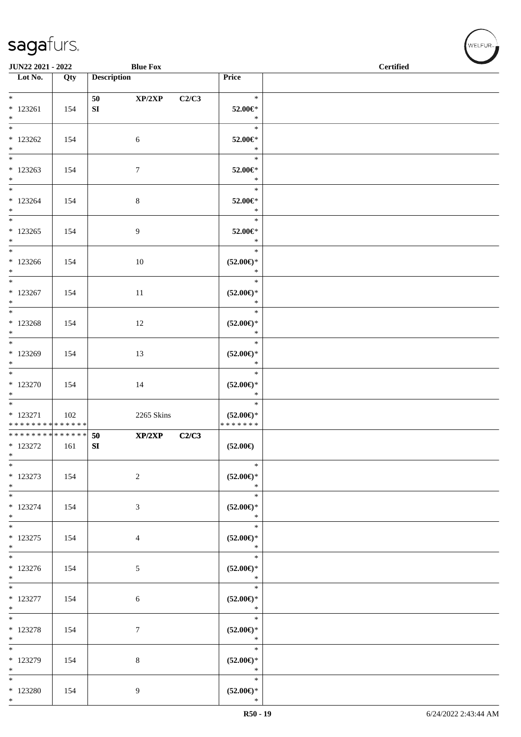| Lot No. | Qty | Description | Price | |
|---|---|---|---|---|
| * <br> * 123261 <br> * | 154 | 50 XP/2XP C2/C3 <br> SI | * <br> 52.00€* <br> * | |
| * <br> * 123262 <br> * | 154 | 6 | * <br> 52.00€* <br> * | |
| * <br> * 123263 <br> * | 154 | 7 | * <br> 52.00€* <br> * | |
| * <br> * 123264 <br> * | 154 | 8 | * <br> 52.00€* <br> * | |
| * <br> * 123265 <br> * | 154 | 9 | * <br> 52.00€* <br> * | |
| * <br> * 123266 <br> * | 154 | 10 | * <br> (52.00€)* <br> * | |
| * <br> * 123267 <br> * | 154 | 11 | * <br> (52.00€)* <br> * | |
| * <br> * 123268 <br> * | 154 | 12 | * <br> (52.00€)* <br> * | |
| * <br> * 123269 <br> * | 154 | 13 | * <br> (52.00€)* <br> * | |
| * <br> * 123270 <br> * | 154 | 14 | * <br> (52.00€)* <br> * | |
| * <br> * 123271 <br> * * * * * * * * * * * * * * | 102 | 2265 Skins | * <br> (52.00€)* <br> * * * * * * * | |
| * * * * * * * * * * * * * * <br> * 123272 <br> * | 161 | 50 XP/2XP C2/C3 <br> SI | (52.00€) | |
| * <br> * 123273 <br> * | 154 | 2 | * <br> (52.00€)* <br> * | |
| * <br> * 123274 <br> * | 154 | 3 | * <br> (52.00€)* <br> * | |
| * <br> * 123275 <br> * | 154 | 4 | * <br> (52.00€)* <br> * | |
| * <br> * 123276 <br> * | 154 | 5 | * <br> (52.00€)* <br> * | |
| * <br> * 123277 <br> * | 154 | 6 | * <br> (52.00€)* <br> * | |
| * <br> * 123278 <br> * | 154 | 7 | * <br> (52.00€)* <br> * | |
| * <br> * 123279 <br> * | 154 | 8 | * <br> (52.00€)* <br> * | |
| * <br> * 123280 <br> * | 154 | 9 | * <br> (52.00€)* <br> * | |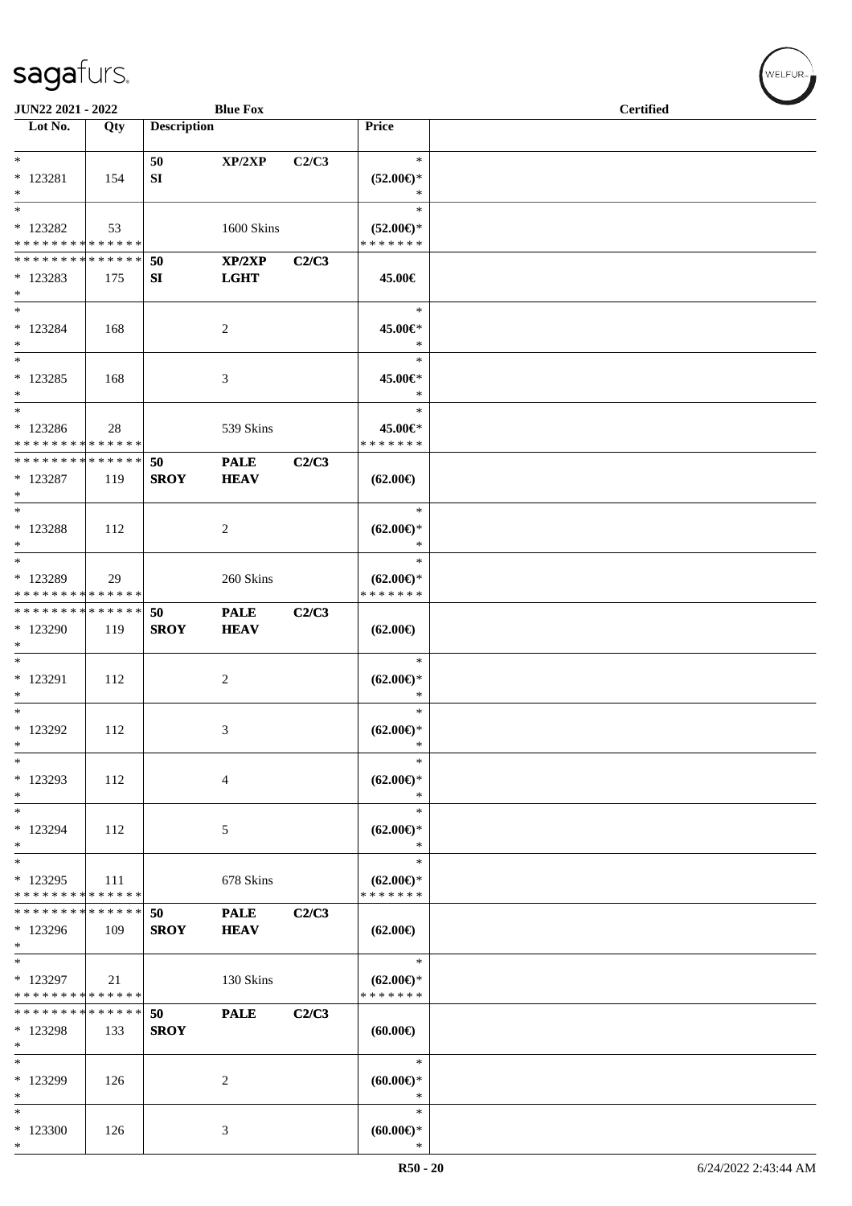| Lot No. | Qty | Description | | | Price | |
|---|---|---|---|---|---|---|
| * | | 50 | XP/2XP | C2/C3 | * | |
| * 123281 | 154 | SI | | | (52.00€)* | |
| * | | | | | * | |
| * | | | | | * | |
| * 123282 | 53 | | 1600 Skins | | (52.00€)* | |
| * * * * * * * * * * * * * * | | | | | * * * * * * * | |
| * * * * * * * * * * * * * * | | 50 | XP/2XP | C2/C3 | | |
| * 123283 | 175 | SI | LGHT | | 45.00€ | |
| * | | | | | | |
| * | | | | | * | |
| * 123284 | 168 | | 2 | | 45.00€* | |
| * | | | | | * | |
| * | | | | | * | |
| * 123285 | 168 | | 3 | | 45.00€* | |
| * | | | | | * | |
| * | | | | | * | |
| * 123286 | 28 | | 539 Skins | | 45.00€* | |
| * * * * * * * * * * * * * * | | | | | * * * * * * * | |
| * * * * * * * * * * * * * * | | 50 | PALE | C2/C3 | | |
| * 123287 | 119 | SROY | HEAV | | (62.00€) | |
| * | | | | | | |
| * | | | | | * | |
| * 123288 | 112 | | 2 | | (62.00€)* | |
| * | | | | | * | |
| * | | | | | * | |
| * 123289 | 29 | | 260 Skins | | (62.00€)* | |
| * * * * * * * * * * * * * * | | | | | * * * * * * * | |
| * * * * * * * * * * * * * * | | 50 | PALE | C2/C3 | | |
| * 123290 | 119 | SROY | HEAV | | (62.00€) | |
| * | | | | | | |
| * | | | | | * | |
| * 123291 | 112 | | 2 | | (62.00€)* | |
| * | | | | | * | |
| * | | | | | * | |
| * 123292 | 112 | | 3 | | (62.00€)* | |
| * | | | | | * | |
| * | | | | | * | |
| * 123293 | 112 | | 4 | | (62.00€)* | |
| * | | | | | * | |
| * | | | | | * | |
| * 123294 | 112 | | 5 | | (62.00€)* | |
| * | | | | | * | |
| * | | | | | * | |
| * 123295 | 111 | | 678 Skins | | (62.00€)* | |
| * * * * * * * * * * * * * * | | | | | * * * * * * * | |
| * * * * * * * * * * * * * * | | 50 | PALE | C2/C3 | | |
| * 123296 | 109 | SROY | HEAV | | (62.00€) | |
| * | | | | | | |
| * | | | | | * | |
| * 123297 | 21 | | 130 Skins | | (62.00€)* | |
| * * * * * * * * * * * * * * | | | | | * * * * * * * | |
| * * * * * * * * * * * * * * | | 50 | PALE | C2/C3 | | |
| * 123298 | 133 | SROY | | | (60.00€) | |
| * | | | | | | |
| * | | | | | * | |
| * 123299 | 126 | | 2 | | (60.00€)* | |
| * | | | | | * | |
| * | | | | | * | |
| * 123300 | 126 | | 3 | | (60.00€)* | |
| * | | | | | * | |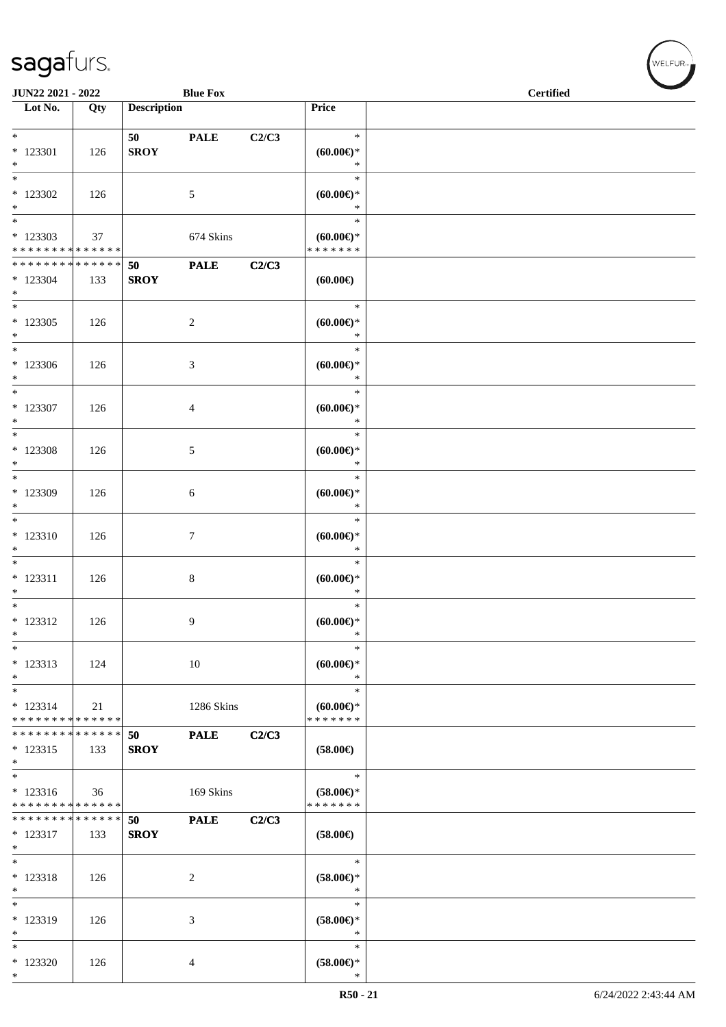| Lot No. | Qty | Description | | | Price | |
|---|---|---|---|---|---|---|
| * <br> * 123301 <br> * | 126 | 50 <br> **SROY** | **PALE** | **C2/C3** | * <br> **(60.00€)*** <br> * | |
| * <br> * 123302 <br> * | 126 | | 5 | | * <br> **(60.00€)*** <br> * | |
| * <br> * 123303 <br> * * * * * * * * * * * * * * | 37 | | 674 Skins | | * <br> **(60.00€)*** <br> * * * * * * * | |
| * * * * * * * * * * * * * * <br> * 123304 <br> * | 133 | **50** <br> **SROY** | **PALE** | **C2/C3** | **(60.00€)** | |
| * <br> * 123305 <br> * | 126 | | 2 | | * <br> **(60.00€)*** <br> * | |
| * <br> * 123306 <br> * | 126 | | 3 | | * <br> **(60.00€)*** <br> * | |
| * <br> * 123307 <br> * | 126 | | 4 | | * <br> **(60.00€)*** <br> * | |
| * <br> * 123308 <br> * | 126 | | 5 | | * <br> **(60.00€)*** <br> * | |
| * <br> * 123309 <br> * | 126 | | 6 | | * <br> **(60.00€)*** <br> * | |
| * <br> * 123310 <br> * | 126 | | 7 | | * <br> **(60.00€)*** <br> * | |
| * <br> * 123311 <br> * | 126 | | 8 | | * <br> **(60.00€)*** <br> * | |
| * <br> * 123312 <br> * | 126 | | 9 | | * <br> **(60.00€)*** <br> * | |
| * <br> * 123313 <br> * | 124 | | 10 | | * <br> **(60.00€)*** <br> * | |
| * <br> * 123314 <br> * * * * * * * * * * * * * * | 21 | | 1286 Skins | | * <br> **(60.00€)*** <br> * * * * * * * | |
| * * * * * * * * * * * * * * <br> * 123315 <br> * | 133 | **50** <br> **SROY** | **PALE** | **C2/C3** | **(58.00€)** | |
| * <br> * 123316 <br> * * * * * * * * * * * * * * | 36 | | 169 Skins | | * <br> **(58.00€)*** <br> * * * * * * * | |
| * * * * * * * * * * * * * * <br> * 123317 <br> * | 133 | **50** <br> **SROY** | **PALE** | **C2/C3** | **(58.00€)** | |
| * <br> * 123318 <br> * | 126 | | 2 | | * <br> **(58.00€)*** <br> * | |
| * <br> * 123319 <br> * | 126 | | 3 | | * <br> **(58.00€)*** <br> * | |
| * <br> * 123320 <br> * | 126 | | 4 | | * <br> **(58.00€)*** <br> * | |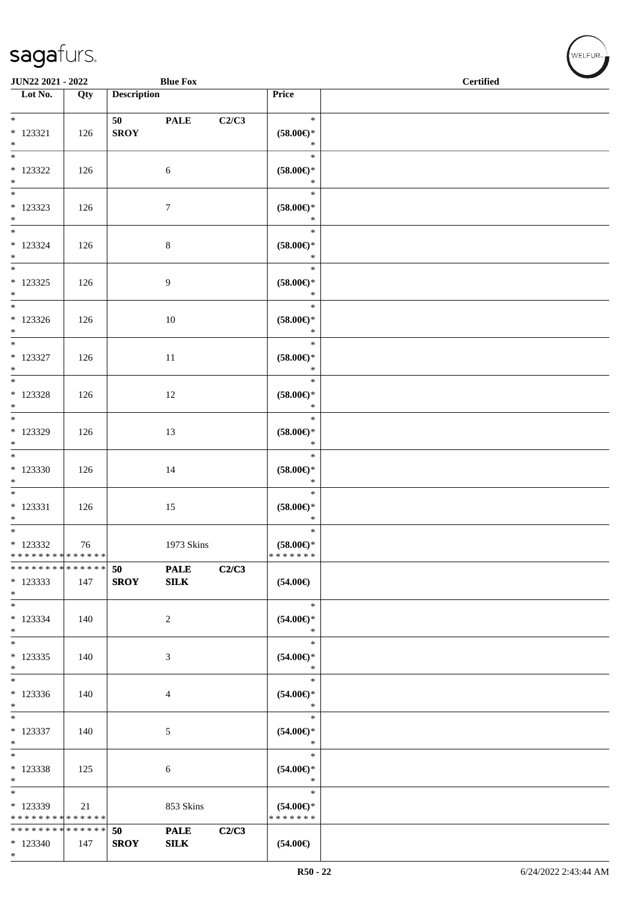| Lot No. | Qty | Description | | | Price | |
|---|---|---|---|---|---|---|
| * <br> * 123321 <br> * | 126 | 50 <br> **SROY** | **PALE** | C2/C3 | * <br> (58.00€)* <br> * | |
| * <br> * 123322 <br> * | 126 | | 6 | | * <br> (58.00€)* <br> * | |
| * <br> * 123323 <br> * | 126 | | 7 | | * <br> (58.00€)* <br> * | |
| * <br> * 123324 <br> * | 126 | | 8 | | * <br> (58.00€)* <br> * | |
| * <br> * 123325 <br> * | 126 | | 9 | | * <br> (58.00€)* <br> * | |
| * <br> * 123326 <br> * | 126 | | 10 | | * <br> (58.00€)* <br> * | |
| * <br> * 123327 <br> * | 126 | | 11 | | * <br> (58.00€)* <br> * | |
| * <br> * 123328 <br> * | 126 | | 12 | | * <br> (58.00€)* <br> * | |
| * <br> * 123329 <br> * | 126 | | 13 | | * <br> (58.00€)* <br> * | |
| * <br> * 123330 <br> * | 126 | | 14 | | * <br> (58.00€)* <br> * | |
| * <br> * 123331 <br> * | 126 | | 15 | | * <br> (58.00€)* <br> * | |
| * <br> * 123332 <br> * * * * * * * * * * * * * * | 76 | | 1973 Skins | | * <br> (58.00€)* <br> * * * * * * * | |
| * * * * * * * * * * * * * * <br> * 123333 <br> * | 147 | 50 <br> **SROY** | **PALE** <br> **SILK** | C2/C3 | (54.00€) | |
| * <br> * 123334 <br> * | 140 | | 2 | | * <br> (54.00€)* <br> * | |
| * <br> * 123335 <br> * | 140 | | 3 | | * <br> (54.00€)* <br> * | |
| * <br> * 123336 <br> * | 140 | | 4 | | * <br> (54.00€)* <br> * | |
| * <br> * 123337 <br> * | 140 | | 5 | | * <br> (54.00€)* <br> * | |
| * <br> * 123338 <br> * | 125 | | 6 | | * <br> (54.00€)* <br> * | |
| * <br> * 123339 <br> * * * * * * * * * * * * * * | 21 | | 853 Skins | | * <br> (54.00€)* <br> * * * * * * * | |
| * * * * * * * * * * * * * * <br> * 123340 <br> * | 147 | 50 <br> **SROY** | **PALE** <br> **SILK** | C2/C3 | (54.00€) | |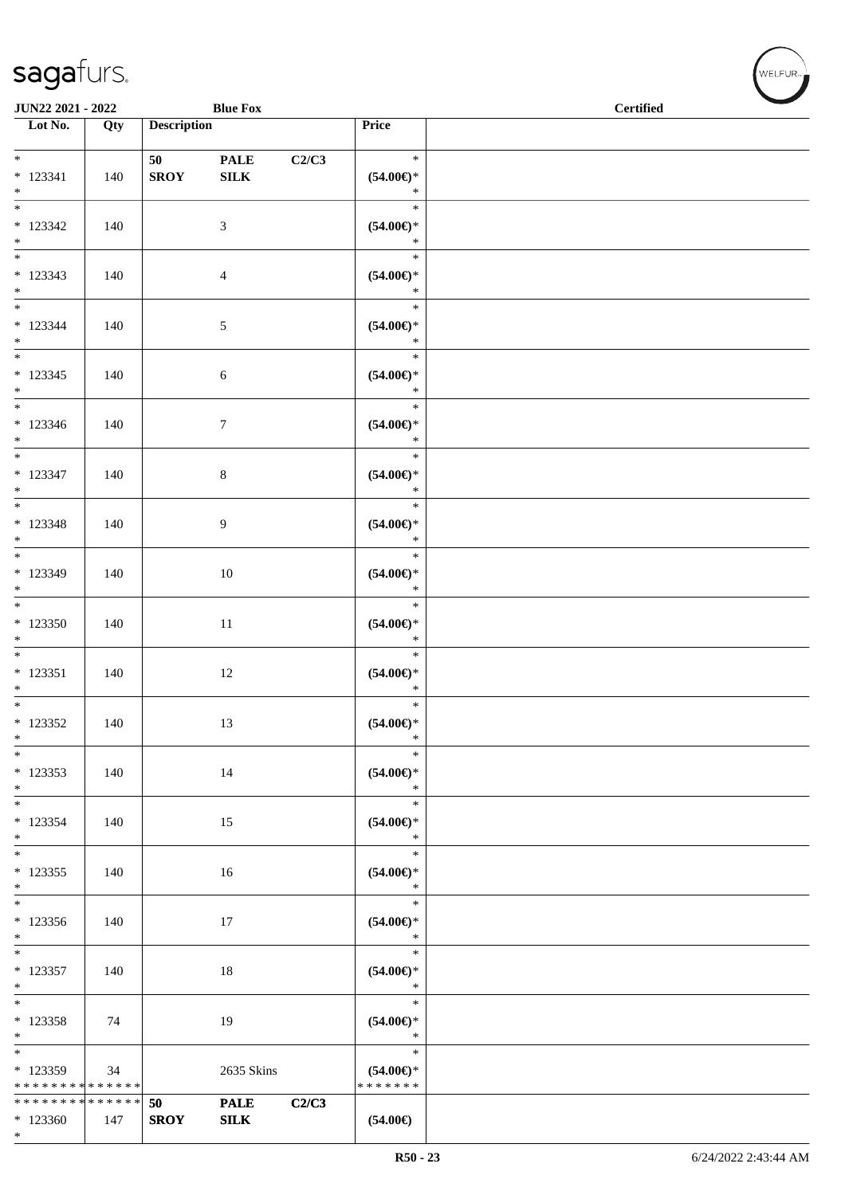JUN22 2021 - 2022 | Blue Fox | Certified

| Lot No. | Qty | Description | | | Price | |
|---|---|---|---|---|---|---|
| * | | 50 | PALE | C2/C3 | * | |
| * 123341 | 140 | SROY | SILK | | (54.00€)* | |
| * | | | | | * | |
| * | | | | | * | |
| * 123342 | 140 | | 3 | | (54.00€)* | |
| * | | | | | * | |
| * | | | | | * | |
| * 123343 | 140 | | 4 | | (54.00€)* | |
| * | | | | | * | |
| * | | | | | * | |
| * 123344 | 140 | | 5 | | (54.00€)* | |
| * | | | | | * | |
| * | | | | | * | |
| * 123345 | 140 | | 6 | | (54.00€)* | |
| * | | | | | * | |
| * | | | | | * | |
| * 123346 | 140 | | 7 | | (54.00€)* | |
| * | | | | | * | |
| * | | | | | * | |
| * 123347 | 140 | | 8 | | (54.00€)* | |
| * | | | | | * | |
| * | | | | | * | |
| * 123348 | 140 | | 9 | | (54.00€)* | |
| * | | | | | * | |
| * | | | | | * | |
| * 123349 | 140 | | 10 | | (54.00€)* | |
| * | | | | | * | |
| * | | | | | * | |
| * 123350 | 140 | | 11 | | (54.00€)* | |
| * | | | | | * | |
| * | | | | | * | |
| * 123351 | 140 | | 12 | | (54.00€)* | |
| * | | | | | * | |
| * | | | | | * | |
| * 123352 | 140 | | 13 | | (54.00€)* | |
| * | | | | | * | |
| * | | | | | * | |
| * 123353 | 140 | | 14 | | (54.00€)* | |
| * | | | | | * | |
| * | | | | | * | |
| * 123354 | 140 | | 15 | | (54.00€)* | |
| * | | | | | * | |
| * | | | | | * | |
| * 123355 | 140 | | 16 | | (54.00€)* | |
| * | | | | | * | |
| * | | | | | * | |
| * 123356 | 140 | | 17 | | (54.00€)* | |
| * | | | | | * | |
| * | | | | | * | |
| * 123357 | 140 | | 18 | | (54.00€)* | |
| * | | | | | * | |
| * | | | | | * | |
| * 123358 | 74 | | 19 | | (54.00€)* | |
| * | | | | | * | |
| * | | | | | * | |
| * 123359 | 34 | | 2635 Skins | | (54.00€)* | |
| * * * * * * * * * * * * * * | | | | | * * * * * * * | |
| * * * * * * * * * * * * * * | | 50 | PALE | C2/C3 | | |
| * 123360 | 147 | SROY | SILK | | (54.00€) | |
| * | | | | | | |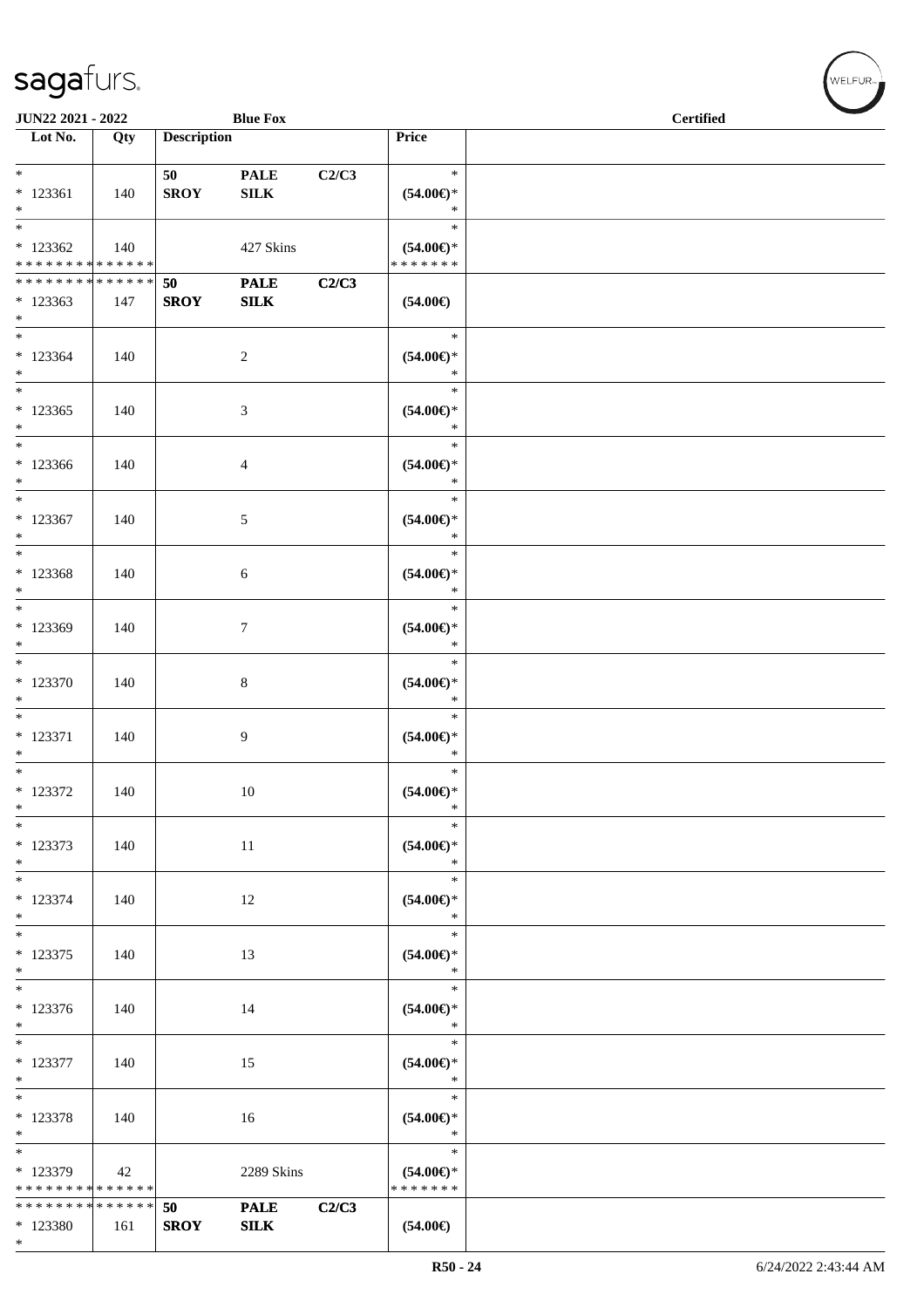| Lot No. | Qty | Description | | | Price | |
|---|---|---|---|---|---|---|
| * <br> * 123361 <br> * | 140 | 50 <br> **SROY** | **PALE** <br> **SILK** | **C2/C3** | * <br> **(54.00€)*** <br> * | |
| * <br> * 123362 <br> * * * * * * * * * * * * * * | 140 | | 427 Skins | | * <br> **(54.00€)*** <br> * * * * * * * | |
| * * * * * * * * * * * * * * <br> * 123363 <br> * | 147 | **50** <br> **SROY** | **PALE** <br> **SILK** | **C2/C3** | **(54.00€)** | |
| * <br> * 123364 <br> * | 140 | | 2 | | * <br> **(54.00€)*** <br> * | |
| * <br> * 123365 <br> * | 140 | | 3 | | * <br> **(54.00€)*** <br> * | |
| * <br> * 123366 <br> * | 140 | | 4 | | * <br> **(54.00€)*** <br> * | |
| * <br> * 123367 <br> * | 140 | | 5 | | * <br> **(54.00€)*** <br> * | |
| * <br> * 123368 <br> * | 140 | | 6 | | * <br> **(54.00€)*** <br> * | |
| * <br> * 123369 <br> * | 140 | | 7 | | * <br> **(54.00€)*** <br> * | |
| * <br> * 123370 <br> * | 140 | | 8 | | * <br> **(54.00€)*** <br> * | |
| * <br> * 123371 <br> * | 140 | | 9 | | * <br> **(54.00€)*** <br> * | |
| * <br> * 123372 <br> * | 140 | | 10 | | * <br> **(54.00€)*** <br> * | |
| * <br> * 123373 <br> * | 140 | | 11 | | * <br> **(54.00€)*** <br> * | |
| * <br> * 123374 <br> * | 140 | | 12 | | * <br> **(54.00€)*** <br> * | |
| * <br> * 123375 <br> * | 140 | | 13 | | * <br> **(54.00€)*** <br> * | |
| * <br> * 123376 <br> * | 140 | | 14 | | * <br> **(54.00€)*** <br> * | |
| * <br> * 123377 <br> * | 140 | | 15 | | * <br> **(54.00€)*** <br> * | |
| * <br> * 123378 <br> * | 140 | | 16 | | * <br> **(54.00€)*** <br> * | |
| * <br> * 123379 <br> * * * * * * * * * * * * * * | 42 | | 2289 Skins | | * <br> **(54.00€)*** <br> * * * * * * * | |
| * * * * * * * * * * * * * * <br> * 123380 <br> * | 161 | **50** <br> **SROY** | **PALE** <br> **SILK** | **C2/C3** | **(54.00€)** | |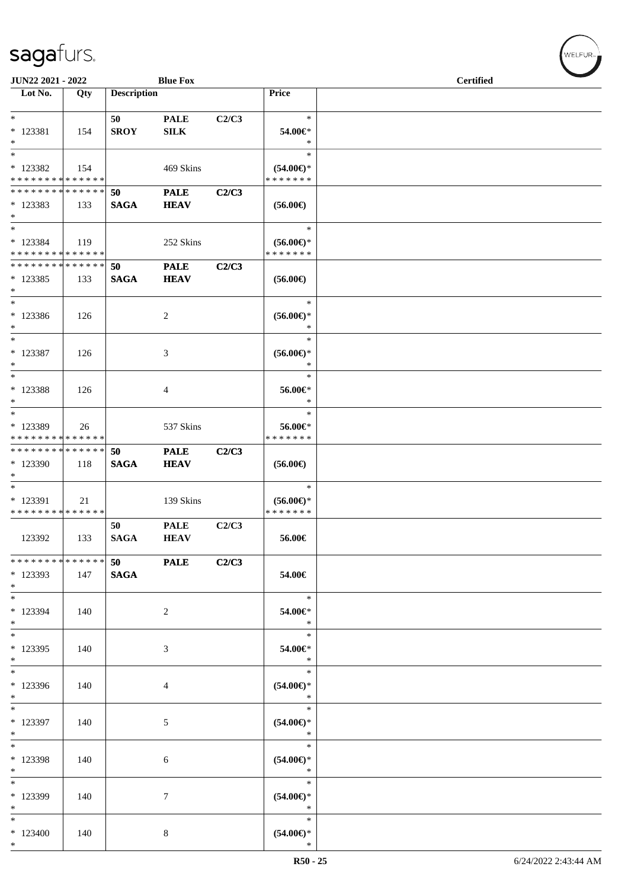JUN22 2021 - 2022 | Blue Fox | Certified

| Lot No. | Qty | Description | | | Price |
|---|---|---|---|---|---|
| * | | 50 | PALE | C2/C3 | * |
| * 123381 | 154 | SROY | SILK | | 54.00€* |
| * | | | | | * |
| * | | | | | * |
| * 123382 | 154 | | 469 Skins | | (54.00€)* |
| * * * * * * * * * * * * * * | | | | | * * * * * * * |
| * * * * * * * * * * * * * * | | 50 | PALE | C2/C3 | |
| * 123383 | 133 | SAGA | HEAV | | (56.00€) |
| * | | | | | |
| * | | | | | * |
| * 123384 | 119 | | 252 Skins | | (56.00€)* |
| * * * * * * * * * * * * * * | | | | | * * * * * * * |
| * * * * * * * * * * * * * * | | 50 | PALE | C2/C3 | |
| * 123385 | 133 | SAGA | HEAV | | (56.00€) |
| * | | | | | |
| * | | | | | * |
| * 123386 | 126 | | 2 | | (56.00€)* |
| * | | | | | * |
| * | | | | | * |
| * 123387 | 126 | | 3 | | (56.00€)* |
| * | | | | | * |
| * | | | | | * |
| * 123388 | 126 | | 4 | | 56.00€* |
| * | | | | | * |
| * | | | | | * |
| * 123389 | 26 | | 537 Skins | | 56.00€* |
| * * * * * * * * * * * * * * | | | | | * * * * * * * |
| * * * * * * * * * * * * * * | | 50 | PALE | C2/C3 | |
| * 123390 | 118 | SAGA | HEAV | | (56.00€) |
| * | | | | | |
| * | | | | | * |
| * 123391 | 21 | | 139 Skins | | (56.00€)* |
| * * * * * * * * * * * * * * | | | | | * * * * * * * |
| | | 50 | PALE | C2/C3 | |
| 123392 | 133 | SAGA | HEAV | | 56.00€ |
| * * * * * * * * * * * * * * | | 50 | PALE | C2/C3 | |
| * 123393 | 147 | SAGA | | | 54.00€ |
| * | | | | | |
| * | | | | | * |
| * 123394 | 140 | | 2 | | 54.00€* |
| * | | | | | * |
| * | | | | | * |
| * 123395 | 140 | | 3 | | 54.00€* |
| * | | | | | * |
| * | | | | | * |
| * 123396 | 140 | | 4 | | (54.00€)* |
| * | | | | | * |
| * | | | | | * |
| * 123397 | 140 | | 5 | | (54.00€)* |
| * | | | | | * |
| * | | | | | * |
| * 123398 | 140 | | 6 | | (54.00€)* |
| * | | | | | * |
| * | | | | | * |
| * 123399 | 140 | | 7 | | (54.00€)* |
| * | | | | | * |
| * | | | | | * |
| * 123400 | 140 | | 8 | | (54.00€)* |
| * | | | | | * |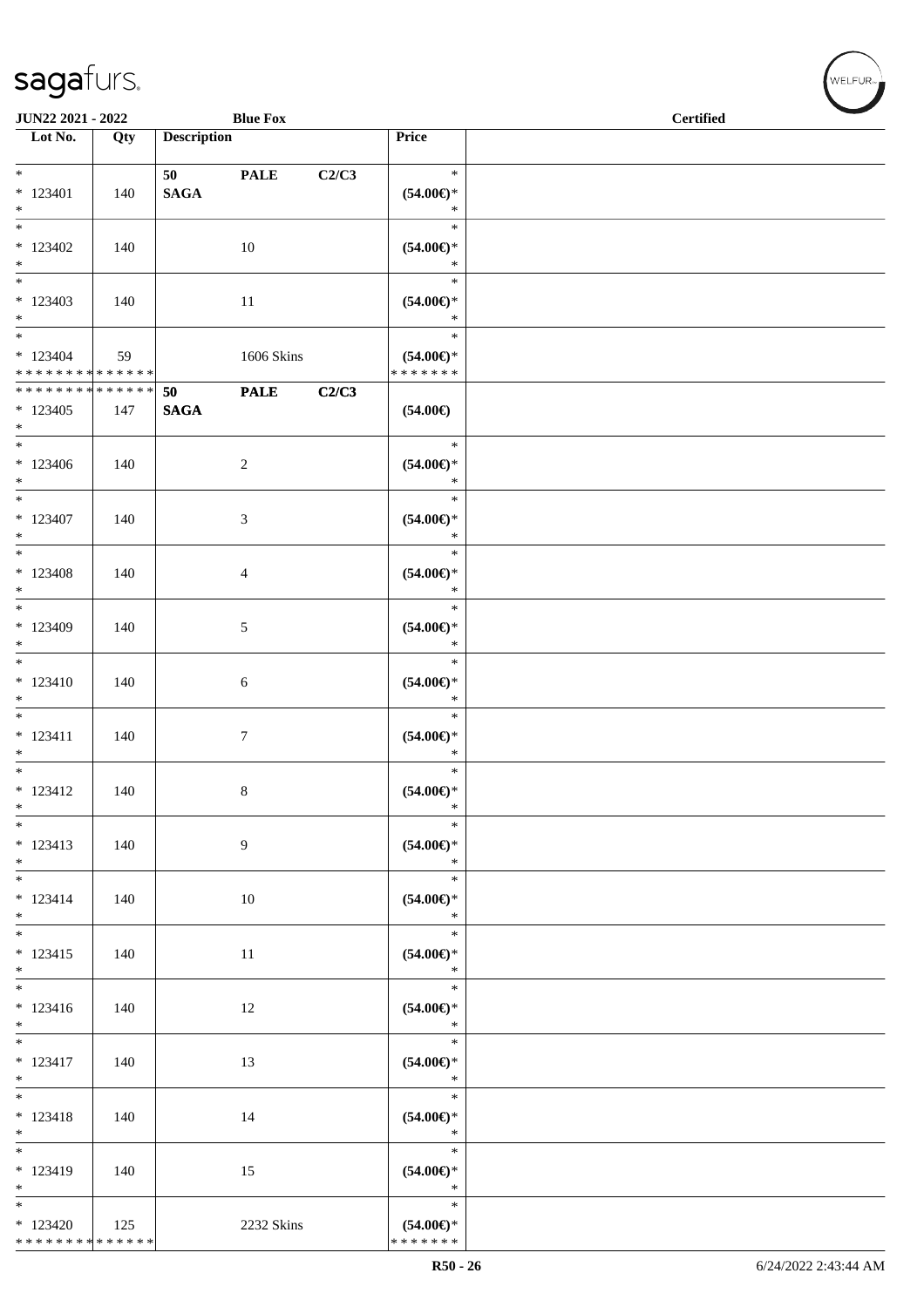| Lot No. | Qty | Description | | | Price |
|---|---|---|---|---|---|
| * | | 50 | PALE | C2/C3 | * |
| * 123401 | 140 | SAGA | | | (54.00€)* |
| * | | | | | * |
| * | | | | | * |
| * 123402 | 140 | | 10 | | (54.00€)* |
| * | | | | | * |
| * | | | | | * |
| * 123403 | 140 | | 11 | | (54.00€)* |
| * | | | | | * |
| * | | | | | * |
| * 123404 | 59 | | 1606 Skins | | (54.00€)* |
| * * * * * * * * * * * * * * | | | | | * * * * * * * |
| * * * * * * * * * * * * * * | | 50 | PALE | C2/C3 | |
| * 123405 | 147 | SAGA | | | (54.00€) |
| * | | | | | |
| * | | | | | * |
| * 123406 | 140 | | 2 | | (54.00€)* |
| * | | | | | * |
| * | | | | | * |
| * 123407 | 140 | | 3 | | (54.00€)* |
| * | | | | | * |
| * | | | | | * |
| * 123408 | 140 | | 4 | | (54.00€)* |
| * | | | | | * |
| * | | | | | * |
| * 123409 | 140 | | 5 | | (54.00€)* |
| * | | | | | * |
| * | | | | | * |
| * 123410 | 140 | | 6 | | (54.00€)* |
| * | | | | | * |
| * | | | | | * |
| * 123411 | 140 | | 7 | | (54.00€)* |
| * | | | | | * |
| * | | | | | * |
| * 123412 | 140 | | 8 | | (54.00€)* |
| * | | | | | * |
| * | | | | | * |
| * 123413 | 140 | | 9 | | (54.00€)* |
| * | | | | | * |
| * | | | | | * |
| * 123414 | 140 | | 10 | | (54.00€)* |
| * | | | | | * |
| * | | | | | * |
| * 123415 | 140 | | 11 | | (54.00€)* |
| * | | | | | * |
| * | | | | | * |
| * 123416 | 140 | | 12 | | (54.00€)* |
| * | | | | | * |
| * | | | | | * |
| * 123417 | 140 | | 13 | | (54.00€)* |
| * | | | | | * |
| * | | | | | * |
| * 123418 | 140 | | 14 | | (54.00€)* |
| * | | | | | * |
| * | | | | | * |
| * 123419 | 140 | | 15 | | (54.00€)* |
| * | | | | | * |
| * | | | | | * |
| * 123420 | 125 | | 2232 Skins | | (54.00€)* |
| * * * * * * * * * * * * * * | | | | | * * * * * * * |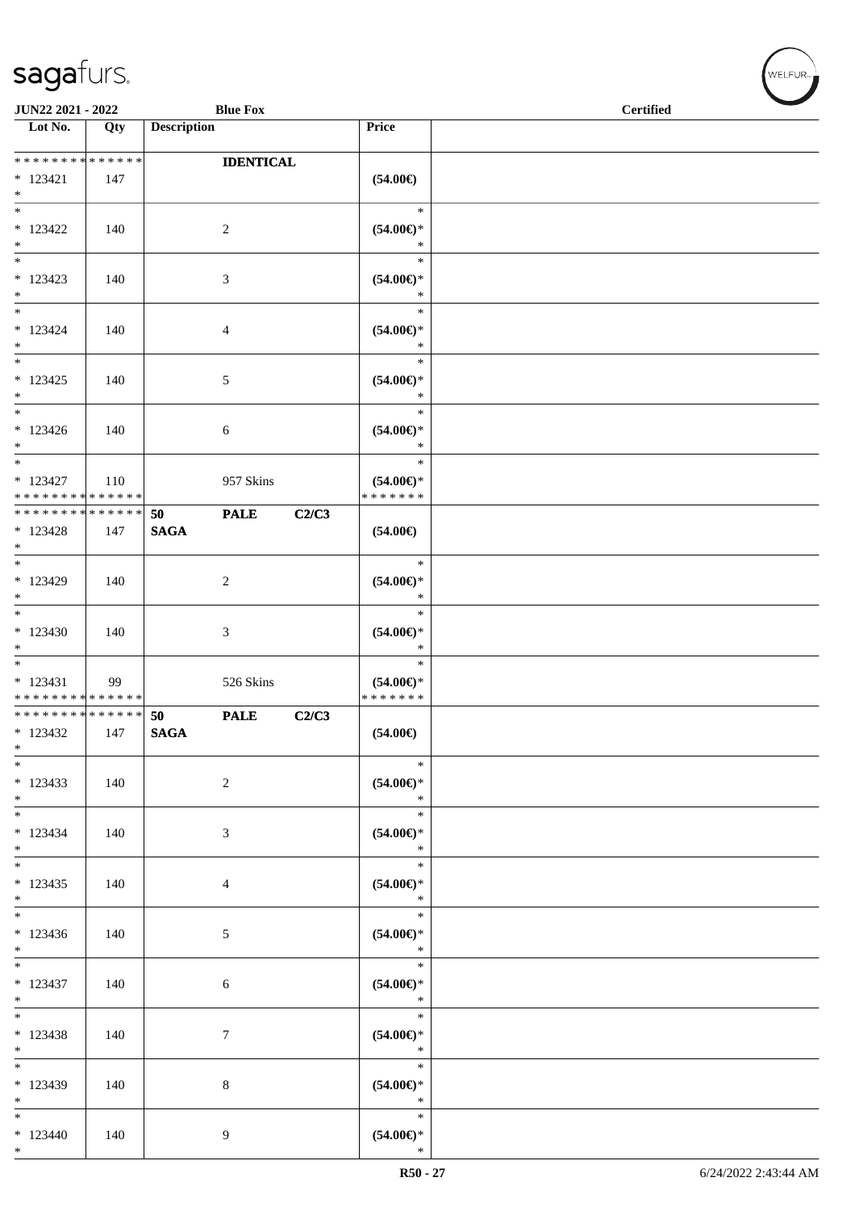| Lot No. | Qty | Description | Price | |
|---|---|---|---|---|
| * * * * * * * * * * * * * * | | IDENTICAL | | |
| * 123421 | 147 | | (54.00€) | |
| * | | | | |
| * 123422 | 140 | 2 | (54.00€)* | |
| * 123423 | 140 | 3 | (54.00€)* | |
| * 123424 | 140 | 4 | (54.00€)* | |
| * 123425 | 140 | 5 | (54.00€)* | |
| * 123426 | 140 | 6 | (54.00€)* | |
| * 123427 | 110 | 957 Skins | (54.00€)* | |
| * * * * * * * * * * * * * * | | | * * * * * * * | |
| * * * * * * * * * * * * * * | | 50 PALE C2/C3 | | |
| * 123428 | 147 | SAGA | (54.00€) | |
| * 123429 | 140 | 2 | (54.00€)* | |
| * 123430 | 140 | 3 | (54.00€)* | |
| * 123431 | 99 | 526 Skins | (54.00€)* | |
| * * * * * * * * * * * * * * | | | * * * * * * * | |
| * * * * * * * * * * * * * * | | 50 PALE C2/C3 | | |
| * 123432 | 147 | SAGA | (54.00€) | |
| * 123433 | 140 | 2 | (54.00€)* | |
| * 123434 | 140 | 3 | (54.00€)* | |
| * 123435 | 140 | 4 | (54.00€)* | |
| * 123436 | 140 | 5 | (54.00€)* | |
| * 123437 | 140 | 6 | (54.00€)* | |
| * 123438 | 140 | 7 | (54.00€)* | |
| * 123439 | 140 | 8 | (54.00€)* | |
| * 123440 | 140 | 9 | (54.00€)* | |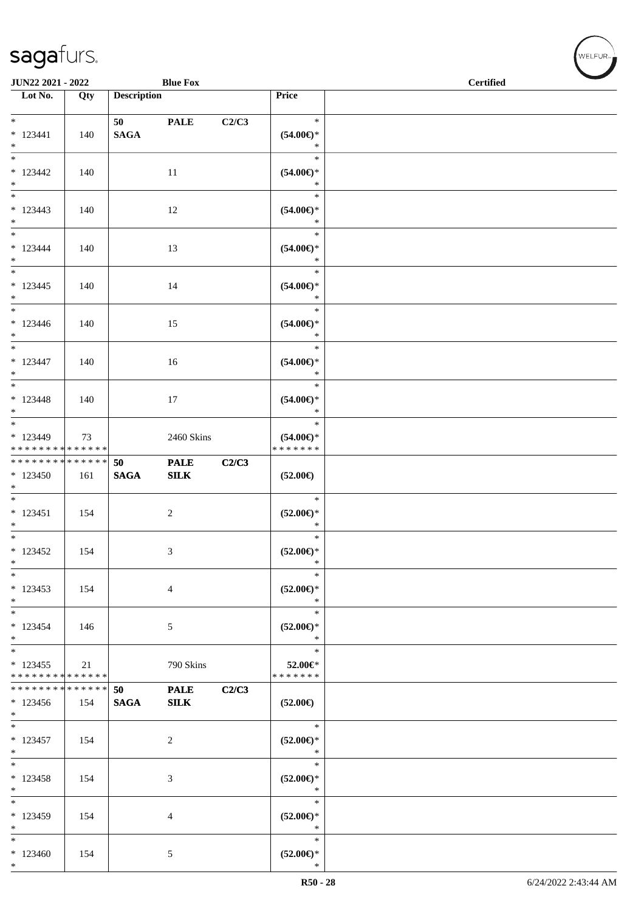| Lot No. | Qty | Description | | | Price | |
|---|---|---|---|---|---|---|
| * <br> * 123441 <br> * | 140 | 50 <br> **SAGA** | **PALE** | **C2/C3** | * <br> **(54.00€)*** <br> * | |
| * <br> * 123442 <br> * | 140 | | 11 | | * <br> **(54.00€)*** <br> * | |
| * <br> * 123443 <br> * | 140 | | 12 | | * <br> **(54.00€)*** <br> * | |
| * <br> * 123444 <br> * | 140 | | 13 | | * <br> **(54.00€)*** <br> * | |
| * <br> * 123445 <br> * | 140 | | 14 | | * <br> **(54.00€)*** <br> * | |
| * <br> * 123446 <br> * | 140 | | 15 | | * <br> **(54.00€)*** <br> * | |
| * <br> * 123447 <br> * | 140 | | 16 | | * <br> **(54.00€)*** <br> * | |
| * <br> * 123448 <br> * | 140 | | 17 | | * <br> **(54.00€)*** <br> * | |
| * <br> * 123449 <br> * * * * * * * * * * * * * * | 73 | | 2460 Skins | | * <br> **(54.00€)*** <br> * * * * * * * | |
| * * * * * * * * * * * * * * <br> * 123450 <br> * | 161 | **50** <br> **SAGA** | **PALE** <br> **SILK** | **C2/C3** | **(52.00€)** | |
| * <br> * 123451 <br> * | 154 | | 2 | | * <br> **(52.00€)*** <br> * | |
| * <br> * 123452 <br> * | 154 | | 3 | | * <br> **(52.00€)*** <br> * | |
| * <br> * 123453 <br> * | 154 | | 4 | | * <br> **(52.00€)*** <br> * | |
| * <br> * 123454 <br> * | 146 | | 5 | | * <br> **(52.00€)*** <br> * | |
| * <br> * 123455 <br> * * * * * * * * * * * * * * | 21 | | 790 Skins | | * <br> **52.00€*** <br> * * * * * * * | |
| * * * * * * * * * * * * * * <br> * 123456 <br> * | 154 | **50** <br> **SAGA** | **PALE** <br> **SILK** | **C2/C3** | **(52.00€)** | |
| * <br> * 123457 <br> * | 154 | | 2 | | * <br> **(52.00€)*** <br> * | |
| * <br> * 123458 <br> * | 154 | | 3 | | * <br> **(52.00€)*** <br> * | |
| * <br> * 123459 <br> * | 154 | | 4 | | * <br> **(52.00€)*** <br> * | |
| * <br> * 123460 <br> * | 154 | | 5 | | * <br> **(52.00€)*** <br> * | |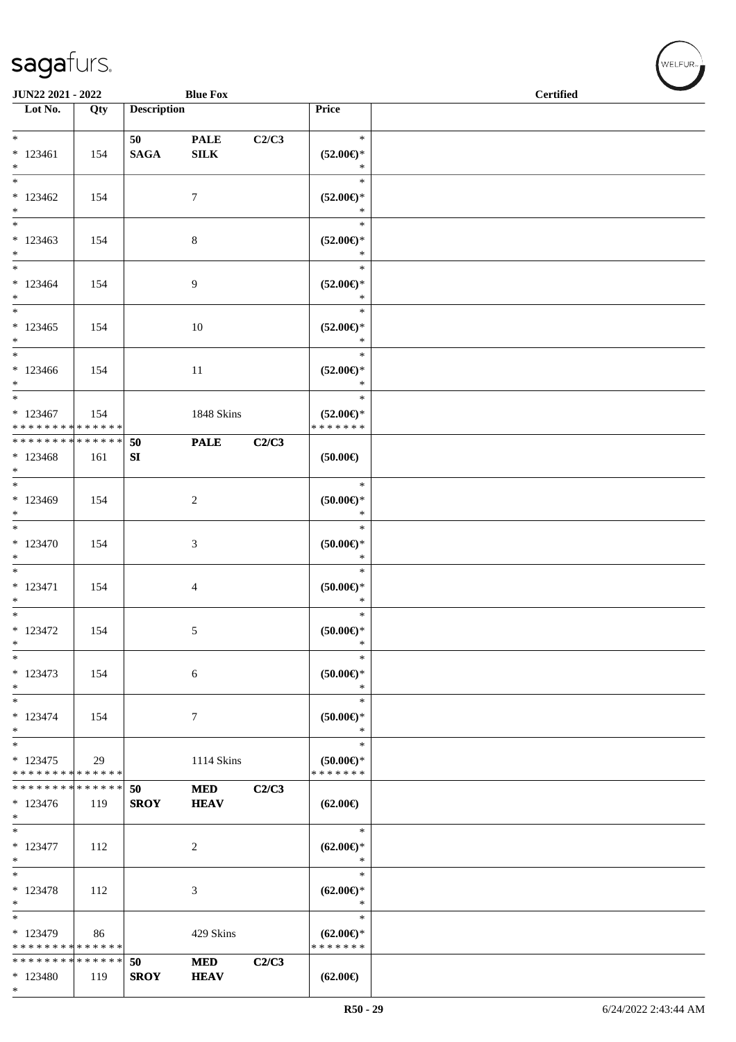JUN22 2021 - 2022 | Blue Fox | Certified

| Lot No. | Qty | Description | | | Price | |
|---|---|---|---|---|---|---|
| * | | 50 | PALE | C2/C3 | * | |
| * 123461 | 154 | SAGA | SILK | | (52.00€)* | |
| * | | | | | * | |
| * 123462 | 154 | | 7 | | (52.00€)* | |
| * 123463 | 154 | | 8 | | (52.00€)* | |
| * 123464 | 154 | | 9 | | (52.00€)* | |
| * 123465 | 154 | | 10 | | (52.00€)* | |
| * 123466 | 154 | | 11 | | (52.00€)* | |
| * 123467 | 154 | | 1848 Skins | | (52.00€)* | |
| * * * * * * * * * * * * * * | | 50 | PALE | C2/C3 | | |
| * 123468 | 161 | SI | | | (50.00€) | |
| * 123469 | 154 | | 2 | | (50.00€)* | |
| * 123470 | 154 | | 3 | | (50.00€)* | |
| * 123471 | 154 | | 4 | | (50.00€)* | |
| * 123472 | 154 | | 5 | | (50.00€)* | |
| * 123473 | 154 | | 6 | | (50.00€)* | |
| * 123474 | 154 | | 7 | | (50.00€)* | |
| * 123475 | 29 | | 1114 Skins | | (50.00€)* | |
| * * * * * * * * * * * * * * | | 50 | MED | C2/C3 | | |
| * 123476 | 119 | SROY | HEAV | | (62.00€) | |
| * 123477 | 112 | | 2 | | (62.00€)* | |
| * 123478 | 112 | | 3 | | (62.00€)* | |
| * 123479 | 86 | | 429 Skins | | (62.00€)* | |
| * * * * * * * * * * * * * * | | 50 | MED | C2/C3 | | |
| * 123480 | 119 | SROY | HEAV | | (62.00€) | |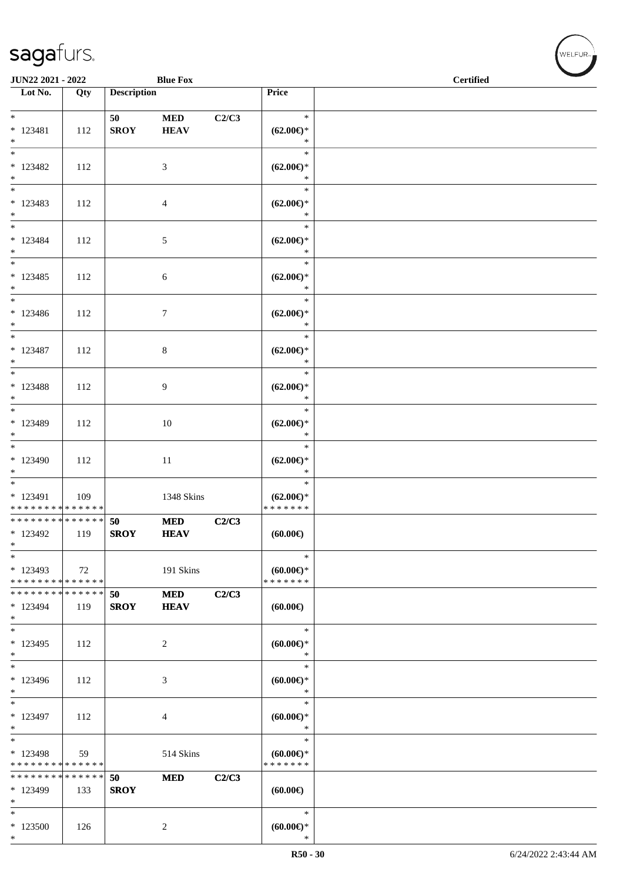| Lot No. | Qty | Description | | | Price | |
|---|---|---|---|---|---|---|
| * | | 50 | MED | C2/C3 | * | |
| * 123481 | 112 | SROY | HEAV | | (62.00€)* | |
| * | | | | | * | |
| * 123482 | 112 | | 3 | | (62.00€)* | |
| * | | | | | * | |
| * 123483 | 112 | | 4 | | (62.00€)* | |
| * | | | | | * | |
| * 123484 | 112 | | 5 | | (62.00€)* | |
| * | | | | | * | |
| * 123485 | 112 | | 6 | | (62.00€)* | |
| * | | | | | * | |
| * 123486 | 112 | | 7 | | (62.00€)* | |
| * | | | | | * | |
| * 123487 | 112 | | 8 | | (62.00€)* | |
| * | | | | | * | |
| * 123488 | 112 | | 9 | | (62.00€)* | |
| * | | | | | * | |
| * 123489 | 112 | | 10 | | (62.00€)* | |
| * | | | | | * | |
| * 123490 | 112 | | 11 | | (62.00€)* | |
| * | | | | | * | |
| * 123491 | 109 | | 1348 Skins | | (62.00€)* | |
| * * * * * * * * * * * * * * | | | | | * * * * * * * | |
| * * * * * * * * * * * * * * | | 50 | MED | C2/C3 | | |
| * 123492 | 119 | SROY | HEAV | | (60.00€) | |
| * | | | | | * | |
| * 123493 | 72 | | 191 Skins | | (60.00€)* | |
| * * * * * * * * * * * * * * | | | | | * * * * * * * | |
| * * * * * * * * * * * * * * | | 50 | MED | C2/C3 | | |
| * 123494 | 119 | SROY | HEAV | | (60.00€) | |
| * | | | | | * | |
| * 123495 | 112 | | 2 | | (60.00€)* | |
| * | | | | | * | |
| * 123496 | 112 | | 3 | | (60.00€)* | |
| * | | | | | * | |
| * 123497 | 112 | | 4 | | (60.00€)* | |
| * | | | | | * | |
| * 123498 | 59 | | 514 Skins | | (60.00€)* | |
| * * * * * * * * * * * * * * | | | | | * * * * * * * | |
| * * * * * * * * * * * * * * | | 50 | MED | C2/C3 | | |
| * 123499 | 133 | SROY | | | (60.00€) | |
| * | | | | | * | |
| * 123500 | 126 | | 2 | | (60.00€)* | |
| * | | | | | * | |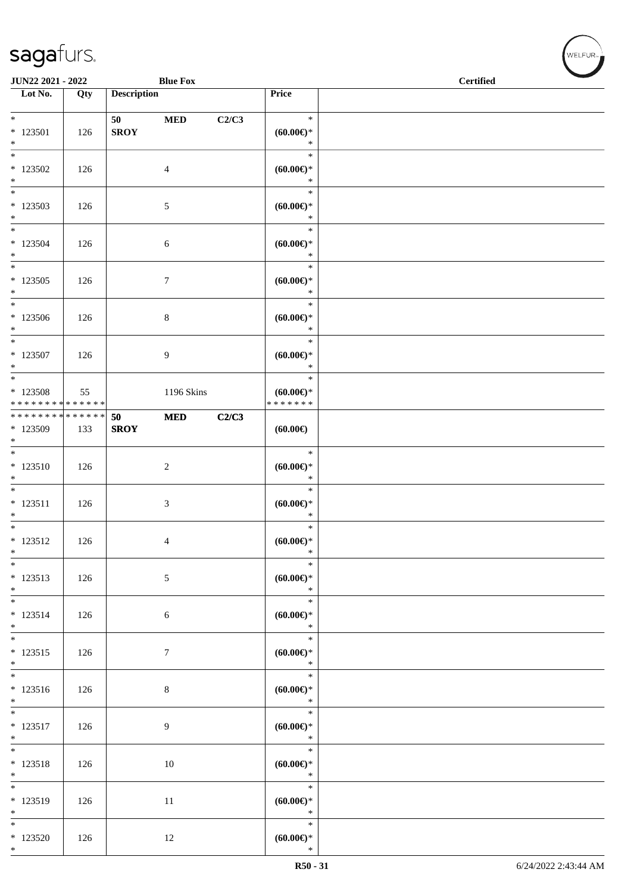| Lot No. | Qty | Description | | | Price | |
|---|---|---|---|---|---|---|
| * <br> * 123501 <br> * | 126 | 50 <br> **SROY** | **MED** | **C2/C3** | * <br> **(60.00€)*** <br> * | |
| * <br> * 123502 <br> * | 126 | | 4 | | * <br> **(60.00€)*** <br> * | |
| * <br> * 123503 <br> * | 126 | | 5 | | * <br> **(60.00€)*** <br> * | |
| * <br> * 123504 <br> * | 126 | | 6 | | * <br> **(60.00€)*** <br> * | |
| * <br> * 123505 <br> * | 126 | | 7 | | * <br> **(60.00€)*** <br> * | |
| * <br> * 123506 <br> * | 126 | | 8 | | * <br> **(60.00€)*** <br> * | |
| * <br> * 123507 <br> * | 126 | | 9 | | * <br> **(60.00€)*** <br> * | |
| * <br> * 123508 <br> * * * * * * * * * * * * * * | 55 | | 1196 Skins | | * <br> **(60.00€)*** <br> * * * * * * * | |
| * * * * * * * * * * * * * * <br> * 123509 <br> * | 133 | **50** <br> **SROY** | **MED** | **C2/C3** | **(60.00€)** | |
| * <br> * 123510 <br> * | 126 | | 2 | | * <br> **(60.00€)*** <br> * | |
| * <br> * 123511 <br> * | 126 | | 3 | | * <br> **(60.00€)*** <br> * | |
| * <br> * 123512 <br> * | 126 | | 4 | | * <br> **(60.00€)*** <br> * | |
| * <br> * 123513 <br> * | 126 | | 5 | | * <br> **(60.00€)*** <br> * | |
| * <br> * 123514 <br> * | 126 | | 6 | | * <br> **(60.00€)*** <br> * | |
| * <br> * 123515 <br> * | 126 | | 7 | | * <br> **(60.00€)*** <br> * | |
| * <br> * 123516 <br> * | 126 | | 8 | | * <br> **(60.00€)*** <br> * | |
| * <br> * 123517 <br> * | 126 | | 9 | | * <br> **(60.00€)*** <br> * | |
| * <br> * 123518 <br> * | 126 | | 10 | | * <br> **(60.00€)*** <br> * | |
| * <br> * 123519 <br> * | 126 | | 11 | | * <br> **(60.00€)*** <br> * | |
| * <br> * 123520 <br> * | 126 | | 12 | | * <br> **(60.00€)*** <br> * | |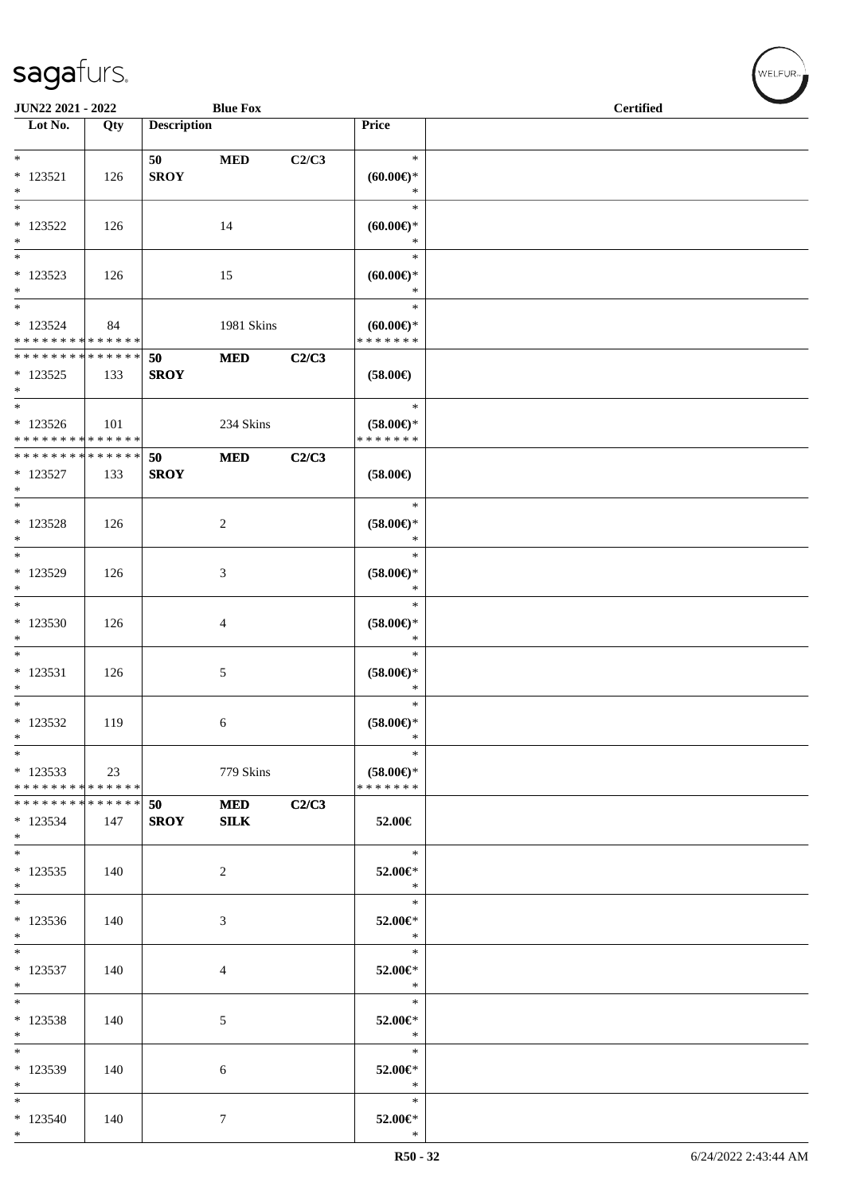JUN22 2021 - 2022 | Blue Fox | Certified

| Lot No. | Qty | Description | | | Price |
|---|---|---|---|---|---|
| * <br> * 123521 <br> * | 126 | 50 <br> SROY | MED | C2/C3 | * <br> (60.00€)* <br> * |
| * <br> * 123522 <br> * | 126 | | 14 | | * <br> (60.00€)* <br> * |
| * <br> * 123523 <br> * | 126 | | 15 | | * <br> (60.00€)* <br> * |
| * <br> * 123524 <br> * * * * * * * * * * * * * * | 84 | | 1981 Skins | | * <br> (60.00€)* <br> * * * * * * * |
| * * * * * * * * * * * * * * <br> * 123525 <br> * | 133 | 50 <br> SROY | MED | C2/C3 | (58.00€) |
| * <br> * 123526 <br> * * * * * * * * * * * * * * | 101 | | 234 Skins | | * <br> (58.00€)* <br> * * * * * * * |
| * * * * * * * * * * * * * * <br> * 123527 <br> * | 133 | 50 <br> SROY | MED | C2/C3 | (58.00€) |
| * <br> * 123528 <br> * | 126 | | 2 | | * <br> (58.00€)* <br> * |
| * <br> * 123529 <br> * | 126 | | 3 | | * <br> (58.00€)* <br> * |
| * <br> * 123530 <br> * | 126 | | 4 | | * <br> (58.00€)* <br> * |
| * <br> * 123531 <br> * | 126 | | 5 | | * <br> (58.00€)* <br> * |
| * <br> * 123532 <br> * | 119 | | 6 | | * <br> (58.00€)* <br> * |
| * <br> * 123533 <br> * * * * * * * * * * * * * * | 23 | | 779 Skins | | * <br> (58.00€)* <br> * * * * * * * |
| * * * * * * * * * * * * * * <br> * 123534 <br> * | 147 | 50 <br> SROY | MED <br> SILK | C2/C3 | 52.00€ |
| * <br> * 123535 <br> * | 140 | | 2 | | * <br> 52.00€* <br> * |
| * <br> * 123536 <br> * | 140 | | 3 | | * <br> 52.00€* <br> * |
| * <br> * 123537 <br> * | 140 | | 4 | | * <br> 52.00€* <br> * |
| * <br> * 123538 <br> * | 140 | | 5 | | * <br> 52.00€* <br> * |
| * <br> * 123539 <br> * | 140 | | 6 | | * <br> 52.00€* <br> * |
| * <br> * 123540 <br> * | 140 | | 7 | | * <br> 52.00€* <br> * |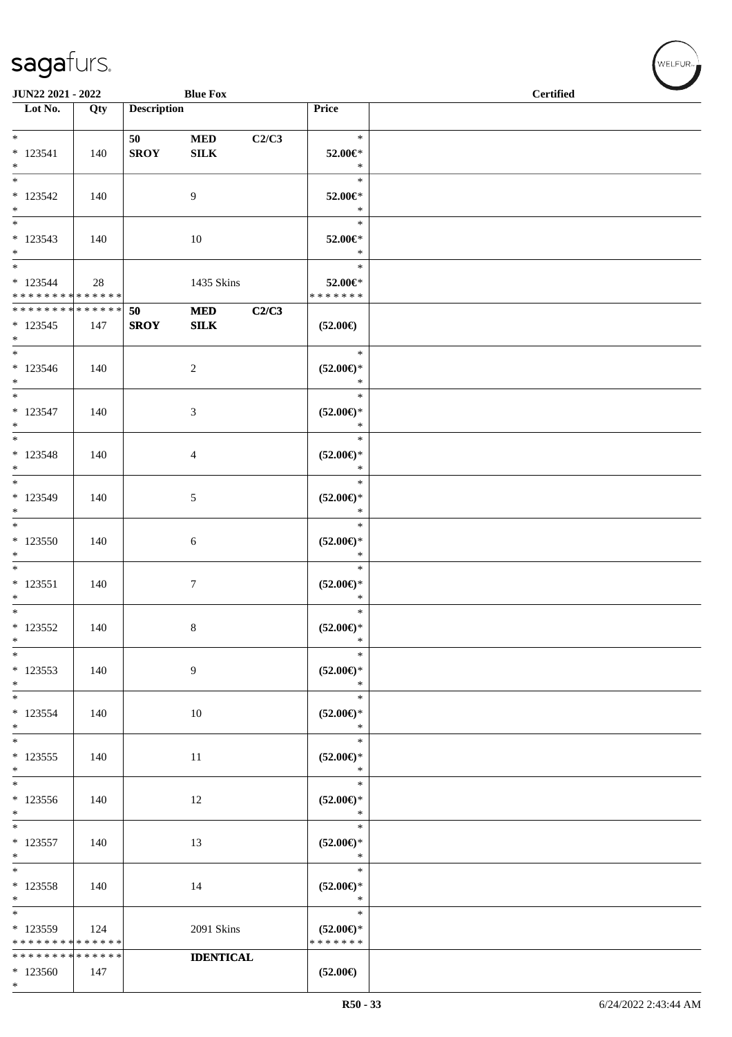**JUN22 2021 - 2022** | **Blue Fox** | **Certified**

| Lot No. | Qty | Description | | | Price | |
|---|---|---|---|---|---|---|
| * <br> * 123541 <br> * | 140 | 50 <br> **SROY** | **MED** <br> **SILK** | **C2/C3** | * <br> **52.00€*** <br> * | |
| * <br> * 123542 <br> * | 140 | | 9 | | * <br> **52.00€*** <br> * | |
| * <br> * 123543 <br> * | 140 | | 10 | | * <br> **52.00€*** <br> * | |
| * <br> * 123544 <br> * * * * * * * * * * * * * * | 28 | | 1435 Skins | | * <br> **52.00€*** <br> * * * * * * * | |
| * * * * * * * * * * * * * * <br> * 123545 <br> * | 147 | **50** <br> **SROY** | **MED** <br> **SILK** | **C2/C3** | **(52.00€)** | |
| * <br> * 123546 <br> * | 140 | | 2 | | * <br> **(52.00€)*** <br> * | |
| * <br> * 123547 <br> * | 140 | | 3 | | * <br> **(52.00€)*** <br> * | |
| * <br> * 123548 <br> * | 140 | | 4 | | * <br> **(52.00€)*** <br> * | |
| * <br> * 123549 <br> * | 140 | | 5 | | * <br> **(52.00€)*** <br> * | |
| * <br> * 123550 <br> * | 140 | | 6 | | * <br> **(52.00€)*** <br> * | |
| * <br> * 123551 <br> * | 140 | | 7 | | * <br> **(52.00€)*** <br> * | |
| * <br> * 123552 <br> * | 140 | | 8 | | * <br> **(52.00€)*** <br> * | |
| * <br> * 123553 <br> * | 140 | | 9 | | * <br> **(52.00€)*** <br> * | |
| * <br> * 123554 <br> * | 140 | | 10 | | * <br> **(52.00€)*** <br> * | |
| * <br> * 123555 <br> * | 140 | | 11 | | * <br> **(52.00€)*** <br> * | |
| * <br> * 123556 <br> * | 140 | | 12 | | * <br> **(52.00€)*** <br> * | |
| * <br> * 123557 <br> * | 140 | | 13 | | * <br> **(52.00€)*** <br> * | |
| * <br> * 123558 <br> * | 140 | | 14 | | * <br> **(52.00€)*** <br> * | |
| * <br> * 123559 <br> * * * * * * * * * * * * * * | 124 | | 2091 Skins | | * <br> **(52.00€)*** <br> * * * * * * * | |
| * * * * * * * * * * * * * * <br> * 123560 <br> * | 147 | | **IDENTICAL** | | **(52.00€)** | |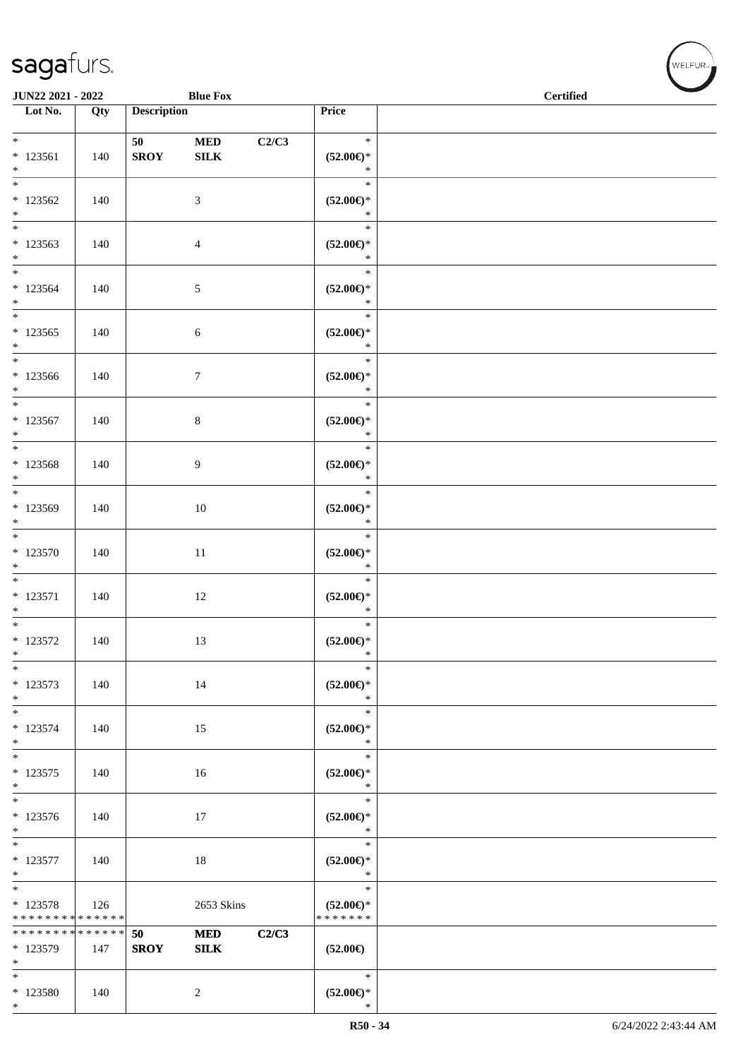| Lot No. | Qty | Description | | | Price | |
|---|---|---|---|---|---|---|
| * | | 50 | **MED** | **C2/C3** | * | |
| * 123561 | 140 | **SROY** | **SILK** | | **(52.00€)*** | |
| * | | | | | * | |
| * 123562 | 140 | | 3 | | **(52.00€)*** | |
| * | | | | | * | |
| * 123563 | 140 | | 4 | | **(52.00€)*** | |
| * | | | | | * | |
| * 123564 | 140 | | 5 | | **(52.00€)*** | |
| * | | | | | * | |
| * 123565 | 140 | | 6 | | **(52.00€)*** | |
| * | | | | | * | |
| * 123566 | 140 | | 7 | | **(52.00€)*** | |
| * | | | | | * | |
| * 123567 | 140 | | 8 | | **(52.00€)*** | |
| * | | | | | * | |
| * 123568 | 140 | | 9 | | **(52.00€)*** | |
| * | | | | | * | |
| * 123569 | 140 | | 10 | | **(52.00€)*** | |
| * | | | | | * | |
| * 123570 | 140 | | 11 | | **(52.00€)*** | |
| * | | | | | * | |
| * 123571 | 140 | | 12 | | **(52.00€)*** | |
| * | | | | | * | |
| * 123572 | 140 | | 13 | | **(52.00€)*** | |
| * | | | | | * | |
| * 123573 | 140 | | 14 | | **(52.00€)*** | |
| * | | | | | * | |
| * 123574 | 140 | | 15 | | **(52.00€)*** | |
| * | | | | | * | |
| * 123575 | 140 | | 16 | | **(52.00€)*** | |
| * | | | | | * | |
| * 123576 | 140 | | 17 | | **(52.00€)*** | |
| * | | | | | * | |
| * 123577 | 140 | | 18 | | **(52.00€)*** | |
| * | | | | | * | |
| * 123578 | 126 | | 2653 Skins | | **(52.00€)*** | |
| * * * * * * * * * * * * * * | | | | | * * * * * * * | |
| * * * * * * * * * * * * * * | | 50 | **MED** | **C2/C3** | | |
| * 123579 | 147 | **SROY** | **SILK** | | **(52.00€)** | |
| * | | | | | | |
| * | | | | | * | |
| * 123580 | 140 | | 2 | | **(52.00€)*** | |
| * | | | | | * | |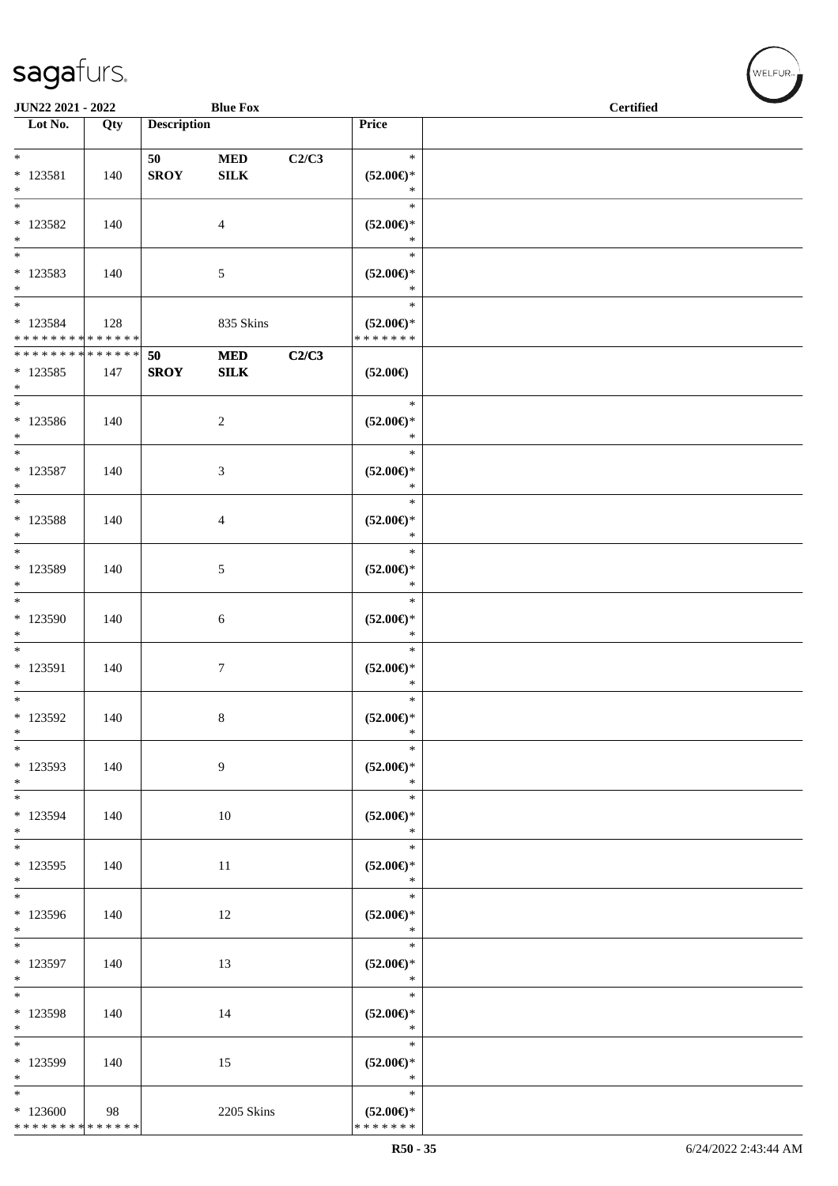JUN22 2021 - 2022 | Blue Fox | Certified

| Lot No. | Qty | Description | | | Price | |
|---|---|---|---|---|---|---|
| * <br> * 123581 <br> * | 140 | 50 <br> SROY | MED <br> SILK | C2/C3 | * <br> (52.00€)* <br> * | |
| * <br> * 123582 <br> * | 140 | | 4 | | * <br> (52.00€)* <br> * | |
| * <br> * 123583 <br> * | 140 | | 5 | | * <br> (52.00€)* <br> * | |
| * <br> * 123584 <br> * * * * * * * * * * * * * * | 128 | | 835 Skins | | * <br> (52.00€)* <br> * * * * * * * | |
| * * * * * * * * * * * * * * <br> * 123585 <br> * | 147 | 50 <br> SROY | MED <br> SILK | C2/C3 | (52.00€) | |
| * <br> * 123586 <br> * | 140 | | 2 | | * <br> (52.00€)* <br> * | |
| * <br> * 123587 <br> * | 140 | | 3 | | * <br> (52.00€)* <br> * | |
| * <br> * 123588 <br> * | 140 | | 4 | | * <br> (52.00€)* <br> * | |
| * <br> * 123589 <br> * | 140 | | 5 | | * <br> (52.00€)* <br> * | |
| * <br> * 123590 <br> * | 140 | | 6 | | * <br> (52.00€)* <br> * | |
| * <br> * 123591 <br> * | 140 | | 7 | | * <br> (52.00€)* <br> * | |
| * <br> * 123592 <br> * | 140 | | 8 | | * <br> (52.00€)* <br> * | |
| * <br> * 123593 <br> * | 140 | | 9 | | * <br> (52.00€)* <br> * | |
| * <br> * 123594 <br> * | 140 | | 10 | | * <br> (52.00€)* <br> * | |
| * <br> * 123595 <br> * | 140 | | 11 | | * <br> (52.00€)* <br> * | |
| * <br> * 123596 <br> * | 140 | | 12 | | * <br> (52.00€)* <br> * | |
| * <br> * 123597 <br> * | 140 | | 13 | | * <br> (52.00€)* <br> * | |
| * <br> * 123598 <br> * | 140 | | 14 | | * <br> (52.00€)* <br> * | |
| * <br> * 123599 <br> * | 140 | | 15 | | * <br> (52.00€)* <br> * | |
| * <br> * 123600 <br> * * * * * * * * * * * * * * | 98 | | 2205 Skins | | * <br> (52.00€)* <br> * * * * * * * | |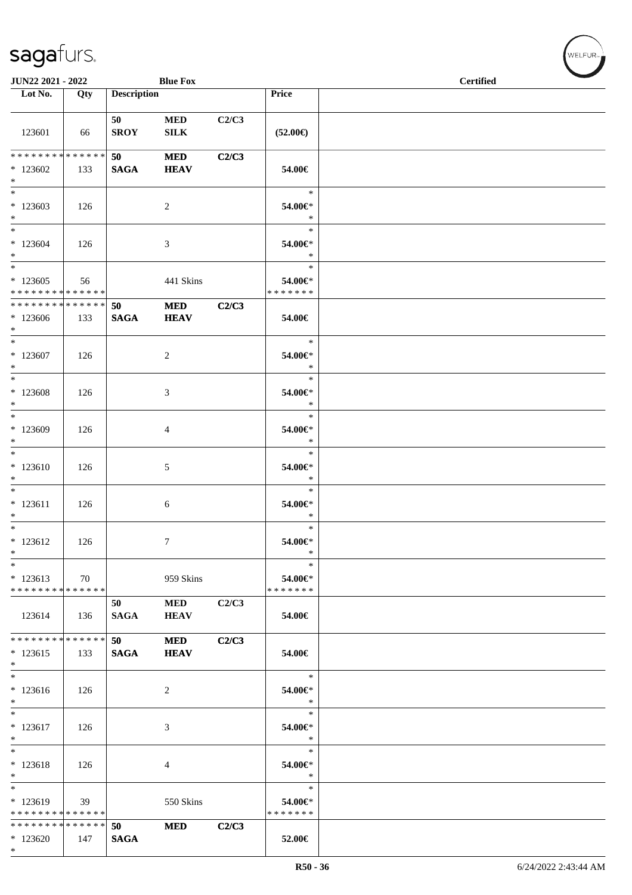sagafurs.

**JUN22 2021 - 2022** **Blue Fox** **Certified**

| Lot No. | Qty | Description | | | Price | |
|---|---|---|---|---|---|---|
| 123601 | 66 | **50 SROY** | **MED SILK** | **C2/C3** | **(52.00€)** | |
| * * * * * * * * * * * * * * * 123602 * | 133 | **50 SAGA** | **MED HEAV** | **C2/C3** | **54.00€** | |
| * * 123603 * | 126 | | 2 | | * 54.00€* * | |
| * * 123604 * | 126 | | 3 | | * 54.00€* * | |
| * * 123605 * * * * * * * * * * * * * * | 56 | | 441 Skins | | * 54.00€* * * * * * * * | |
| * * * * * * * * * * * * * * * 123606 * | 133 | **50 SAGA** | **MED HEAV** | **C2/C3** | **54.00€** | |
| * * 123607 * | 126 | | 2 | | * 54.00€* * | |
| * * 123608 * | 126 | | 3 | | * 54.00€* * | |
| * * 123609 * | 126 | | 4 | | * 54.00€* * | |
| * * 123610 * | 126 | | 5 | | * 54.00€* * | |
| * * 123611 * | 126 | | 6 | | * 54.00€* * | |
| * * 123612 * | 126 | | 7 | | * 54.00€* * | |
| * * 123613 * * * * * * * * * * * * * * | 70 | | 959 Skins | | * 54.00€* * * * * * * * | |
| 123614 | 136 | **50 SAGA** | **MED HEAV** | **C2/C3** | **54.00€** | |
| * * * * * * * * * * * * * * * 123615 * | 133 | **50 SAGA** | **MED HEAV** | **C2/C3** | **54.00€** | |
| * * 123616 * | 126 | | 2 | | * 54.00€* * | |
| * * 123617 * | 126 | | 3 | | * 54.00€* * | |
| * * 123618 * | 126 | | 4 | | * 54.00€* * | |
| * * 123619 * * * * * * * * * * * * * * | 39 | | 550 Skins | | * 54.00€* * * * * * * * | |
| * * * * * * * * * * * * * * * 123620 * | 147 | **50 SAGA** | **MED** | **C2/C3** | **52.00€** | |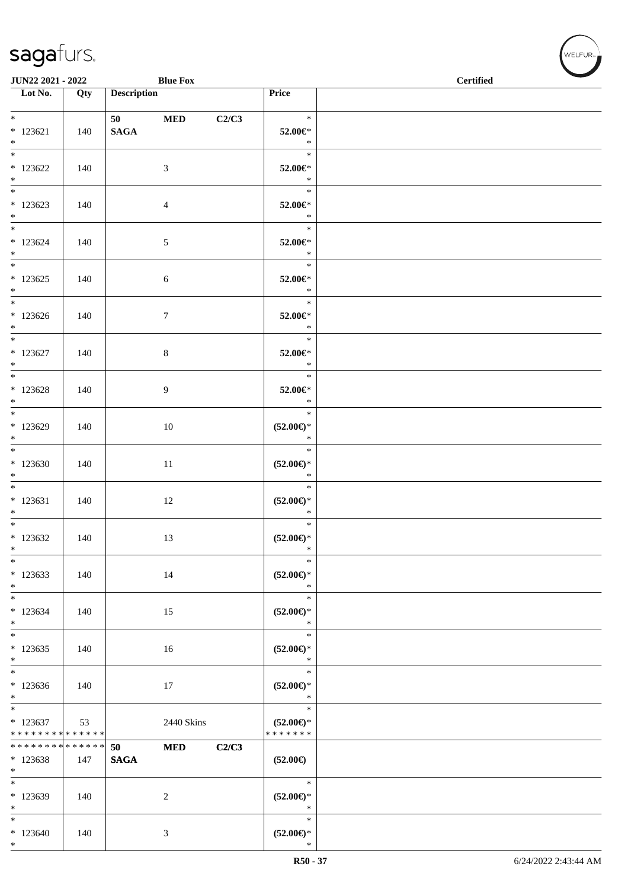| Lot No. | Qty | Description | | | Price | |
|---|---|---|---|---|---|---|
| * 123621 * | 140 | 50 SAGA | MED | C2/C3 | * 52.00€* * | |
| * 123622 * | 140 | | 3 | | * 52.00€* * | |
| * 123623 * | 140 | | 4 | | * 52.00€* * | |
| * 123624 * | 140 | | 5 | | * 52.00€* * | |
| * 123625 * | 140 | | 6 | | * 52.00€* * | |
| * 123626 * | 140 | | 7 | | * 52.00€* * | |
| * 123627 * | 140 | | 8 | | * 52.00€* * | |
| * 123628 * | 140 | | 9 | | * 52.00€* * | |
| * 123629 * | 140 | | 10 | | * (52.00€)* * | |
| * 123630 * | 140 | | 11 | | * (52.00€)* * | |
| * 123631 * | 140 | | 12 | | * (52.00€)* * | |
| * 123632 * | 140 | | 13 | | * (52.00€)* * | |
| * 123633 * | 140 | | 14 | | * (52.00€)* * | |
| * 123634 * | 140 | | 15 | | * (52.00€)* * | |
| * 123635 * | 140 | | 16 | | * (52.00€)* * | |
| * 123636 * | 140 | | 17 | | * (52.00€)* * | |
| * 123637 * * * * * * * * * * * * * * | 53 | | 2440 Skins | | * (52.00€)* * * * * * * * | |
| * * * * * * * * * * * * * * 123638 * | 147 | 50 SAGA | MED | C2/C3 | (52.00€) | |
| * 123639 * | 140 | | 2 | | * (52.00€)* * | |
| * 123640 * | 140 | | 3 | | * (52.00€)* * | |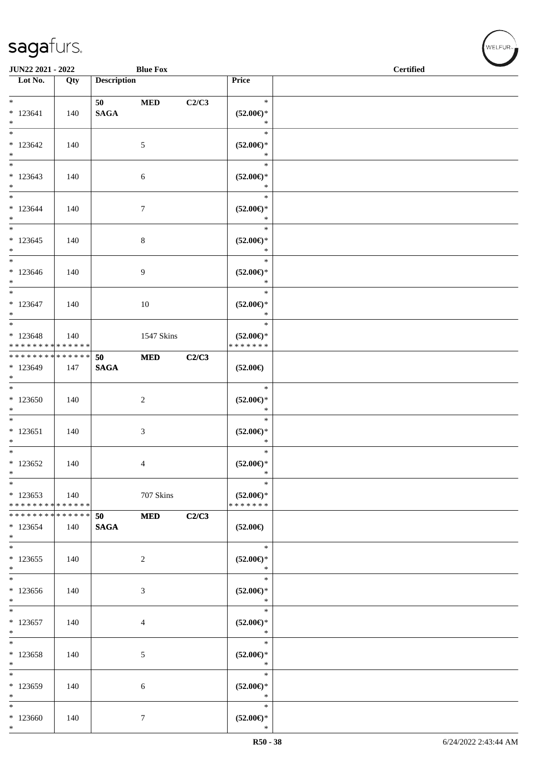| Lot No. | Qty | Description | | | Price | |
|---|---|---|---|---|---|---|
| *<br>* 123641<br>* | 140 | 50<br>SAGA | MED | C2/C3 | *<br>(52.00€)*<br>* | |
| *<br>* 123642<br>* | 140 | | 5 | | *<br>(52.00€)*<br>* | |
| *<br>* 123643<br>* | 140 | | 6 | | *<br>(52.00€)*<br>* | |
| *<br>* 123644<br>* | 140 | | 7 | | *<br>(52.00€)*<br>* | |
| *<br>* 123645<br>* | 140 | | 8 | | *<br>(52.00€)*<br>* | |
| *<br>* 123646<br>* | 140 | | 9 | | *<br>(52.00€)*<br>* | |
| *<br>* 123647<br>* | 140 | | 10 | | *<br>(52.00€)*<br>* | |
| *<br>* 123648<br>* * * * * * * * * * * * * * | 140 | | 1547 Skins | | *<br>(52.00€)*<br>* * * * * * * | |
| * * * * * * * * * * * * * *<br>* 123649<br>* | 147 | 50<br>SAGA | MED | C2/C3 | (52.00€) | |
| *<br>* 123650<br>* | 140 | | 2 | | *<br>(52.00€)*<br>* | |
| *<br>* 123651<br>* | 140 | | 3 | | *<br>(52.00€)*<br>* | |
| *<br>* 123652<br>* | 140 | | 4 | | *<br>(52.00€)*<br>* | |
| *<br>* 123653<br>* * * * * * * * * * * * * * | 140 | | 707 Skins | | *<br>(52.00€)*<br>* * * * * * * | |
| * * * * * * * * * * * * * *<br>* 123654<br>* | 140 | 50<br>SAGA | MED | C2/C3 | (52.00€) | |
| *<br>* 123655<br>* | 140 | | 2 | | *<br>(52.00€)*<br>* | |
| *<br>* 123656<br>* | 140 | | 3 | | *<br>(52.00€)*<br>* | |
| *<br>* 123657<br>* | 140 | | 4 | | *<br>(52.00€)*<br>* | |
| *<br>* 123658<br>* | 140 | | 5 | | *<br>(52.00€)*<br>* | |
| *<br>* 123659<br>* | 140 | | 6 | | *<br>(52.00€)*<br>* | |
| *<br>* 123660<br>* | 140 | | 7 | | *<br>(52.00€)*<br>* | |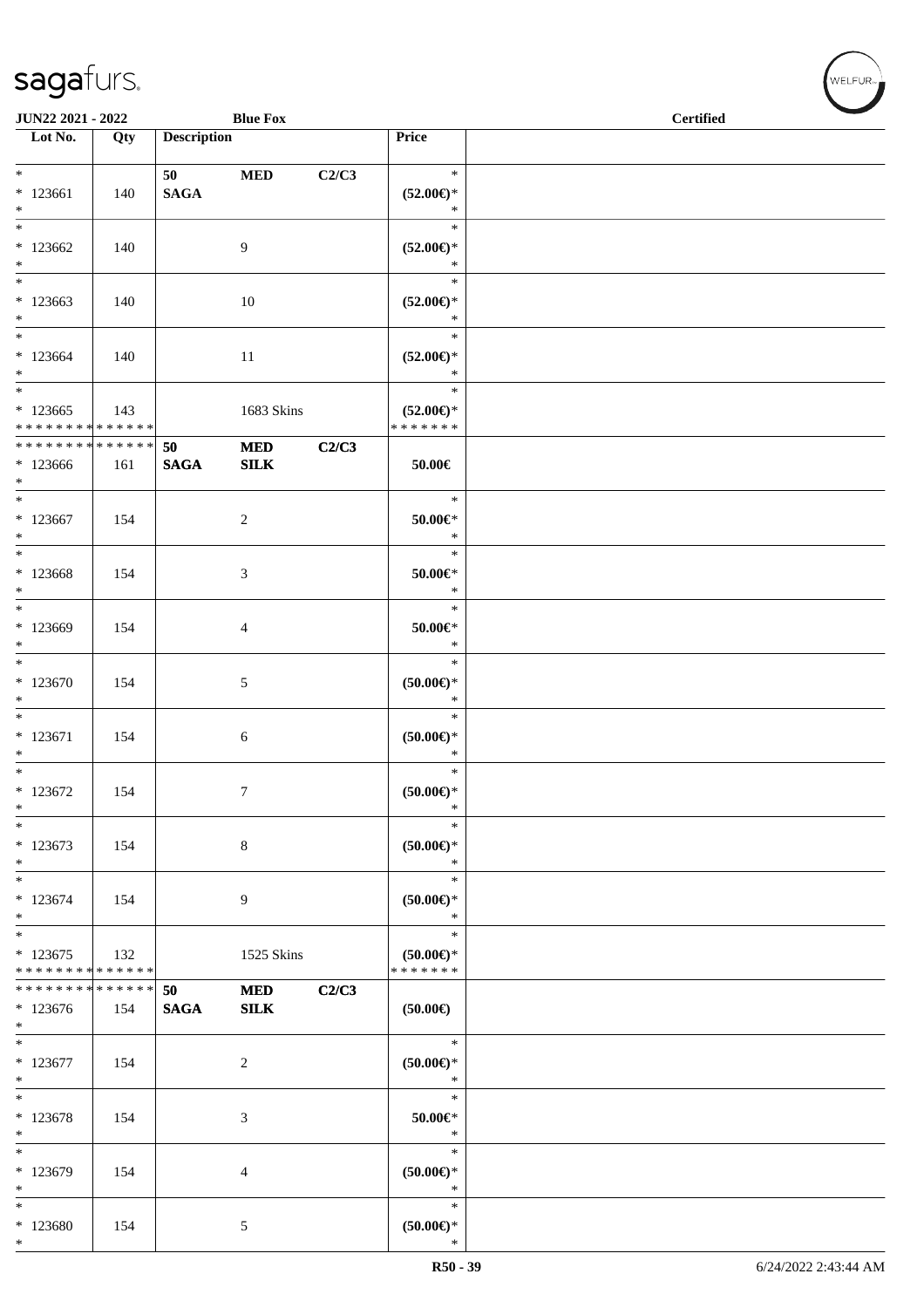| Lot No. | Qty | Description | | | Price |
|---|---|---|---|---|---|
| * | | 50 | MED | C2/C3 | * |
| * 123661 | 140 | SAGA | | | (52.00€)* |
| * | | | | | * |
| * 123662 | 140 | | 9 | | (52.00€)* |
| * 123663 | 140 | | 10 | | (52.00€)* |
| * 123664 | 140 | | 11 | | (52.00€)* |
| * 123665 | 143 | | 1683 Skins | | (52.00€)* |
| * * * * * * * * * * * * * * | | | | | * * * * * * * |
| * * * * * * * * * * * * * * | | 50 | MED | C2/C3 | |
| * 123666 | 161 | SAGA | SILK | | 50.00€ |
| * 123667 | 154 | | 2 | | 50.00€* |
| * 123668 | 154 | | 3 | | 50.00€* |
| * 123669 | 154 | | 4 | | 50.00€* |
| * 123670 | 154 | | 5 | | (50.00€)* |
| * 123671 | 154 | | 6 | | (50.00€)* |
| * 123672 | 154 | | 7 | | (50.00€)* |
| * 123673 | 154 | | 8 | | (50.00€)* |
| * 123674 | 154 | | 9 | | (50.00€)* |
| * 123675 | 132 | | 1525 Skins | | (50.00€)* |
| * * * * * * * * * * * * * * | | | | | * * * * * * * |
| * * * * * * * * * * * * * * | | 50 | MED | C2/C3 | |
| * 123676 | 154 | SAGA | SILK | | (50.00€) |
| * 123677 | 154 | | 2 | | (50.00€)* |
| * 123678 | 154 | | 3 | | 50.00€* |
| * 123679 | 154 | | 4 | | (50.00€)* |
| * 123680 | 154 | | 5 | | (50.00€)* |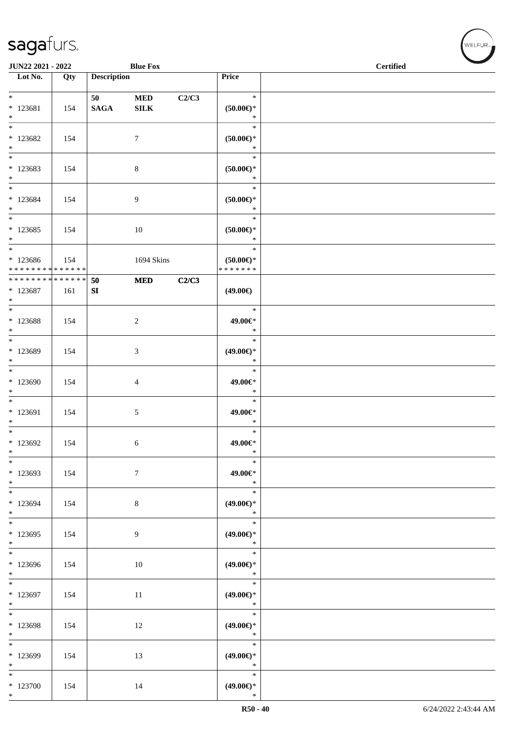| Lot No. | Qty | Description | | | Price | |
|---|---|---|---|---|---|---|
| * <br> * 123681 <br> * | 154 | 50 <br> SAGA | MED <br> SILK | C2/C3 | * <br> (50.00€)* <br> * | |
| * <br> * 123682 <br> * | 154 | | 7 | | * <br> (50.00€)* <br> * | |
| * <br> * 123683 <br> * | 154 | | 8 | | * <br> (50.00€)* <br> * | |
| * <br> * 123684 <br> * | 154 | | 9 | | * <br> (50.00€)* <br> * | |
| * <br> * 123685 <br> * | 154 | | 10 | | * <br> (50.00€)* <br> * | |
| * <br> * 123686 <br> * * * * * * * * * * * * * * | 154 | | 1694 Skins | | * <br> (50.00€)* <br> * * * * * * * | |
| * * * * * * * * * * * * * * <br> * 123687 <br> * | 161 | 50 <br> SI | MED | C2/C3 | (49.00€) | |
| * <br> * 123688 <br> * | 154 | | 2 | | * <br> 49.00€* <br> * | |
| * <br> * 123689 <br> * | 154 | | 3 | | * <br> (49.00€)* <br> * | |
| * <br> * 123690 <br> * | 154 | | 4 | | * <br> 49.00€* <br> * | |
| * <br> * 123691 <br> * | 154 | | 5 | | * <br> 49.00€* <br> * | |
| * <br> * 123692 <br> * | 154 | | 6 | | * <br> 49.00€* <br> * | |
| * <br> * 123693 <br> * | 154 | | 7 | | * <br> 49.00€* <br> * | |
| * <br> * 123694 <br> * | 154 | | 8 | | * <br> (49.00€)* <br> * | |
| * <br> * 123695 <br> * | 154 | | 9 | | * <br> (49.00€)* <br> * | |
| * <br> * 123696 <br> * | 154 | | 10 | | * <br> (49.00€)* <br> * | |
| * <br> * 123697 <br> * | 154 | | 11 | | * <br> (49.00€)* <br> * | |
| * <br> * 123698 <br> * | 154 | | 12 | | * <br> (49.00€)* <br> * | |
| * <br> * 123699 <br> * | 154 | | 13 | | * <br> (49.00€)* <br> * | |
| * <br> * 123700 <br> * | 154 | | 14 | | * <br> (49.00€)* <br> * | |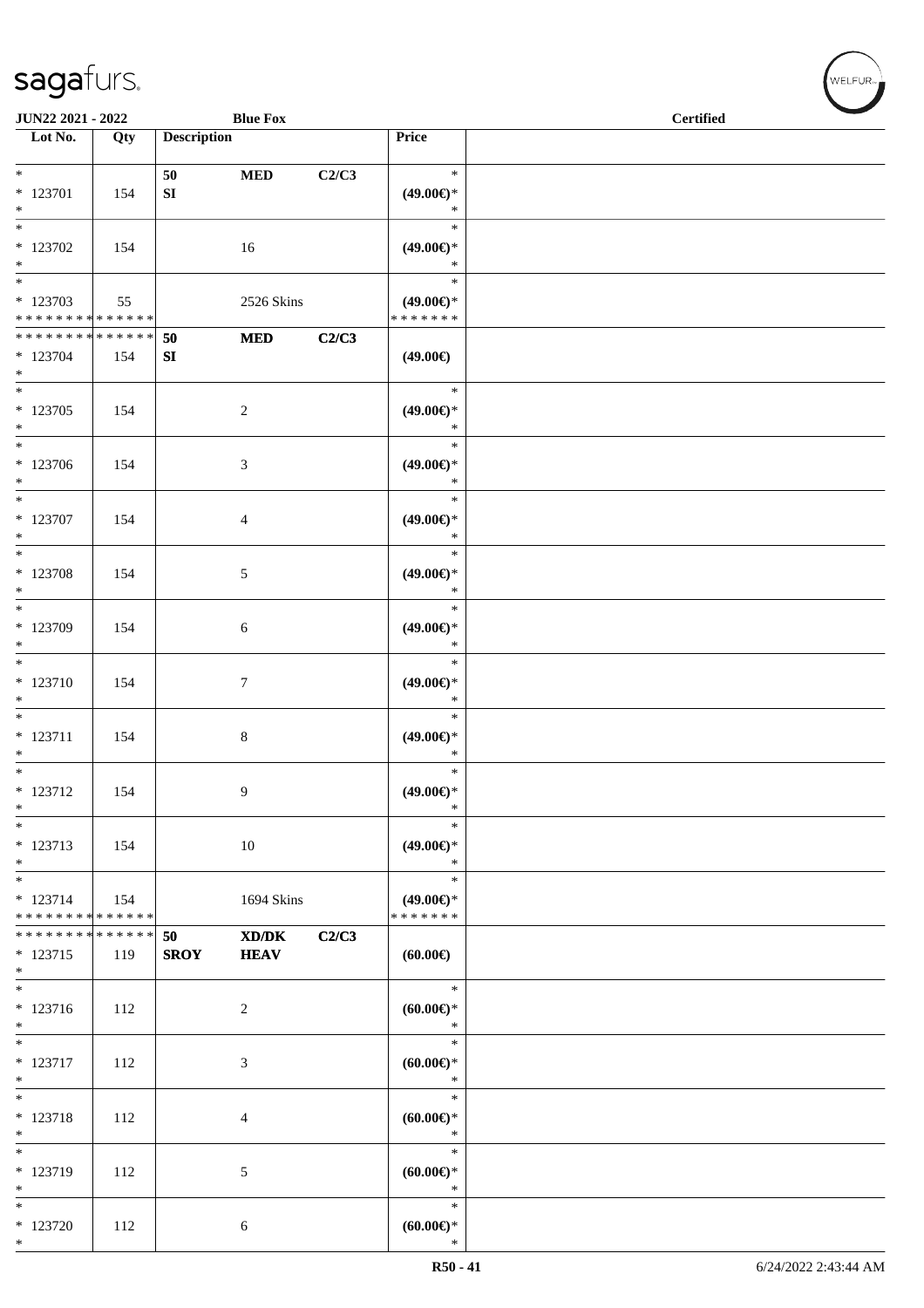| Lot No. | Qty | Description | | | Price | |
|---|---|---|---|---|---|---|
| * <br> * 123701 <br> * | 154 | 50 <br> **SI** | **MED** | **C2/C3** | * <br> **(49.00€)*** <br> * | |
| * <br> * 123702 <br> * | 154 | | 16 | | * <br> **(49.00€)*** <br> * | |
| * <br> * 123703 <br> * * * * * * * * * * * * * * | 55 | | 2526 Skins | | * <br> **(49.00€)*** <br> * * * * * * * | |
| * * * * * * * * * * * * * * <br> * 123704 <br> * | 154 | **50** <br> **SI** | **MED** | **C2/C3** | **(49.00€)** | |
| * <br> * 123705 <br> * | 154 | | 2 | | * <br> **(49.00€)*** <br> * | |
| * <br> * 123706 <br> * | 154 | | 3 | | * <br> **(49.00€)*** <br> * | |
| * <br> * 123707 <br> * | 154 | | 4 | | * <br> **(49.00€)*** <br> * | |
| * <br> * 123708 <br> * | 154 | | 5 | | * <br> **(49.00€)*** <br> * | |
| * <br> * 123709 <br> * | 154 | | 6 | | * <br> **(49.00€)*** <br> * | |
| * <br> * 123710 <br> * | 154 | | 7 | | * <br> **(49.00€)*** <br> * | |
| * <br> * 123711 <br> * | 154 | | 8 | | * <br> **(49.00€)*** <br> * | |
| * <br> * 123712 <br> * | 154 | | 9 | | * <br> **(49.00€)*** <br> * | |
| * <br> * 123713 <br> * | 154 | | 10 | | * <br> **(49.00€)*** <br> * | |
| * <br> * 123714 <br> * * * * * * * * * * * * * * | 154 | | 1694 Skins | | * <br> **(49.00€)*** <br> * * * * * * * | |
| * * * * * * * * * * * * * * <br> * 123715 <br> * | 119 | **50** <br> **SROY** | **XD/DK** <br> **HEAV** | **C2/C3** | **(60.00€)** | |
| * <br> * 123716 <br> * | 112 | | 2 | | * <br> **(60.00€)*** <br> * | |
| * <br> * 123717 <br> * | 112 | | 3 | | * <br> **(60.00€)*** <br> * | |
| * <br> * 123718 <br> * | 112 | | 4 | | * <br> **(60.00€)*** <br> * | |
| * <br> * 123719 <br> * | 112 | | 5 | | * <br> **(60.00€)*** <br> * | |
| * <br> * 123720 <br> * | 112 | | 6 | | * <br> **(60.00€)*** <br> * | |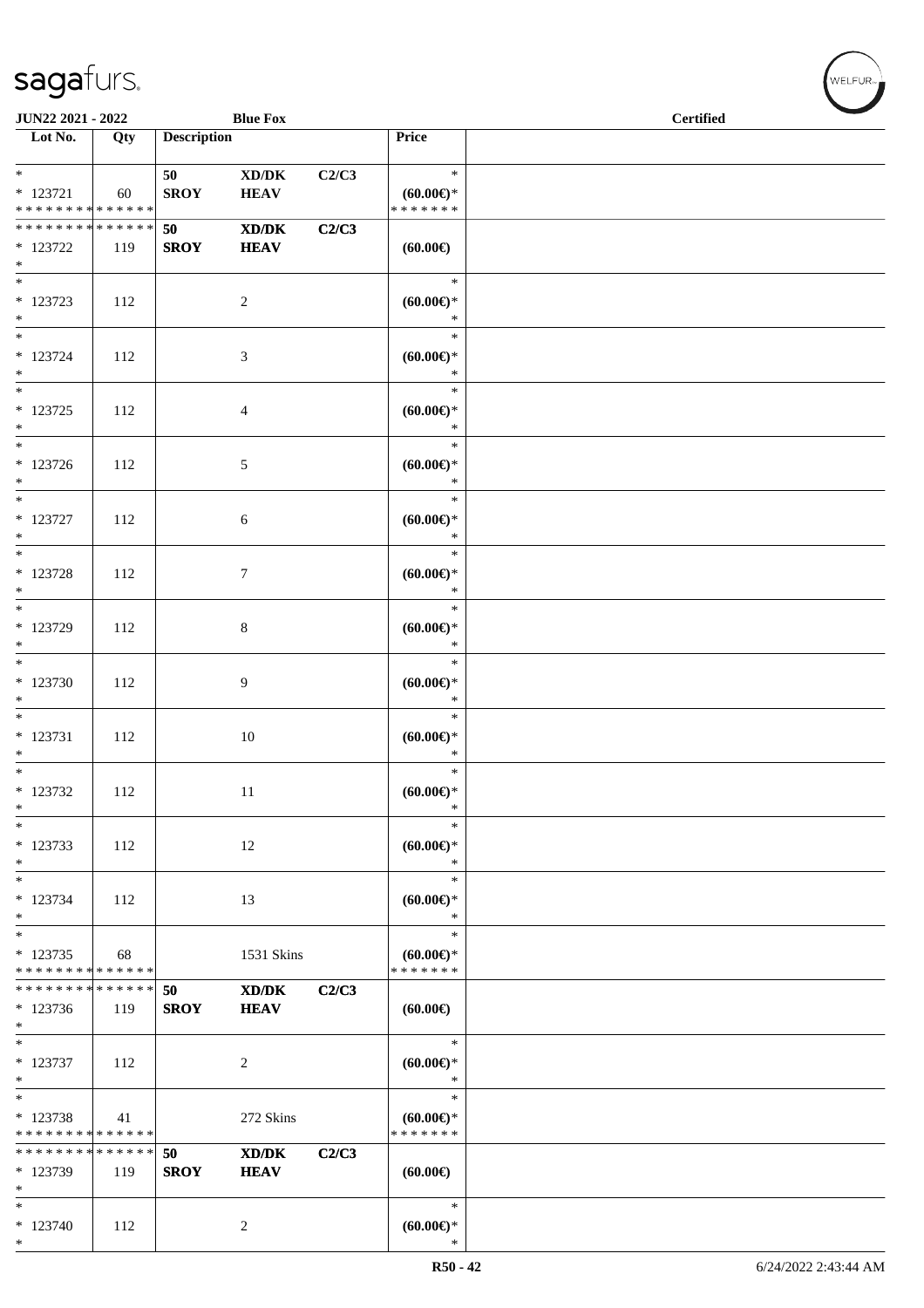| Lot No. | Qty | Description | | | Price | |
|---|---|---|---|---|---|---|
| *<br>* 123721<br>* * * * * * * * * * * * * * | 60 | 50<br>SROY | XD/DK<br>HEAV | C2/C3 | *<br>(60.00€)*<br>* * * * * * * | |
| * * * * * * * * * * * * * *<br>* 123722<br>* | 119 | 50<br>SROY | XD/DK<br>HEAV | C2/C3 | (60.00€) | |
| *<br>* 123723<br>* | 112 | | 2 | | *<br>(60.00€)*<br>* | |
| *<br>* 123724<br>* | 112 | | 3 | | *<br>(60.00€)*<br>* | |
| *<br>* 123725<br>* | 112 | | 4 | | *<br>(60.00€)*<br>* | |
| *<br>* 123726<br>* | 112 | | 5 | | *<br>(60.00€)*<br>* | |
| *<br>* 123727<br>* | 112 | | 6 | | *<br>(60.00€)*<br>* | |
| *<br>* 123728<br>* | 112 | | 7 | | *<br>(60.00€)*<br>* | |
| *<br>* 123729<br>* | 112 | | 8 | | *<br>(60.00€)*<br>* | |
| *<br>* 123730<br>* | 112 | | 9 | | *<br>(60.00€)*<br>* | |
| *<br>* 123731<br>* | 112 | | 10 | | *<br>(60.00€)*<br>* | |
| *<br>* 123732<br>* | 112 | | 11 | | *<br>(60.00€)*<br>* | |
| *<br>* 123733<br>* | 112 | | 12 | | *<br>(60.00€)*<br>* | |
| *<br>* 123734<br>* | 112 | | 13 | | *<br>(60.00€)*<br>* | |
| *<br>* 123735<br>* * * * * * * * * * * * * * | 68 | | 1531 Skins | | *<br>(60.00€)*<br>* * * * * * * | |
| * * * * * * * * * * * * * *<br>* 123736<br>* | 119 | 50<br>SROY | XD/DK<br>HEAV | C2/C3 | (60.00€) | |
| *<br>* 123737<br>* | 112 | | 2 | | *<br>(60.00€)*<br>* | |
| *<br>* 123738<br>* * * * * * * * * * * * * * | 41 | | 272 Skins | | *<br>(60.00€)*<br>* * * * * * * | |
| * * * * * * * * * * * * * *<br>* 123739<br>* | 119 | 50<br>SROY | XD/DK<br>HEAV | C2/C3 | (60.00€) | |
| *<br>* 123740<br>* | 112 | | 2 | | *<br>(60.00€)*<br>* | |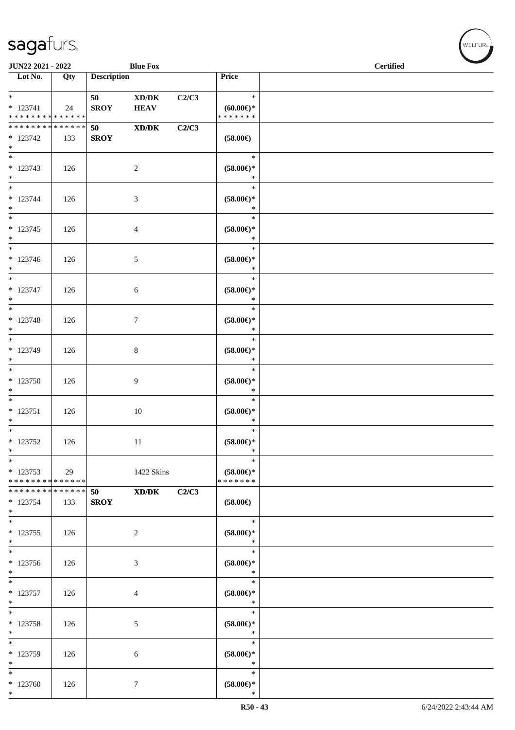| Lot No. | Qty | Description | | | Price | |
|---|---|---|---|---|---|---|
| * <br> * 123741 <br> * * * * * * * * * * * * * * | 24 | 50 <br> **SROY** | **XD/DK** <br> **HEAV** | **C2/C3** | * <br> **(60.00€)*** <br> * * * * * * * | |
| * * * * * * * * * * * * * * <br> * 123742 <br> * | 133 | **50** <br> **SROY** | **XD/DK** | **C2/C3** | **(58.00€)** | |
| * <br> * 123743 <br> * | 126 | | 2 | | * <br> **(58.00€)*** <br> * | |
| * <br> * 123744 <br> * | 126 | | 3 | | * <br> **(58.00€)*** <br> * | |
| * <br> * 123745 <br> * | 126 | | 4 | | * <br> **(58.00€)*** <br> * | |
| * <br> * 123746 <br> * | 126 | | 5 | | * <br> **(58.00€)*** <br> * | |
| * <br> * 123747 <br> * | 126 | | 6 | | * <br> **(58.00€)*** <br> * | |
| * <br> * 123748 <br> * | 126 | | 7 | | * <br> **(58.00€)*** <br> * | |
| * <br> * 123749 <br> * | 126 | | 8 | | * <br> **(58.00€)*** <br> * | |
| * <br> * 123750 <br> * | 126 | | 9 | | * <br> **(58.00€)*** <br> * | |
| * <br> * 123751 <br> * | 126 | | 10 | | * <br> **(58.00€)*** <br> * | |
| * <br> * 123752 <br> * | 126 | | 11 | | * <br> **(58.00€)*** <br> * | |
| * <br> * 123753 <br> * * * * * * * * * * * * * * | 29 | | 1422 Skins | | * <br> **(58.00€)*** <br> * * * * * * * | |
| * * * * * * * * * * * * * * <br> * 123754 <br> * | 133 | **50** <br> **SROY** | **XD/DK** | **C2/C3** | **(58.00€)** | |
| * <br> * 123755 <br> * | 126 | | 2 | | * <br> **(58.00€)*** <br> * | |
| * <br> * 123756 <br> * | 126 | | 3 | | * <br> **(58.00€)*** <br> * | |
| * <br> * 123757 <br> * | 126 | | 4 | | * <br> **(58.00€)*** <br> * | |
| * <br> * 123758 <br> * | 126 | | 5 | | * <br> **(58.00€)*** <br> * | |
| * <br> * 123759 <br> * | 126 | | 6 | | * <br> **(58.00€)*** <br> * | |
| * <br> * 123760 <br> * | 126 | | 7 | | * <br> **(58.00€)*** <br> * | |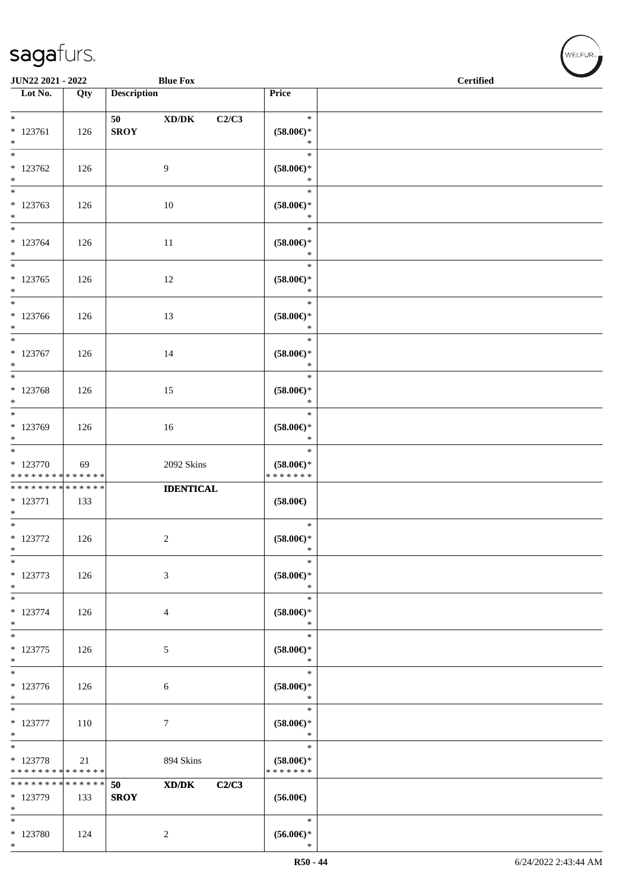| Lot No. | Qty | Description | Price | |
|---|---|---|---|---|
| * | | 50 XD/DK C2/C3 | * | |
| * 123761 | 126 | SROY | (58.00€)* | |
| * | | | * | |
| * 123762 | 126 | 9 | (58.00€)* | |
| * | | | * | |
| * 123763 | 126 | 10 | (58.00€)* | |
| * | | | * | |
| * 123764 | 126 | 11 | (58.00€)* | |
| * | | | * | |
| * 123765 | 126 | 12 | (58.00€)* | |
| * | | | * | |
| * 123766 | 126 | 13 | (58.00€)* | |
| * | | | * | |
| * 123767 | 126 | 14 | (58.00€)* | |
| * | | | * | |
| * 123768 | 126 | 15 | (58.00€)* | |
| * | | | * | |
| * 123769 | 126 | 16 | (58.00€)* | |
| * | | | * | |
| * 123770 | 69 | 2092 Skins | (58.00€)* | |
| * * * * * * * * * * * * * * | | | * * * * * * * | |
| * * * * * * * * * * * * * * | | IDENTICAL | | |
| * 123771 | 133 | | (58.00€) | |
| * | | | * | |
| * 123772 | 126 | 2 | (58.00€)* | |
| * | | | * | |
| * 123773 | 126 | 3 | (58.00€)* | |
| * | | | * | |
| * 123774 | 126 | 4 | (58.00€)* | |
| * | | | * | |
| * 123775 | 126 | 5 | (58.00€)* | |
| * | | | * | |
| * 123776 | 126 | 6 | (58.00€)* | |
| * | | | * | |
| * 123777 | 110 | 7 | (58.00€)* | |
| * | | | * | |
| * 123778 | 21 | 894 Skins | (58.00€)* | |
| * * * * * * * * * * * * * * | | | * * * * * * * | |
| * * * * * * * * * * * * * * | | 50 XD/DK C2/C3 | | |
| * 123779 | 133 | SROY | (56.00€) | |
| * | | | * | |
| * 123780 | 124 | 2 | (56.00€)* | |
| * | | | * | |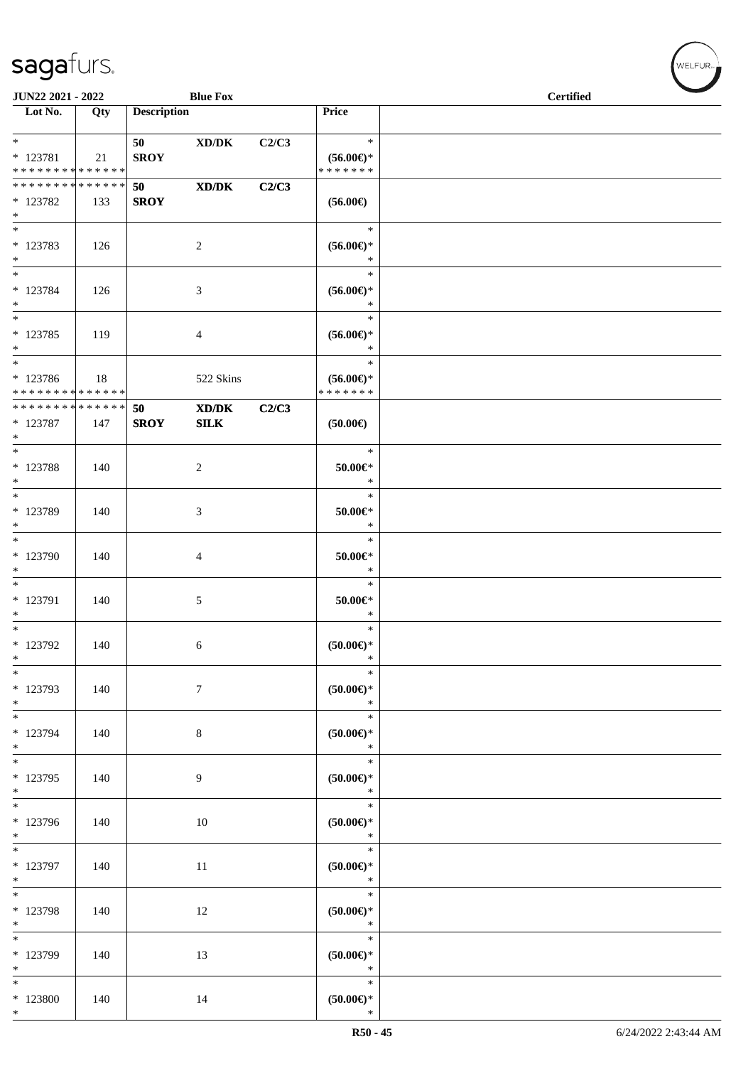**JUN22 2021 - 2022** | **Blue Fox** | **Certified**

| Lot No. | Qty | Description | | | Price | |
|---|---|---|---|---|---|---|
| * | | 50 | XD/DK | C2/C3 | * | |
| * 123781 | 21 | SROY | | | (56.00€)* | |
| * * * * * * * * * * * * * * | | | | | * * * * * * * | |
| * * * * * * * * * * * * * * | | 50 | XD/DK | C2/C3 | | |
| * 123782 | 133 | SROY | | | (56.00€) | |
| * | | | | | | |
| * | | | | | * | |
| * 123783 | 126 | | 2 | | (56.00€)* | |
| * | | | | | * | |
| * | | | | | * | |
| * 123784 | 126 | | 3 | | (56.00€)* | |
| * | | | | | * | |
| * | | | | | * | |
| * 123785 | 119 | | 4 | | (56.00€)* | |
| * | | | | | * | |
| * | | | | | * | |
| * 123786 | 18 | | 522 Skins | | (56.00€)* | |
| * * * * * * * * * * * * * * | | | | | * * * * * * * | |
| * * * * * * * * * * * * * * | | 50 | XD/DK | C2/C3 | | |
| * 123787 | 147 | SROY | SILK | | (50.00€) | |
| * | | | | | | |
| * | | | | | * | |
| * 123788 | 140 | | 2 | | 50.00€* | |
| * | | | | | * | |
| * | | | | | * | |
| * 123789 | 140 | | 3 | | 50.00€* | |
| * | | | | | * | |
| * | | | | | * | |
| * 123790 | 140 | | 4 | | 50.00€* | |
| * | | | | | * | |
| * | | | | | * | |
| * 123791 | 140 | | 5 | | 50.00€* | |
| * | | | | | * | |
| * | | | | | * | |
| * 123792 | 140 | | 6 | | (50.00€)* | |
| * | | | | | * | |
| * | | | | | * | |
| * 123793 | 140 | | 7 | | (50.00€)* | |
| * | | | | | * | |
| * | | | | | * | |
| * 123794 | 140 | | 8 | | (50.00€)* | |
| * | | | | | * | |
| * | | | | | * | |
| * 123795 | 140 | | 9 | | (50.00€)* | |
| * | | | | | * | |
| * | | | | | * | |
| * 123796 | 140 | | 10 | | (50.00€)* | |
| * | | | | | * | |
| * | | | | | * | |
| * 123797 | 140 | | 11 | | (50.00€)* | |
| * | | | | | * | |
| * | | | | | * | |
| * 123798 | 140 | | 12 | | (50.00€)* | |
| * | | | | | * | |
| * | | | | | * | |
| * 123799 | 140 | | 13 | | (50.00€)* | |
| * | | | | | * | |
| * | | | | | * | |
| * 123800 | 140 | | 14 | | (50.00€)* | |
| * | | | | | * | |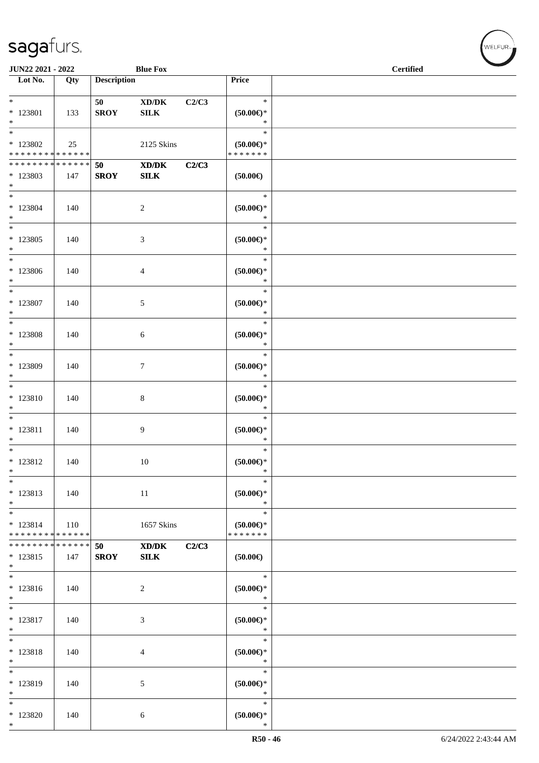JUN22 2021 - 2022 | Blue Fox | Certified

| Lot No. | Qty | Description | | | Price | |
|---|---|---|---|---|---|---|
| * * 123801 * | 133 | 50 SROY | XD/DK SILK | C2/C3 | * (50.00€)* * | |
| * * 123802 * * * * * * * * * * * * * * | 25 | | 2125 Skins | | * (50.00€)* * * * * * * * | |
| * * * * * * * * * * * * * * * 123803 * | 147 | 50 SROY | XD/DK SILK | C2/C3 | (50.00€) | |
| * * 123804 * | 140 | | 2 | | * (50.00€)* * | |
| * * 123805 * | 140 | | 3 | | * (50.00€)* * | |
| * * 123806 * | 140 | | 4 | | * (50.00€)* * | |
| * * 123807 * | 140 | | 5 | | * (50.00€)* * | |
| * * 123808 * | 140 | | 6 | | * (50.00€)* * | |
| * * 123809 * | 140 | | 7 | | * (50.00€)* * | |
| * * 123810 * | 140 | | 8 | | * (50.00€)* * | |
| * * 123811 * | 140 | | 9 | | * (50.00€)* * | |
| * * 123812 * | 140 | | 10 | | * (50.00€)* * | |
| * * 123813 * | 140 | | 11 | | * (50.00€)* * | |
| * * 123814 * * * * * * * * * * * * * * | 110 | | 1657 Skins | | * (50.00€)* * * * * * * * | |
| * * * * * * * * * * * * * * * 123815 * | 147 | 50 SROY | XD/DK SILK | C2/C3 | (50.00€) | |
| * * 123816 * | 140 | | 2 | | * (50.00€)* * | |
| * * 123817 * | 140 | | 3 | | * (50.00€)* * | |
| * * 123818 * | 140 | | 4 | | * (50.00€)* * | |
| * * 123819 * | 140 | | 5 | | * (50.00€)* * | |
| * * 123820 * | 140 | | 6 | | * (50.00€)* * | |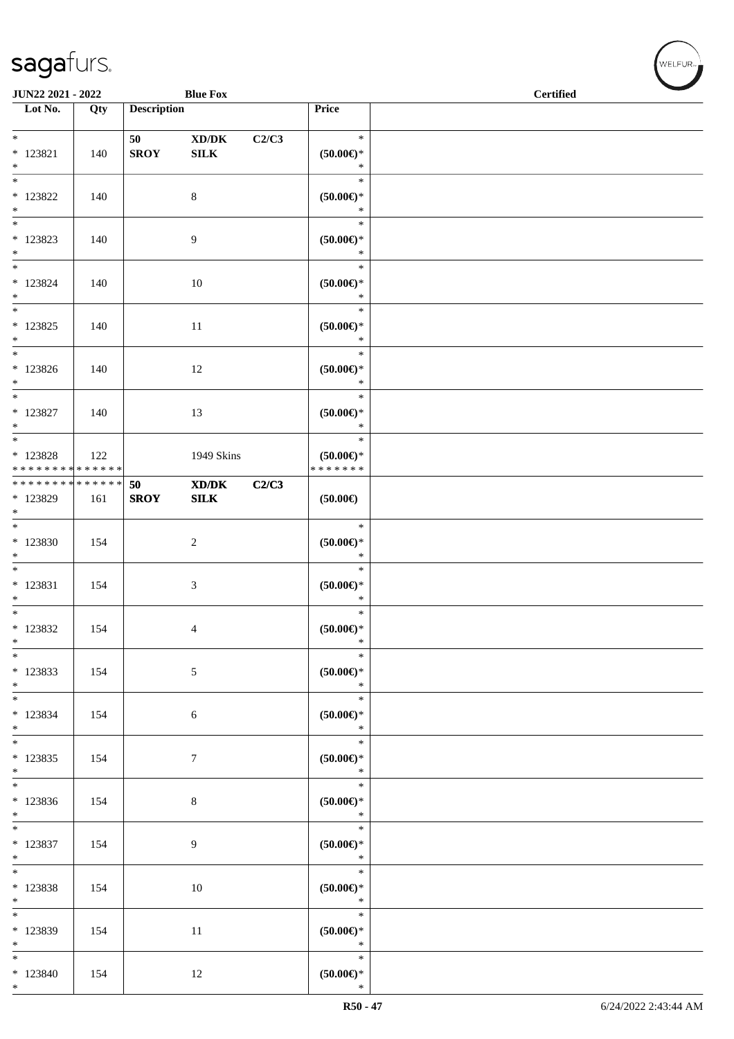| Lot No. | Qty | Description | | | Price | |
|---|---|---|---|---|---|---|
| * | | 50 | XD/DK | C2/C3 | * | |
| * 123821 | 140 | SROY | SILK | | (50.00€)* | |
| * | | | | | * | |
| * 123822 | 140 | | 8 | | (50.00€)* | |
| * 123823 | 140 | | 9 | | (50.00€)* | |
| * 123824 | 140 | | 10 | | (50.00€)* | |
| * 123825 | 140 | | 11 | | (50.00€)* | |
| * 123826 | 140 | | 12 | | (50.00€)* | |
| * 123827 | 140 | | 13 | | (50.00€)* | |
| * 123828 | 122 | | 1949 Skins | | (50.00€)* | |
| * * * * * * * * * * * * * * | | | | | * * * * * * * | |
| * * * * * * * * * * * * * * | | 50 | XD/DK | C2/C3 | | |
| * 123829 | 161 | SROY | SILK | | (50.00€) | |
| * 123830 | 154 | | 2 | | (50.00€)* | |
| * 123831 | 154 | | 3 | | (50.00€)* | |
| * 123832 | 154 | | 4 | | (50.00€)* | |
| * 123833 | 154 | | 5 | | (50.00€)* | |
| * 123834 | 154 | | 6 | | (50.00€)* | |
| * 123835 | 154 | | 7 | | (50.00€)* | |
| * 123836 | 154 | | 8 | | (50.00€)* | |
| * 123837 | 154 | | 9 | | (50.00€)* | |
| * 123838 | 154 | | 10 | | (50.00€)* | |
| * 123839 | 154 | | 11 | | (50.00€)* | |
| * 123840 | 154 | | 12 | | (50.00€)* | |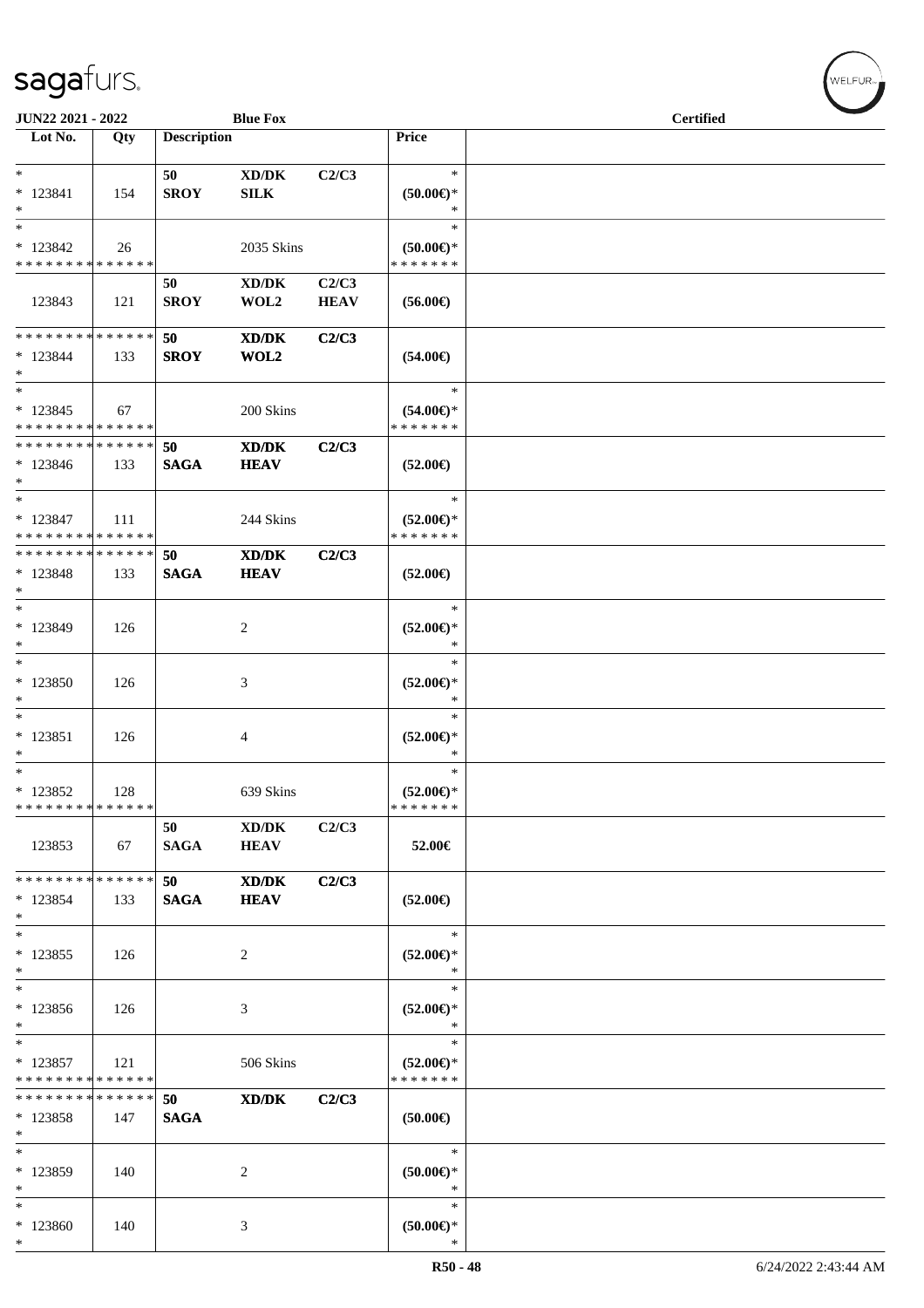| Lot No. | Qty | Description | | | Price | |
|---|---|---|---|---|---|---|
| * <br> * 123841 <br> * | 154 | 50 <br> **SROY** | **XD/DK** <br> **SILK** | **C2/C3** | * <br> **(50.00€)*** <br> * | |
| * <br> * 123842 <br> * * * * * * * * * * * * * * | 26 | | 2035 Skins | | * <br> **(50.00€)*** <br> * * * * * * * | |
| 123843 | 121 | **50** <br> **SROY** | **XD/DK** <br> **WOL2** | **C2/C3** <br> **HEAV** | **(56.00€)** | |
| * * * * * * * * * * * * * * <br> * 123844 <br> * | 133 | **50** <br> **SROY** | **XD/DK** <br> **WOL2** | **C2/C3** | **(54.00€)** | |
| * <br> * 123845 <br> * * * * * * * * * * * * * * | 67 | | 200 Skins | | * <br> **(54.00€)*** <br> * * * * * * * | |
| * * * * * * * * * * * * * * <br> * 123846 <br> * | 133 | **50** <br> **SAGA** | **XD/DK** <br> **HEAV** | **C2/C3** | **(52.00€)** | |
| * <br> * 123847 <br> * * * * * * * * * * * * * * | 111 | | 244 Skins | | * <br> **(52.00€)*** <br> * * * * * * * | |
| * * * * * * * * * * * * * * <br> * 123848 <br> * | 133 | **50** <br> **SAGA** | **XD/DK** <br> **HEAV** | **C2/C3** | **(52.00€)** | |
| * <br> * 123849 <br> * | 126 | | 2 | | * <br> **(52.00€)*** <br> * | |
| * <br> * 123850 <br> * | 126 | | 3 | | * <br> **(52.00€)*** <br> * | |
| * <br> * 123851 <br> * | 126 | | 4 | | * <br> **(52.00€)*** <br> * | |
| * <br> * 123852 <br> * * * * * * * * * * * * * * | 128 | | 639 Skins | | * <br> **(52.00€)*** <br> * * * * * * * | |
| 123853 | 67 | **50** <br> **SAGA** | **XD/DK** <br> **HEAV** | **C2/C3** | **52.00€** | |
| * * * * * * * * * * * * * * <br> * 123854 <br> * | 133 | **50** <br> **SAGA** | **XD/DK** <br> **HEAV** | **C2/C3** | **(52.00€)** | |
| * <br> * 123855 <br> * | 126 | | 2 | | * <br> **(52.00€)*** <br> * | |
| * <br> * 123856 <br> * | 126 | | 3 | | * <br> **(52.00€)*** <br> * | |
| * <br> * 123857 <br> * * * * * * * * * * * * * * | 121 | | 506 Skins | | * <br> **(52.00€)*** <br> * * * * * * * | |
| * * * * * * * * * * * * * * <br> * 123858 <br> * | 147 | **50** <br> **SAGA** | **XD/DK** | **C2/C3** | **(50.00€)** | |
| * <br> * 123859 <br> * | 140 | | 2 | | * <br> **(50.00€)*** <br> * | |
| * <br> * 123860 <br> * | 140 | | 3 | | * <br> **(50.00€)*** <br> * | |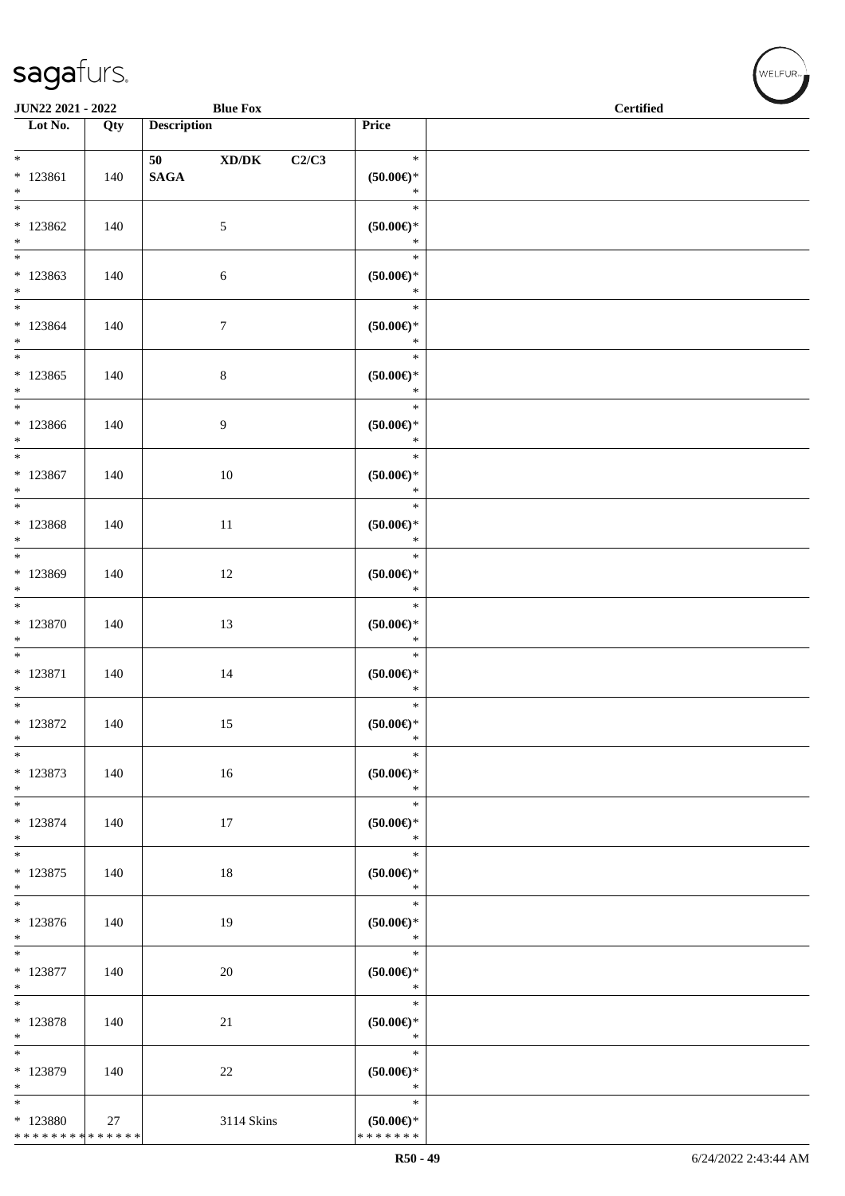| Lot No. | Qty | Description | Price | |
|---|---|---|---|---|
| * <br> * 123861 <br> * | 140 | 50 XD/DK C2/C3 <br> SAGA | * <br> (50.00€)* <br> * | |
| * <br> * 123862 <br> * | 140 | 5 | * <br> (50.00€)* <br> * | |
| * <br> * 123863 <br> * | 140 | 6 | * <br> (50.00€)* <br> * | |
| * <br> * 123864 <br> * | 140 | 7 | * <br> (50.00€)* <br> * | |
| * <br> * 123865 <br> * | 140 | 8 | * <br> (50.00€)* <br> * | |
| * <br> * 123866 <br> * | 140 | 9 | * <br> (50.00€)* <br> * | |
| * <br> * 123867 <br> * | 140 | 10 | * <br> (50.00€)* <br> * | |
| * <br> * 123868 <br> * | 140 | 11 | * <br> (50.00€)* <br> * | |
| * <br> * 123869 <br> * | 140 | 12 | * <br> (50.00€)* <br> * | |
| * <br> * 123870 <br> * | 140 | 13 | * <br> (50.00€)* <br> * | |
| * <br> * 123871 <br> * | 140 | 14 | * <br> (50.00€)* <br> * | |
| * <br> * 123872 <br> * | 140 | 15 | * <br> (50.00€)* <br> * | |
| * <br> * 123873 <br> * | 140 | 16 | * <br> (50.00€)* <br> * | |
| * <br> * 123874 <br> * | 140 | 17 | * <br> (50.00€)* <br> * | |
| * <br> * 123875 <br> * | 140 | 18 | * <br> (50.00€)* <br> * | |
| * <br> * 123876 <br> * | 140 | 19 | * <br> (50.00€)* <br> * | |
| * <br> * 123877 <br> * | 140 | 20 | * <br> (50.00€)* <br> * | |
| * <br> * 123878 <br> * | 140 | 21 | * <br> (50.00€)* <br> * | |
| * <br> * 123879 <br> * | 140 | 22 | * <br> (50.00€)* <br> * | |
| * <br> * 123880 <br> * * * * * * * * * * * * * * | 27 | 3114 Skins | * <br> (50.00€)* <br> * * * * * * * | |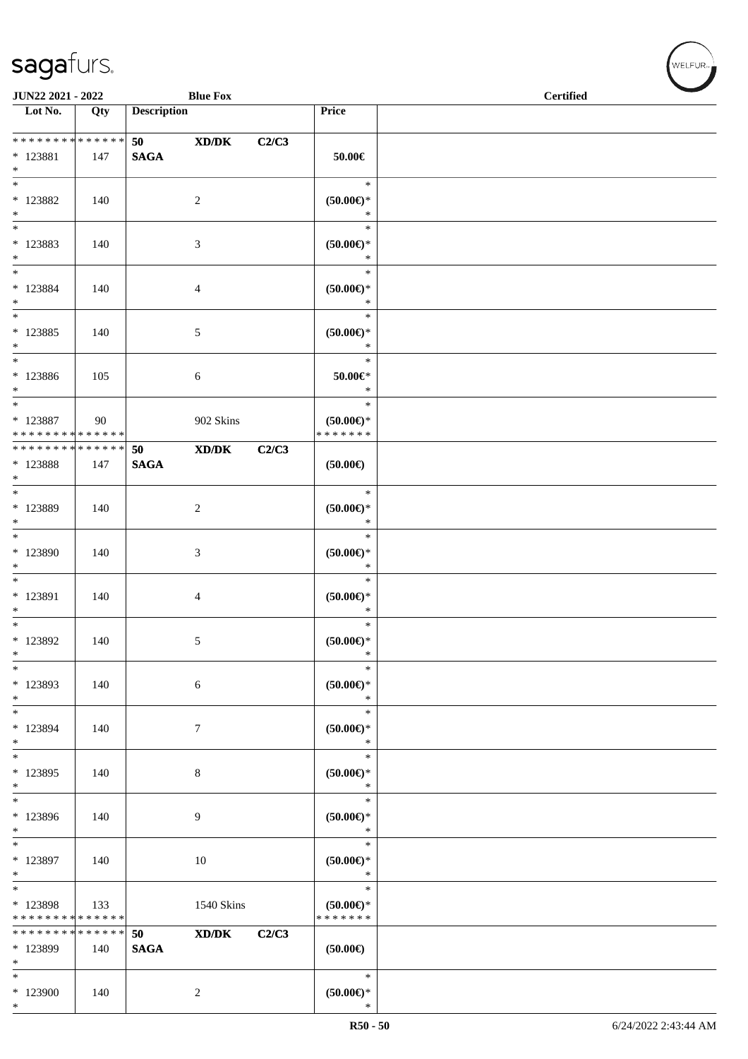| Lot No. | Qty | Description | | | Price | |
|---|---|---|---|---|---|---|
| * * * * * * * * * * * * * * | | 50 | XD/DK | C2/C3 | | |
| * 123881 | 147 | **SAGA** | | | 50.00€ | |
| * | | | | | | |
| * 123882 | 140 | | 2 | | (50.00€)* | |
| * 123883 | 140 | | 3 | | (50.00€)* | |
| * 123884 | 140 | | 4 | | (50.00€)* | |
| * 123885 | 140 | | 5 | | (50.00€)* | |
| * 123886 | 105 | | 6 | | 50.00€* | |
| * 123887 | 90 | | 902 Skins | | (50.00€)* | |
| * * * * * * * * * * * * * * | | | | | * * * * * * * | |
| * * * * * * * * * * * * * * | | 50 | XD/DK | C2/C3 | | |
| * 123888 | 147 | **SAGA** | | | (50.00€) | |
| * 123889 | 140 | | 2 | | (50.00€)* | |
| * 123890 | 140 | | 3 | | (50.00€)* | |
| * 123891 | 140 | | 4 | | (50.00€)* | |
| * 123892 | 140 | | 5 | | (50.00€)* | |
| * 123893 | 140 | | 6 | | (50.00€)* | |
| * 123894 | 140 | | 7 | | (50.00€)* | |
| * 123895 | 140 | | 8 | | (50.00€)* | |
| * 123896 | 140 | | 9 | | (50.00€)* | |
| * 123897 | 140 | | 10 | | (50.00€)* | |
| * 123898 | 133 | | 1540 Skins | | (50.00€)* | |
| * * * * * * * * * * * * * * | | | | | * * * * * * * | |
| * * * * * * * * * * * * * * | | 50 | XD/DK | C2/C3 | | |
| * 123899 | 140 | **SAGA** | | | (50.00€) | |
| * 123900 | 140 | | 2 | | (50.00€)* | |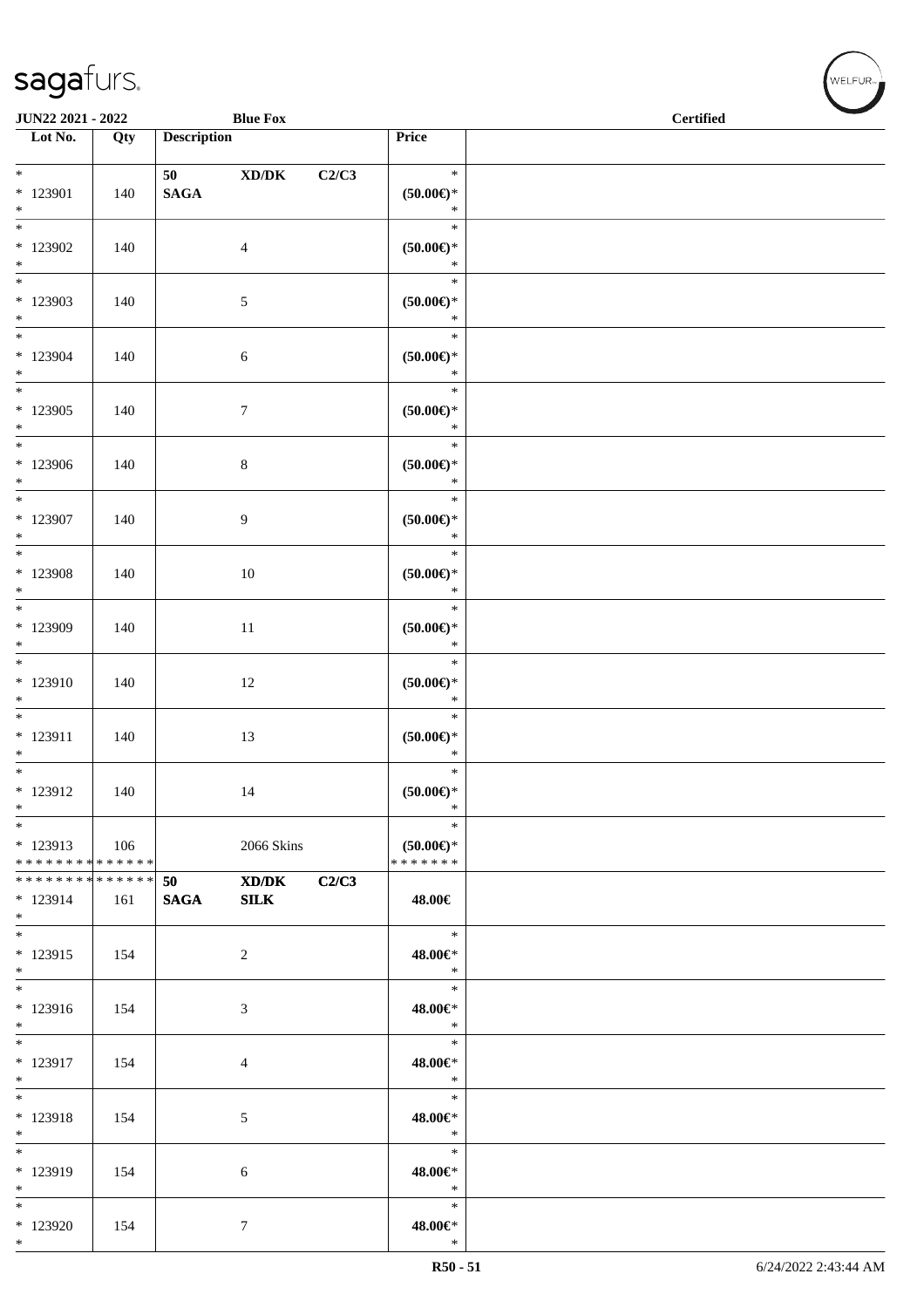| Lot No. | Qty | Description | | | Price | |
|---|---|---|---|---|---|---|
| *<br>* 123901<br>* | 140 | 50<br>SAGA | XD/DK | C2/C3 | *<br>(50.00€)*<br>* | |
| *<br>* 123902<br>* | 140 | | 4 | | *<br>(50.00€)*<br>* | |
| *<br>* 123903<br>* | 140 | | 5 | | *<br>(50.00€)*<br>* | |
| *<br>* 123904<br>* | 140 | | 6 | | *<br>(50.00€)*<br>* | |
| *<br>* 123905<br>* | 140 | | 7 | | *<br>(50.00€)*<br>* | |
| *<br>* 123906<br>* | 140 | | 8 | | *<br>(50.00€)*<br>* | |
| *<br>* 123907<br>* | 140 | | 9 | | *<br>(50.00€)*<br>* | |
| *<br>* 123908<br>* | 140 | | 10 | | *<br>(50.00€)*<br>* | |
| *<br>* 123909<br>* | 140 | | 11 | | *<br>(50.00€)*<br>* | |
| *<br>* 123910<br>* | 140 | | 12 | | *<br>(50.00€)*<br>* | |
| *<br>* 123911<br>* | 140 | | 13 | | *<br>(50.00€)*<br>* | |
| *<br>* 123912<br>* | 140 | | 14 | | *<br>(50.00€)*<br>* | |
| *<br>* 123913<br>* * * * * * * * * * * * * * | 106 | | 2066 Skins | | *<br>(50.00€)*<br>* * * * * * * | |
| * * * * * * * * * * * * * *<br>* 123914<br>* | 161 | 50<br>SAGA | XD/DK<br>SILK | C2/C3 | 48.00€ | |
| *<br>* 123915<br>* | 154 | | 2 | | *<br>48.00€*<br>* | |
| *<br>* 123916<br>* | 154 | | 3 | | *<br>48.00€*<br>* | |
| *<br>* 123917<br>* | 154 | | 4 | | *<br>48.00€*<br>* | |
| *<br>* 123918<br>* | 154 | | 5 | | *<br>48.00€*<br>* | |
| *<br>* 123919<br>* | 154 | | 6 | | *<br>48.00€*<br>* | |
| *<br>* 123920<br>* | 154 | | 7 | | *<br>48.00€*<br>* | |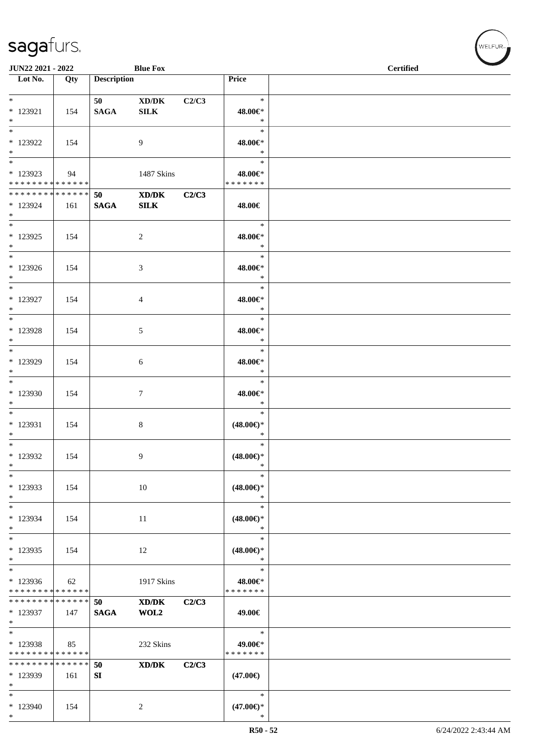| Lot No. | Qty | Description | | | Price | |
|---|---|---|---|---|---|---|
| * <br> * 123921 <br> * | 154 | 50 <br> **SAGA** | **XD/DK** <br> **SILK** | **C2/C3** | * <br> **48.00€*** <br> * | |
| * <br> * 123922 <br> * | 154 | | 9 | | * <br> **48.00€*** <br> * | |
| * <br> * 123923 <br> * * * * * * * * * * * * * * | 94 | | 1487 Skins | | * <br> **48.00€*** <br> * * * * * * * | |
| * * * * * * * * * * * * * * <br> * 123924 <br> * | 161 | **50** <br> **SAGA** | **XD/DK** <br> **SILK** | **C2/C3** | **48.00€** | |
| * <br> * 123925 <br> * | 154 | | 2 | | * <br> **48.00€*** <br> * | |
| * <br> * 123926 <br> * | 154 | | 3 | | * <br> **48.00€*** <br> * | |
| * <br> * 123927 <br> * | 154 | | 4 | | * <br> **48.00€*** <br> * | |
| * <br> * 123928 <br> * | 154 | | 5 | | * <br> **48.00€*** <br> * | |
| * <br> * 123929 <br> * | 154 | | 6 | | * <br> **48.00€*** <br> * | |
| * <br> * 123930 <br> * | 154 | | 7 | | * <br> **48.00€*** <br> * | |
| * <br> * 123931 <br> * | 154 | | 8 | | * <br> **(48.00€)*** <br> * | |
| * <br> * 123932 <br> * | 154 | | 9 | | * <br> **(48.00€)*** <br> * | |
| * <br> * 123933 <br> * | 154 | | 10 | | * <br> **(48.00€)*** <br> * | |
| * <br> * 123934 <br> * | 154 | | 11 | | * <br> **(48.00€)*** <br> * | |
| * <br> * 123935 <br> * | 154 | | 12 | | * <br> **(48.00€)*** <br> * | |
| * <br> * 123936 <br> * * * * * * * * * * * * * * | 62 | | 1917 Skins | | * <br> **48.00€*** <br> * * * * * * * | |
| * * * * * * * * * * * * * * <br> * 123937 <br> * | 147 | **50** <br> **SAGA** | **XD/DK** <br> **WOL2** | **C2/C3** | **49.00€** | |
| * <br> * 123938 <br> * * * * * * * * * * * * * * | 85 | | 232 Skins | | * <br> **49.00€*** <br> * * * * * * * | |
| * * * * * * * * * * * * * * <br> * 123939 <br> * | 161 | **50** <br> **SI** | **XD/DK** | **C2/C3** | **(47.00€)** | |
| * <br> * 123940 <br> * | 154 | | 2 | | * <br> **(47.00€)*** <br> * | |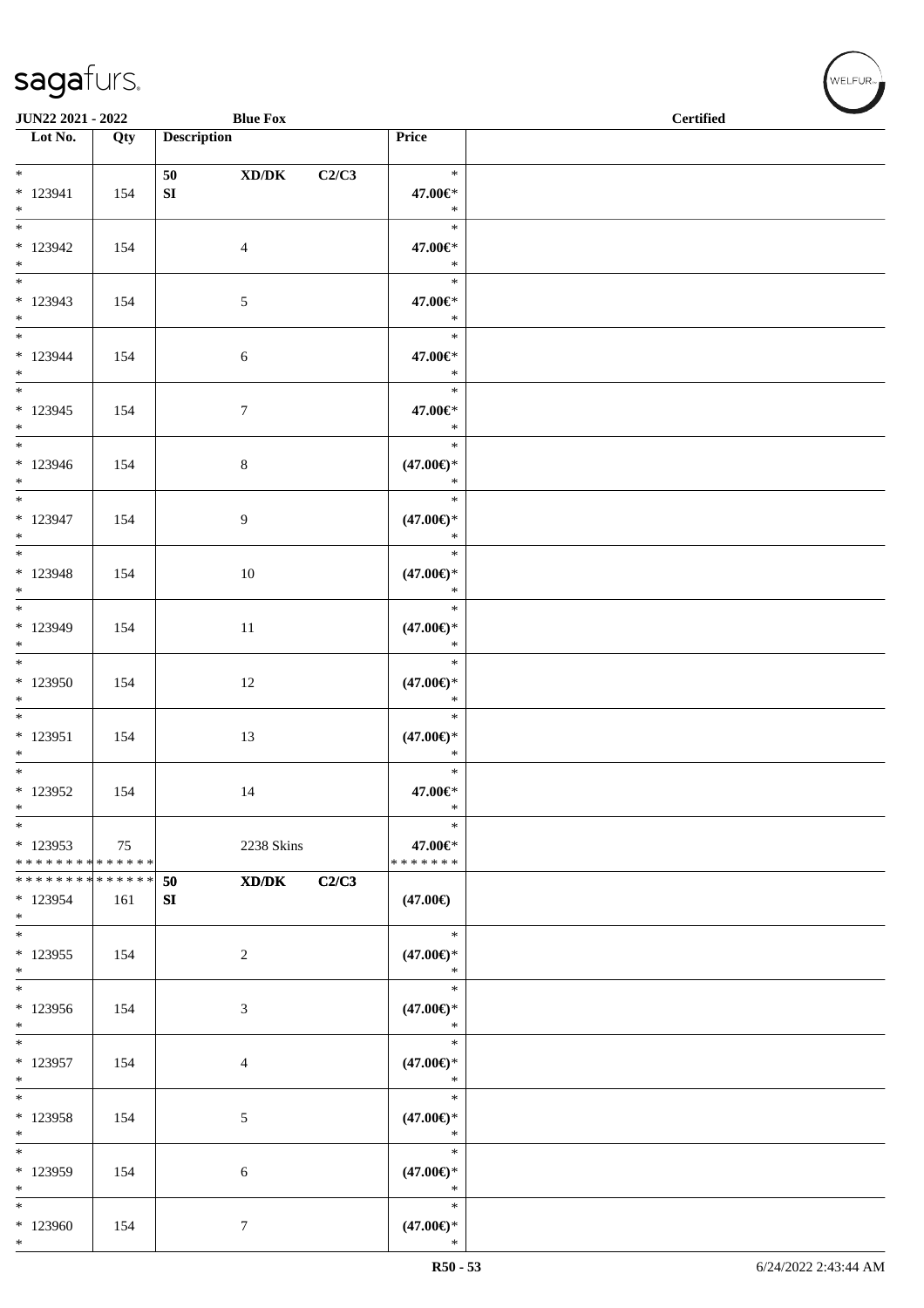| Lot No. | Qty | Description | | | Price | |
|---|---|---|---|---|---|---|
| * <br> * 123941 <br> * | 154 | 50 <br> SI | XD/DK | C2/C3 | * <br> 47.00€* <br> * | |
| * <br> * 123942 <br> * | 154 | | 4 | | * <br> 47.00€* <br> * | |
| * <br> * 123943 <br> * | 154 | | 5 | | * <br> 47.00€* <br> * | |
| * <br> * 123944 <br> * | 154 | | 6 | | * <br> 47.00€* <br> * | |
| * <br> * 123945 <br> * | 154 | | 7 | | * <br> 47.00€* <br> * | |
| * <br> * 123946 <br> * | 154 | | 8 | | * <br> (47.00€)* <br> * | |
| * <br> * 123947 <br> * | 154 | | 9 | | * <br> (47.00€)* <br> * | |
| * <br> * 123948 <br> * | 154 | | 10 | | * <br> (47.00€)* <br> * | |
| * <br> * 123949 <br> * | 154 | | 11 | | * <br> (47.00€)* <br> * | |
| * <br> * 123950 <br> * | 154 | | 12 | | * <br> (47.00€)* <br> * | |
| * <br> * 123951 <br> * | 154 | | 13 | | * <br> (47.00€)* <br> * | |
| * <br> * 123952 <br> * | 154 | | 14 | | * <br> 47.00€* <br> * | |
| * <br> * 123953 <br> * * * * * * * * * * * * * * | 75 | | 2238 Skins | | * <br> 47.00€* <br> * * * * * * * | |
| * * * * * * * * * * * * * * <br> * 123954 <br> * | 161 | 50 <br> SI | XD/DK | C2/C3 | (47.00€) | |
| * <br> * 123955 <br> * | 154 | | 2 | | * <br> (47.00€)* <br> * | |
| * <br> * 123956 <br> * | 154 | | 3 | | * <br> (47.00€)* <br> * | |
| * <br> * 123957 <br> * | 154 | | 4 | | * <br> (47.00€)* <br> * | |
| * <br> * 123958 <br> * | 154 | | 5 | | * <br> (47.00€)* <br> * | |
| * <br> * 123959 <br> * | 154 | | 6 | | * <br> (47.00€)* <br> * | |
| * <br> * 123960 <br> * | 154 | | 7 | | * <br> (47.00€)* <br> * | |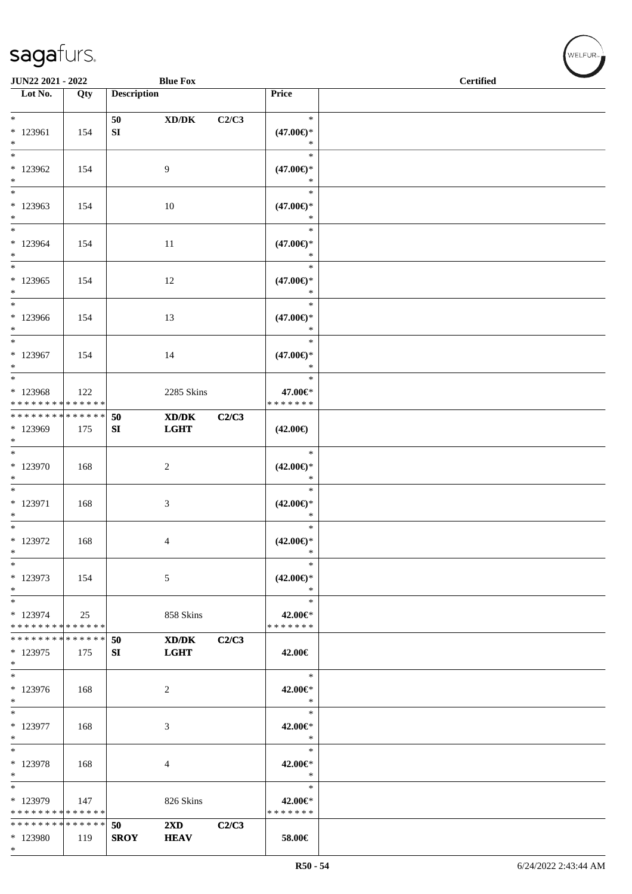| Lot No. | Qty | Description | | | Price | |
|---|---|---|---|---|---|---|
| * <br> * 123961 <br> * | 154 | 50 <br> SI | XD/DK | C2/C3 | * <br> (47.00€)* <br> * | |
| * <br> * 123962 <br> * | 154 | | 9 | | * <br> (47.00€)* <br> * | |
| * <br> * 123963 <br> * | 154 | | 10 | | * <br> (47.00€)* <br> * | |
| * <br> * 123964 <br> * | 154 | | 11 | | * <br> (47.00€)* <br> * | |
| * <br> * 123965 <br> * | 154 | | 12 | | * <br> (47.00€)* <br> * | |
| * <br> * 123966 <br> * | 154 | | 13 | | * <br> (47.00€)* <br> * | |
| * <br> * 123967 <br> * | 154 | | 14 | | * <br> (47.00€)* <br> * | |
| * <br> * 123968 <br> * * * * * * * * * * * * * * | 122 | | 2285 Skins | | * <br> 47.00€* <br> * * * * * * * | |
| * * * * * * * * * * * * * * <br> * 123969 <br> * | 175 | 50 <br> SI | XD/DK <br> LGHT | C2/C3 | (42.00€) | |
| * <br> * 123970 <br> * | 168 | | 2 | | * <br> (42.00€)* <br> * | |
| * <br> * 123971 <br> * | 168 | | 3 | | * <br> (42.00€)* <br> * | |
| * <br> * 123972 <br> * | 168 | | 4 | | * <br> (42.00€)* <br> * | |
| * <br> * 123973 <br> * | 154 | | 5 | | * <br> (42.00€)* <br> * | |
| * <br> * 123974 <br> * * * * * * * * * * * * * * | 25 | | 858 Skins | | * <br> 42.00€* <br> * * * * * * * | |
| * * * * * * * * * * * * * * <br> * 123975 <br> * | 175 | 50 <br> SI | XD/DK <br> LGHT | C2/C3 | 42.00€ | |
| * <br> * 123976 <br> * | 168 | | 2 | | * <br> 42.00€* <br> * | |
| * <br> * 123977 <br> * | 168 | | 3 | | * <br> 42.00€* <br> * | |
| * <br> * 123978 <br> * | 168 | | 4 | | * <br> 42.00€* <br> * | |
| * <br> * 123979 <br> * * * * * * * * * * * * * * | 147 | | 826 Skins | | * <br> 42.00€* <br> * * * * * * * | |
| * * * * * * * * * * * * * * <br> * 123980 <br> * | 119 | 50 <br> SROY | 2XD <br> HEAV | C2/C3 | 58.00€ | |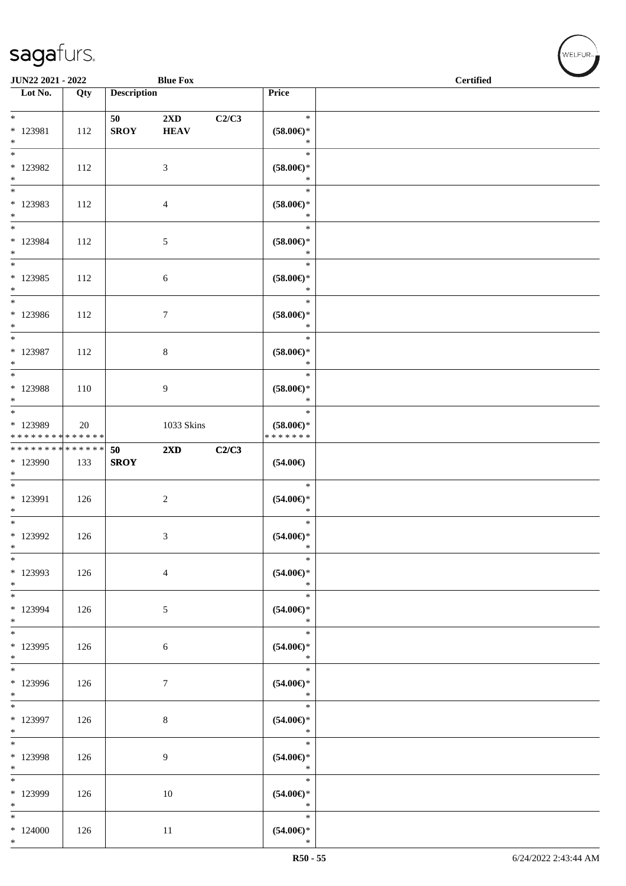**JUN22 2021 - 2022** **Blue Fox** **Certified**

| Lot No. | Qty | Description | | | Price | |
|---|---|---|---|---|---|---|
| * 123981 * | 112 | **50 SROY** | **2XD HEAV** | **C2/C3** | * **(58.00€)*** * | |
| * 123982 * | 112 | | 3 | | * **(58.00€)*** * | |
| * 123983 * | 112 | | 4 | | * **(58.00€)*** * | |
| * 123984 * | 112 | | 5 | | * **(58.00€)*** * | |
| * 123985 * | 112 | | 6 | | * **(58.00€)*** * | |
| * 123986 * | 112 | | 7 | | * **(58.00€)*** * | |
| * 123987 * | 112 | | 8 | | * **(58.00€)*** * | |
| * 123988 * | 110 | | 9 | | * **(58.00€)*** * | |
| * 123989 * * * * * * * * * * * * * * | 20 | | 1033 Skins | | * **(58.00€)*** * * * * * * * | |
| * * * * * * * * * * * * * * 123990 * | 133 | **50 SROY** | **2XD** | **C2/C3** | **(54.00€)** | |
| * 123991 * | 126 | | 2 | | * **(54.00€)*** * | |
| * 123992 * | 126 | | 3 | | * **(54.00€)*** * | |
| * 123993 * | 126 | | 4 | | * **(54.00€)*** * | |
| * 123994 * | 126 | | 5 | | * **(54.00€)*** * | |
| * 123995 * | 126 | | 6 | | * **(54.00€)*** * | |
| * 123996 * | 126 | | 7 | | * **(54.00€)*** * | |
| * 123997 * | 126 | | 8 | | * **(54.00€)*** * | |
| * 123998 * | 126 | | 9 | | * **(54.00€)*** * | |
| * 123999 * | 126 | | 10 | | * **(54.00€)*** * | |
| * 124000 * | 126 | | 11 | | * **(54.00€)*** * | |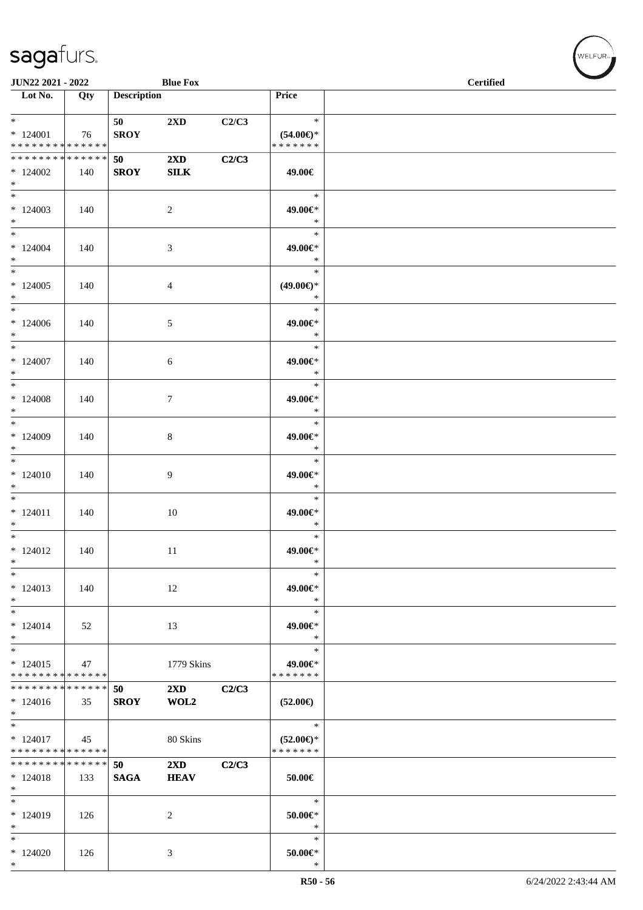JUN22 2021 - 2022 | Blue Fox | Certified

| Lot No. | Qty | Description | | | Price | |
|---|---|---|---|---|---|---|
| * <br> * 124001 <br> * * * * * * * * * * * * * * | 76 | 50 <br> **SROY** | **2XD** | C2/C3 | * <br> **(54.00€)*** <br> * * * * * * * | |
| * * * * * * * * * * * * * * <br> * 124002 <br> * | 140 | **50** <br> **SROY** | **2XD** <br> **SILK** | **C2/C3** | **49.00€** | |
| * <br> * 124003 <br> * | 140 | | 2 | | * <br> **49.00€*** <br> * | |
| * <br> * 124004 <br> * | 140 | | 3 | | * <br> **49.00€*** <br> * | |
| * <br> * 124005 <br> * | 140 | | 4 | | * <br> **(49.00€)*** <br> * | |
| * <br> * 124006 <br> * | 140 | | 5 | | * <br> **49.00€*** <br> * | |
| * <br> * 124007 <br> * | 140 | | 6 | | * <br> **49.00€*** <br> * | |
| * <br> * 124008 <br> * | 140 | | 7 | | * <br> **49.00€*** <br> * | |
| * <br> * 124009 <br> * | 140 | | 8 | | * <br> **49.00€*** <br> * | |
| * <br> * 124010 <br> * | 140 | | 9 | | * <br> **49.00€*** <br> * | |
| * <br> * 124011 <br> * | 140 | | 10 | | * <br> **49.00€*** <br> * | |
| * <br> * 124012 <br> * | 140 | | 11 | | * <br> **49.00€*** <br> * | |
| * <br> * 124013 <br> * | 140 | | 12 | | * <br> **49.00€*** <br> * | |
| * <br> * 124014 <br> * | 52 | | 13 | | * <br> **49.00€*** <br> * | |
| * <br> * 124015 <br> * * * * * * * * * * * * * * | 47 | | 1779 Skins | | * <br> **49.00€*** <br> * * * * * * * | |
| * * * * * * * * * * * * * * <br> * 124016 <br> * | 35 | **50** <br> **SROY** | **2XD** <br> **WOL2** | **C2/C3** | **(52.00€)** | |
| * <br> * 124017 <br> * * * * * * * * * * * * * * | 45 | | 80 Skins | | * <br> **(52.00€)*** <br> * * * * * * * | |
| * * * * * * * * * * * * * * <br> * 124018 <br> * | 133 | **50** <br> **SAGA** | **2XD** <br> **HEAV** | **C2/C3** | **50.00€** | |
| * <br> * 124019 <br> * | 126 | | 2 | | * <br> **50.00€*** <br> * | |
| * <br> * 124020 <br> * | 126 | | 3 | | * <br> **50.00€*** <br> * | |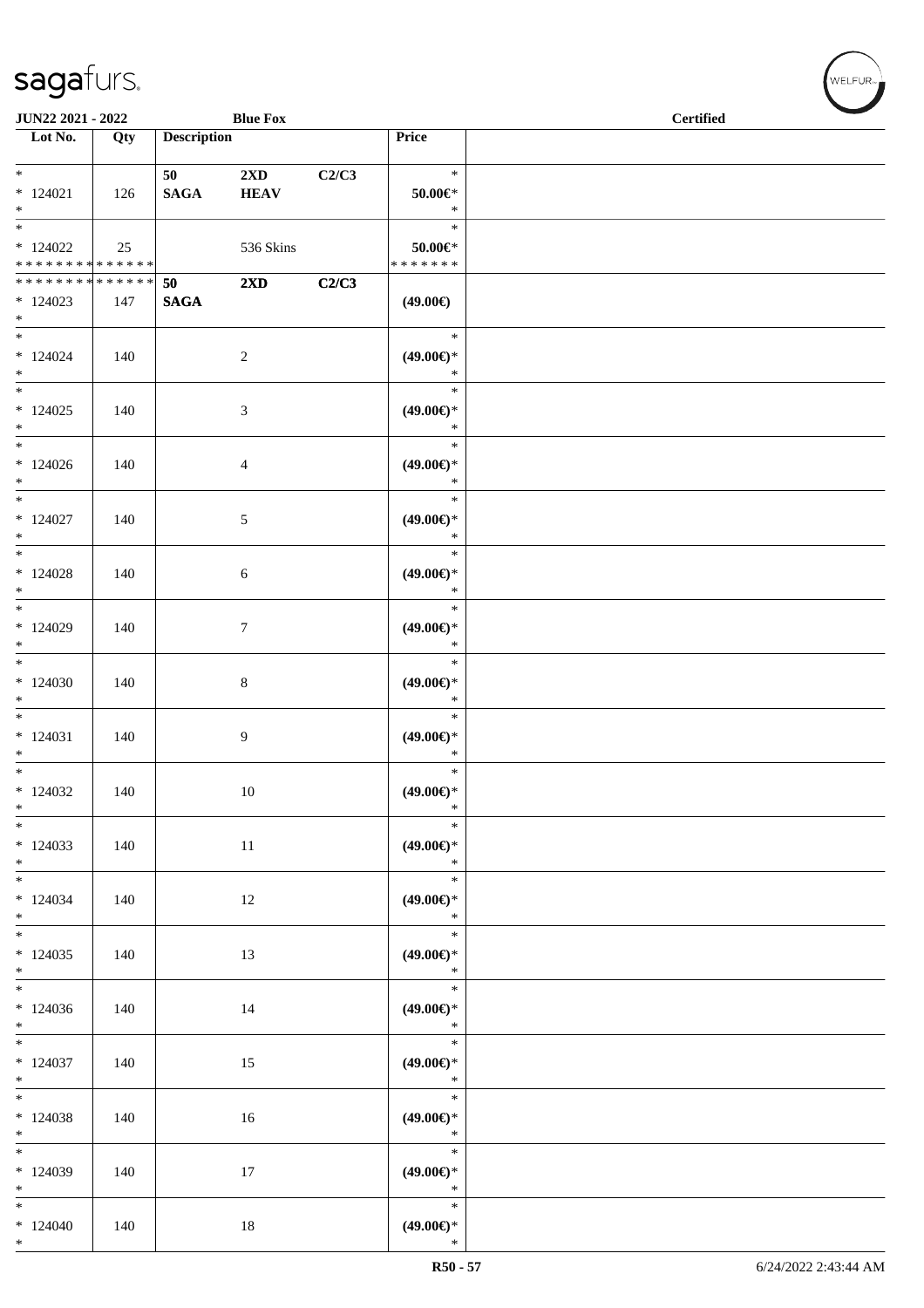| Lot No. | Qty | Description | | | Price | |
|---|---|---|---|---|---|---|
| * | | 50 | **2XD** | **C2/C3** | * | |
| * 124021 | 126 | **SAGA** | **HEAV** | | **50.00€*** | |
| * | | | | | * | |
| * | | | | | * | |
| * 124022 | 25 | | 536 Skins | | **50.00€*** | |
| * * * * * * * * * * * * * * | | | | | * * * * * * * | |
| * * * * * * * * * * * * * * | | **50** | **2XD** | **C2/C3** | | |
| * 124023 | 147 | **SAGA** | | | **(49.00€)** | |
| * | | | | | | |
| * 124024 | 140 | | 2 | | **(49.00€)*** | |
| * 124025 | 140 | | 3 | | **(49.00€)*** | |
| * 124026 | 140 | | 4 | | **(49.00€)*** | |
| * 124027 | 140 | | 5 | | **(49.00€)*** | |
| * 124028 | 140 | | 6 | | **(49.00€)*** | |
| * 124029 | 140 | | 7 | | **(49.00€)*** | |
| * 124030 | 140 | | 8 | | **(49.00€)*** | |
| * 124031 | 140 | | 9 | | **(49.00€)*** | |
| * 124032 | 140 | | 10 | | **(49.00€)*** | |
| * 124033 | 140 | | 11 | | **(49.00€)*** | |
| * 124034 | 140 | | 12 | | **(49.00€)*** | |
| * 124035 | 140 | | 13 | | **(49.00€)*** | |
| * 124036 | 140 | | 14 | | **(49.00€)*** | |
| * 124037 | 140 | | 15 | | **(49.00€)*** | |
| * 124038 | 140 | | 16 | | **(49.00€)*** | |
| * 124039 | 140 | | 17 | | **(49.00€)*** | |
| * 124040 | 140 | | 18 | | **(49.00€)*** | |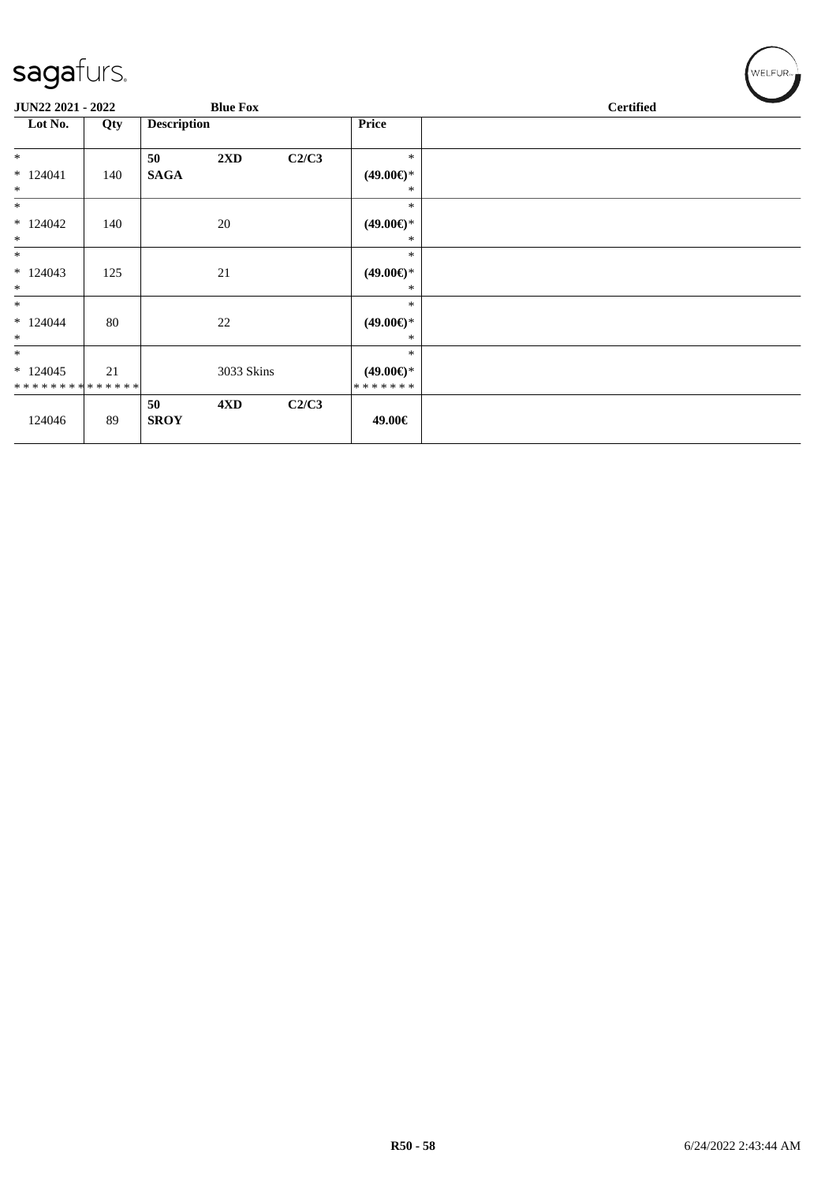| Lot No. | Qty | Description | | | Price | |
|---|---|---|---|---|---|---|
| * * 124041 * | 140 | 50 **SAGA** | **2XD** | **C2/C3** | * **(49.00€)*** * | |
| * * 124042 * | 140 | | 20 | | * **(49.00€)*** * | |
| * * 124043 * | 125 | | 21 | | * **(49.00€)*** * | |
| * * 124044 * | 80 | | 22 | | * **(49.00€)*** * | |
| * * 124045 * * * * * * * * * * * * * * | 21 | | 3033 Skins | | * **(49.00€)*** * * * * * * * | |
| 124046 | 89 | 50 **SROY** | **4XD** | **C2/C3** | **49.00€** | |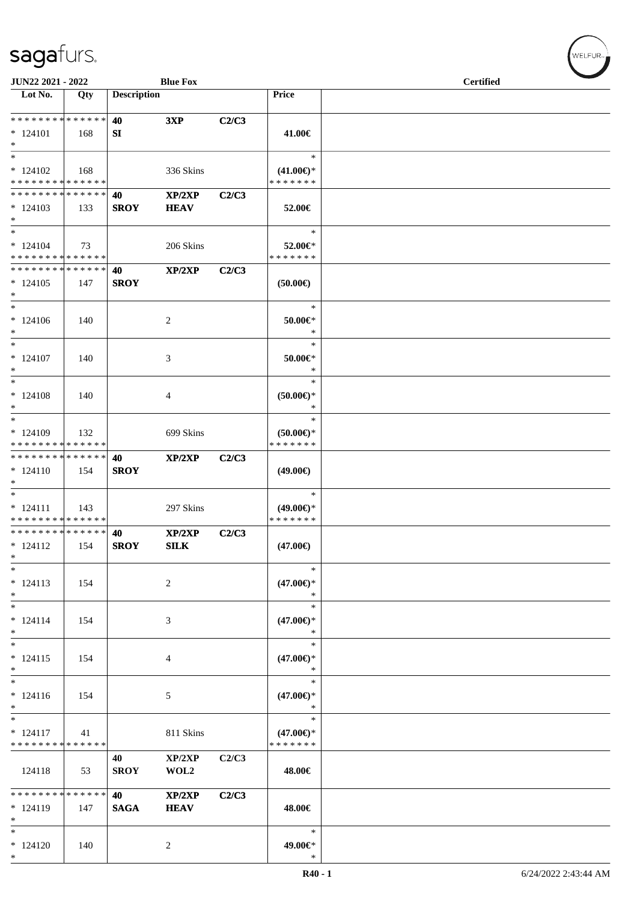**JUN22 2021 - 2022** | **Blue Fox** | **Certified**

| Lot No. | Qty | Description | | | Price | |
|---|---|---|---|---|---|---|
| * * * * * * * * * * * * * * | | 40 | 3XP | C2/C3 | | |
| * 124101 | 168 | SI | | | 41.00€ | |
| * | | | | | | |
| * | | | | | * | |
| * 124102 | 168 | | 336 Skins | | (41.00€)* | |
| * * * * * * * * * * * * * * | | | | | * * * * * * * | |
| * * * * * * * * * * * * * * | | 40 | XP/2XP | C2/C3 | | |
| * 124103 | 133 | SROY | HEAV | | 52.00€ | |
| * | | | | | | |
| * | | | | | * | |
| * 124104 | 73 | | 206 Skins | | 52.00€* | |
| * * * * * * * * * * * * * * | | | | | * * * * * * * | |
| * * * * * * * * * * * * * * | | 40 | XP/2XP | C2/C3 | | |
| * 124105 | 147 | SROY | | | (50.00€) | |
| * | | | | | | |
| * | | | | | * | |
| * 124106 | 140 | | 2 | | 50.00€* | |
| * | | | | | * | |
| * | | | | | * | |
| * 124107 | 140 | | 3 | | 50.00€* | |
| * | | | | | * | |
| * | | | | | * | |
| * 124108 | 140 | | 4 | | (50.00€)* | |
| * | | | | | * | |
| * | | | | | * | |
| * 124109 | 132 | | 699 Skins | | (50.00€)* | |
| * * * * * * * * * * * * * * | | | | | * * * * * * * | |
| * * * * * * * * * * * * * * | | 40 | XP/2XP | C2/C3 | | |
| * 124110 | 154 | SROY | | | (49.00€) | |
| * | | | | | | |
| * | | | | | * | |
| * 124111 | 143 | | 297 Skins | | (49.00€)* | |
| * * * * * * * * * * * * * * | | | | | * * * * * * * | |
| * * * * * * * * * * * * * * | | 40 | XP/2XP | C2/C3 | | |
| * 124112 | 154 | SROY | SILK | | (47.00€) | |
| * | | | | | | |
| * | | | | | * | |
| * 124113 | 154 | | 2 | | (47.00€)* | |
| * | | | | | * | |
| * | | | | | * | |
| * 124114 | 154 | | 3 | | (47.00€)* | |
| * | | | | | * | |
| * | | | | | * | |
| * 124115 | 154 | | 4 | | (47.00€)* | |
| * | | | | | * | |
| * | | | | | * | |
| * 124116 | 154 | | 5 | | (47.00€)* | |
| * | | | | | * | |
| * | | | | | * | |
| * 124117 | 41 | | 811 Skins | | (47.00€)* | |
| * * * * * * * * * * * * * * | | | | | * * * * * * * | |
| | | 40 | XP/2XP | C2/C3 | | |
| 124118 | 53 | SROY | WOL2 | | 48.00€ | |
| * * * * * * * * * * * * * * | | 40 | XP/2XP | C2/C3 | | |
| * 124119 | 147 | SAGA | HEAV | | 48.00€ | |
| * | | | | | | |
| * | | | | | * | |
| * 124120 | 140 | | 2 | | 49.00€* | |
| * | | | | | * | |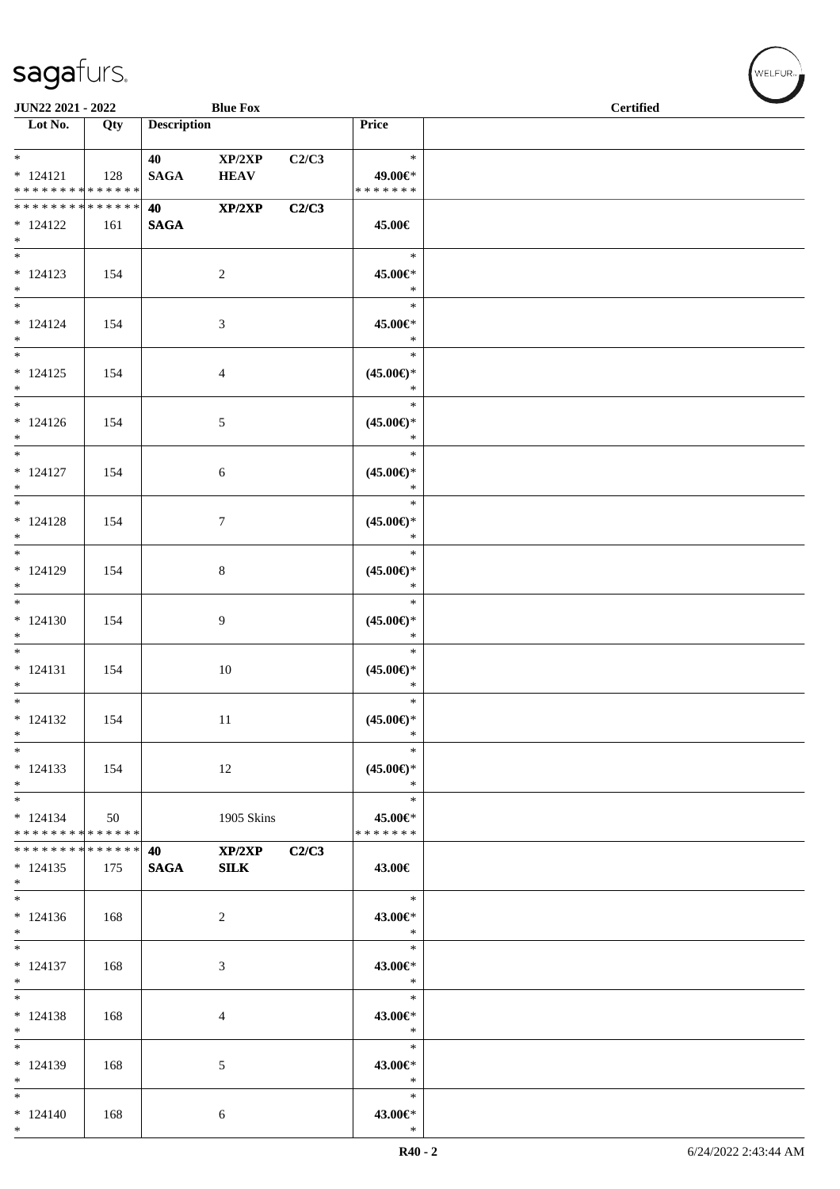**JUN22 2021 - 2022** **Blue Fox** **Certified**

| Lot No. | Qty | Description | | | Price | |
|---|---|---|---|---|---|---|
| * <br> * 124121 <br> * * * * * * * * * * * * * * | 128 | 40 **SAGA** | XP/2XP **HEAV** | C2/C3 | * <br> 49.00€* <br> * * * * * * * | |
| * * * * * * * * * * * * * * <br> * 124122 <br> * | 161 | **40** **SAGA** | **XP/2XP** | **C2/C3** | 45.00€ | |
| * <br> * 124123 <br> * | 154 | | 2 | | * <br> 45.00€* <br> * | |
| * <br> * 124124 <br> * | 154 | | 3 | | * <br> 45.00€* <br> * | |
| * <br> * 124125 <br> * | 154 | | 4 | | * <br> (45.00€)* <br> * | |
| * <br> * 124126 <br> * | 154 | | 5 | | * <br> (45.00€)* <br> * | |
| * <br> * 124127 <br> * | 154 | | 6 | | * <br> (45.00€)* <br> * | |
| * <br> * 124128 <br> * | 154 | | 7 | | * <br> (45.00€)* <br> * | |
| * <br> * 124129 <br> * | 154 | | 8 | | * <br> (45.00€)* <br> * | |
| * <br> * 124130 <br> * | 154 | | 9 | | * <br> (45.00€)* <br> * | |
| * <br> * 124131 <br> * | 154 | | 10 | | * <br> (45.00€)* <br> * | |
| * <br> * 124132 <br> * | 154 | | 11 | | * <br> (45.00€)* <br> * | |
| * <br> * 124133 <br> * | 154 | | 12 | | * <br> (45.00€)* <br> * | |
| * <br> * 124134 <br> * * * * * * * * * * * * * * | 50 | | 1905 Skins | | * <br> 45.00€* <br> * * * * * * * | |
| * * * * * * * * * * * * * * <br> * 124135 <br> * | 175 | **40** **SAGA** | **XP/2XP** **SILK** | **C2/C3** | 43.00€ | |
| * <br> * 124136 <br> * | 168 | | 2 | | * <br> 43.00€* <br> * | |
| * <br> * 124137 <br> * | 168 | | 3 | | * <br> 43.00€* <br> * | |
| * <br> * 124138 <br> * | 168 | | 4 | | * <br> 43.00€* <br> * | |
| * <br> * 124139 <br> * | 168 | | 5 | | * <br> 43.00€* <br> * | |
| * <br> * 124140 <br> * | 168 | | 6 | | * <br> 43.00€* <br> * | |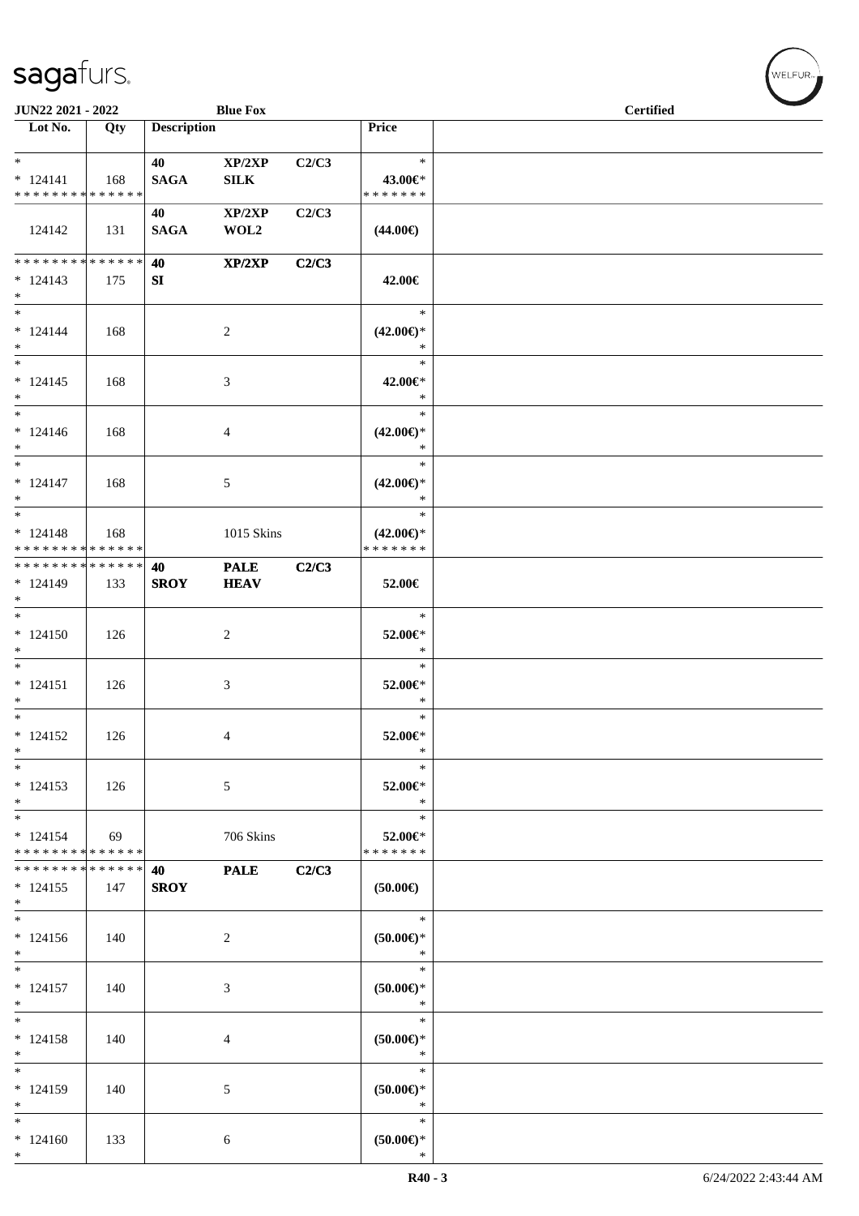JUN22 2021 - 2022 | Blue Fox | Certified

| Lot No. | Qty | Description | | | Price |
|---|---|---|---|---|---|
| * | | 40 | XP/2XP | C2/C3 | * |
| * 124141 | 168 | SAGA | SILK | | 43.00€* |
| * * * * * * * * * * * * * * | | | | | * * * * * * * |
| | | 40 | XP/2XP | C2/C3 | |
| 124142 | 131 | SAGA | WOL2 | | (44.00€) |
| * * * * * * * * * * * * * * | | 40 | XP/2XP | C2/C3 | |
| * 124143 | 175 | SI | | | 42.00€ |
| * | | | | | |
| * | | | | | * |
| * 124144 | 168 | | 2 | | (42.00€)* |
| * | | | | | * |
| * | | | | | * |
| * 124145 | 168 | | 3 | | 42.00€* |
| * | | | | | * |
| * | | | | | * |
| * 124146 | 168 | | 4 | | (42.00€)* |
| * | | | | | * |
| * | | | | | * |
| * 124147 | 168 | | 5 | | (42.00€)* |
| * | | | | | * |
| * | | | | | * |
| * 124148 | 168 | | 1015 Skins | | (42.00€)* |
| * * * * * * * * * * * * * * | | | | | * * * * * * * |
| * * * * * * * * * * * * * * | | 40 | PALE | C2/C3 | |
| * 124149 | 133 | SROY | HEAV | | 52.00€ |
| * | | | | | |
| * | | | | | * |
| * 124150 | 126 | | 2 | | 52.00€* |
| * | | | | | * |
| * | | | | | * |
| * 124151 | 126 | | 3 | | 52.00€* |
| * | | | | | * |
| * | | | | | * |
| * 124152 | 126 | | 4 | | 52.00€* |
| * | | | | | * |
| * | | | | | * |
| * 124153 | 126 | | 5 | | 52.00€* |
| * | | | | | * |
| * | | | | | * |
| * 124154 | 69 | | 706 Skins | | 52.00€* |
| * * * * * * * * * * * * * * | | | | | * * * * * * * |
| * * * * * * * * * * * * * * | | 40 | PALE | C2/C3 | |
| * 124155 | 147 | SROY | | | (50.00€) |
| * | | | | | |
| * | | | | | * |
| * 124156 | 140 | | 2 | | (50.00€)* |
| * | | | | | * |
| * | | | | | * |
| * 124157 | 140 | | 3 | | (50.00€)* |
| * | | | | | * |
| * | | | | | * |
| * 124158 | 140 | | 4 | | (50.00€)* |
| * | | | | | * |
| * | | | | | * |
| * 124159 | 140 | | 5 | | (50.00€)* |
| * | | | | | * |
| * | | | | | * |
| * 124160 | 133 | | 6 | | (50.00€)* |
| * | | | | | * |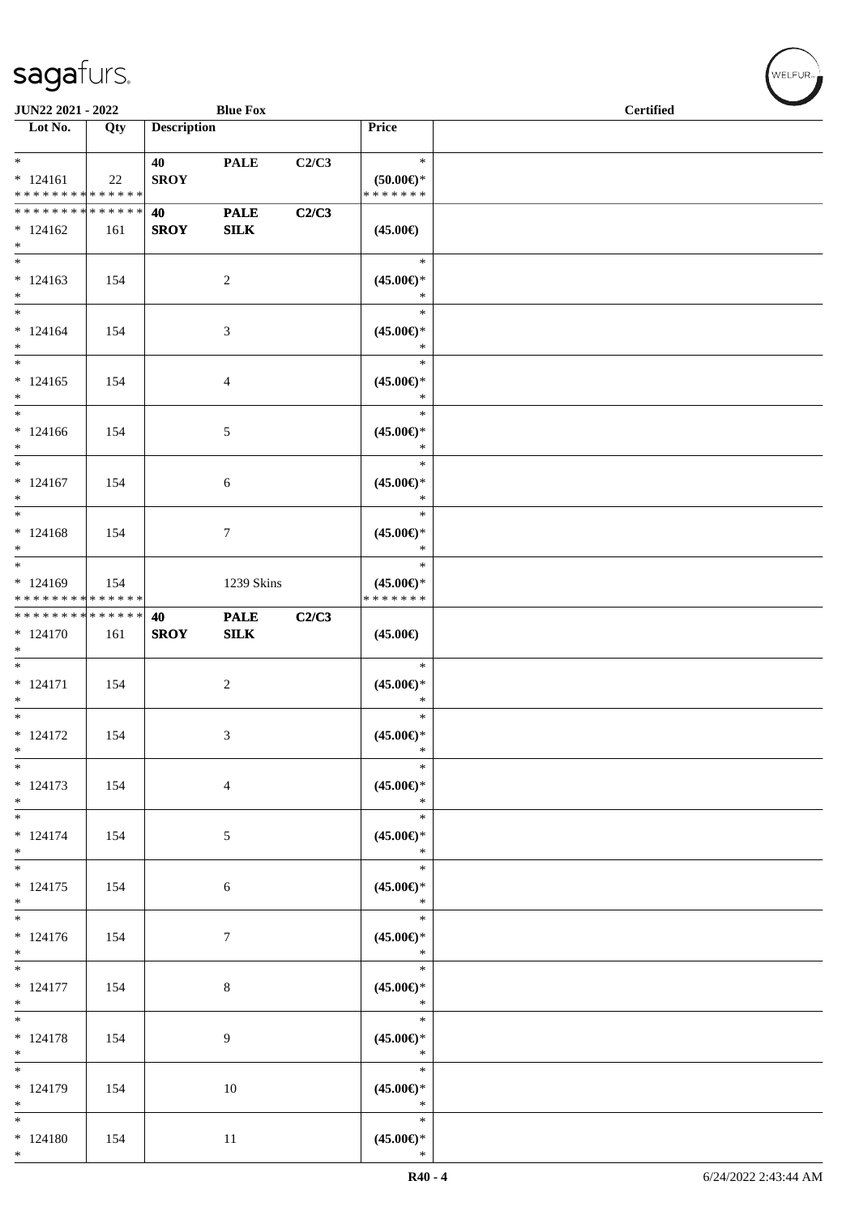| Lot No. | Qty | Description | | | Price | |
|---|---|---|---|---|---|---|
| * | | 40 | PALE | C2/C3 | * | |
| * 124161 | 22 | SROY | | | (50.00€)* | |
| * * * * * * * * * * * * * * | | | | | * * * * * * * | |
| * * * * * * * * * * * * * * | | 40 | PALE | C2/C3 | | |
| * 124162 | 161 | SROY | SILK | | (45.00€) | |
| * | | | | | | |
| * 124163 | 154 | | 2 | | (45.00€)* | |
| * 124164 | 154 | | 3 | | (45.00€)* | |
| * 124165 | 154 | | 4 | | (45.00€)* | |
| * 124166 | 154 | | 5 | | (45.00€)* | |
| * 124167 | 154 | | 6 | | (45.00€)* | |
| * 124168 | 154 | | 7 | | (45.00€)* | |
| * 124169 | 154 | | 1239 Skins | | (45.00€)* | |
| * * * * * * * * * * * * * * | | | | | * * * * * * * | |
| * * * * * * * * * * * * * * | | 40 | PALE | C2/C3 | | |
| * 124170 | 161 | SROY | SILK | | (45.00€) | |
| * | | | | | | |
| * 124171 | 154 | | 2 | | (45.00€)* | |
| * 124172 | 154 | | 3 | | (45.00€)* | |
| * 124173 | 154 | | 4 | | (45.00€)* | |
| * 124174 | 154 | | 5 | | (45.00€)* | |
| * 124175 | 154 | | 6 | | (45.00€)* | |
| * 124176 | 154 | | 7 | | (45.00€)* | |
| * 124177 | 154 | | 8 | | (45.00€)* | |
| * 124178 | 154 | | 9 | | (45.00€)* | |
| * 124179 | 154 | | 10 | | (45.00€)* | |
| * 124180 | 154 | | 11 | | (45.00€)* | |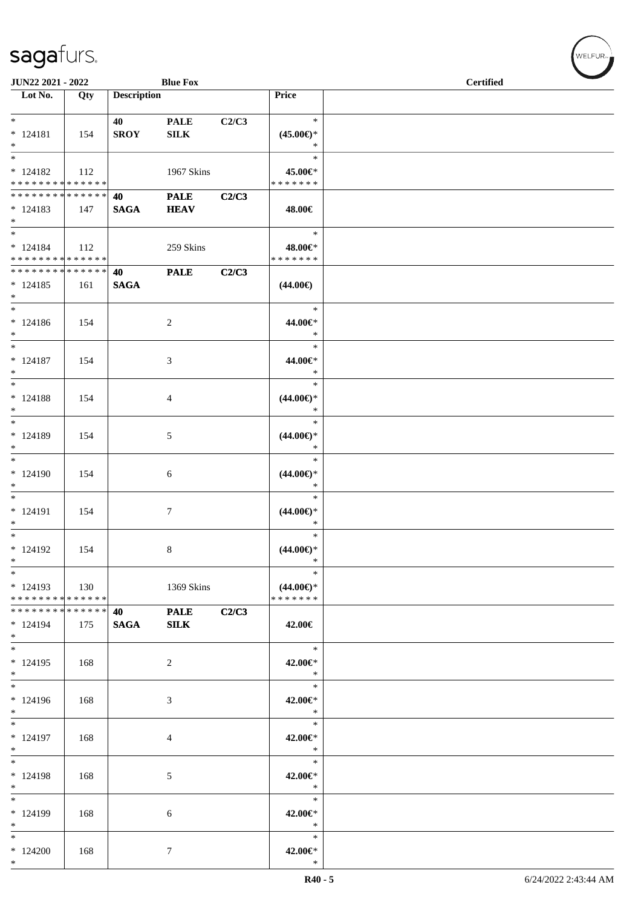JUN22 2021 - 2022 | Blue Fox | Certified

| Lot No. | Qty | Description | | | Price | |
|---|---|---|---|---|---|---|
| * | | 40 | PALE | C2/C3 | * | |
| * 124181 | 154 | SROY | SILK | | (45.00€)* | |
| * | | | | | * | |
| * | | | | | * | |
| * 124182 | 112 | | 1967 Skins | | 45.00€* | |
| * * * * * * * * * * * * * * | | | | | * * * * * * * | |
| * * * * * * * * * * * * * * | | 40 | PALE | C2/C3 | | |
| * 124183 | 147 | SAGA | HEAV | | 48.00€ | |
| * | | | | | | |
| * | | | | | * | |
| * 124184 | 112 | | 259 Skins | | 48.00€* | |
| * * * * * * * * * * * * * * | | | | | * * * * * * * | |
| * * * * * * * * * * * * * * | | 40 | PALE | C2/C3 | | |
| * 124185 | 161 | SAGA | | | (44.00€) | |
| * | | | | | | |
| * | | | | | * | |
| * 124186 | 154 | | 2 | | 44.00€* | |
| * | | | | | * | |
| * | | | | | * | |
| * 124187 | 154 | | 3 | | 44.00€* | |
| * | | | | | * | |
| * | | | | | * | |
| * 124188 | 154 | | 4 | | (44.00€)* | |
| * | | | | | * | |
| * | | | | | * | |
| * 124189 | 154 | | 5 | | (44.00€)* | |
| * | | | | | * | |
| * | | | | | * | |
| * 124190 | 154 | | 6 | | (44.00€)* | |
| * | | | | | * | |
| * | | | | | * | |
| * 124191 | 154 | | 7 | | (44.00€)* | |
| * | | | | | * | |
| * | | | | | * | |
| * 124192 | 154 | | 8 | | (44.00€)* | |
| * | | | | | * | |
| * | | | | | * | |
| * 124193 | 130 | | 1369 Skins | | (44.00€)* | |
| * * * * * * * * * * * * * * | | | | | * * * * * * * | |
| * * * * * * * * * * * * * * | | 40 | PALE | C2/C3 | | |
| * 124194 | 175 | SAGA | SILK | | 42.00€ | |
| * | | | | | | |
| * | | | | | * | |
| * 124195 | 168 | | 2 | | 42.00€* | |
| * | | | | | * | |
| * | | | | | * | |
| * 124196 | 168 | | 3 | | 42.00€* | |
| * | | | | | * | |
| * | | | | | * | |
| * 124197 | 168 | | 4 | | 42.00€* | |
| * | | | | | * | |
| * | | | | | * | |
| * 124198 | 168 | | 5 | | 42.00€* | |
| * | | | | | * | |
| * | | | | | * | |
| * 124199 | 168 | | 6 | | 42.00€* | |
| * | | | | | * | |
| * | | | | | * | |
| * 124200 | 168 | | 7 | | 42.00€* | |
| * | | | | | * | |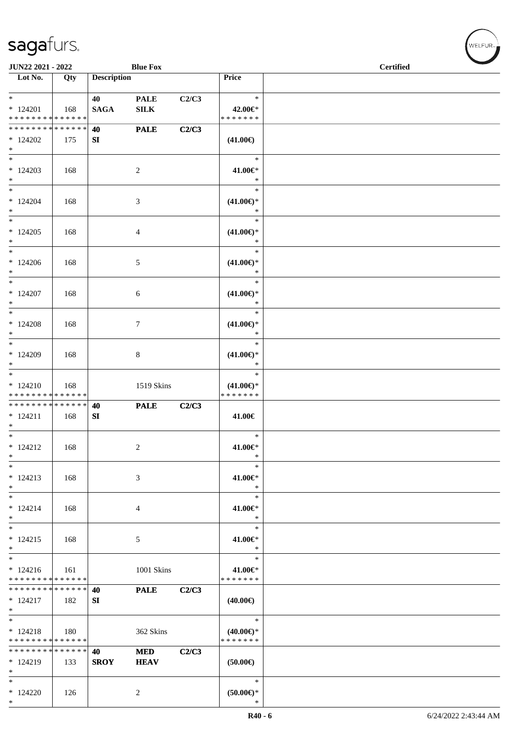**JUN22 2021 - 2022** **Blue Fox** **Certified**

| Lot No. | Qty | Description | | | Price | |
|---|---|---|---|---|---|---|
| * | | 40 | PALE | C2/C3 | * | |
| * 124201 | 168 | SAGA | SILK | | 42.00€* | |
| * * * * * * * * * * * * * * | | | | | * * * * * * * | |
| * * * * * * * * * * * * * * | | 40 | PALE | C2/C3 | | |
| * 124202 | 175 | SI | | | (41.00€) | |
| * | | | | | | |
| * | | | | | * | |
| * 124203 | 168 | | 2 | | 41.00€* | |
| * | | | | | * | |
| * | | | | | * | |
| * 124204 | 168 | | 3 | | (41.00€)* | |
| * | | | | | * | |
| * | | | | | * | |
| * 124205 | 168 | | 4 | | (41.00€)* | |
| * | | | | | * | |
| * | | | | | * | |
| * 124206 | 168 | | 5 | | (41.00€)* | |
| * | | | | | * | |
| * | | | | | * | |
| * 124207 | 168 | | 6 | | (41.00€)* | |
| * | | | | | * | |
| * | | | | | * | |
| * 124208 | 168 | | 7 | | (41.00€)* | |
| * | | | | | * | |
| * | | | | | * | |
| * 124209 | 168 | | 8 | | (41.00€)* | |
| * | | | | | * | |
| * | | | | | * | |
| * 124210 | 168 | | 1519 Skins | | (41.00€)* | |
| * * * * * * * * * * * * * * | | | | | * * * * * * * | |
| * * * * * * * * * * * * * * | | 40 | PALE | C2/C3 | | |
| * 124211 | 168 | SI | | | 41.00€ | |
| * | | | | | | |
| * | | | | | * | |
| * 124212 | 168 | | 2 | | 41.00€* | |
| * | | | | | * | |
| * | | | | | * | |
| * 124213 | 168 | | 3 | | 41.00€* | |
| * | | | | | * | |
| * | | | | | * | |
| * 124214 | 168 | | 4 | | 41.00€* | |
| * | | | | | * | |
| * | | | | | * | |
| * 124215 | 168 | | 5 | | 41.00€* | |
| * | | | | | * | |
| * | | | | | * | |
| * 124216 | 161 | | 1001 Skins | | 41.00€* | |
| * * * * * * * * * * * * * * | | | | | * * * * * * * | |
| * * * * * * * * * * * * * * | | 40 | PALE | C2/C3 | | |
| * 124217 | 182 | SI | | | (40.00€) | |
| * | | | | | | |
| * | | | | | * | |
| * 124218 | 180 | | 362 Skins | | (40.00€)* | |
| * * * * * * * * * * * * * * | | | | | * * * * * * * | |
| * * * * * * * * * * * * * * | | 40 | MED | C2/C3 | | |
| * 124219 | 133 | SROY | HEAV | | (50.00€) | |
| * | | | | | | |
| * | | | | | * | |
| * 124220 | 126 | | 2 | | (50.00€)* | |
| * | | | | | * | |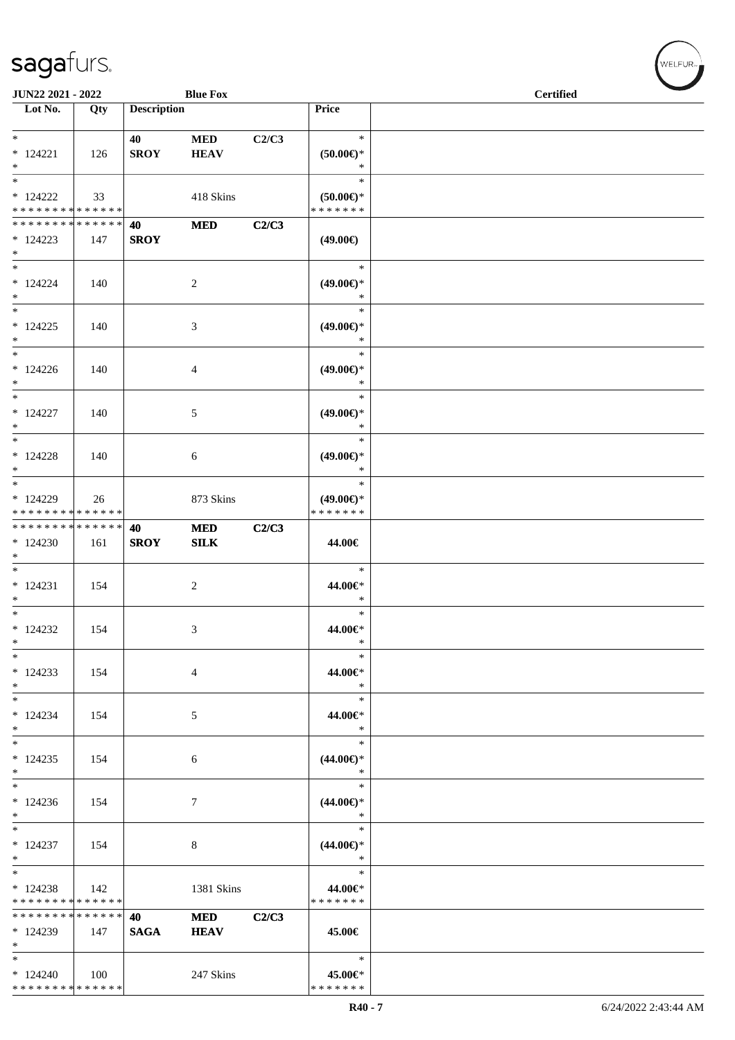**JUN22 2021 - 2022** **Blue Fox** **Certified**

| Lot No. | Qty | Description | | | Price | |
|---|---|---|---|---|---|---|
| * | | 40 | MED | C2/C3 | * | |
| * 124221 | 126 | SROY | HEAV | | (50.00€)* | |
| * | | | | | * | |
| * | | | | | * | |
| * 124222 | 33 | | 418 Skins | | (50.00€)* | |
| * * * * * * * * * * * * * * | | | | | * * * * * * * | |
| * * * * * * * * * * * * * * | | 40 | MED | C2/C3 | | |
| * 124223 | 147 | SROY | | | (49.00€) | |
| * | | | | | | |
| * | | | | | * | |
| * 124224 | 140 | | 2 | | (49.00€)* | |
| * | | | | | * | |
| * | | | | | * | |
| * 124225 | 140 | | 3 | | (49.00€)* | |
| * | | | | | * | |
| * | | | | | * | |
| * 124226 | 140 | | 4 | | (49.00€)* | |
| * | | | | | * | |
| * | | | | | * | |
| * 124227 | 140 | | 5 | | (49.00€)* | |
| * | | | | | * | |
| * | | | | | * | |
| * 124228 | 140 | | 6 | | (49.00€)* | |
| * | | | | | * | |
| * | | | | | * | |
| * 124229 | 26 | | 873 Skins | | (49.00€)* | |
| * * * * * * * * * * * * * * | | | | | * * * * * * * | |
| * * * * * * * * * * * * * * | | 40 | MED | C2/C3 | | |
| * 124230 | 161 | SROY | SILK | | 44.00€ | |
| * | | | | | | |
| * | | | | | * | |
| * 124231 | 154 | | 2 | | 44.00€* | |
| * | | | | | * | |
| * | | | | | * | |
| * 124232 | 154 | | 3 | | 44.00€* | |
| * | | | | | * | |
| * | | | | | * | |
| * 124233 | 154 | | 4 | | 44.00€* | |
| * | | | | | * | |
| * | | | | | * | |
| * 124234 | 154 | | 5 | | 44.00€* | |
| * | | | | | * | |
| * | | | | | * | |
| * 124235 | 154 | | 6 | | (44.00€)* | |
| * | | | | | * | |
| * | | | | | * | |
| * 124236 | 154 | | 7 | | (44.00€)* | |
| * | | | | | * | |
| * | | | | | * | |
| * 124237 | 154 | | 8 | | (44.00€)* | |
| * | | | | | * | |
| * | | | | | * | |
| * 124238 | 142 | | 1381 Skins | | 44.00€* | |
| * * * * * * * * * * * * * * | | | | | * * * * * * * | |
| * * * * * * * * * * * * * * | | 40 | MED | C2/C3 | | |
| * 124239 | 147 | SAGA | HEAV | | 45.00€ | |
| * | | | | | | |
| * | | | | | * | |
| * 124240 | 100 | | 247 Skins | | 45.00€* | |
| * * * * * * * * * * * * * * | | | | | * * * * * * * | |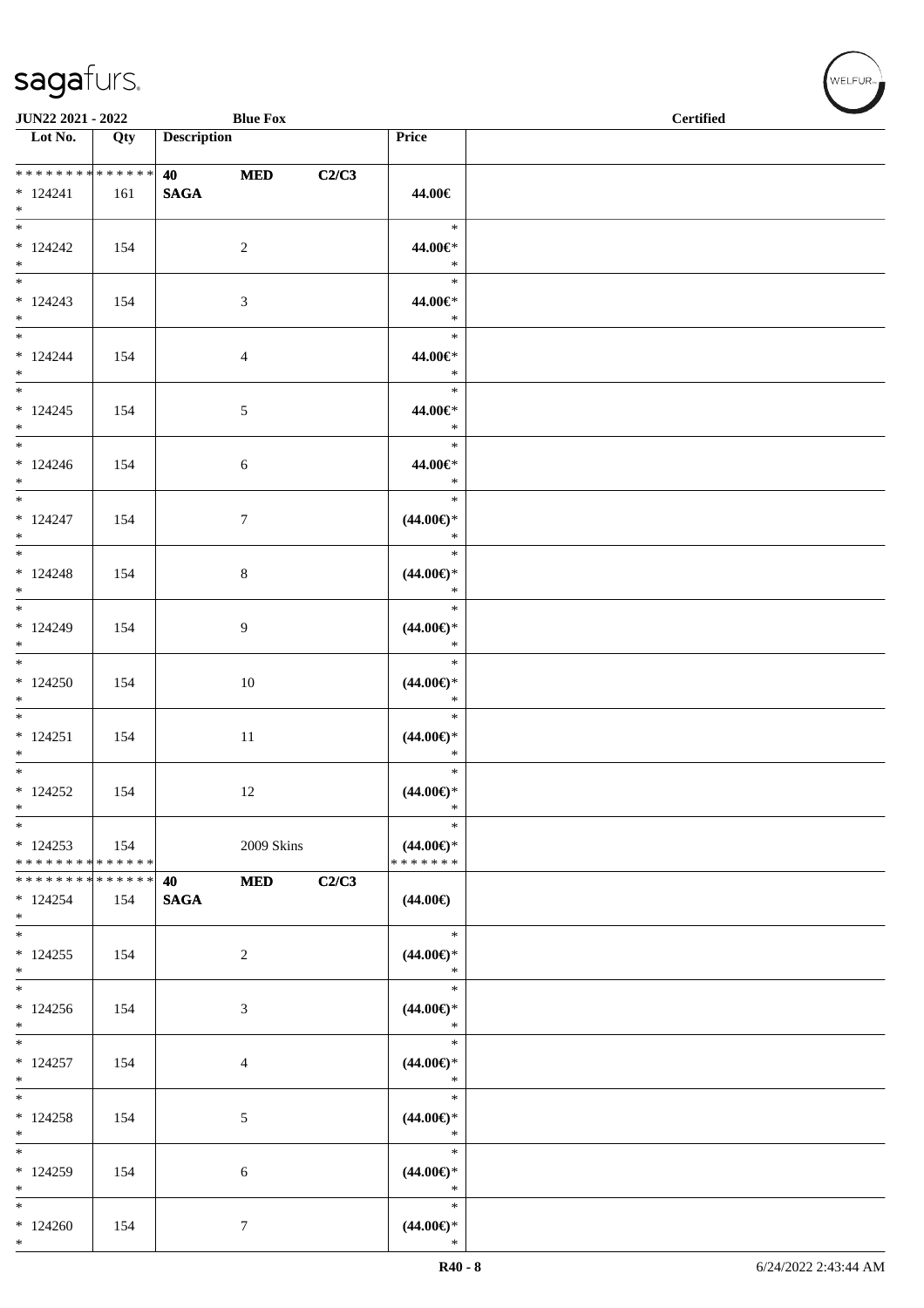| Lot No. | Qty | Description | | | Price | |
|---|---|---|---|---|---|---|
| * * * * * * * * * * * * * * | | 40 | MED | C2/C3 | | |
| * 124241 | 161 | SAGA | | | 44.00€ | |
| * | | | | | | |
| * 124242 | 154 | | 2 | | 44.00€* | |
| * 124243 | 154 | | 3 | | 44.00€* | |
| * 124244 | 154 | | 4 | | 44.00€* | |
| * 124245 | 154 | | 5 | | 44.00€* | |
| * 124246 | 154 | | 6 | | 44.00€* | |
| * 124247 | 154 | | 7 | | (44.00€)* | |
| * 124248 | 154 | | 8 | | (44.00€)* | |
| * 124249 | 154 | | 9 | | (44.00€)* | |
| * 124250 | 154 | | 10 | | (44.00€)* | |
| * 124251 | 154 | | 11 | | (44.00€)* | |
| * 124252 | 154 | | 12 | | (44.00€)* | |
| * 124253 | 154 | | 2009 Skins | | (44.00€)* | |
| * * * * * * * * * * * * * * | | | | | * * * * * * * | |
| * * * * * * * * * * * * * * | | 40 | MED | C2/C3 | | |
| * 124254 | 154 | SAGA | | | (44.00€) | |
| * 124255 | 154 | | 2 | | (44.00€)* | |
| * 124256 | 154 | | 3 | | (44.00€)* | |
| * 124257 | 154 | | 4 | | (44.00€)* | |
| * 124258 | 154 | | 5 | | (44.00€)* | |
| * 124259 | 154 | | 6 | | (44.00€)* | |
| * 124260 | 154 | | 7 | | (44.00€)* | |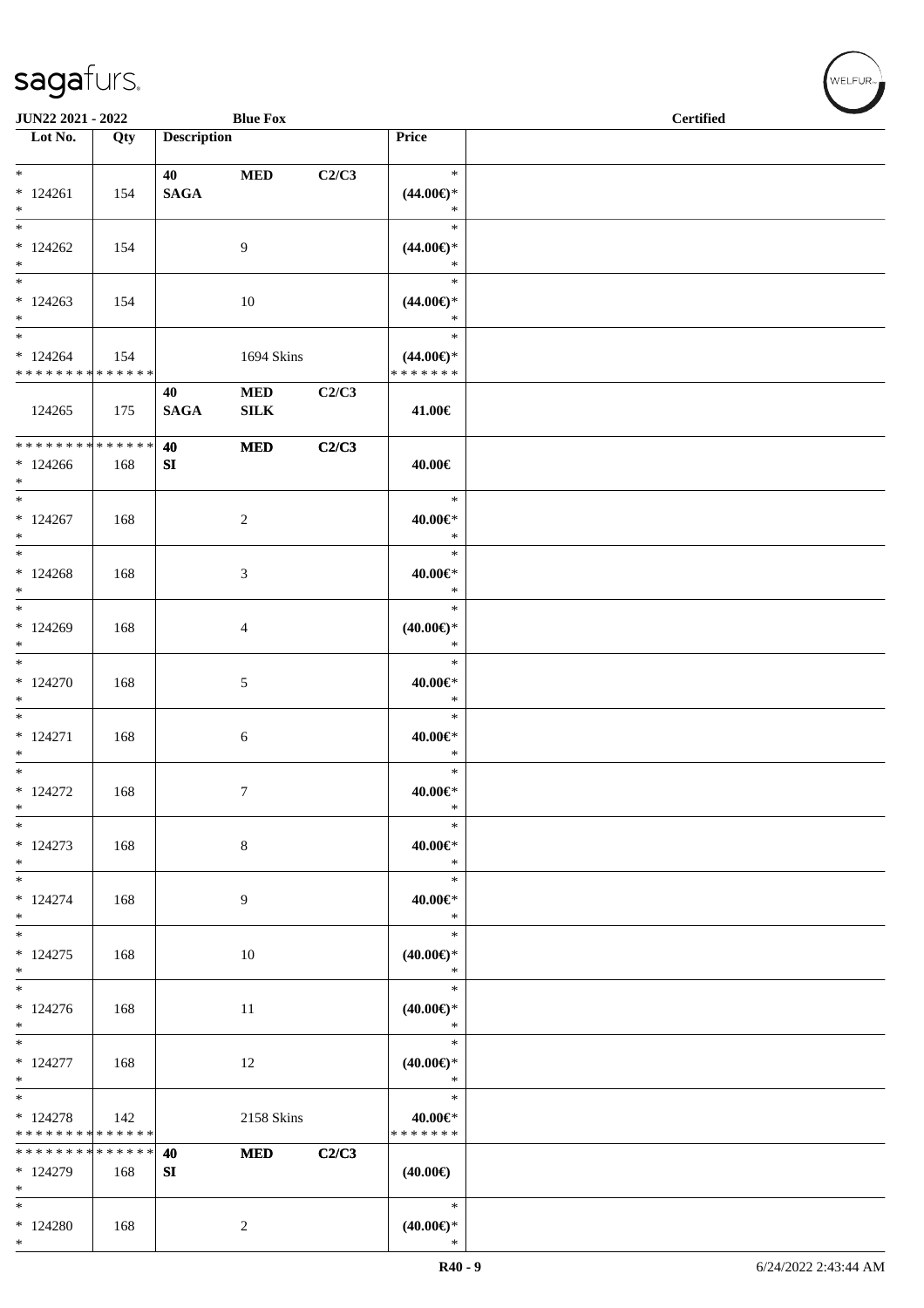JUN22 2021 - 2022 | Blue Fox | Certified

| Lot No. | Qty | Description | | | Price | |
|---|---|---|---|---|---|---|
| * <br> * 124261 <br> * | 154 | 40 <br> **SAGA** | **MED** | **C2/C3** | * <br> **(44.00€)*** <br> * | |
| * <br> * 124262 <br> * | 154 | | 9 | | * <br> **(44.00€)*** <br> * | |
| * <br> * 124263 <br> * | 154 | | 10 | | * <br> **(44.00€)*** <br> * | |
| * <br> * 124264 <br> * * * * * * * * * * * * * * | 154 | | 1694 Skins | | * <br> **(44.00€)*** <br> * * * * * * * | |
| 124265 | 175 | **40** <br> **SAGA** | **MED** <br> **SILK** | **C2/C3** | **41.00€** | |
| * * * * * * * * * * * * * * <br> * 124266 <br> * | 168 | **40** <br> **SI** | **MED** | **C2/C3** | **40.00€** | |
| * <br> * 124267 <br> * | 168 | | 2 | | * <br> **40.00€*** <br> * | |
| * <br> * 124268 <br> * | 168 | | 3 | | * <br> **40.00€*** <br> * | |
| * <br> * 124269 <br> * | 168 | | 4 | | * <br> **(40.00€)*** <br> * | |
| * <br> * 124270 <br> * | 168 | | 5 | | * <br> **40.00€*** <br> * | |
| * <br> * 124271 <br> * | 168 | | 6 | | * <br> **40.00€*** <br> * | |
| * <br> * 124272 <br> * | 168 | | 7 | | * <br> **40.00€*** <br> * | |
| * <br> * 124273 <br> * | 168 | | 8 | | * <br> **40.00€*** <br> * | |
| * <br> * 124274 <br> * | 168 | | 9 | | * <br> **40.00€*** <br> * | |
| * <br> * 124275 <br> * | 168 | | 10 | | * <br> **(40.00€)*** <br> * | |
| * <br> * 124276 <br> * | 168 | | 11 | | * <br> **(40.00€)*** <br> * | |
| * <br> * 124277 <br> * | 168 | | 12 | | * <br> **(40.00€)*** <br> * | |
| * <br> * 124278 <br> * * * * * * * * * * * * * * | 142 | | 2158 Skins | | * <br> **40.00€*** <br> * * * * * * * | |
| * * * * * * * * * * * * * * <br> * 124279 <br> * | 168 | **40** <br> **SI** | **MED** | **C2/C3** | **(40.00€)** | |
| * <br> * 124280 <br> * | 168 | | 2 | | * <br> **(40.00€)*** <br> * | |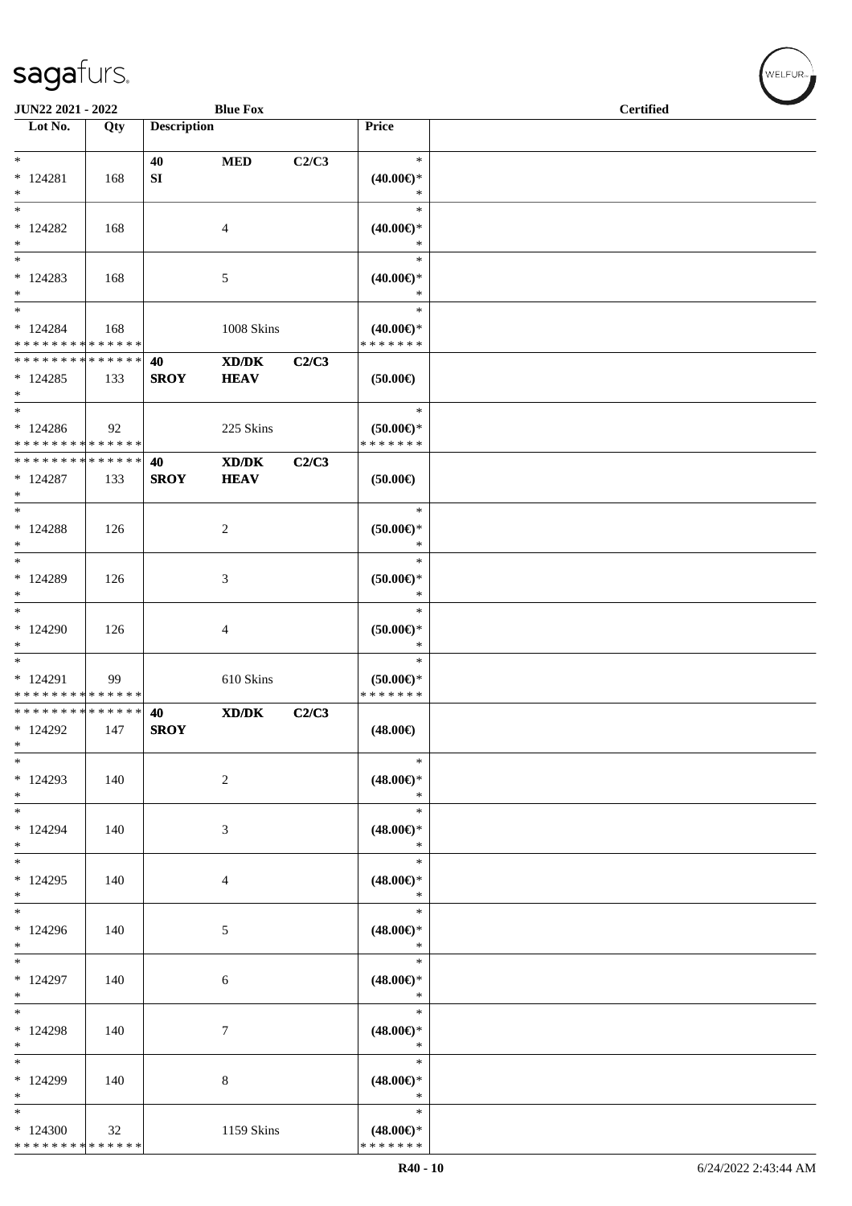| Lot No. | Qty | Description | | | Price |
|---|---|---|---|---|---|
| * <br> * 124281 <br> * | 168 | 40 <br> SI | MED | C2/C3 | * <br> (40.00€)* <br> * |
| * <br> * 124282 <br> * | 168 | | 4 | | * <br> (40.00€)* <br> * |
| * <br> * 124283 <br> * | 168 | | 5 | | * <br> (40.00€)* <br> * |
| * <br> * 124284 <br> * * * * * * * * * * * * * * | 168 | | 1008 Skins | | * <br> (40.00€)* <br> * * * * * * * |
| * * * * * * * * * * * * * * <br> * 124285 <br> * | 133 | 40 <br> SROY | XD/DK <br> HEAV | C2/C3 | (50.00€) |
| * <br> * 124286 <br> * * * * * * * * * * * * * * | 92 | | 225 Skins | | * <br> (50.00€)* <br> * * * * * * * |
| * * * * * * * * * * * * * * <br> * 124287 <br> * | 133 | 40 <br> SROY | XD/DK <br> HEAV | C2/C3 | (50.00€) |
| * <br> * 124288 <br> * | 126 | | 2 | | * <br> (50.00€)* <br> * |
| * <br> * 124289 <br> * | 126 | | 3 | | * <br> (50.00€)* <br> * |
| * <br> * 124290 <br> * | 126 | | 4 | | * <br> (50.00€)* <br> * |
| * <br> * 124291 <br> * * * * * * * * * * * * * * | 99 | | 610 Skins | | * <br> (50.00€)* <br> * * * * * * * |
| * * * * * * * * * * * * * * <br> * 124292 <br> * | 147 | 40 <br> SROY | XD/DK | C2/C3 | (48.00€) |
| * <br> * 124293 <br> * | 140 | | 2 | | * <br> (48.00€)* <br> * |
| * <br> * 124294 <br> * | 140 | | 3 | | * <br> (48.00€)* <br> * |
| * <br> * 124295 <br> * | 140 | | 4 | | * <br> (48.00€)* <br> * |
| * <br> * 124296 <br> * | 140 | | 5 | | * <br> (48.00€)* <br> * |
| * <br> * 124297 <br> * | 140 | | 6 | | * <br> (48.00€)* <br> * |
| * <br> * 124298 <br> * | 140 | | 7 | | * <br> (48.00€)* <br> * |
| * <br> * 124299 <br> * | 140 | | 8 | | * <br> (48.00€)* <br> * |
| * <br> * 124300 <br> * * * * * * * * * * * * * * | 32 | | 1159 Skins | | * <br> (48.00€)* <br> * * * * * * * |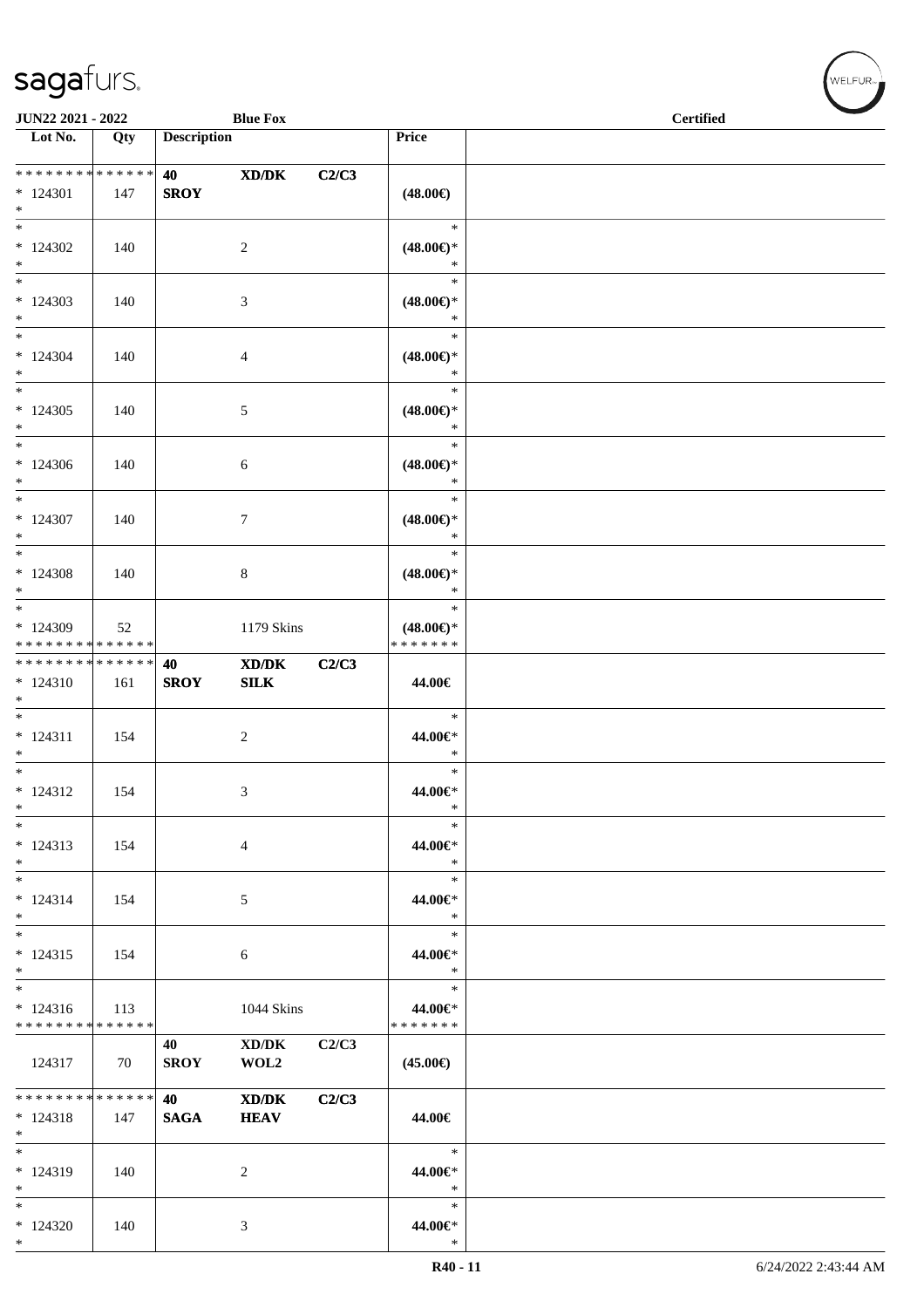| Lot No. | Qty | Description | | | Price | |
|---|---|---|---|---|---|---|
| * * * * * * * * * * * * * * | | 40 | XD/DK | C2/C3 | | |
| * 124301 | 147 | SROY | | | (48.00€) | |
| * | | | | | | |
| * | | | | | * | |
| * 124302 | 140 | | 2 | | (48.00€)* | |
| * | | | | | * | |
| * | | | | | * | |
| * 124303 | 140 | | 3 | | (48.00€)* | |
| * | | | | | * | |
| * | | | | | * | |
| * 124304 | 140 | | 4 | | (48.00€)* | |
| * | | | | | * | |
| * | | | | | * | |
| * 124305 | 140 | | 5 | | (48.00€)* | |
| * | | | | | * | |
| * | | | | | * | |
| * 124306 | 140 | | 6 | | (48.00€)* | |
| * | | | | | * | |
| * | | | | | * | |
| * 124307 | 140 | | 7 | | (48.00€)* | |
| * | | | | | * | |
| * | | | | | * | |
| * 124308 | 140 | | 8 | | (48.00€)* | |
| * | | | | | * | |
| * | | | | | * | |
| * 124309 | 52 | | 1179 Skins | | (48.00€)* | |
| * * * * * * * * * * * * * * | | | | | * * * * * * * | |
| * * * * * * * * * * * * * * | | 40 | XD/DK | C2/C3 | | |
| * 124310 | 161 | SROY | SILK | | 44.00€ | |
| * | | | | | | |
| * | | | | | * | |
| * 124311 | 154 | | 2 | | 44.00€* | |
| * | | | | | * | |
| * | | | | | * | |
| * 124312 | 154 | | 3 | | 44.00€* | |
| * | | | | | * | |
| * | | | | | * | |
| * 124313 | 154 | | 4 | | 44.00€* | |
| * | | | | | * | |
| * | | | | | * | |
| * 124314 | 154 | | 5 | | 44.00€* | |
| * | | | | | * | |
| * | | | | | * | |
| * 124315 | 154 | | 6 | | 44.00€* | |
| * | | | | | * | |
| * | | | | | * | |
| * 124316 | 113 | | 1044 Skins | | 44.00€* | |
| * * * * * * * * * * * * * * | | | | | * * * * * * * | |
| | | 40 | XD/DK | C2/C3 | | |
| 124317 | 70 | SROY | WOL2 | | (45.00€) | |
| * * * * * * * * * * * * * * | | 40 | XD/DK | C2/C3 | | |
| * 124318 | 147 | SAGA | HEAV | | 44.00€ | |
| * | | | | | | |
| * | | | | | * | |
| * 124319 | 140 | | 2 | | 44.00€* | |
| * | | | | | * | |
| * | | | | | * | |
| * 124320 | 140 | | 3 | | 44.00€* | |
| * | | | | | * | |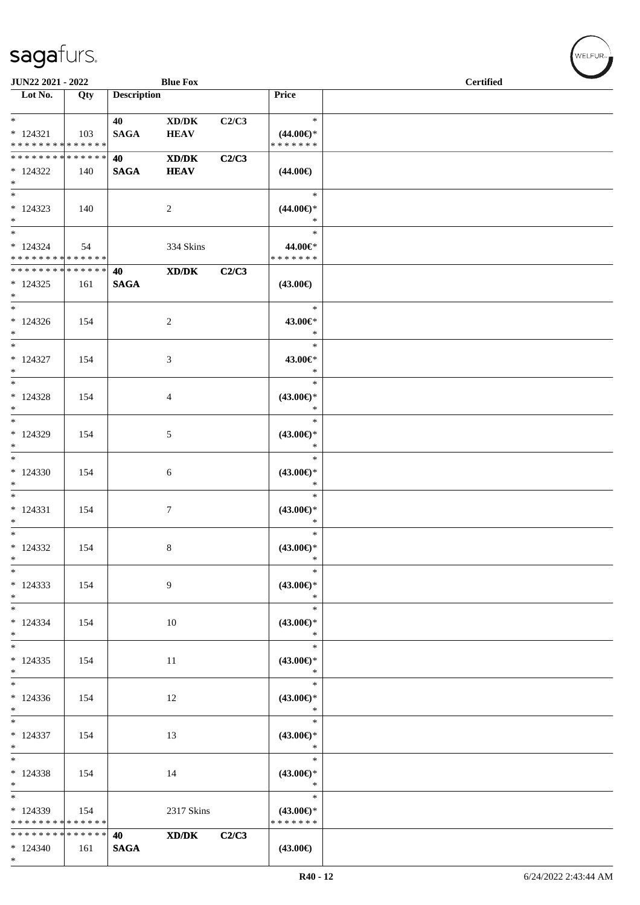| Lot No. | Qty | Description | | | Price | |
|---|---|---|---|---|---|---|
| * | | 40 | XD/DK | C2/C3 | * | |
| * 124321 | 103 | SAGA | HEAV | | (44.00€)* | |
| * * * * * * * * * * * * * * | | | | | * * * * * * * | |
| * * * * * * * * * * * * * * | | 40 | XD/DK | C2/C3 | | |
| * 124322 | 140 | SAGA | HEAV | | (44.00€) | |
| * | | | | | | |
| * | | | | | * | |
| * 124323 | 140 | | 2 | | (44.00€)* | |
| * | | | | | * | |
| * | | | | | * | |
| * 124324 | 54 | | 334 Skins | | 44.00€* | |
| * * * * * * * * * * * * * * | | | | | * * * * * * * | |
| * * * * * * * * * * * * * * | | 40 | XD/DK | C2/C3 | | |
| * 124325 | 161 | SAGA | | | (43.00€) | |
| * | | | | | | |
| * | | | | | * | |
| * 124326 | 154 | | 2 | | 43.00€* | |
| * | | | | | * | |
| * | | | | | * | |
| * 124327 | 154 | | 3 | | 43.00€* | |
| * | | | | | * | |
| * | | | | | * | |
| * 124328 | 154 | | 4 | | (43.00€)* | |
| * | | | | | * | |
| * | | | | | * | |
| * 124329 | 154 | | 5 | | (43.00€)* | |
| * | | | | | * | |
| * | | | | | * | |
| * 124330 | 154 | | 6 | | (43.00€)* | |
| * | | | | | * | |
| * | | | | | * | |
| * 124331 | 154 | | 7 | | (43.00€)* | |
| * | | | | | * | |
| * | | | | | * | |
| * 124332 | 154 | | 8 | | (43.00€)* | |
| * | | | | | * | |
| * | | | | | * | |
| * 124333 | 154 | | 9 | | (43.00€)* | |
| * | | | | | * | |
| * | | | | | * | |
| * 124334 | 154 | | 10 | | (43.00€)* | |
| * | | | | | * | |
| * | | | | | * | |
| * 124335 | 154 | | 11 | | (43.00€)* | |
| * | | | | | * | |
| * | | | | | * | |
| * 124336 | 154 | | 12 | | (43.00€)* | |
| * | | | | | * | |
| * | | | | | * | |
| * 124337 | 154 | | 13 | | (43.00€)* | |
| * | | | | | * | |
| * | | | | | * | |
| * 124338 | 154 | | 14 | | (43.00€)* | |
| * | | | | | * | |
| * | | | | | * | |
| * 124339 | 154 | | 2317 Skins | | (43.00€)* | |
| * * * * * * * * * * * * * * | | | | | * * * * * * * | |
| * * * * * * * * * * * * * * | | 40 | XD/DK | C2/C3 | | |
| * 124340 | 161 | SAGA | | | (43.00€) | |
| * | | | | | | |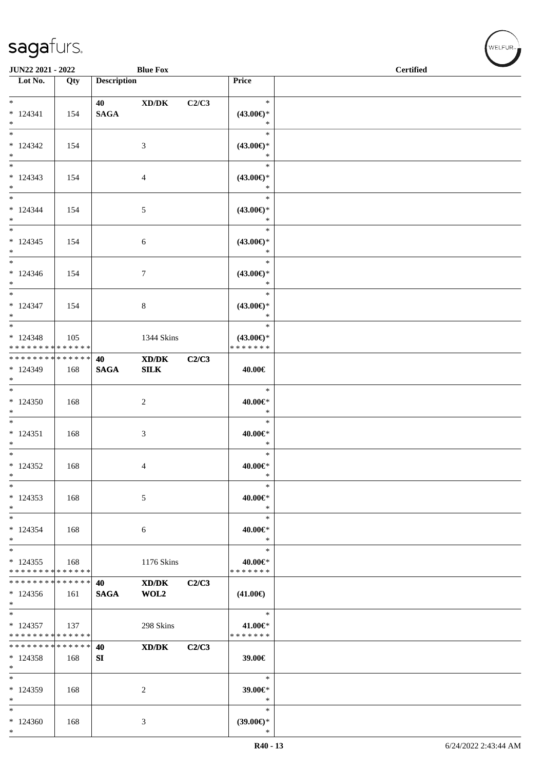JUN22 2021 - 2022 — Blue Fox — Certified

| Lot No. | Qty | Description | | | Price |
|---|---|---|---|---|---|
| * 124341 * | 154 | 40 SAGA | XD/DK | C2/C3 | * (43.00€)* * |
| * 124342 * | 154 | | 3 | | * (43.00€)* * |
| * 124343 * | 154 | | 4 | | * (43.00€)* * |
| * 124344 * | 154 | | 5 | | * (43.00€)* * |
| * 124345 * | 154 | | 6 | | * (43.00€)* * |
| * 124346 * | 154 | | 7 | | * (43.00€)* * |
| * 124347 * | 154 | | 8 | | * (43.00€)* * |
| * 124348 ************** | 105 | | 1344 Skins | | * (43.00€)* ******* |
| ************** 124349 * | 168 | 40 SAGA | XD/DK SILK | C2/C3 | 40.00€ |
| * 124350 * | 168 | | 2 | | * 40.00€* * |
| * 124351 * | 168 | | 3 | | * 40.00€* * |
| * 124352 * | 168 | | 4 | | * 40.00€* * |
| * 124353 * | 168 | | 5 | | * 40.00€* * |
| * 124354 * | 168 | | 6 | | * 40.00€* * |
| * 124355 ************** | 168 | | 1176 Skins | | * 40.00€* ******* |
| ************** 124356 * | 161 | 40 SAGA | XD/DK WOL2 | C2/C3 | (41.00€) |
| * 124357 ************** | 137 | | 298 Skins | | * 41.00€* ******* |
| ************** 124358 * | 168 | 40 SI | XD/DK | C2/C3 | 39.00€ |
| * 124359 * | 168 | | 2 | | * 39.00€* * |
| * 124360 * | 168 | | 3 | | * (39.00€)* * |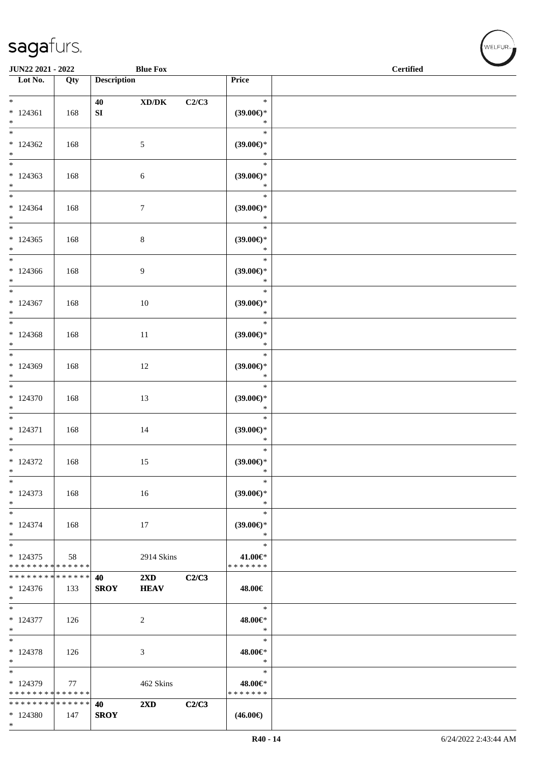| Lot No. | Qty | Description | | | Price | |
|---|---|---|---|---|---|---|
| * | | **40** | **XD/DK** | **C2/C3** | * | |
| * 124361 | 168 | **SI** | | | **(39.00€)*** | |
| * | | | | | * | |
| * | | | | | * | |
| * 124362 | 168 | | 5 | | **(39.00€)*** | |
| * | | | | | * | |
| * | | | | | * | |
| * 124363 | 168 | | 6 | | **(39.00€)*** | |
| * | | | | | * | |
| * | | | | | * | |
| * 124364 | 168 | | 7 | | **(39.00€)*** | |
| * | | | | | * | |
| * | | | | | * | |
| * 124365 | 168 | | 8 | | **(39.00€)*** | |
| * | | | | | * | |
| * | | | | | * | |
| * 124366 | 168 | | 9 | | **(39.00€)*** | |
| * | | | | | * | |
| * | | | | | * | |
| * 124367 | 168 | | 10 | | **(39.00€)*** | |
| * | | | | | * | |
| * | | | | | * | |
| * 124368 | 168 | | 11 | | **(39.00€)*** | |
| * | | | | | * | |
| * | | | | | * | |
| * 124369 | 168 | | 12 | | **(39.00€)*** | |
| * | | | | | * | |
| * | | | | | * | |
| * 124370 | 168 | | 13 | | **(39.00€)*** | |
| * | | | | | * | |
| * | | | | | * | |
| * 124371 | 168 | | 14 | | **(39.00€)*** | |
| * | | | | | * | |
| * | | | | | * | |
| * 124372 | 168 | | 15 | | **(39.00€)*** | |
| * | | | | | * | |
| * | | | | | * | |
| * 124373 | 168 | | 16 | | **(39.00€)*** | |
| * | | | | | * | |
| * | | | | | * | |
| * 124374 | 168 | | 17 | | **(39.00€)*** | |
| * | | | | | * | |
| * | | | | | * | |
| * 124375 | 58 | | 2914 Skins | | **41.00€*** | |
| * * * * * * * * * * * * * * | | | | | * * * * * * * | |
| * * * * * * * * * * * * * * | | **40** | **2XD** | **C2/C3** | | |
| * 124376 | 133 | **SROY** | **HEAV** | | **48.00€** | |
| * | | | | | | |
| * | | | | | * | |
| * 124377 | 126 | | 2 | | **48.00€*** | |
| * | | | | | * | |
| * | | | | | * | |
| * 124378 | 126 | | 3 | | **48.00€*** | |
| * | | | | | * | |
| * | | | | | * | |
| * 124379 | 77 | | 462 Skins | | **48.00€*** | |
| * * * * * * * * * * * * * * | | | | | * * * * * * * | |
| * * * * * * * * * * * * * * | | **40** | **2XD** | **C2/C3** | | |
| * 124380 | 147 | **SROY** | | | **(46.00€)** | |
| * | | | | | | |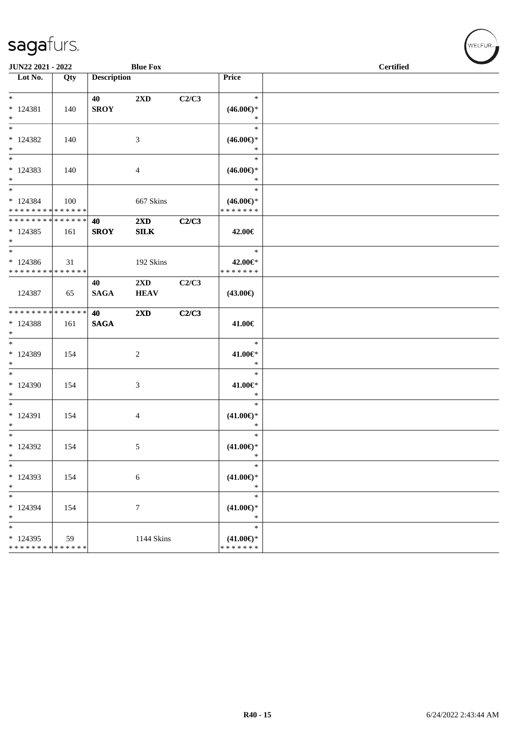JUN22 2021 - 2022 Blue Fox Certified

| Lot No. | Qty | Description | | | Price | |
|---|---|---|---|---|---|---|
| *<br>* 124381<br>* | 140 | 40<br>SROY | 2XD | C2/C3 | *<br>(46.00€)*<br>* | |
| *<br>* 124382<br>* | 140 | | 3 | | *<br>(46.00€)*<br>* | |
| *<br>* 124383<br>* | 140 | | 4 | | *<br>(46.00€)*<br>* | |
| *<br>* 124384<br>* * * * * * * * * * * * * * | 100 | | 667 Skins | | *<br>(46.00€)*<br>* * * * * * * | |
| * * * * * * * * * * * * * *<br>* 124385<br>* | 161 | 40<br>SROY | 2XD<br>SILK | C2/C3 | 42.00€ | |
| *<br>* 124386<br>* * * * * * * * * * * * * * | 31 | | 192 Skins | | *<br>42.00€*<br>* * * * * * * | |
| 124387 | 65 | 40<br>SAGA | 2XD<br>HEAV | C2/C3 | (43.00€) | |
| * * * * * * * * * * * * * *<br>* 124388<br>* | 161 | 40<br>SAGA | 2XD | C2/C3 | 41.00€ | |
| *<br>* 124389<br>* | 154 | | 2 | | *<br>41.00€*<br>* | |
| *<br>* 124390<br>* | 154 | | 3 | | *<br>41.00€*<br>* | |
| *<br>* 124391<br>* | 154 | | 4 | | *<br>(41.00€)*<br>* | |
| *<br>* 124392<br>* | 154 | | 5 | | *<br>(41.00€)*<br>* | |
| *<br>* 124393<br>* | 154 | | 6 | | *<br>(41.00€)*<br>* | |
| *<br>* 124394<br>* | 154 | | 7 | | *<br>(41.00€)*<br>* | |
| *<br>* 124395<br>* * * * * * * * * * * * * * | 59 | | 1144 Skins | | *<br>(41.00€)*<br>* * * * * * * | |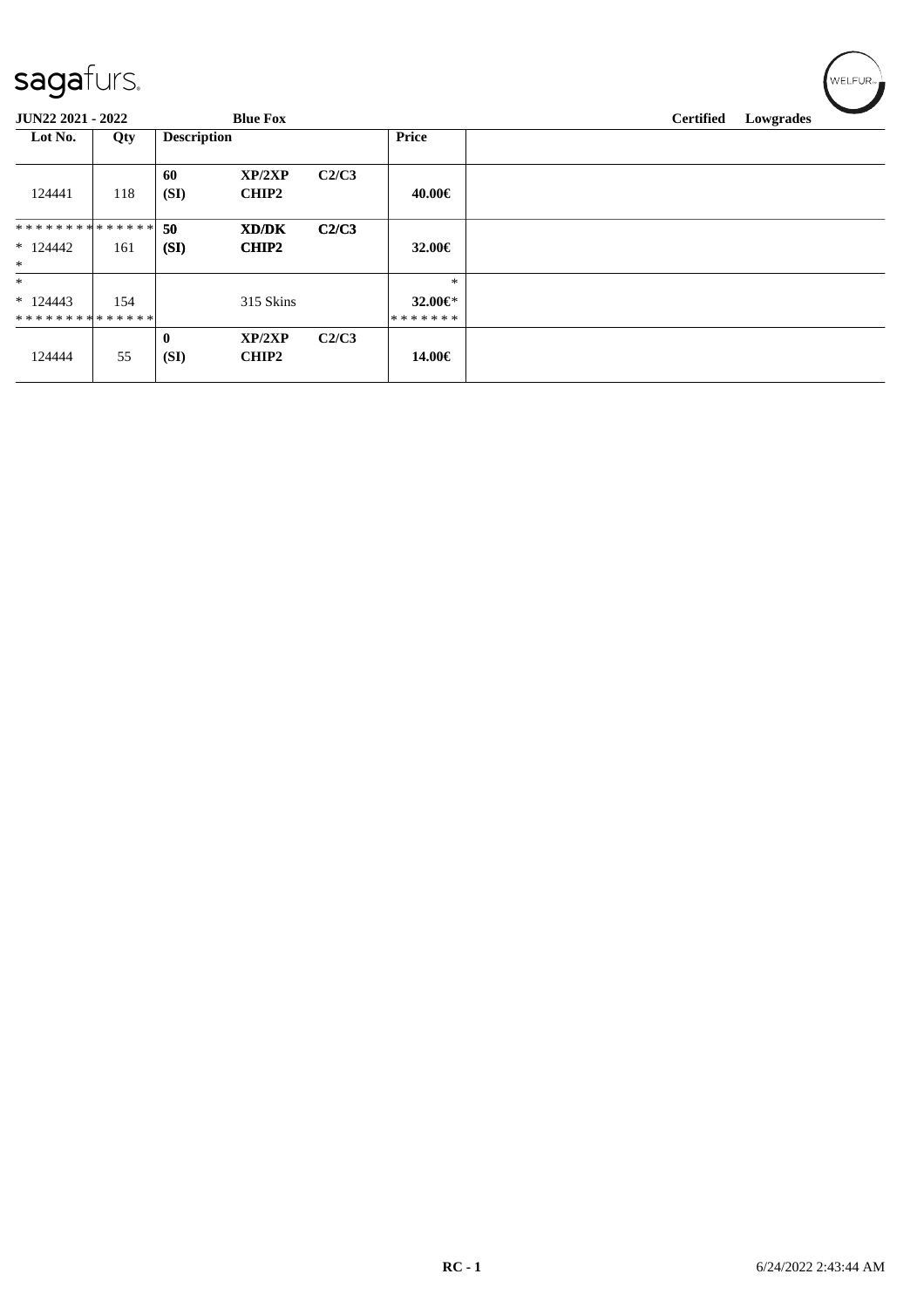**JUN22 2021 - 2022** **Blue Fox** **Certified Lowgrades**

| Lot No. | Qty | Description | | | Price | |
|---|---|---|---|---|---|---|
| 124441 | 118 | 60 (SI) | XP/2XP CHIP2 | C2/C3 | 40.00€ | |
| ************** * 124442 * | 161 | 50 (SI) | XD/DK CHIP2 | C2/C3 | 32.00€ | |
| * * 124443 ************** | 154 | | 315 Skins | | * 32.00€* ******* | |
| 124444 | 55 | 0 (SI) | XP/2XP CHIP2 | C2/C3 | 14.00€ | |

RC - 1 6/24/2022 2:43:44 AM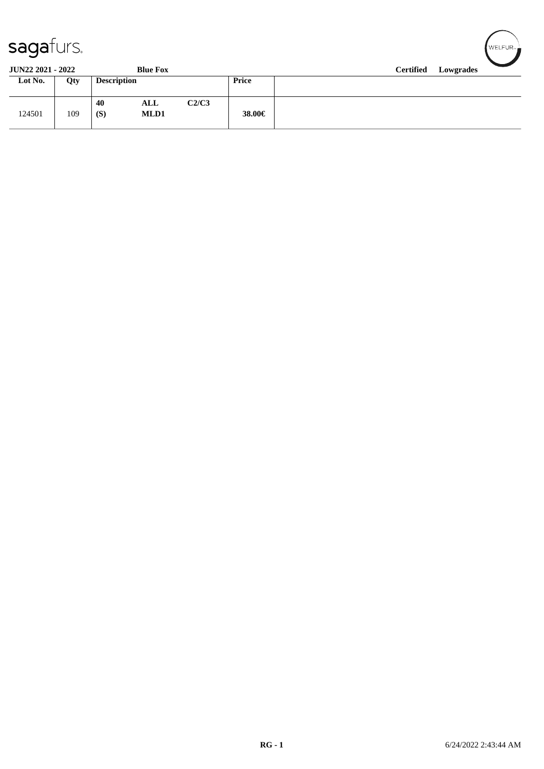**JUN22 2021 - 2022** **Blue Fox** **Certified Lowgrades**

| Lot No. | Qty | Description | | | Price | |
|---|---|---|---|---|---|---|
| 124501 | 109 | 40<br>(S) | ALL<br>MLD1 | C2/C3 | 38.00€ | |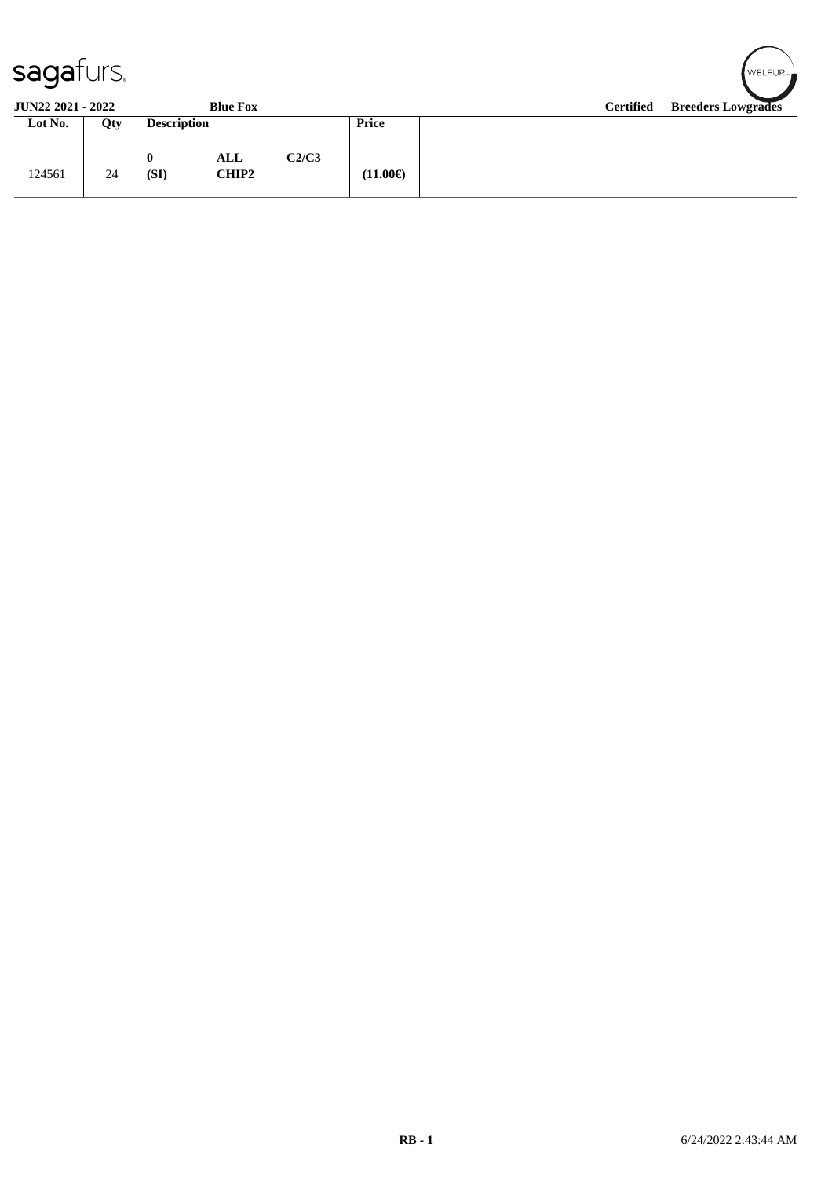| Lot No. | Qty | Description | | | Price | |
|---|---|---|---|---|---|---|
| 124561 | 24 | **0** **(SI)** | **ALL** **CHIP2** | **C2/C3** | **(11.00€)** | |